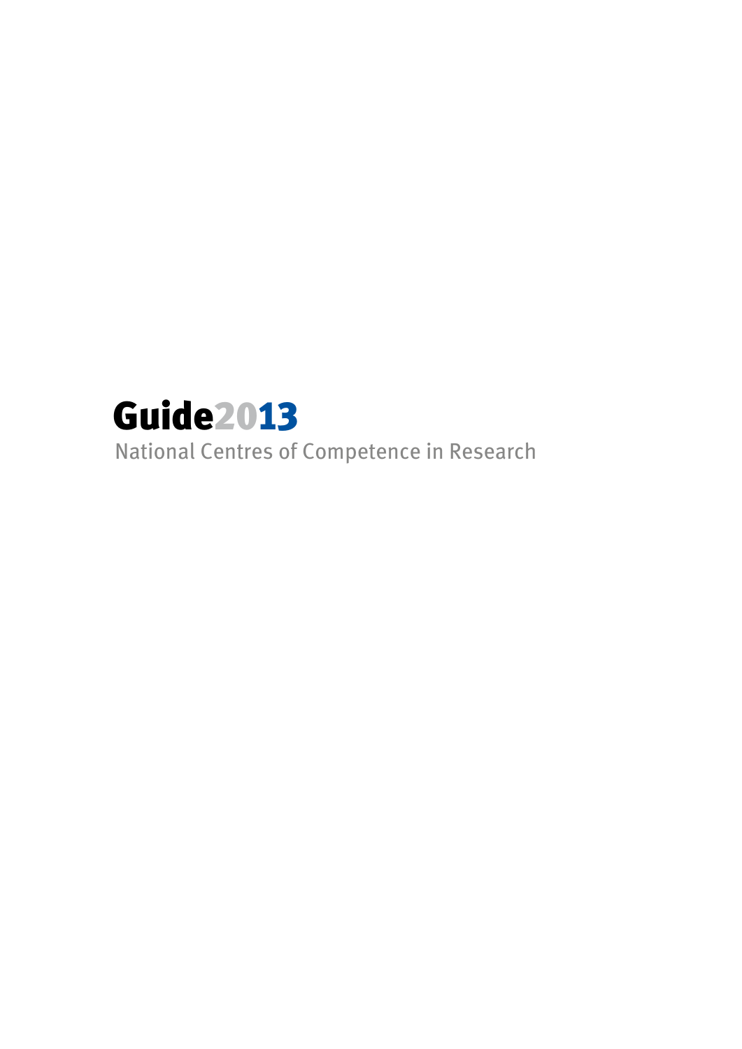# Guide2013

National Centres of Competence in Research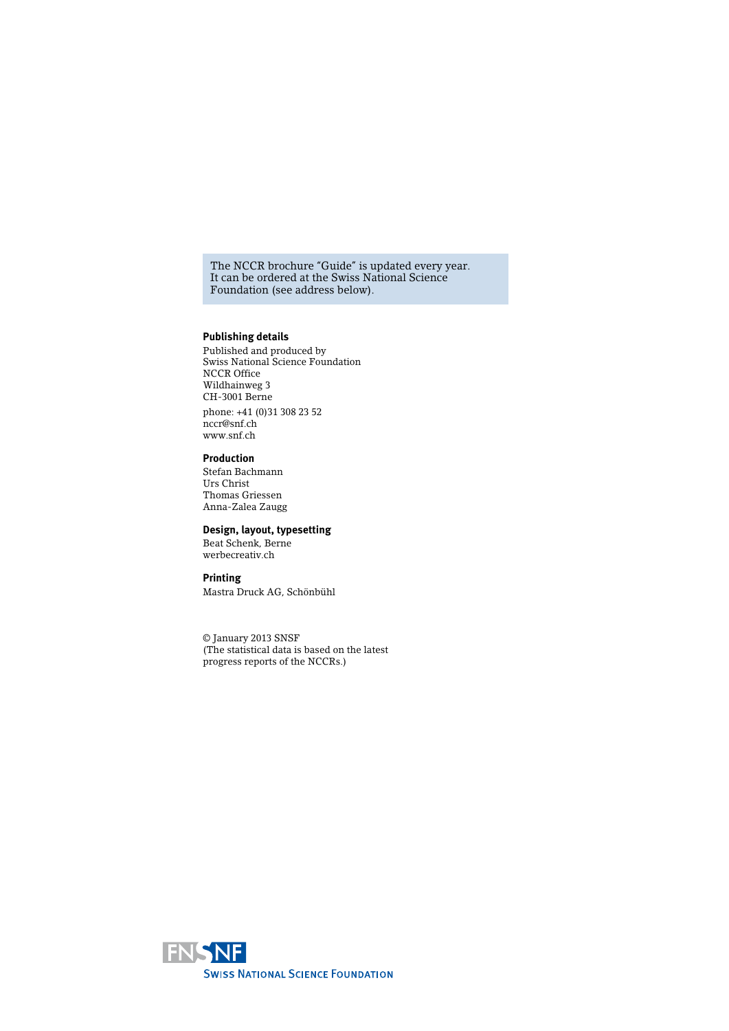The NCCR brochure "Guide" is updated every year. It can be ordered at the Swiss National Science Foundation (see address below).

**Publishing details**

Published and produced by
Swiss National Science Foundation
NCCR Office
Wildhainweg 3
CH-3001 Berne

phone: +41 (0)31 308 23 52
nccr@snf.ch
www.snf.ch

**Production**

Stefan Bachmann
Urs Christ
Thomas Griessen
Anna-Zalea Zaugg

**Design, layout, typesetting**

Beat Schenk, Berne
werbecreativ.ch

**Printing**

Mastra Druck AG, Schönbühl

© January 2013 SNSF
(The statistical data is based on the latest progress reports of the NCCRs.)

FNSNF
SWISS NATIONAL SCIENCE FOUNDATION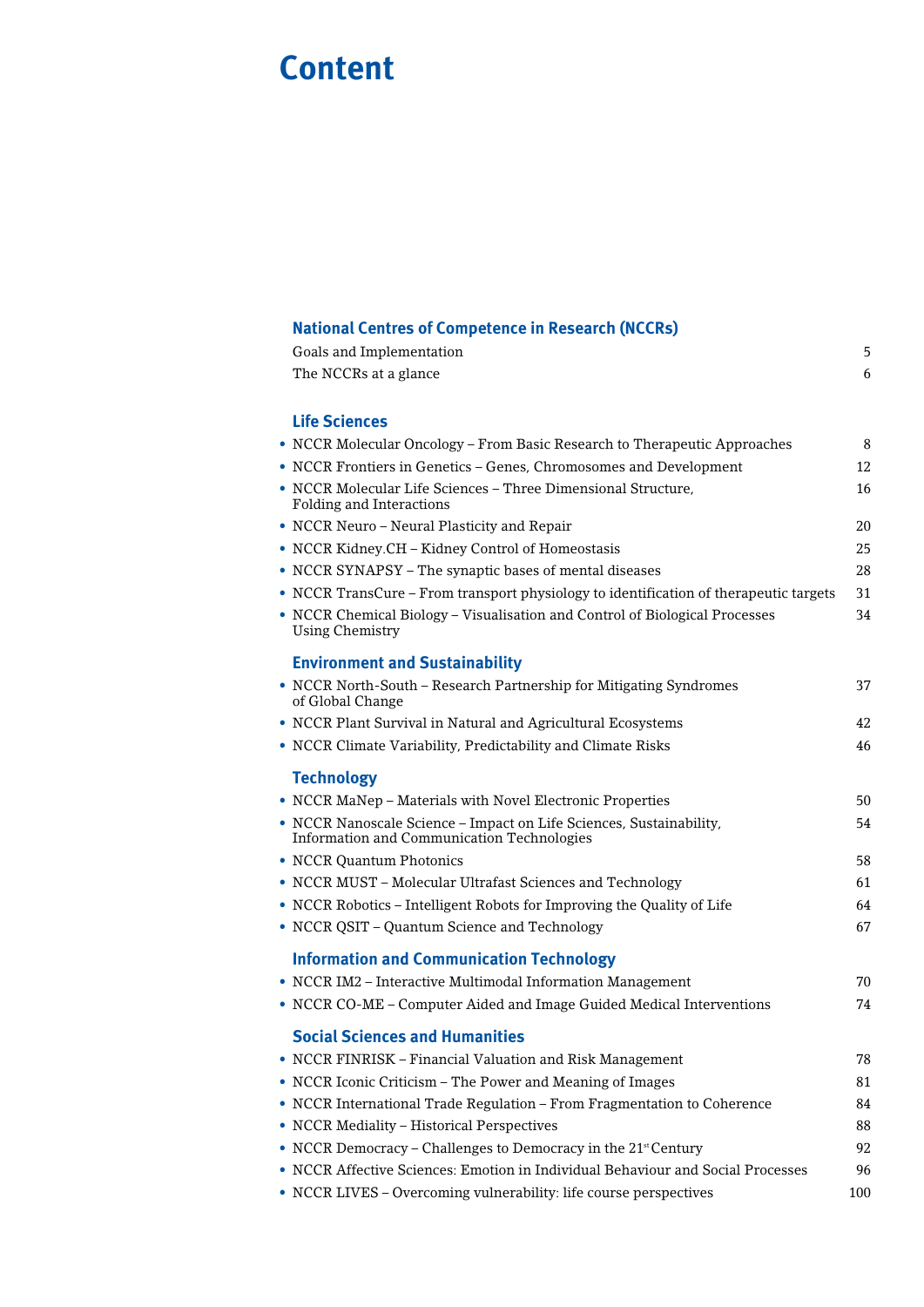# Content

## National Centres of Competence in Research (NCCRs)

| | |
|---|---|
| Goals and Implementation | 5 |
| The NCCRs at a glance | 6 |

## Life Sciences

| | |
|---|---|
| • NCCR Molecular Oncology – From Basic Research to Therapeutic Approaches | 8 |
| • NCCR Frontiers in Genetics – Genes, Chromosomes and Development | 12 |
| • NCCR Molecular Life Sciences – Three Dimensional Structure, Folding and Interactions | 16 |
| • NCCR Neuro – Neural Plasticity and Repair | 20 |
| • NCCR Kidney.CH – Kidney Control of Homeostasis | 25 |
| • NCCR SYNAPSY – The synaptic bases of mental diseases | 28 |
| • NCCR TransCure – From transport physiology to identification of therapeutic targets | 31 |
| • NCCR Chemical Biology – Visualisation and Control of Biological Processes Using Chemistry | 34 |

## Environment and Sustainability

| | |
|---|---|
| • NCCR North-South – Research Partnership for Mitigating Syndromes of Global Change | 37 |
| • NCCR Plant Survival in Natural and Agricultural Ecosystems | 42 |
| • NCCR Climate Variability, Predictability and Climate Risks | 46 |

## Technology

| | |
|---|---|
| • NCCR MaNep – Materials with Novel Electronic Properties | 50 |
| • NCCR Nanoscale Science – Impact on Life Sciences, Sustainability, Information and Communication Technologies | 54 |
| • NCCR Quantum Photonics | 58 |
| • NCCR MUST – Molecular Ultrafast Sciences and Technology | 61 |
| • NCCR Robotics – Intelligent Robots for Improving the Quality of Life | 64 |
| • NCCR QSIT – Quantum Science and Technology | 67 |

## Information and Communication Technology

| | |
|---|---|
| • NCCR IM2 – Interactive Multimodal Information Management | 70 |
| • NCCR CO-ME – Computer Aided and Image Guided Medical Interventions | 74 |

## Social Sciences and Humanities

| | |
|---|---|
| • NCCR FINRISK – Financial Valuation and Risk Management | 78 |
| • NCCR Iconic Criticism – The Power and Meaning of Images | 81 |
| • NCCR International Trade Regulation – From Fragmentation to Coherence | 84 |
| • NCCR Mediality – Historical Perspectives | 88 |
| • NCCR Democracy – Challenges to Democracy in the 21st Century | 92 |
| • NCCR Affective Sciences: Emotion in Individual Behaviour and Social Processes | 96 |
| • NCCR LIVES – Overcoming vulnerability: life course perspectives | 100 |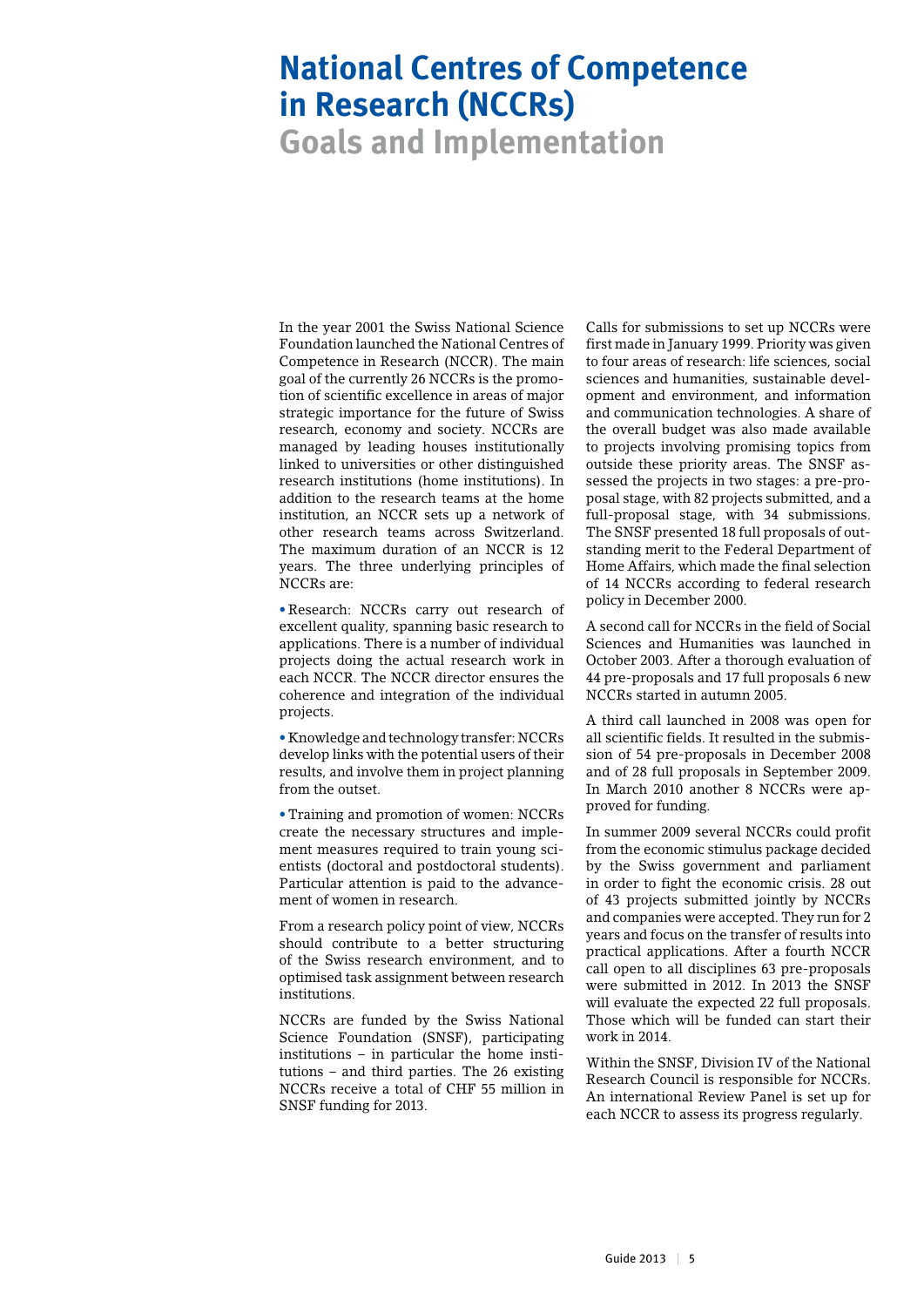# National Centres of Competence in Research (NCCRs)

## Goals and Implementation

In the year 2001 the Swiss National Science Foundation launched the National Centres of Competence in Research (NCCR). The main goal of the currently 26 NCCRs is the promotion of scientific excellence in areas of major strategic importance for the future of Swiss research, economy and society. NCCRs are managed by leading houses institutionally linked to universities or other distinguished research institutions (home institutions). In addition to the research teams at the home institution, an NCCR sets up a network of other research teams across Switzerland. The maximum duration of an NCCR is 12 years. The three underlying principles of NCCRs are:

- Research: NCCRs carry out research of excellent quality, spanning basic research to applications. There is a number of individual projects doing the actual research work in each NCCR. The NCCR director ensures the coherence and integration of the individual projects.

- Knowledge and technology transfer: NCCRs develop links with the potential users of their results, and involve them in project planning from the outset.

- Training and promotion of women: NCCRs create the necessary structures and implement measures required to train young scientists (doctoral and postdoctoral students). Particular attention is paid to the advancement of women in research.

From a research policy point of view, NCCRs should contribute to a better structuring of the Swiss research environment, and to optimised task assignment between research institutions.

NCCRs are funded by the Swiss National Science Foundation (SNSF), participating institutions – in particular the home institutions – and third parties. The 26 existing NCCRs receive a total of CHF 55 million in SNSF funding for 2013.

Calls for submissions to set up NCCRs were first made in January 1999. Priority was given to four areas of research: life sciences, social sciences and humanities, sustainable development and environment, and information and communication technologies. A share of the overall budget was also made available to projects involving promising topics from outside these priority areas. The SNSF assessed the projects in two stages: a pre-proposal stage, with 82 projects submitted, and a full-proposal stage, with 34 submissions. The SNSF presented 18 full proposals of outstanding merit to the Federal Department of Home Affairs, which made the final selection of 14 NCCRs according to federal research policy in December 2000.

A second call for NCCRs in the field of Social Sciences and Humanities was launched in October 2003. After a thorough evaluation of 44 pre-proposals and 17 full proposals 6 new NCCRs started in autumn 2005.

A third call launched in 2008 was open for all scientific fields. It resulted in the submission of 54 pre-proposals in December 2008 and of 28 full proposals in September 2009. In March 2010 another 8 NCCRs were approved for funding.

In summer 2009 several NCCRs could profit from the economic stimulus package decided by the Swiss government and parliament in order to fight the economic crisis. 28 out of 43 projects submitted jointly by NCCRs and companies were accepted. They run for 2 years and focus on the transfer of results into practical applications. After a fourth NCCR call open to all disciplines 63 pre-proposals were submitted in 2012. In 2013 the SNSF will evaluate the expected 22 full proposals. Those which will be funded can start their work in 2014.

Within the SNSF, Division IV of the National Research Council is responsible for NCCRs. An international Review Panel is set up for each NCCR to assess its progress regularly.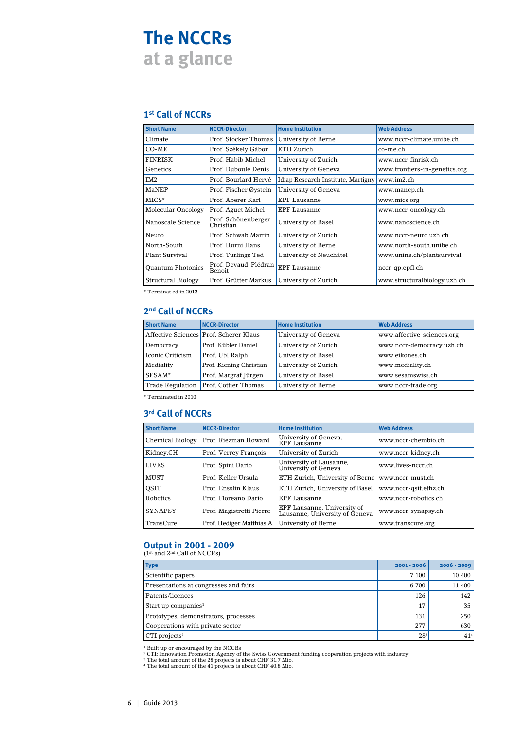# The NCCRs at a glance

## 1st Call of NCCRs

| Short Name | NCCR-Director | Home Institution | Web Address |
|---|---|---|---|
| Climate | Prof. Stocker Thomas | University of Berne | www.nccr-climate.unibe.ch |
| CO-ME | Prof. Székely Gábor | ETH Zurich | co-me.ch |
| FINRISK | Prof. Habib Michel | University of Zurich | www.nccr-finrisk.ch |
| Genetics | Prof. Duboule Denis | University of Geneva | www.frontiers-in-genetics.org |
| IM2 | Prof. Bourlard Hervé | Idiap Research Institute, Martigny | www.im2.ch |
| MaNEP | Prof. Fischer Øystein | University of Geneva | www.manep.ch |
| MICS* | Prof. Aberer Karl | EPF Lausanne | www.mics.org |
| Molecular Oncology | Prof. Aguet Michel | EPF Lausanne | www.nccr-oncology.ch |
| Nanoscale Science | Prof. Schönenberger Christian | University of Basel | www.nanoscience.ch |
| Neuro | Prof. Schwab Martin | University of Zurich | www.nccr-neuro.uzh.ch |
| North-South | Prof. Hurni Hans | University of Berne | www.north-south.unibe.ch |
| Plant Survival | Prof. Turlings Ted | University of Neuchâtel | www.unine.ch/plantsurvival |
| Quantum Photonics | Prof. Devaud-Plédran Benoît | EPF Lausanne | nccr-qp.epfl.ch |
| Structural Biology | Prof. Grütter Markus | University of Zurich | www.structuralbiology.uzh.ch |

* Terminat ed in 2012

## 2nd Call of NCCRs

| Short Name | NCCR-Director | Home Institution | Web Address |
|---|---|---|---|
| Affective Sciences | Prof. Scherer Klaus | University of Geneva | www.affective-sciences.org |
| Democracy | Prof. Kübler Daniel | University of Zurich | www.nccr-democracy.uzh.ch |
| Iconic Criticism | Prof. Ubl Ralph | University of Basel | www.eikones.ch |
| Mediality | Prof. Kiening Christian | University of Zurich | www.mediality.ch |
| SESAM* | Prof. Margraf Jürgen | University of Basel | www.sesamswiss.ch |
| Trade Regulation | Prof. Cottier Thomas | University of Berne | www.nccr-trade.org |

* Terminated in 2010

## 3rd Call of NCCRs

| Short Name | NCCR-Director | Home Institution | Web Address |
|---|---|---|---|
| Chemical Biology | Prof. Riezman Howard | University of Geneva, EPF Lausanne | www.nccr-chembio.ch |
| Kidney.CH | Prof. Verrey François | University of Zurich | www.nccr-kidney.ch |
| LIVES | Prof. Spini Dario | University of Lausanne, University of Geneva | www.lives-nccr.ch |
| MUST | Prof. Keller Ursula | ETH Zurich, University of Berne | www.nccr-must.ch |
| QSIT | Prof. Ensslin Klaus | ETH Zurich, University of Basel | www.nccr-qsit.ethz.ch |
| Robotics | Prof. Floreano Dario | EPF Lausanne | www.nccr-robotics.ch |
| SYNAPSY | Prof. Magistretti Pierre | EPF Lausanne, University of Lausanne, University of Geneva | www.nccr-synapsy.ch |
| TransCure | Prof. Hediger Matthias A. | University of Berne | www.transcure.org |

## Output in 2001 - 2009

(1st and 2nd Call of NCCRs)

| Type | 2001 - 2006 | 2006 - 2009 |
|---|---|---|
| Scientific papers | 7 100 | 10 400 |
| Presentations at congresses and fairs | 6 700 | 11 400 |
| Patents/licences | 126 | 142 |
| Start up companies[1] | 17 | 35 |
| Prototypes, demonstrators, processes | 131 | 250 |
| Cooperations with private sector | 277 | 630 |
| CTI projects[2] | 28[3] | 41[4] |

[1] Built up or encouraged by the NCCRs
[2] CTI: Innovation Promotion Agency of the Swiss Government funding cooperation projects with industry
[3] The total amount of the 28 projects is about CHF 31.7 Mio.
[4] The total amount of the 41 projects is about CHF 40.8 Mio.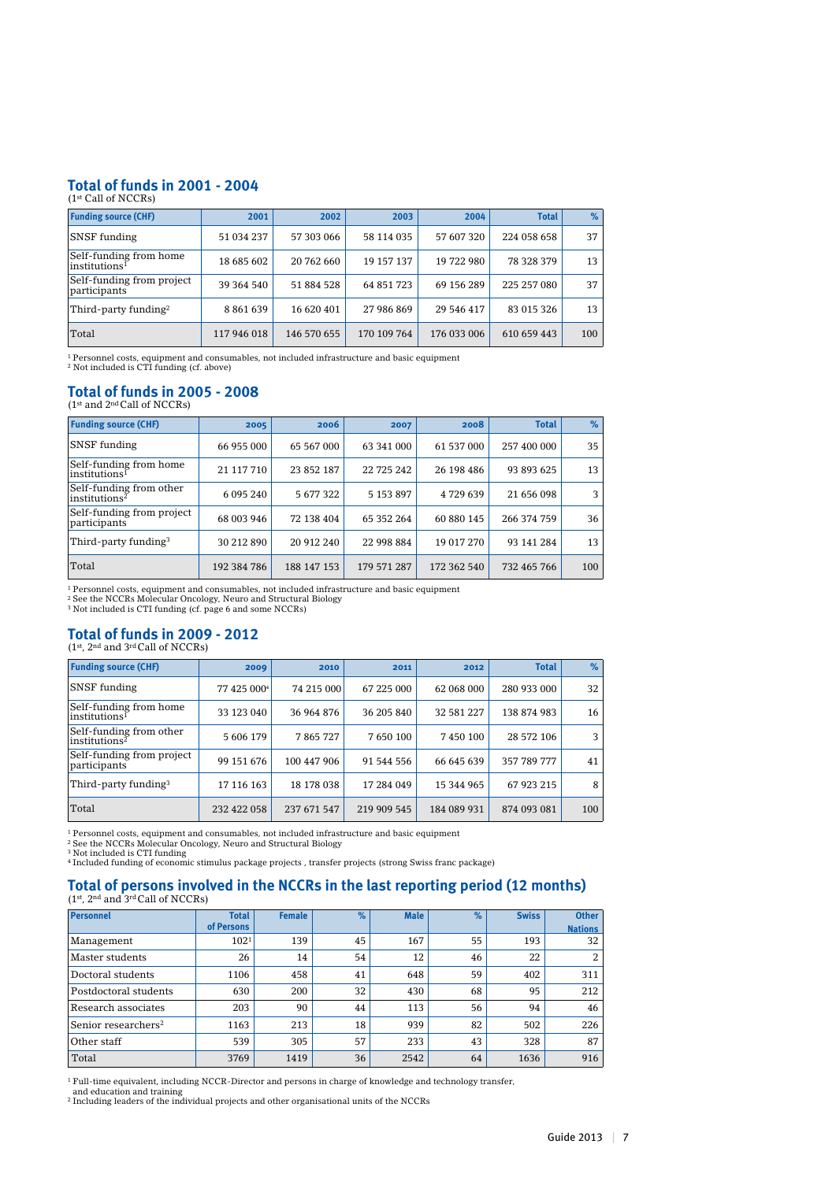## Total of funds in 2001 - 2004

(1st Call of NCCRs)

| Funding source (CHF) | 2001 | 2002 | 2003 | 2004 | Total | % |
|---|---|---|---|---|---|---|
| SNSF funding | 51 034 237 | 57 303 066 | 58 114 035 | 57 607 320 | 224 058 658 | 37 |
| Self-funding from home institutions[1] | 18 685 602 | 20 762 660 | 19 157 137 | 19 722 980 | 78 328 379 | 13 |
| Self-funding from project participants | 39 364 540 | 51 884 528 | 64 851 723 | 69 156 289 | 225 257 080 | 37 |
| Third-party funding[2] | 8 861 639 | 16 620 401 | 27 986 869 | 29 546 417 | 83 015 326 | 13 |
| Total | 117 946 018 | 146 570 655 | 170 109 764 | 176 033 006 | 610 659 443 | 100 |

[1] Personnel costs, equipment and consumables, not included infrastructure and basic equipment
[2] Not included is CTI funding (cf. above)

## Total of funds in 2005 - 2008

(1st and 2nd Call of NCCRs)

| Funding source (CHF) | 2005 | 2006 | 2007 | 2008 | Total | % |
|---|---|---|---|---|---|---|
| SNSF funding | 66 955 000 | 65 567 000 | 63 341 000 | 61 537 000 | 257 400 000 | 35 |
| Self-funding from home institutions[1] | 21 117 710 | 23 852 187 | 22 725 242 | 26 198 486 | 93 893 625 | 13 |
| Self-funding from other institutions[2] | 6 095 240 | 5 677 322 | 5 153 897 | 4 729 639 | 21 656 098 | 3 |
| Self-funding from project participants | 68 003 946 | 72 138 404 | 65 352 264 | 60 880 145 | 266 374 759 | 36 |
| Third-party funding[3] | 30 212 890 | 20 912 240 | 22 998 884 | 19 017 270 | 93 141 284 | 13 |
| Total | 192 384 786 | 188 147 153 | 179 571 287 | 172 362 540 | 732 465 766 | 100 |

[1] Personnel costs, equipment and consumables, not included infrastructure and basic equipment
[2] See the NCCRs Molecular Oncology, Neuro and Structural Biology
[3] Not included is CTI funding (cf. page 6 and some NCCRs)

## Total of funds in 2009 - 2012

(1st, 2nd and 3rd Call of NCCRs)

| Funding source (CHF) | 2009 | 2010 | 2011 | 2012 | Total | % |
|---|---|---|---|---|---|---|
| SNSF funding | 77 425 000[4] | 74 215 000 | 67 225 000 | 62 068 000 | 280 933 000 | 32 |
| Self-funding from home institutions[1] | 33 123 040 | 36 964 876 | 36 205 840 | 32 581 227 | 138 874 983 | 16 |
| Self-funding from other institutions[2] | 5 606 179 | 7 865 727 | 7 650 100 | 7 450 100 | 28 572 106 | 3 |
| Self-funding from project participants | 99 151 676 | 100 447 906 | 91 544 556 | 66 645 639 | 357 789 777 | 41 |
| Third-party funding[3] | 17 116 163 | 18 178 038 | 17 284 049 | 15 344 965 | 67 923 215 | 8 |
| Total | 232 422 058 | 237 671 547 | 219 909 545 | 184 089 931 | 874 093 081 | 100 |

[1] Personnel costs, equipment and consumables, not included infrastructure and basic equipment
[2] See the NCCRs Molecular Oncology, Neuro and Structural Biology
[3] Not included is CTI funding
[4] Included funding of economic stimulus package projects , transfer projects (strong Swiss franc package)

## Total of persons involved in the NCCRs in the last reporting period (12 months)

(1st, 2nd and 3rd Call of NCCRs)

| Personnel | Total of Persons | Female | % | Male | % | Swiss | Other Nations |
|---|---|---|---|---|---|---|---|
| Management | 102[1] | 139 | 45 | 167 | 55 | 193 | 32 |
| Master students | 26 | 14 | 54 | 12 | 46 | 22 | 2 |
| Doctoral students | 1106 | 458 | 41 | 648 | 59 | 402 | 311 |
| Postdoctoral students | 630 | 200 | 32 | 430 | 68 | 95 | 212 |
| Research associates | 203 | 90 | 44 | 113 | 56 | 94 | 46 |
| Senior researchers[2] | 1163 | 213 | 18 | 939 | 82 | 502 | 226 |
| Other staff | 539 | 305 | 57 | 233 | 43 | 328 | 87 |
| Total | 3769 | 1419 | 36 | 2542 | 64 | 1636 | 916 |

[1] Full-time equivalent, including NCCR-Director and persons in charge of knowledge and technology transfer, and education and training
[2] Including leaders of the individual projects and other organisational units of the NCCRs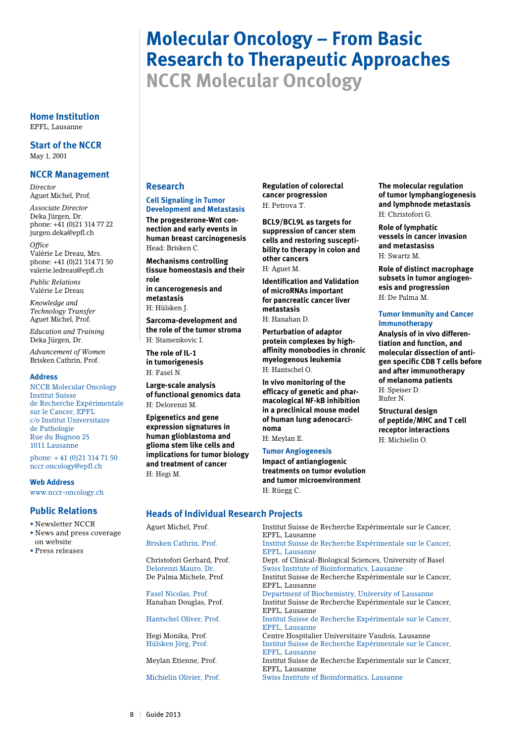# Molecular Oncology – From Basic Research to Therapeutic Approaches

## NCCR Molecular Oncology

### Home Institution

EPFL, Lausanne

### Start of the NCCR

May 1, 2001

### NCCR Management

*Director*
Aguet Michel, Prof.

*Associate Director*
Deka Jürgen, Dr.
phone: +41 (0)21 314 77 22
jurgen.deka@epfl.ch

*Office*
Valérie Le Dreau, Mrs.
phone: +41 (0)21 314 71 50
valerie.ledreau@epfl.ch

*Public Relations*
Valérie Le Dreau

*Knowledge and Technology Transfer*
Aguet Michel, Prof.

*Education and Training*
Deka Jürgen, Dr.

*Advancement of Women*
Brisken Cathrin, Prof.

#### Address

NCCR Molecular Oncology
Institut Suisse de Recherche Expérimentale sur le Cancer, EPFL
c/o Institut Universitaire de Pathologie
Rue du Bugnon 25
1011 Lausanne

phone: + 41 (0)21 314 71 50
nccr.oncology@epfl.ch

#### Web Address

www.nccr-oncology.ch

### Public Relations

- Newsletter NCCR
- News and press coverage on website
- Press releases

### Research

#### Cell Signaling in Tumor Development and Metastasis

**The progesterone-Wnt connection and early events in human breast carcinogenesis**
Head: Brisken C.

**Mechanisms controlling tissue homeostasis and their role in cancerogenesis and metastasis**
H: Hülsken J.

**Sarcoma-development and the role of the tumor stroma**
H: Stamenkovic I.

**The role of IL-1 in tumorigenesis**
H: Fasel N.

**Large-scale analysis of functional genomics data**
H: Delorenzi M.

**Epigenetics and gene expression signatures in human glioblastoma and glioma stem like cells and implications for tumor biology and treatment of cancer**
H: Hegi M.

**Regulation of colorectal cancer progression**
H: Petrova T.

**BCL9/BCL9L as targets for suppression of cancer stem cells and restoring susceptibility to therapy in colon and other cancers**
H: Aguet M.

**Identification and Validation of microRNAs important for pancreatic cancer liver metastasis**
H: Hanahan D.

**Perturbation of adaptor protein complexes by high-affinity monobodies in chronic myelogenous leukemia**
H: Hantschel O.

**In vivo monitoring of the efficacy of genetic and pharmacological NF-kB inhibition in a preclinical mouse model of human lung adenocarcinoma**
H: Meylan E.

#### Tumor Angiogenesis

**Impact of antiangiogenic treatments on tumor evolution and tumor microenvironment**
H: Rüegg C.

**The molecular regulation of tumor lymphangiogenesis and lymphnode metastasis**
H: Christofori G.

**Role of lymphatic vessels in cancer invasion and metastasis**
H: Swartz M.

**Role of distinct macrophage subsets in tumor angiogenesis and progression**
H: De Palma M.

#### Tumor Immunity and Cancer Immunotherapy

**Analysis of in vivo differentiation and function, and molecular dissection of antigen specific CD8 T cells before and after immunotherapy of melanoma patients**
H: Speiser D.
Rufer N.

**Structural design of peptide/MHC and T cell receptor interactions**
H: Michielin O.

### Heads of Individual Research Projects

| | |
|---|---|
| Aguet Michel, Prof. | Institut Suisse de Recherche Expérimentale sur le Cancer, EPFL, Lausanne |
| Brisken Cathrin, Prof. | Institut Suisse de Recherche Expérimentale sur le Cancer, EPFL, Lausanne |
| Christofori Gerhard, Prof. | Dept. of Clinical-Biological Sciences, University of Basel |
| Delorenzi Mauro, Dr. | Swiss Institute of Bioinformatics, Lausanne |
| De Palma Michele, Prof. | Institut Suisse de Recherche Expérimentale sur le Cancer, EPFL, Lausanne |
| Fasel Nicolas, Prof. | Department of Biochemistry, University of Lausanne |
| Hanahan Douglas, Prof. | Institut Suisse de Recherche Expérimentale sur le Cancer, EPFL, Lausanne |
| Hantschel Oliver, Prof. | Institut Suisse de Recherche Expérimentale sur le Cancer, EPFL, Lausanne |
| Hegi Monika, Prof. | Centre Hospitalier Universitaire Vaudois, Lausanne |
| Hülsken Jörg, Prof. | Institut Suisse de Recherche Expérimentale sur le Cancer, EPFL, Lausanne |
| Meylan Etienne, Prof. | Institut Suisse de Recherche Expérimentale sur le Cancer, EPFL, Lausanne |
| Michielin Olivier, Prof. | Swiss Institute of Bioinformatics, Lausanne |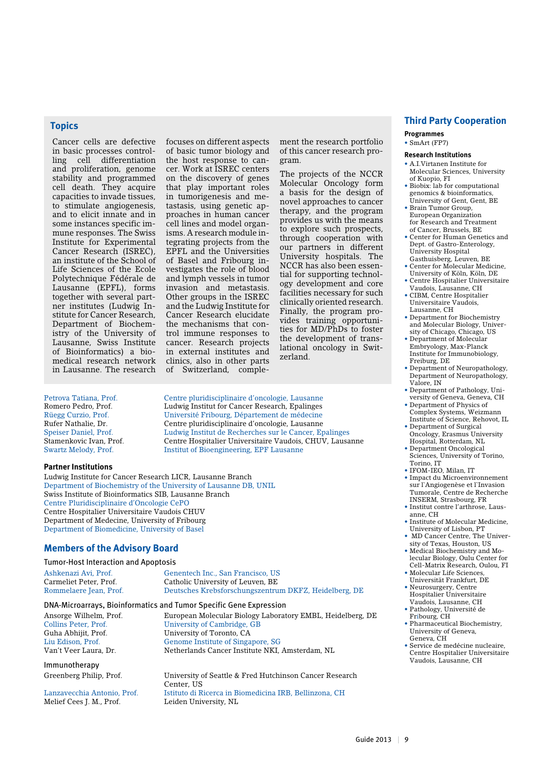## Topics

Cancer cells are defective in basic processes controlling cell differentiation and proliferation, genome stability and programmed cell death. They acquire capacities to invade tissues, to stimulate angiogenesis, and to elicit innate and in some instances specific immune responses. The Swiss Institute for Experimental Cancer Research (ISREC), an institute of the School of Life Sciences of the Ecole Polytechnique Fédérale de Lausanne (EPFL), forms together with several partner institutes (Ludwig Institute for Cancer Research, Department of Biochemistry of the University of Lausanne, Swiss Institute of Bioinformatics) a biomedical research network in Lausanne. The research focuses on different aspects of basic tumor biology and the host response to cancer. Work at ISREC centers on the discovery of genes that play important roles in tumorigenesis and metastasis, using genetic approaches in human cancer cell lines and model organisms. A research module integrating projects from the EPFL and the Universities of Basel and Fribourg investigates the role of blood and lymph vessels in tumor invasion and metastasis. Other groups in the ISREC and the Ludwig Institute for Cancer Research elucidate the mechanisms that control immune responses to cancer. Research projects in external institutes and clinics, also in other parts of Switzerland, complement the research portfolio of this cancer research program.

The projects of the NCCR Molecular Oncology form a basis for the design of novel approaches to cancer therapy, and the program provides us with the means to explore such prospects, through cooperation with our partners in different University hospitals. The NCCR has also been essential for supporting technology development and core facilities necessary for such clinically oriented research. Finally, the program provides training opportunities for MD/PhDs to foster the development of translational oncology in Switzerland.

| | |
|---|---|
| Petrova Tatiana, Prof. | Centre pluridisciplinaire d'oncologie, Lausanne |
| Romero Pedro, Prof. | Ludwig Institut for Cancer Research, Epalinges |
| Rüegg Curzio, Prof. | Université Fribourg, Département de médecine |
| Rufer Nathalie, Dr. | Centre pluridisciplinaire d'oncologie, Lausanne |
| Speiser Daniel, Prof. | Ludwig Institut de Recherches sur le Cancer, Epalinges |
| Stamenkovic Ivan, Prof. | Centre Hospitalier Universitaire Vaudois, CHUV, Lausanne |
| Swartz Melody, Prof. | Institut of Bioengineering, EPF Lausanne |

### Partner Institutions

Ludwig Institute for Cancer Research LICR, Lausanne Branch
Department of Biochemistry of the University of Lausanne DB, UNIL
Swiss Institute of Bioinformatics SIB, Lausanne Branch
Centre Pluridisciplinaire d'Oncologie CePO
Centre Hospitalier Universitaire Vaudois CHUV
Department of Medecine, University of Fribourg
Department of Biomedicine, University of Basel

## Members of the Advisory Board

### Tumor-Host Interaction and Apoptosis

| | |
|---|---|
| Ashkenazi Avi, Prof. | Genentech Inc., San Francisco, US |
| Carmeliet Peter, Prof. | Catholic University of Leuven, BE |
| Rommelaere Jean, Prof. | Deutsches Krebsforschungszentrum DKFZ, Heidelberg, DE |

### DNA-Microarrays, Bioinformatics and Tumor Specific Gene Expression

| | |
|---|---|
| Ansorge Wilhelm, Prof. | European Molecular Biology Laboratory EMBL, Heidelberg, DE |
| Collins Peter, Prof. | University of Cambridge, GB |
| Guha Abhijit, Prof. | University of Toronto, CA |
| Liu Edison, Prof. | Genome Institute of Singapore, SG |
| Van't Veer Laura, Dr. | Netherlands Cancer Institute NKI, Amsterdam, NL |

### Immunotherapy

| | |
|---|---|
| Greenberg Philip, Prof. | University of Seattle & Fred Hutchinson Cancer Research Center, US |
| Lanzavecchia Antonio, Prof. | Istituto di Ricerca in Biomedicina IRB, Bellinzona, CH |
| Melief Cees J. M., Prof. | Leiden University, NL |

## Third Party Cooperation

### Programmes

- SmArt (FP7)

### Research Institutions

- A.I.Virtanen Institute for Molecular Sciences, University of Kuopio, FI
- Biobix: lab for computational genomics & bioinformatics, University of Gent, Gent, BE
- Brain Tumor Group, European Organization for Research and Treatment of Cancer, Brussels, BE
- Center for Human Genetics and Dept. of Gastro-Enterology, University Hospital Gasthuisberg, Leuven, BE
- Center for Molecular Medicine, University of Köln, Köln, DE
- Centre Hospitalier Universitaire Vaudois, Lausanne, CH
- CIBM, Centre Hospitalier Universitaire Vaudois, Lausanne, CH
- Department for Biochemistry and Molecular Biology, University of Chicago, Chicago, US
- Department of Molecular Embryology, Max-Planck Institute for Immunobiology, Freiburg, DE
- Department of Neuropathology, Department of Neuropathology, Valore, IN
- Department of Pathology, University of Geneva, Geneva, CH
- Department of Physics of Complex Systems, Weizmann Institute of Science, Rehovot, IL
- Department of Surgical Oncology, Erasmus University Hospital, Rotterdam, NL
- Department Oncological Sciences, University of Torino, Torino, IT
- IFOM-IEO, Milan, IT
- Impact du Microenvironnement sur l`Angiogenèse et l`Invasion Tumorale, Centre de Recherche INSERM, Strasbourg, FR
- Institut contre l'arthrose, Lausanne, CH
- Institute of Molecular Medicine, University of Lisbon, PT
- MD Cancer Centre, The University of Texas, Houston, US
- Medical Biochemistry and Molecular Biology, Oulu Center for Cell-Matrix Research, Oulou, FI
- Molecular Life Sciences, Universität Frankfurt, DE
- Neurosurgery, Centre Hospitalier Universitaire Vaudois, Lausanne, CH
- Pathology, Université de Fribourg, CH
- Pharmaceutical Biochemistry, University of Geneva, Geneva, CH
- Service de medécine nucleaire, Centre Hospitalier Universitaire Vaudois, Lausanne, CH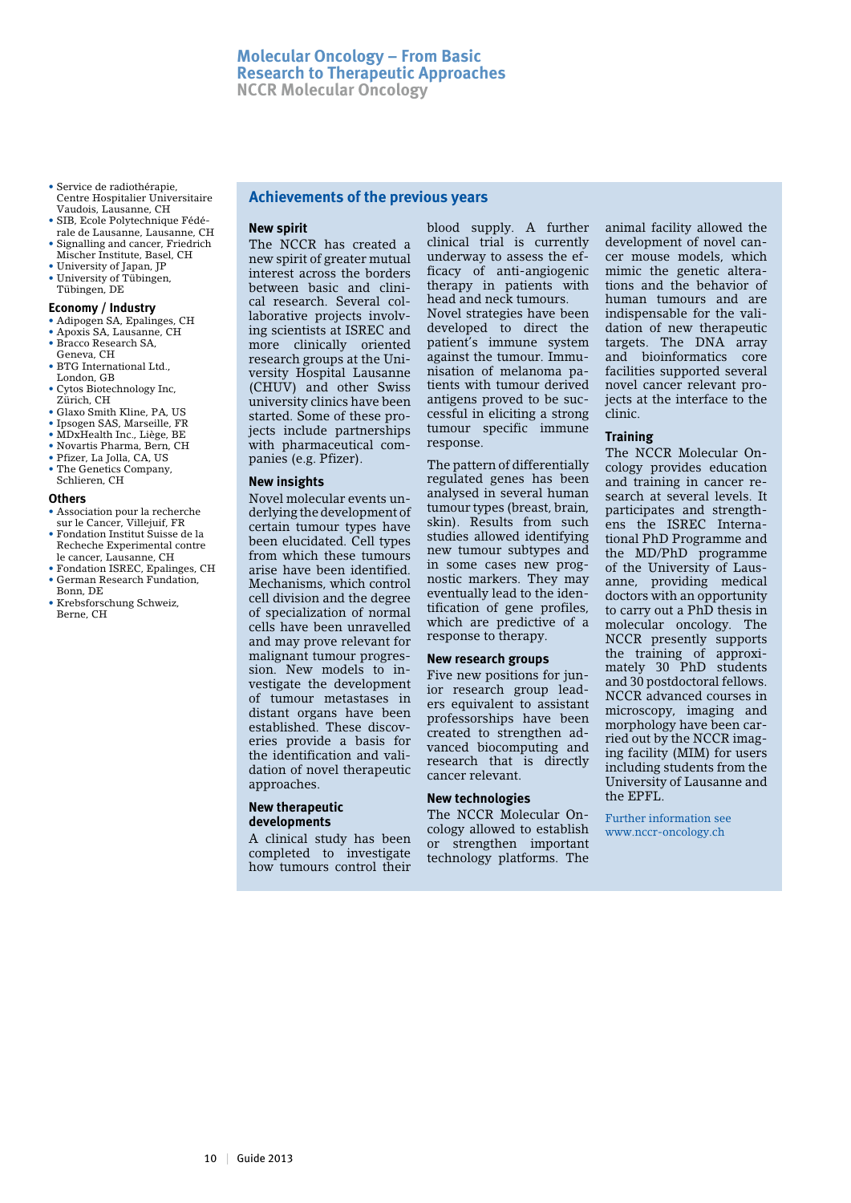# Molecular Oncology – From Basic Research to Therapeutic Approaches

## NCCR Molecular Oncology

- Service de radiothérapie, Centre Hospitalier Universitaire Vaudois, Lausanne, CH
- SIB, Ecole Polytechnique Fédérale de Lausanne, Lausanne, CH
- Signalling and cancer, Friedrich Mischer Institute, Basel, CH
- University of Japan, JP
- University of Tübingen, Tübingen, DE

### Economy / Industry

- Adipogen SA, Epalinges, CH
- Apoxis SA, Lausanne, CH
- Bracco Research SA, Geneva, CH
- BTG International Ltd., London, GB
- Cytos Biotechnology Inc, Zürich, CH
- Glaxo Smith Kline, PA, US
- Ipsogen SAS, Marseille, FR
- MDxHealth Inc., Liège, BE
- Novartis Pharma, Bern, CH
- Pfizer, La Jolla, CA, US
- The Genetics Company, Schlieren, CH

### Others

- Association pour la recherche sur le Cancer, Villejuif, FR
- Fondation Institut Suisse de la Recheche Experimental contre le cancer, Lausanne, CH
- Fondation ISREC, Epalinges, CH
- German Research Fundation, Bonn, DE
- Krebsforschung Schweiz, Berne, CH

## Achievements of the previous years

### New spirit

The NCCR has created a new spirit of greater mutual interest across the borders between basic and clinical research. Several collaborative projects involving scientists at ISREC and more clinically oriented research groups at the University Hospital Lausanne (CHUV) and other Swiss university clinics have been started. Some of these projects include partnerships with pharmaceutical companies (e.g. Pfizer).

### New insights

Novel molecular events underlying the development of certain tumour types have been elucidated. Cell types from which these tumours arise have been identified. Mechanisms, which control cell division and the degree of specialization of normal cells have been unravelled and may prove relevant for malignant tumour progression. New models to investigate the development of tumour metastases in distant organs have been established. These discoveries provide a basis for the identification and validation of novel therapeutic approaches.

### New therapeutic developments

A clinical study has been completed to investigate how tumours control their blood supply. A further clinical trial is currently underway to assess the efficacy of anti-angiogenic therapy in patients with head and neck tumours. Novel strategies have been developed to direct the patient's immune system against the tumour. Immunisation of melanoma patients with tumour derived antigens proved to be successful in eliciting a strong tumour specific immune response.

The pattern of differentially regulated genes has been analysed in several human tumour types (breast, brain, skin). Results from such studies allowed identifying new tumour subtypes and in some cases new prognostic markers. They may eventually lead to the identification of gene profiles, which are predictive of a response to therapy.

### New research groups

Five new positions for junior research group leaders equivalent to assistant professorships have been created to strengthen advanced biocomputing and research that is directly cancer relevant.

### New technologies

The NCCR Molecular Oncology allowed to establish or strengthen important technology platforms. The animal facility allowed the development of novel cancer mouse models, which mimic the genetic alterations and the behavior of human tumours and are indispensable for the validation of new therapeutic targets. The DNA array and bioinformatics core facilities supported several novel cancer relevant projects at the interface to the clinic.

### Training

The NCCR Molecular Oncology provides education and training in cancer research at several levels. It participates and strengthens the ISREC International PhD Programme and the MD/PhD programme of the University of Lausanne, providing medical doctors with an opportunity to carry out a PhD thesis in molecular oncology. The NCCR presently supports the training of approximately 30 PhD students and 30 postdoctoral fellows. NCCR advanced courses in microscopy, imaging and morphology have been carried out by the NCCR imaging facility (MIM) for users including students from the University of Lausanne and the EPFL.

Further information see www.nccr-oncology.ch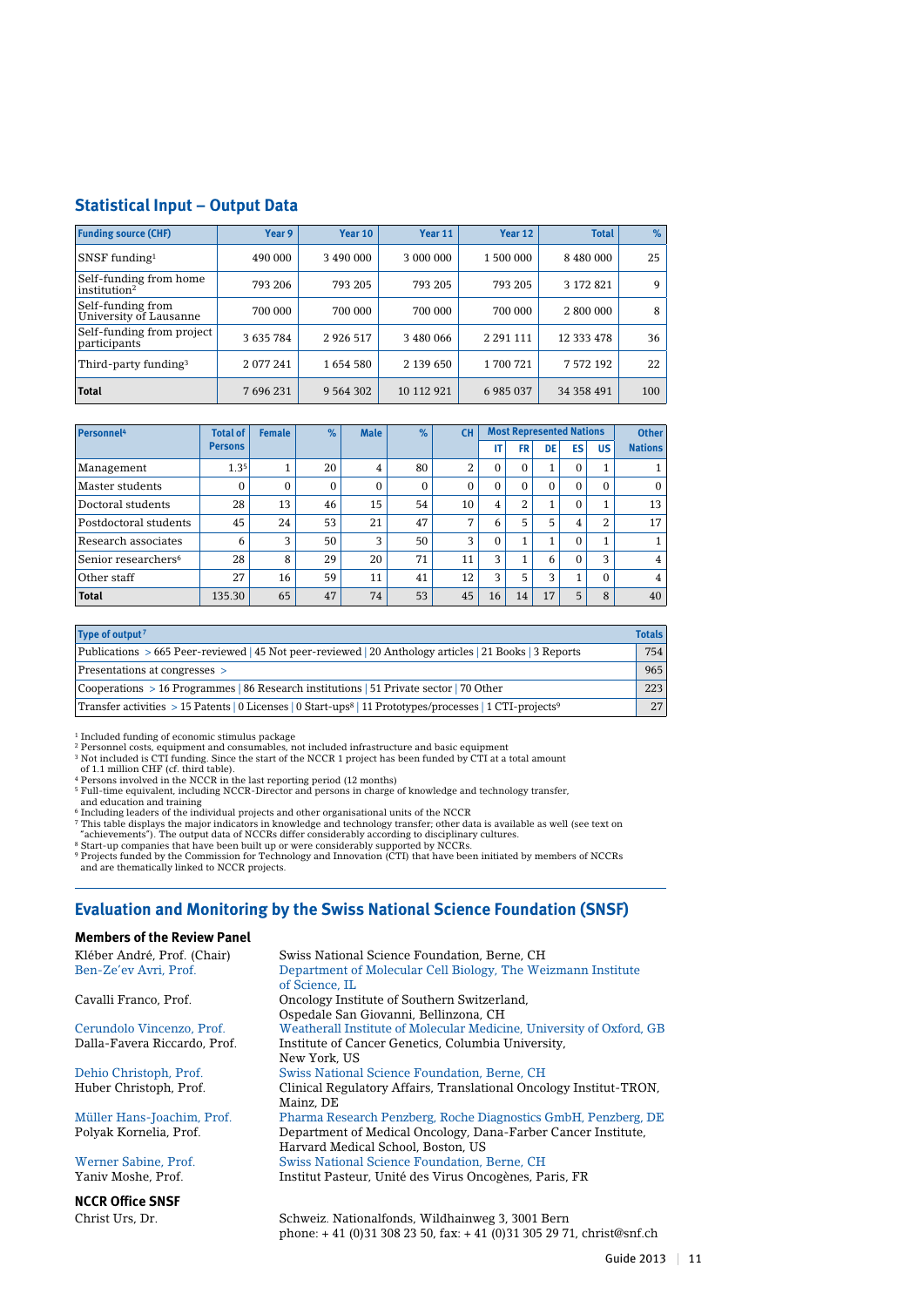## Statistical Input – Output Data

| Funding source (CHF) | Year 9 | Year 10 | Year 11 | Year 12 | Total | % |
|---|---|---|---|---|---|---|
| SNSF funding[1] | 490 000 | 3 490 000 | 3 000 000 | 1 500 000 | 8 480 000 | 25 |
| Self-funding from home institution[2] | 793 206 | 793 205 | 793 205 | 793 205 | 3 172 821 | 9 |
| Self-funding from University of Lausanne | 700 000 | 700 000 | 700 000 | 700 000 | 2 800 000 | 8 |
| Self-funding from project participants | 3 635 784 | 2 926 517 | 3 480 066 | 2 291 111 | 12 333 478 | 36 |
| Third-party funding[3] | 2 077 241 | 1 654 580 | 2 139 650 | 1 700 721 | 7 572 192 | 22 |
| **Total** | 7 696 231 | 9 564 302 | 10 112 921 | 6 985 037 | 34 358 491 | 100 |

| Personnel[4] | Total of Persons | Female | % | Male | % | CH | Most Represented Nations | | | | | Other Nations |
|---|---|---|---|---|---|---|---|---|---|---|---|---|
| | | | | | | | IT | FR | DE | ES | US | |
| Management | 1.3[5] | 1 | 20 | 4 | 80 | 2 | 0 | 0 | 1 | 0 | 1 | 1 |
| Master students | 0 | 0 | 0 | 0 | 0 | 0 | 0 | 0 | 0 | 0 | 0 | 0 |
| Doctoral students | 28 | 13 | 46 | 15 | 54 | 10 | 4 | 2 | 1 | 0 | 1 | 13 |
| Postdoctoral students | 45 | 24 | 53 | 21 | 47 | 7 | 6 | 5 | 5 | 4 | 2 | 17 |
| Research associates | 6 | 3 | 50 | 3 | 50 | 3 | 0 | 1 | 1 | 0 | 1 | 1 |
| Senior researchers[6] | 28 | 8 | 29 | 20 | 71 | 11 | 3 | 1 | 6 | 0 | 3 | 4 |
| Other staff | 27 | 16 | 59 | 11 | 41 | 12 | 3 | 5 | 3 | 1 | 0 | 4 |
| **Total** | 135.30 | 65 | 47 | 74 | 53 | 45 | 16 | 14 | 17 | 5 | 8 | 40 |

| Type of output[7] | Totals |
|---|---|
| Publications > 665 Peer-reviewed \| 45 Not peer-reviewed \| 20 Anthology articles \| 21 Books \| 3 Reports | 754 |
| Presentations at congresses > | 965 |
| Cooperations > 16 Programmes \| 86 Research institutions \| 51 Private sector \| 70 Other | 223 |
| Transfer activities > 15 Patents \| 0 Licenses \| 0 Start-ups[8] \| 11 Prototypes/processes \| 1 CTI-projects[9] | 27 |

[1] Included funding of economic stimulus package
[2] Personnel costs, equipment and consumables, not included infrastructure and basic equipment
[3] Not included is CTI funding. Since the start of the NCCR 1 project has been funded by CTI at a total amount of 1.1 million CHF (cf. third table).
[4] Persons involved in the NCCR in the last reporting period (12 months)
[5] Full-time equivalent, including NCCR-Director and persons in charge of knowledge and technology transfer, and education and training
[6] Including leaders of the individual projects and other organisational units of the NCCR
[7] This table displays the major indicators in knowledge and technology transfer; other data is available as well (see text on "achievements"). The output data of NCCRs differ considerably according to disciplinary cultures.
[8] Start-up companies that have been built up or were considerably supported by NCCRs.
[9] Projects funded by the Commission for Technology and Innovation (CTI) that have been initiated by members of NCCRs and are thematically linked to NCCR projects.

## Evaluation and Monitoring by the Swiss National Science Foundation (SNSF)

### Members of the Review Panel

| | |
|---|---|
| Kléber André, Prof. (Chair) | Swiss National Science Foundation, Berne, CH |
| Ben-Ze'ev Avri, Prof. | Department of Molecular Cell Biology, The Weizmann Institute of Science, IL |
| Cavalli Franco, Prof. | Oncology Institute of Southern Switzerland, Ospedale San Giovanni, Bellinzona, CH |
| Cerundolo Vincenzo, Prof. | Weatherall Institute of Molecular Medicine, University of Oxford, GB |
| Dalla-Favera Riccardo, Prof. | Institute of Cancer Genetics, Columbia University, New York, US |
| Dehio Christoph, Prof. | Swiss National Science Foundation, Berne, CH |
| Huber Christoph, Prof. | Clinical Regulatory Affairs, Translational Oncology Institut-TRON, Mainz, DE |
| Müller Hans-Joachim, Prof. | Pharma Research Penzberg, Roche Diagnostics GmbH, Penzberg, DE |
| Polyak Kornelia, Prof. | Department of Medical Oncology, Dana-Farber Cancer Institute, Harvard Medical School, Boston, US |
| Werner Sabine, Prof. | Swiss National Science Foundation, Berne, CH |
| Yaniv Moshe, Prof. | Institut Pasteur, Unité des Virus Oncogènes, Paris, FR |

### NCCR Office SNSF

Christ Urs, Dr.
Schweiz. Nationalfonds, Wildhainweg 3, 3001 Bern
phone: + 41 (0)31 308 23 50, fax: + 41 (0)31 305 29 71, christ@snf.ch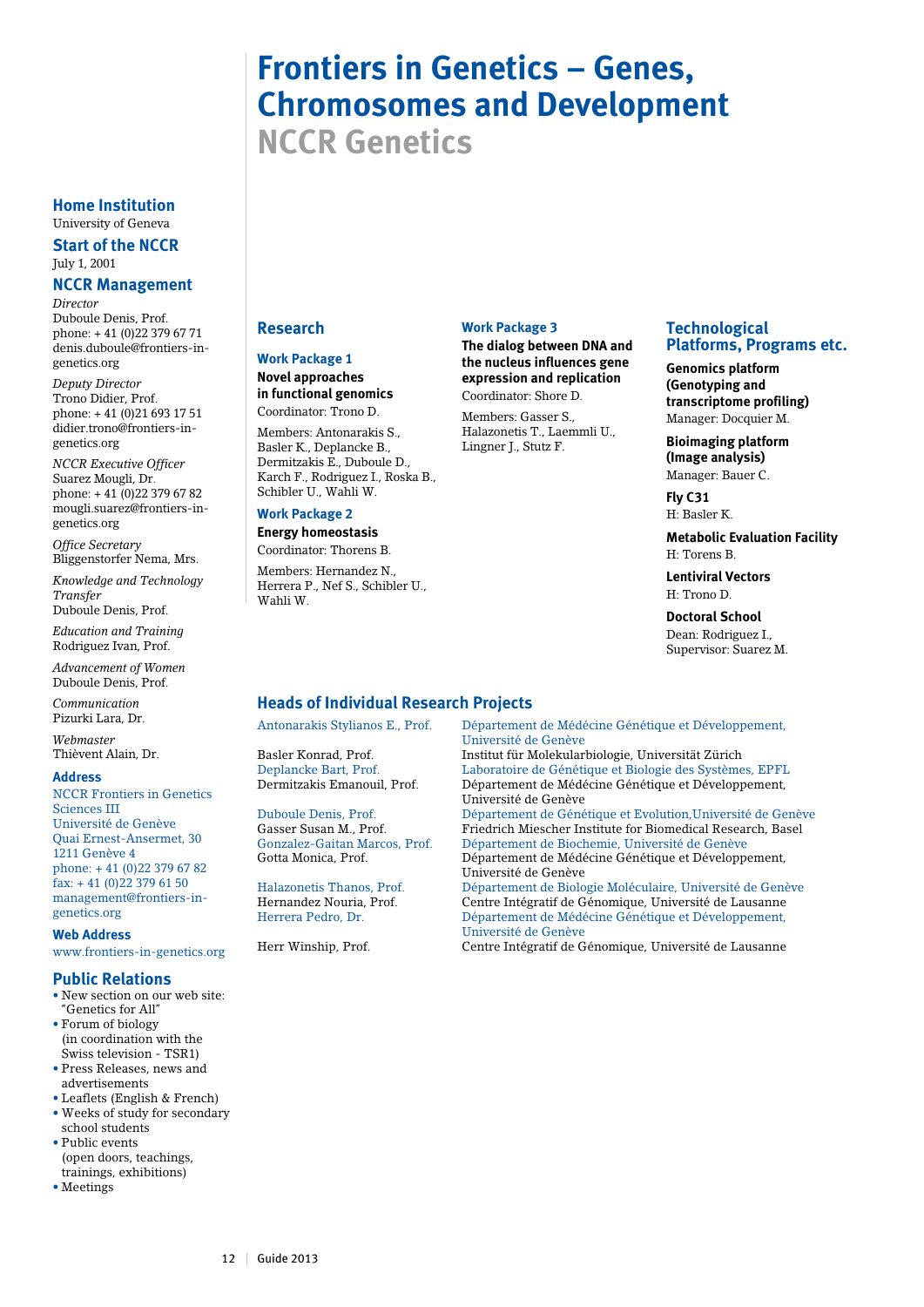# Frontiers in Genetics – Genes, Chromosomes and Development

## NCCR Genetics

### Home Institution
University of Geneva

### Start of the NCCR
July 1, 2001

### NCCR Management

*Director*
Duboule Denis, Prof.
phone: + 41 (0)22 379 67 71
denis.duboule@frontiers-in-genetics.org

*Deputy Director*
Trono Didier, Prof.
phone: + 41 (0)21 693 17 51
didier.trono@frontiers-in-genetics.org

*NCCR Executive Officer*
Suarez Mougli, Dr.
phone: + 41 (0)22 379 67 82
mougli.suarez@frontiers-in-genetics.org

*Office Secretary*
Bliggenstorfer Nema, Mrs.

*Knowledge and Technology Transfer*
Duboule Denis, Prof.

*Education and Training*
Rodriguez Ivan, Prof.

*Advancement of Women*
Duboule Denis, Prof.

*Communication*
Pizurki Lara, Dr.

*Webmaster*
Thièvent Alain, Dr.

### Address
NCCR Frontiers in Genetics
Sciences III
Université de Genève
Quai Ernest-Ansermet, 30
1211 Genève 4
phone: + 41 (0)22 379 67 82
fax: + 41 (0)22 379 61 50
management@frontiers-in-genetics.org

### Web Address
www.frontiers-in-genetics.org

### Public Relations
- New section on our web site: "Genetics for All"
- Forum of biology (in coordination with the Swiss television - TSR1)
- Press Releases, news and advertisements
- Leaflets (English & French)
- Weeks of study for secondary school students
- Public events (open doors, teachings, trainings, exhibitions)
- Meetings

### Research

#### Work Package 1
**Novel approaches in functional genomics**
Coordinator: Trono D.

Members: Antonarakis S., Basler K., Deplancke B., Dermitzakis E., Duboule D., Karch F., Rodriguez I., Roska B., Schibler U., Wahli W.

#### Work Package 2
**Energy homeostasis**
Coordinator: Thorens B.

Members: Hernandez N., Herrera P., Nef S., Schibler U., Wahli W.

#### Work Package 3
**The dialog between DNA and the nucleus influences gene expression and replication**
Coordinator: Shore D.

Members: Gasser S., Halazonetis T., Laemmli U., Lingner J., Stutz F.

### Technological Platforms, Programs etc.

**Genomics platform (Genotyping and transcriptome profiling)**
Manager: Docquier M.

**Bioimaging platform (Image analysis)**
Manager: Bauer C.

**Fly C31**
H: Basler K.

**Metabolic Evaluation Facility**
H: Torens B.

**Lentiviral Vectors**
H: Trono D.

**Doctoral School**
Dean: Rodriguez I.,
Supervisor: Suarez M.

### Heads of Individual Research Projects

| | |
|---|---|
| Antonarakis Stylianos E., Prof. | Département de Médécine Génétique et Développement, Université de Genève |
| Basler Konrad, Prof. | Institut für Molekularbiologie, Universität Zürich |
| Deplancke Bart, Prof. | Laboratoire de Génétique et Biologie des Systèmes, EPFL |
| Dermitzakis Emanouil, Prof. | Département de Médécine Génétique et Développement, Université de Genève |
| Duboule Denis, Prof. | Département de Génétique et Evolution,Université de Genève |
| Gasser Susan M., Prof. | Friedrich Miescher Institute for Biomedical Research, Basel |
| Gonzalez-Gaitan Marcos, Prof. | Département de Biochemie, Université de Genève |
| Gotta Monica, Prof. | Département de Médécine Génétique et Développement, Université de Genève |
| Halazonetis Thanos, Prof. | Département de Biologie Moléculaire, Université de Genève |
| Hernandez Nouria, Prof. | Centre Intégratif de Génomique, Université de Lausanne |
| Herrera Pedro, Dr. | Département de Médécine Génétique et Développement, Université de Genève |
| Herr Winship, Prof. | Centre Intégratif de Génomique, Université de Lausanne |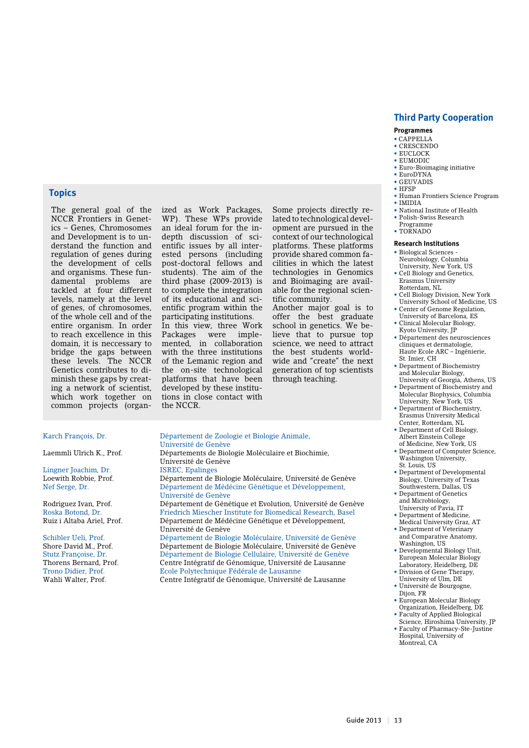## Topics

The general goal of the NCCR Frontiers in Genetics – Genes, Chromosomes and Development is to understand the function and regulation of genes during the development of cells and organisms. These fundamental problems are tackled at four different levels, namely at the level of genes, of chromosomes, of the whole cell and of the entire organism. In order to reach excellence in this domain, it is neccessary to bridge the gaps between these levels. The NCCR Genetics contributes to diminish these gaps by creating a network of scientist, which work together on common projects (organized as Work Packages, WP). These WPs provide an ideal forum for the in-depth discussion of scientific issues by all interested persons (including post-doctoral fellows and students). The aim of the third phase (2009-2013) is to complete the integration of its educational and scientific program within the participating institutions.
In this view, three Work Packages were implemented, in collaboration with the three institutions of the Lemanic region and the on-site technological platforms that have been developed by these institutions in close contact with the NCCR. Some projects directly related to technological development are pursued in the context of our technological platforms. These platforms provide shared common facilities in which the latest technologies in Genomics and Bioimaging are available for the regional scientific community.
Another major goal is to offer the best graduate school in genetics. We believe that to pursue top science, we need to attract the best students worldwide and "create" the next generation of top scientists through teaching.

| | |
|---|---|
| Karch François, Dr. | Département de Zoologie et Biologie Animale, Université de Genève |
| Laemmli Ulrich K., Prof. | Départements de Biologie Moléculaire et Biochimie, Université de Genève |
| Lingner Joachim, Dr. | ISREC, Epalinges |
| Loewith Robbie, Prof. | Département de Biologie Moléculaire, Université de Genève |
| Nef Serge, Dr. | Département de Médécine Génétique et Développement, Université de Genève |
| Rodriguez Ivan, Prof. | Département de Génétique et Evolution, Université de Genève |
| Roska Botond, Dr. | Friedrich Miescher Institute for Biomedical Research, Basel |
| Ruiz i Altaba Ariel, Prof. | Département de Médécine Génétique et Développement, Université de Genève |
| Schibler Ueli, Prof. | Département de Biologie Moléculaire, Université de Genève |
| Shore David M., Prof. | Département de Biologie Moléculaire, Université de Genève |
| Stutz Françoise, Dr. | Département de Biologie Cellulaire, Université de Genève |
| Thorens Bernard, Prof. | Centre Intégratif de Génomique, Université de Lausanne |
| Trono Didier, Prof. | Ecole Polytechnique Fédérale de Lausanne |
| Wahli Walter, Prof. | Centre Intégratif de Génomique, Université de Lausanne |

## Third Party Cooperation

**Programmes**

- CAPPELLA
- CRESCENDO
- EUCLOCK
- EUMODIC
- Euro-Bioimaging initiative
- EuroDYNA
- GEUVADIS
- HFSP
- Human Frontiers Science Program
- IMIDIA
- National Institute of Health
- Polish-Swiss Research Programme
- TORNADO

**Research Institutions**

- Biological Sciences - Neurobiology, Columbia University, New York, US
- Cell Biology and Genetics, Erasmus University Rotterdam, NL
- Cell Biology Division, New York University School of Medicine, US
- Center of Genome Regulation, University of Barcelona, ES
- Clinical Molecular Biology, Kyoto University, JP
- Département des neurosciences cliniques et dermatologie, Haute Ecole ARC – Ingénierie, St. Imier, CH
- Department of Biochemistry and Molecular Biology, University of Georgia, Athens, US
- Department of Biochemistry and Molecular Biophysics, Columbia University, New York, US
- Department of Biochemistry, Erasmus University Medical Center, Rotterdam, NL
- Department of Cell Biology, Albert Einstein College of Medicine, New York, US
- Department of Computer Science, Washington University, St. Louis, US
- Department of Developmental Biology, University of Texas Southwestern, Dallas, US
- Department of Genetics and Microbiology, University of Pavia, IT
- Department of Medicine, Medical University Graz, AT
- Department of Veterinary and Comparative Anatomy, Washington, US
- Developmental Biology Unit, European Molecular Biology Laboratory, Heidelberg, DE
- Division of Gene Therapy, University of Ulm, DE
- Université de Bourgogne, Dijon, FR
- European Molecular Biology Organization, Heidelberg, DE
- Faculty of Applied Biological Science, Hiroshima University, JP
- Faculty of Pharmacy-Ste-Justine Hospital, University of Montreal, CA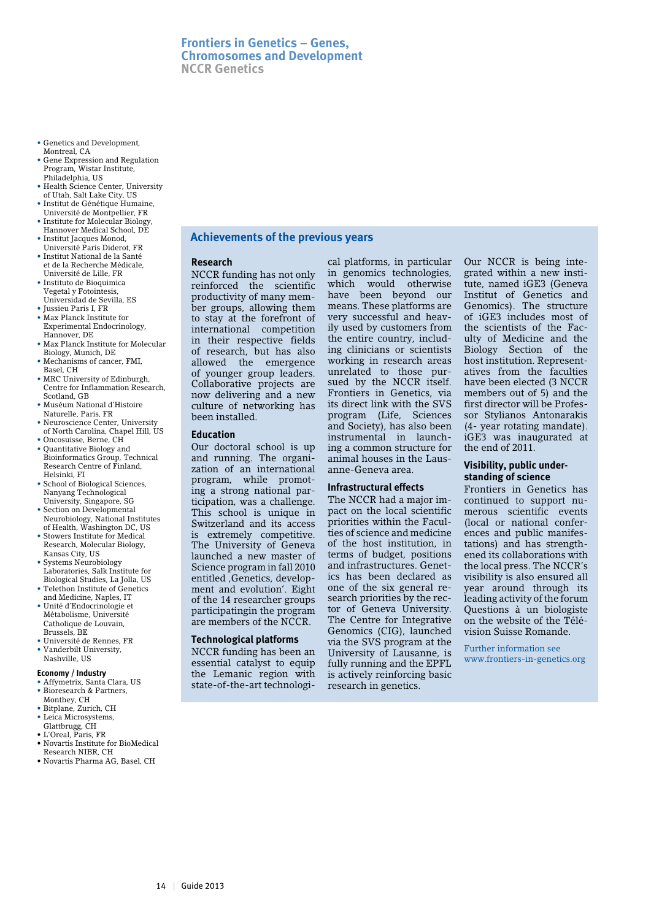# Frontiers in Genetics – Genes, Chromosomes and Development

NCCR Genetics

- Genetics and Development, Montreal, CA
- Gene Expression and Regulation Program, Wistar Institute, Philadelphia, US
- Health Science Center, University of Utah, Salt Lake City, US
- Institut de Génétique Humaine, Université de Montpellier, FR
- Institute for Molecular Biology, Hannover Medical School, DE
- Institut Jacques Monod, Université Paris Diderot, FR
- Institut National de la Santé et de la Recherche Médicale, Université de Lille, FR
- Instituto de Bioquimica Vegetal y Fotointesis, Universidad de Sevilla, ES
- Jussieu Paris I, FR
- Max Planck Institute for Experimental Endocrinology, Hannover, DE
- Max Planck Institute for Molecular Biology, Munich, DE
- Mechanisms of cancer, FMI, Basel, CH
- MRC University of Edinburgh, Centre for Inflammation Research, Scotland, GB
- Muséum National d'Histoire Naturelle, Paris, FR
- Neuroscience Center, University of North Carolina, Chapel Hill, US
- Oncosuisse, Berne, CH
- Quantitative Biology and Bioinformatics Group, Technical Research Centre of Finland, Helsinki, FI
- School of Biological Sciences, Nanyang Technological University, Singapore, SG
- Section on Developmental Neurobiology, National Institutes of Health, Washington DC, US
- Stowers Institute for Medical Research, Molecular Biology, Kansas City, US
- Systems Neurobiology Laboratories, Salk Institute for Biological Studies, La Jolla, US
- Telethon Institute of Genetics and Medicine, Naples, IT
- Unité d'Endocrinologie et Métabolisme, Université Catholique de Louvain, Brussels, BE
- Université de Rennes, FR
- Vanderbilt University, Nashville, US

### Economy / Industry

- Affymetrix, Santa Clara, US
- Bioresearch & Partners, Monthey, CH
- Bitplane, Zurich, CH
- Leica Microsystems, Glattbrugg, CH
- L'Oreal, Paris, FR
- Novartis Institute for BioMedical Research NIBR, CH
- Novartis Pharma AG, Basel, CH

## Achievements of the previous years

### Research

NCCR funding has not only reinforced the scientific productivity of many member groups, allowing them to stay at the forefront of international competition in their respective fields of research, but has also allowed the emergence of younger group leaders. Collaborative projects are now delivering and a new culture of networking has been installed.

### Education

Our doctoral school is up and running. The organization of an international program, while promoting a strong national participation, was a challenge. This school is unique in Switzerland and its access is extremely competitive. The University of Geneva launched a new master of Science program in fall 2010 entitled ‚Genetics, development and evolution'. Eight of the 14 researcher groups participatingin the program are members of the NCCR.

### Technological platforms

NCCR funding has been an essential catalyst to equip the Lemanic region with state-of-the-art technological platforms, in particular in genomics technologies, which would otherwise have been beyond our means. These platforms are very successful and heavily used by customers from the entire country, including clinicians or scientists working in research areas unrelated to those pursued by the NCCR itself. Frontiers in Genetics, via its direct link with the SVS program (Life, Sciences and Society), has also been instrumental in launching a common structure for animal houses in the Lausanne-Geneva area.

### Infrastructural effects

The NCCR had a major impact on the local scientific priorities within the Faculties of science and medicine of the host institution, in terms of budget, positions and infrastructures. Genetics has been declared as one of the six general research priorities by the rector of Geneva University. The Centre for Integrative Genomics (CIG), launched via the SVS program at the University of Lausanne, is fully running and the EPFL is actively reinforcing basic research in genetics.

Our NCCR is being integrated within a new institute, named iGE3 (Geneva Institut of Genetics and Genomics). The structure of iGE3 includes most of the scientists of the Faculty of Medicine and the Biology Section of the host institution. Representatives from the faculties have been elected (3 NCCR members out of 5) and the first director will be Professor Stylianos Antonarakis (4- year rotating mandate). iGE3 was inaugurated at the end of 2011.

### Visibility, public understanding of science

Frontiers in Genetics has continued to support numerous scientific events (local or national conferences and public manifestations) and has strengthened its collaborations with the local press. The NCCR's visibility is also ensured all year around through its leading activity of the forum Questions à un biologiste on the website of the Télévision Suisse Romande.

Further information see www.frontiers-in-genetics.org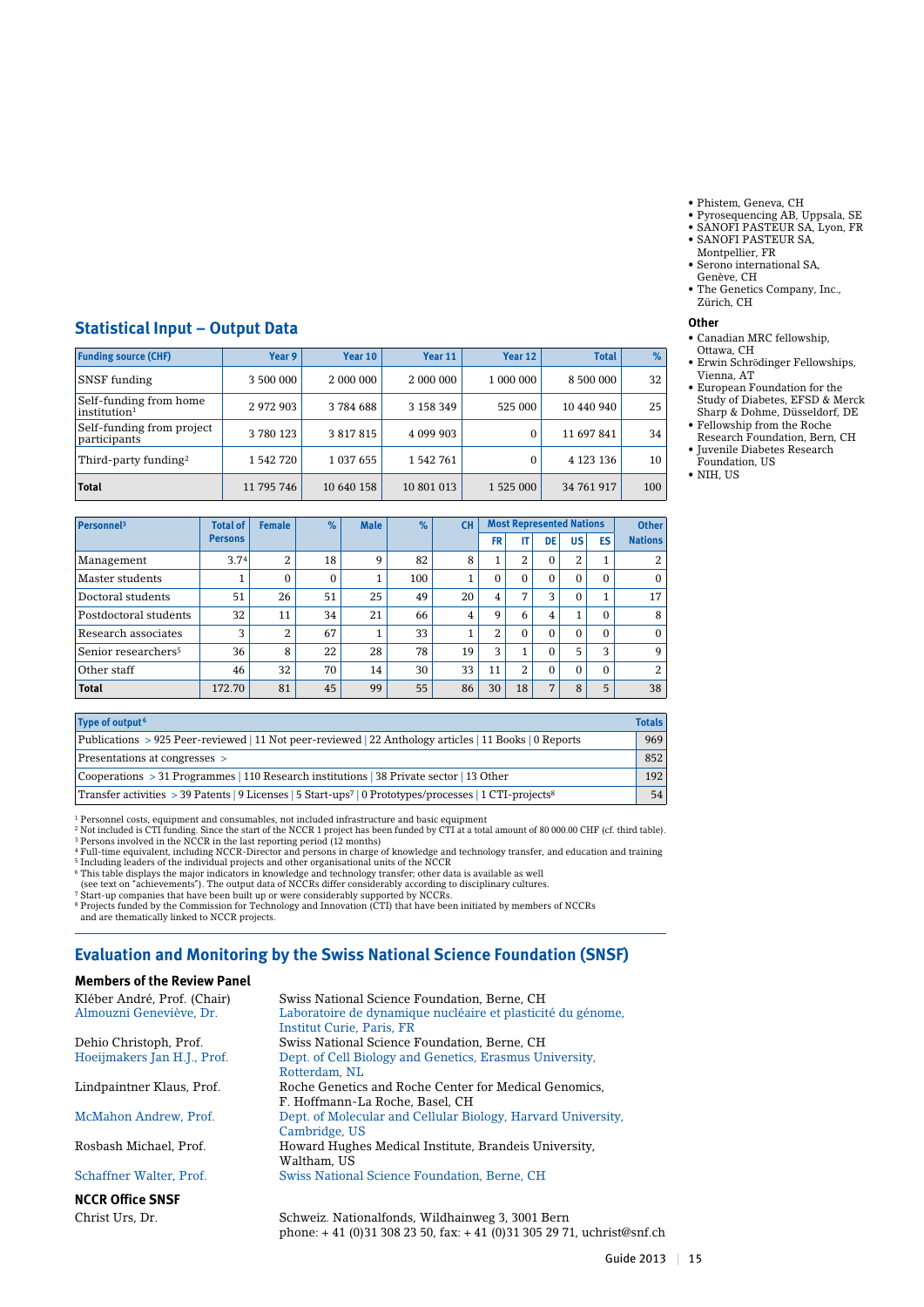- Phistem, Geneva, CH
- Pyrosequencing AB, Uppsala, SE
- SANOFI PASTEUR SA, Lyon, FR
- SANOFI PASTEUR SA, Montpellier, FR
- Serono international SA, Genève, CH
- The Genetics Company, Inc., Zürich, CH

### Other

- Canadian MRC fellowship, Ottawa, CH
- Erwin Schrödinger Fellowships, Vienna, AT
- European Foundation for the Study of Diabetes, EFSD & Merck Sharp & Dohme, Düsseldorf, DE
- Fellowship from the Roche Research Foundation, Bern, CH
- Juvenile Diabetes Research Foundation, US
- NIH, US

## Statistical Input – Output Data

| Funding source (CHF) | Year 9 | Year 10 | Year 11 | Year 12 | Total | % |
|---|---|---|---|---|---|---|
| SNSF funding | 3 500 000 | 2 000 000 | 2 000 000 | 1 000 000 | 8 500 000 | 32 |
| Self-funding from home institution[1] | 2 972 903 | 3 784 688 | 3 158 349 | 525 000 | 10 440 940 | 25 |
| Self-funding from project participants | 3 780 123 | 3 817 815 | 4 099 903 | 0 | 11 697 841 | 34 |
| Third-party funding[2] | 1 542 720 | 1 037 655 | 1 542 761 | 0 | 4 123 136 | 10 |
| **Total** | 11 795 746 | 10 640 158 | 10 801 013 | 1 525 000 | 34 761 917 | 100 |

| Personnel[3] | Total of Persons | Female | % | Male | % | CH | Most Represented Nations | | | | | Other Nations |
|---|---|---|---|---|---|---|---|---|---|---|---|---|
| | | | | | | | FR | IT | DE | US | ES | |
| Management | 3.7[4] | 2 | 18 | 9 | 82 | 8 | 1 | 2 | 0 | 2 | 1 | 2 |
| Master students | 1 | 0 | 0 | 1 | 100 | 1 | 0 | 0 | 0 | 0 | 0 | 0 |
| Doctoral students | 51 | 26 | 51 | 25 | 49 | 20 | 4 | 7 | 3 | 0 | 1 | 17 |
| Postdoctoral students | 32 | 11 | 34 | 21 | 66 | 4 | 9 | 6 | 4 | 1 | 0 | 8 |
| Research associates | 3 | 2 | 67 | 1 | 33 | 1 | 2 | 0 | 0 | 0 | 0 | 0 |
| Senior researchers[5] | 36 | 8 | 22 | 28 | 78 | 19 | 3 | 1 | 0 | 5 | 3 | 9 |
| Other staff | 46 | 32 | 70 | 14 | 30 | 33 | 11 | 2 | 0 | 0 | 0 | 2 |
| **Total** | 172.70 | 81 | 45 | 99 | 55 | 86 | 30 | 18 | 7 | 8 | 5 | 38 |

| Type of output[6] | Totals |
|---|---|
| Publications > 925 Peer-reviewed \| 11 Not peer-reviewed \| 22 Anthology articles \| 11 Books \| 0 Reports | 969 |
| Presentations at congresses > | 852 |
| Cooperations > 31 Programmes \| 110 Research institutions \| 38 Private sector \| 13 Other | 192 |
| Transfer activities > 39 Patents \| 9 Licenses \| 5 Start-ups[7] \| 0 Prototypes/processes \| 1 CTI-projects[8] | 54 |

[1] Personnel costs, equipment and consumables, not included infrastructure and basic equipment
[2] Not included is CTI funding. Since the start of the NCCR 1 project has been funded by CTI at a total amount of 80 000.00 CHF (cf. third table).
[3] Persons involved in the NCCR in the last reporting period (12 months)
[4] Full-time equivalent, including NCCR-Director and persons in charge of knowledge and technology transfer, and education and training
[5] Including leaders of the individual projects and other organisational units of the NCCR
[6] This table displays the major indicators in knowledge and technology transfer; other data is available as well (see text on "achievements"). The output data of NCCRs differ considerably according to disciplinary cultures.
[7] Start-up companies that have been built up or were considerably supported by NCCRs.
[8] Projects funded by the Commission for Technology and Innovation (CTI) that have been initiated by members of NCCRs and are thematically linked to NCCR projects.

## Evaluation and Monitoring by the Swiss National Science Foundation (SNSF)

### Members of the Review Panel

| | |
|---|---|
| Kléber André, Prof. (Chair) | Swiss National Science Foundation, Berne, CH |
| Almouzni Geneviève, Dr. | Laboratoire de dynamique nucléaire et plasticité du génome, Institut Curie, Paris, FR |
| Dehio Christoph, Prof. | Swiss National Science Foundation, Berne, CH |
| Hoeijmakers Jan H.J., Prof. | Dept. of Cell Biology and Genetics, Erasmus University, Rotterdam, NL |
| Lindpaintner Klaus, Prof. | Roche Genetics and Roche Center for Medical Genomics, F. Hoffmann-La Roche, Basel, CH |
| McMahon Andrew, Prof. | Dept. of Molecular and Cellular Biology, Harvard University, Cambridge, US |
| Rosbash Michael, Prof. | Howard Hughes Medical Institute, Brandeis University, Waltham, US |
| Schaffner Walter, Prof. | Swiss National Science Foundation, Berne, CH |

### NCCR Office SNSF

Christ Urs, Dr. — Schweiz. Nationalfonds, Wildhainweg 3, 3001 Bern
phone: + 41 (0)31 308 23 50, fax: + 41 (0)31 305 29 71, uchrist@snf.ch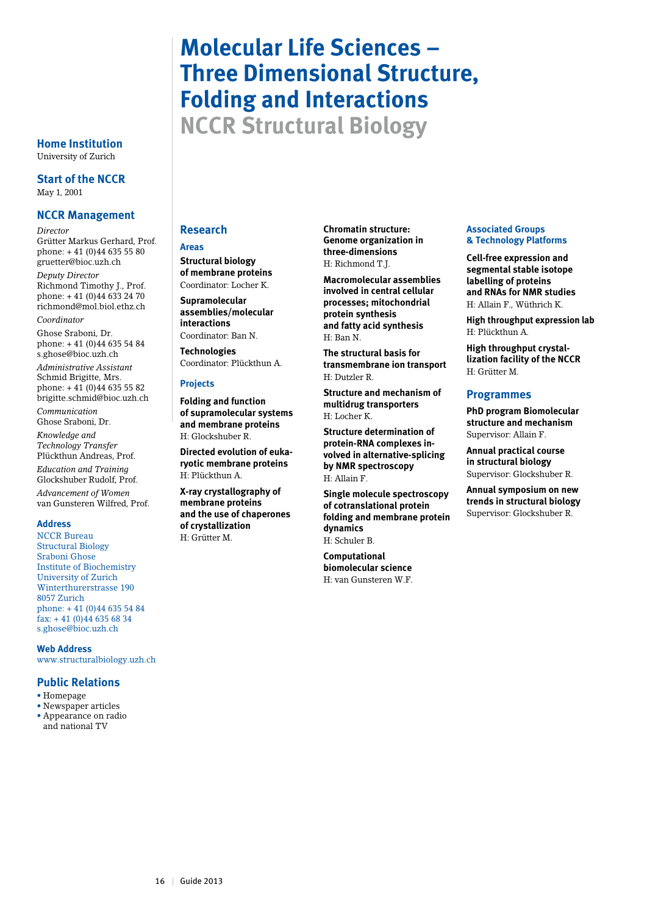# Molecular Life Sciences – Three Dimensional Structure, Folding and Interactions

## NCCR Structural Biology

### Home Institution
University of Zurich

### Start of the NCCR
May 1, 2001

### NCCR Management

*Director*
Grütter Markus Gerhard, Prof.
phone: + 41 (0)44 635 55 80
gruetter@bioc.uzh.ch

*Deputy Director*
Richmond Timothy J., Prof.
phone: + 41 (0)44 633 24 70
richmond@mol.biol.ethz.ch

*Coordinator*
Ghose Sraboni, Dr.
phone: + 41 (0)44 635 54 84
s.ghose@bioc.uzh.ch

*Administrative Assistant*
Schmid Brigitte, Mrs.
phone: + 41 (0)44 635 55 82
brigitte.schmid@bioc.uzh.ch

*Communication*
Ghose Sraboni, Dr.

*Knowledge and Technology Transfer*
Plückthun Andreas, Prof.

*Education and Training*
Glockshuber Rudolf, Prof.

*Advancement of Women*
van Gunsteren Wilfred, Prof.

#### Address
NCCR Bureau
Structural Biology
Sraboni Ghose
Institute of Biochemistry
University of Zurich
Winterthurerstrasse 190
8057 Zurich
phone: + 41 (0)44 635 54 84
fax: + 41 (0)44 635 68 34
s.ghose@bioc.uzh.ch

#### Web Address
www.structuralbiology.uzh.ch

### Public Relations
- Homepage
- Newspaper articles
- Appearance on radio and national TV

### Research

#### Areas

**Structural biology of membrane proteins**
Coordinator: Locher K.

**Supramolecular assemblies/molecular interactions**
Coordinator: Ban N.

**Technologies**
Coordinator: Plückthun A.

#### Projects

**Folding and function of supramolecular systems and membrane proteins**
H: Glockshuber R.

**Directed evolution of eukaryotic membrane proteins**
H: Plückthun A.

**X-ray crystallography of membrane proteins and the use of chaperones of crystallization**
H: Grütter M.

**Chromatin structure: Genome organization in three-dimensions**
H: Richmond T.J.

**Macromolecular assemblies involved in central cellular processes; mitochondrial protein synthesis and fatty acid synthesis**
H: Ban N.

**The structural basis for transmembrane ion transport**
H: Dutzler R.

**Structure and mechanism of multidrug transporters**
H: Locher K.

**Structure determination of protein-RNA complexes involved in alternative-splicing by NMR spectroscopy**
H: Allain F.

**Single molecule spectroscopy of cotranslational protein folding and membrane protein dynamics**
H: Schuler B.

**Computational biomolecular science**
H: van Gunsteren W.F.

#### Associated Groups & Technology Platforms

**Cell-free expression and segmental stable isotope labelling of proteins and RNAs for NMR studies**
H: Allain F., Wüthrich K.

**High throughput expression lab**
H: Plückthun A.

**High throughput crystallization facility of the NCCR**
H: Grütter M.

### Programmes

**PhD program Biomolecular structure and mechanism**
Supervisor: Allain F.

**Annual practical course in structural biology**
Supervisor: Glockshuber R.

**Annual symposium on new trends in structural biology**
Supervisor: Glockshuber R.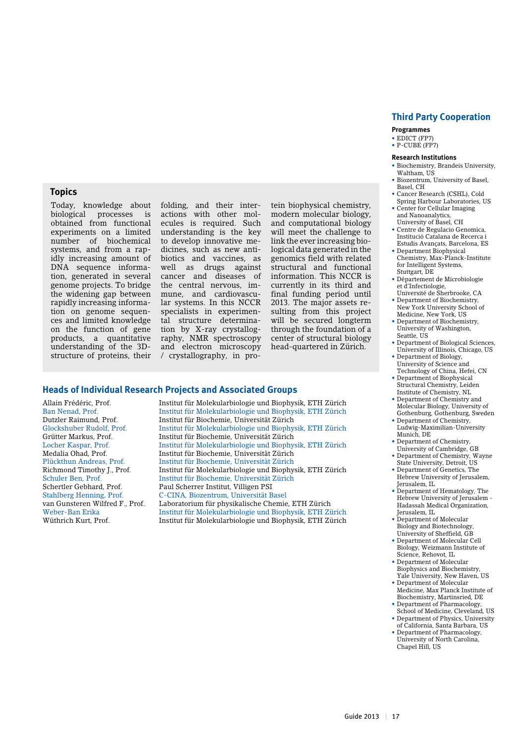## Topics

Today, knowledge about biological processes is obtained from functional experiments on a limited number of biochemical systems, and from a rapidly increasing amount of DNA sequence information, generated in several genome projects. To bridge the widening gap between rapidly increasing information on genome sequences and limited knowledge on the function of gene products, a quantitative understanding of the 3D-structure of proteins, their folding, and their interactions with other molecules is required. Such understanding is the key to develop innovative medicines, such as new antibiotics and vaccines, as well as drugs against cancer and diseases of the central nervous, immune, and cardiovascular systems. In this NCCR specialists in experimental structure determination by X-ray crystallography, NMR spectroscopy and electron microscopy / crystallography, in protein biophysical chemistry, modern molecular biology, and computational biology will meet the challenge to link the ever increasing biological data generated in the genomics field with related structural and functional information. This NCCR is currently in its third and final funding period until 2013. The major assets resulting from this project will be secured longterm through the foundation of a center of structural biology head-quartered in Zürich.

## Heads of Individual Research Projects and Associated Groups

| | |
|---|---|
| Allain Frédéric, Prof. | Institut für Molekularbiologie und Biophysik, ETH Zürich |
| Ban Nenad, Prof. | Institut für Molekularbiologie und Biophysik, ETH Zürich |
| Dutzler Raimund, Prof. | Institut für Biochemie, Universität Zürich |
| Glockshuber Rudolf, Prof. | Institut für Molekularbiologie und Biophysik, ETH Zürich |
| Grütter Markus, Prof. | Institut für Biochemie, Universität Zürich |
| Locher Kaspar, Prof. | Institut für Molekularbiologie und Biophysik, ETH Zürich |
| Medalia Ohad, Prof. | Institut für Biochemie, Universität Zürich |
| Plückthun Andreas, Prof. | Institut für Biochemie, Universität Zürich |
| Richmond Timothy J., Prof. | Institut für Molekularbiologie und Biophysik, ETH Zürich |
| Schuler Ben, Prof. | Institut für Biochemie, Universität Zürich |
| Schertler Gebhard, Prof. | Paul Scherrer Institut, Villigen PSI |
| Stahlberg Henning, Prof. | C-CINA, Biozentrum, Universität Basel |
| van Gunsteren Wilfred F., Prof. | Laboratorium für physikalische Chemie, ETH Zürich |
| Weber-Ban Erika | Institut für Molekularbiologie und Biophysik, ETH Zürich |
| Wüthrich Kurt, Prof. | Institut für Molekularbiologie und Biophysik, ETH Zürich |

## Third Party Cooperation

### Programmes

- EDICT (FP7)
- P-CUBE (FP7)

### Research Institutions

- Biochemistry, Brandeis University, Waltham, US
- Biozentrum, University of Basel, Basel, CH
- Cancer Research (CSHL), Cold Spring Harbour Laboratories, US
- Center for Cellular Imaging and Nanoanalytics, University of Basel, CH
- Centre de Regulacio Genomica, Institució Catalana de Recerca i Estudis Avançats, Barcelona, ES
- Department Biophysical Chemistry, Max-Planck-Institute for Intelligent Systems, Stuttgart, DE
- Département de Microbiologie et d'Infectiologie, Université de Sherbrooke, CA
- Department of Biochemistry, New York University School of Medicine, New York, US
- Department of Biochemistry, University of Washington, Seattle, US
- Department of Biological Sciences, University of Illinois, Chicago, US
- Department of Biology, University of Science and Technology of China, Hefei, CN
- Department of Biophysical Structural Chemistry, Leiden Institute of Chemistry, NL
- Department of Chemistry and Molecular Biology, University of Gothenburg, Gothenburg, Sweden
- Department of Chemistry, Ludwig-Maximilian-University Munich, DE
- Department of Chemistry, University of Cambridge, GB
- Department of Chemistry, Wayne State University, Detroit, US
- Department of Genetics, The Hebrew University of Jerusalem, Jerusalem, IL
- Department of Hematology, The Hebrew University of Jerusalem - Hadassah Medical Organization, Jerusalem, IL
- Department of Molecular Biology and Biotechnology, University of Sheffield, GB
- Department of Molecular Cell Biology, Weizmann Institute of Science, Rehovot, IL
- Department of Molecular Biophysics and Biochemistry, Yale University, New Haven, US
- Department of Molecular Medicine, Max Planck Institute of Biochemistry, Martinsried, DE
- Department of Pharmacology, School of Medicine, Cleveland, US
- Department of Physics, University of California, Santa Barbara, US
- Department of Pharmacology, University of North Carolina, Chapel Hill, US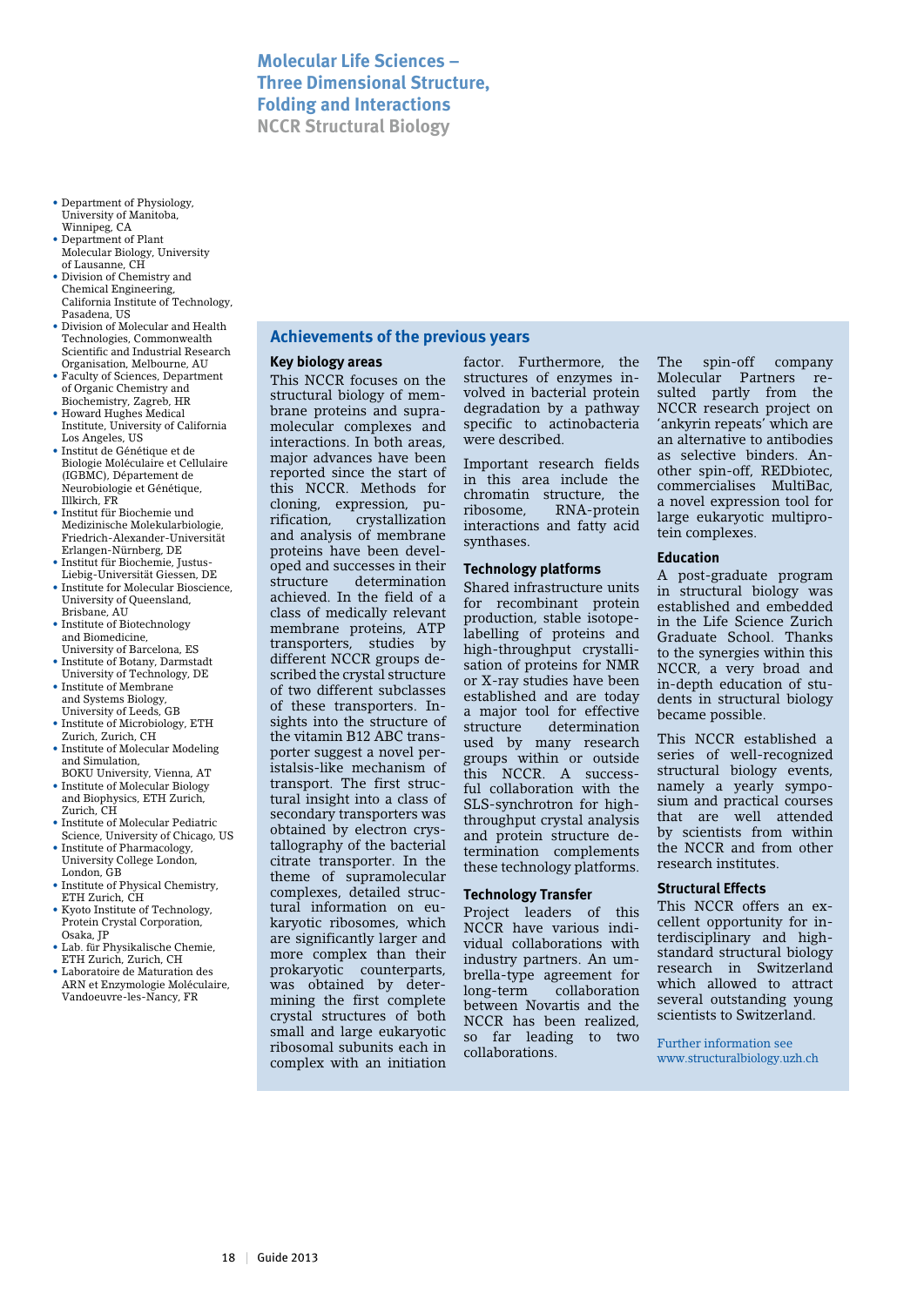## Molecular Life Sciences – Three Dimensional Structure, Folding and Interactions

### NCCR Structural Biology

- Department of Physiology, University of Manitoba, Winnipeg, CA
- Department of Plant Molecular Biology, University of Lausanne, CH
- Division of Chemistry and Chemical Engineering, California Institute of Technology, Pasadena, US
- Division of Molecular and Health Technologies, Commonwealth Scientific and Industrial Research Organisation, Melbourne, AU
- Faculty of Sciences, Department of Organic Chemistry and Biochemistry, Zagreb, HR
- Howard Hughes Medical Institute, University of California Los Angeles, US
- Institut de Génétique et de Biologie Moléculaire et Cellulaire (IGBMC), Département de Neurobiologie et Génétique, Illkirch, FR
- Institut für Biochemie und Medizinische Molekularbiologie, Friedrich-Alexander-Universität Erlangen-Nürnberg, DE
- Institut für Biochemie, Justus-Liebig-Universität Giessen, DE
- Institute for Molecular Bioscience, University of Queensland, Brisbane, AU
- Institute of Biotechnology and Biomedicine, University of Barcelona, ES
- Institute of Botany, Darmstadt University of Technology, DE
- Institute of Membrane and Systems Biology, University of Leeds, GB
- Institute of Microbiology, ETH Zurich, Zurich, CH
- Institute of Molecular Modeling and Simulation, BOKU University, Vienna, AT
- Institute of Molecular Biology and Biophysics, ETH Zurich, Zurich, CH
- Institute of Molecular Pediatric Science, University of Chicago, US
- Institute of Pharmacology, University College London, London, GB
- Institute of Physical Chemistry, ETH Zurich, CH
- Kyoto Institute of Technology, Protein Crystal Corporation, Osaka, JP
- Lab. für Physikalische Chemie, ETH Zurich, Zurich, CH
- Laboratoire de Maturation des ARN et Enzymologie Moléculaire, Vandoeuvre-les-Nancy, FR

## Achievements of the previous years

### Key biology areas

This NCCR focuses on the structural biology of membrane proteins and supramolecular complexes and interactions. In both areas, major advances have been reported since the start of this NCCR. Methods for cloning, expression, purification, crystallization and analysis of membrane proteins have been developed and successes in their structure determination achieved. In the field of a class of medically relevant membrane proteins, ATP transporters, studies by different NCCR groups described the crystal structure of two different subclasses of these transporters. Insights into the structure of the vitamin B12 ABC transporter suggest a novel peristalsis-like mechanism of transport. The first structural insight into a class of secondary transporters was obtained by electron crystallography of the bacterial citrate transporter. In the theme of supramolecular complexes, detailed structural information on eukaryotic ribosomes, which are significantly larger and more complex than their prokaryotic counterparts, was obtained by determining the first complete crystal structures of both small and large eukaryotic ribosomal subunits each in complex with an initiation factor. Furthermore, the structures of enzymes involved in bacterial protein degradation by a pathway specific to actinobacteria were described.

Important research fields in this area include the chromatin structure, the ribosome, RNA-protein interactions and fatty acid synthases.

### Technology platforms

Shared infrastructure units for recombinant protein production, stable isotope-labelling of proteins and high-throughput crystallisation of proteins for NMR or X-ray studies have been established and are today a major tool for effective structure determination used by many research groups within or outside this NCCR. A successful collaboration with the SLS-synchrotron for high-throughput crystal analysis and protein structure determination complements these technology platforms.

### Technology Transfer

Project leaders of this NCCR have various individual collaborations with industry partners. An umbrella-type agreement for long-term collaboration between Novartis and the NCCR has been realized, so far leading to two collaborations.

The spin-off company Molecular Partners resulted partly from the NCCR research project on 'ankyrin repeats' which are an alternative to antibodies as selective binders. Another spin-off, REDbiotec, commercialises MultiBac, a novel expression tool for large eukaryotic multiprotein complexes.

### Education

A post-graduate program in structural biology was established and embedded in the Life Science Zurich Graduate School. Thanks to the synergies within this NCCR, a very broad and in-depth education of students in structural biology became possible.

This NCCR established a series of well-recognized structural biology events, namely a yearly symposium and practical courses that are well attended by scientists from within the NCCR and from other research institutes.

### Structural Effects

This NCCR offers an excellent opportunity for interdisciplinary and high-standard structural biology research in Switzerland which allowed to attract several outstanding young scientists to Switzerland.

Further information see www.structuralbiology.uzh.ch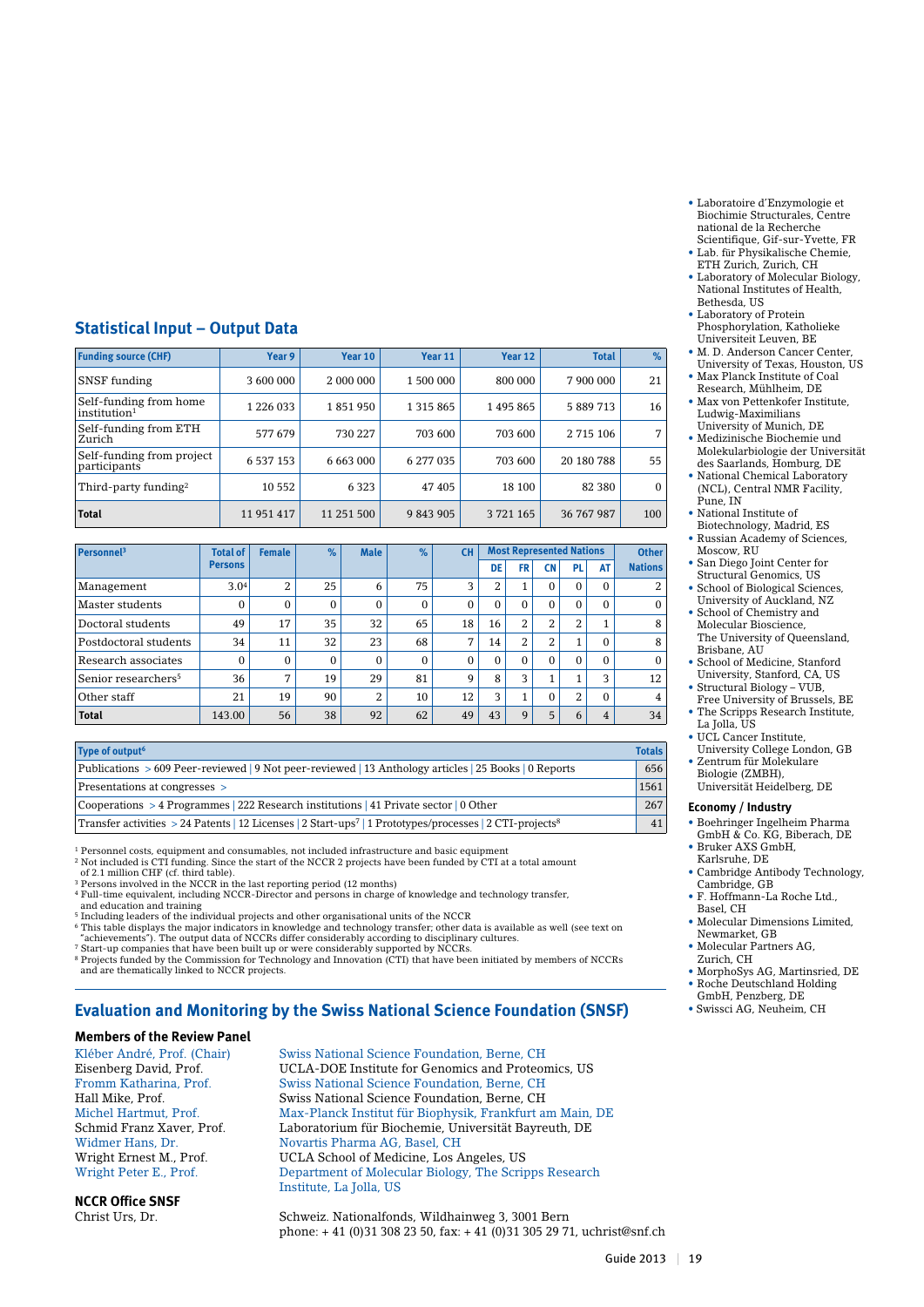- Laboratoire d´Enzymologie et Biochimie Structurales, Centre national de la Recherche Scientifique, Gif-sur-Yvette, FR
- Lab. für Physikalische Chemie, ETH Zurich, Zurich, CH
- Laboratory of Molecular Biology, National Institutes of Health, Bethesda, US
- Laboratory of Protein Phosphorylation, Katholieke Universiteit Leuven, BE
- M. D. Anderson Cancer Center, University of Texas, Houston, US
- Max Planck Institute of Coal Research, Mühlheim, DE
- Max von Pettenkofer Institute, Ludwig-Maximilians University of Munich, DE
- Medizinische Biochemie und Molekularbiologie der Universität des Saarlands, Homburg, DE
- National Chemical Laboratory (NCL), Central NMR Facility, Pune, IN
- National Institute of Biotechnology, Madrid, ES
- Russian Academy of Sciences, Moscow, RU
- San Diego Joint Center for Structural Genomics, US
- School of Biological Sciences, University of Auckland, NZ
- School of Chemistry and Molecular Bioscience, The University of Queensland, Brisbane, AU
- School of Medicine, Stanford University, Stanford, CA, US
- Structural Biology – VUB, Free University of Brussels, BE
- The Scripps Research Institute, La Jolla, US
- UCL Cancer Institute, University College London, GB
- Zentrum für Molekulare Biologie (ZMBH), Universität Heidelberg, DE

### Economy / Industry

- Boehringer Ingelheim Pharma GmbH & Co. KG, Biberach, DE
- Bruker AXS GmbH, Karlsruhe, DE
- Cambridge Antibody Technology, Cambridge, GB
- F. Hoffmann-La Roche Ltd., Basel, CH
- Molecular Dimensions Limited, Newmarket, GB
- Molecular Partners AG, Zurich, CH
- MorphoSys AG, Martinsried, DE
- Roche Deutschland Holding GmbH, Penzberg, DE
- Swissci AG, Neuheim, CH

## Statistical Input – Output Data

| Funding source (CHF) | Year 9 | Year 10 | Year 11 | Year 12 | Total | % |
|---|---|---|---|---|---|---|
| SNSF funding | 3 600 000 | 2 000 000 | 1 500 000 | 800 000 | 7 900 000 | 21 |
| Self-funding from home institution[1] | 1 226 033 | 1 851 950 | 1 315 865 | 1 495 865 | 5 889 713 | 16 |
| Self-funding from ETH Zurich | 577 679 | 730 227 | 703 600 | 703 600 | 2 715 106 | 7 |
| Self-funding from project participants | 6 537 153 | 6 663 000 | 6 277 035 | 703 600 | 20 180 788 | 55 |
| Third-party funding[2] | 10 552 | 6 323 | 47 405 | 18 100 | 82 380 | 0 |
| **Total** | 11 951 417 | 11 251 500 | 9 843 905 | 3 721 165 | 36 767 987 | 100 |

| Personnel[3] | Total of Persons | Female | % | Male | % | CH | Most Represented Nations | | | | | Other Nations |
|---|---|---|---|---|---|---|---|---|---|---|---|---|
| | | | | | | | DE | FR | CN | PL | AT | |
| Management | 3.0[4] | 2 | 25 | 6 | 75 | 3 | 2 | 1 | 0 | 0 | 0 | 2 |
| Master students | 0 | 0 | 0 | 0 | 0 | 0 | 0 | 0 | 0 | 0 | 0 | 0 |
| Doctoral students | 49 | 17 | 35 | 32 | 65 | 18 | 16 | 2 | 2 | 2 | 1 | 8 |
| Postdoctoral students | 34 | 11 | 32 | 23 | 68 | 7 | 14 | 2 | 2 | 1 | 0 | 8 |
| Research associates | 0 | 0 | 0 | 0 | 0 | 0 | 0 | 0 | 0 | 0 | 0 | 0 |
| Senior researchers[5] | 36 | 7 | 19 | 29 | 81 | 9 | 8 | 3 | 1 | 1 | 3 | 12 |
| Other staff | 21 | 19 | 90 | 2 | 10 | 12 | 3 | 1 | 0 | 2 | 0 | 4 |
| **Total** | 143.00 | 56 | 38 | 92 | 62 | 49 | 43 | 9 | 5 | 6 | 4 | 34 |

| Type of output[6] | Totals |
|---|---|
| Publications > 609 Peer-reviewed \| 9 Not peer-reviewed \| 13 Anthology articles \| 25 Books \| 0 Reports | 656 |
| Presentations at congresses > | 1561 |
| Cooperations > 4 Programmes \| 222 Research institutions \| 41 Private sector \| 0 Other | 267 |
| Transfer activities > 24 Patents \| 12 Licenses \| 2 Start-ups[7] \| 1 Prototypes/processes \| 2 CTI-projects[8] | 41 |

[1] Personnel costs, equipment and consumables, not included infrastructure and basic equipment
[2] Not included is CTI funding. Since the start of the NCCR 2 projects have been funded by CTI at a total amount of 2.1 million CHF (cf. third table).
[3] Persons involved in the NCCR in the last reporting period (12 months)
[4] Full-time equivalent, including NCCR-Director and persons in charge of knowledge and technology transfer, and education and training
[5] Including leaders of the individual projects and other organisational units of the NCCR
[6] This table displays the major indicators in knowledge and technology transfer; other data is available as well (see text on "achievements"). The output data of NCCRs differ considerably according to disciplinary cultures.
[7] Start-up companies that have been built up or were considerably supported by NCCRs.
[8] Projects funded by the Commission for Technology and Innovation (CTI) that have been initiated by members of NCCRs and are thematically linked to NCCR projects.

## Evaluation and Monitoring by the Swiss National Science Foundation (SNSF)

### Members of the Review Panel

Kléber André, Prof. (Chair) — Swiss National Science Foundation, Berne, CH
Eisenberg David, Prof. — UCLA-DOE Institute for Genomics and Proteomics, US
Fromm Katharina, Prof. — Swiss National Science Foundation, Berne, CH
Hall Mike, Prof. — Swiss National Science Foundation, Berne, CH
Michel Hartmut, Prof. — Max-Planck Institut für Biophysik, Frankfurt am Main, DE
Schmid Franz Xaver, Prof. — Laboratorium für Biochemie, Universität Bayreuth, DE
Widmer Hans, Dr. — Novartis Pharma AG, Basel, CH
Wright Ernest M., Prof. — UCLA School of Medicine, Los Angeles, US
Wright Peter E., Prof. — Department of Molecular Biology, The Scripps Research Institute, La Jolla, US

### NCCR Office SNSF

Christ Urs, Dr. — Schweiz. Nationalfonds, Wildhainweg 3, 3001 Bern
phone: + 41 (0)31 308 23 50, fax: + 41 (0)31 305 29 71, uchrist@snf.ch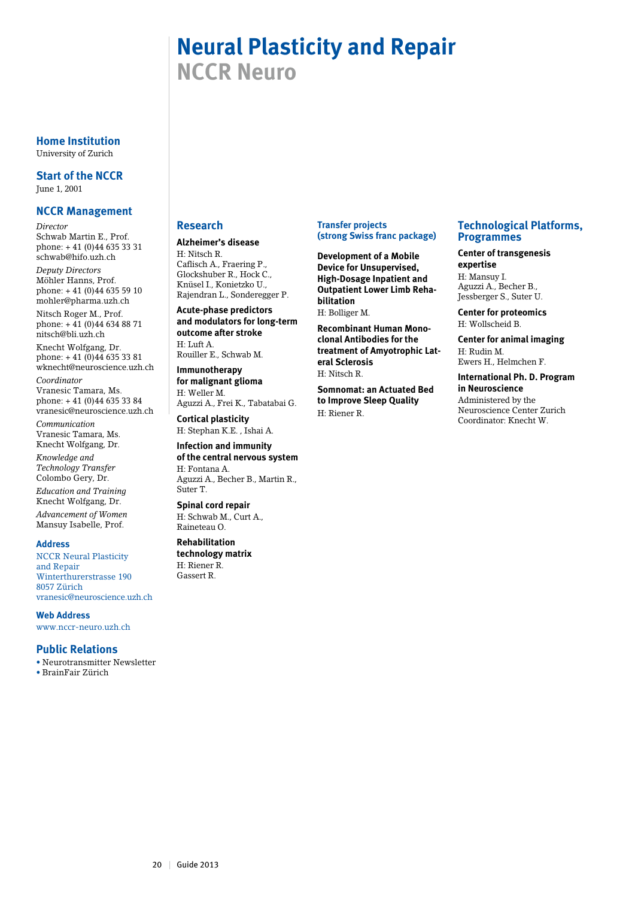# Neural Plasticity and Repair
## NCCR Neuro

### Home Institution
University of Zurich

### Start of the NCCR
June 1, 2001

### NCCR Management

*Director*
Schwab Martin E., Prof.
phone: + 41 (0)44 635 33 31
schwab@hifo.uzh.ch

*Deputy Directors*
Möhler Hanns, Prof.
phone: + 41 (0)44 635 59 10
mohler@pharma.uzh.ch

Nitsch Roger M., Prof.
phone: + 41 (0)44 634 88 71
nitsch@bli.uzh.ch

Knecht Wolfgang, Dr.
phone: + 41 (0)44 635 33 81
wknecht@neuroscience.uzh.ch

*Coordinator*
Vranesic Tamara, Ms.
phone: + 41 (0)44 635 33 84
vranesic@neuroscience.uzh.ch

*Communication*
Vranesic Tamara, Ms.
Knecht Wolfgang, Dr.

*Knowledge and Technology Transfer*
Colombo Gery, Dr.

*Education and Training*
Knecht Wolfgang, Dr.

*Advancement of Women*
Mansuy Isabelle, Prof.

### Address
NCCR Neural Plasticity and Repair
Winterthurerstrasse 190
8057 Zürich
vranesic@neuroscience.uzh.ch

### Web Address
www.nccr-neuro.uzh.ch

### Public Relations
- Neurotransmitter Newsletter
- BrainFair Zürich

### Research

**Alzheimer's disease**
H: Nitsch R.
Caflisch A., Fraering P., Glockshuber R., Hock C., Knüsel I., Konietzko U., Rajendran L., Sonderegger P.

**Acute-phase predictors and modulators for long-term outcome after stroke**
H: Luft A.
Rouiller E., Schwab M.

**Immunotherapy for malignant glioma**
H: Weller M.
Aguzzi A., Frei K., Tabatabai G.

**Cortical plasticity**
H: Stephan K.E. , Ishai A.

**Infection and immunity of the central nervous system**
H: Fontana A.
Aguzzi A., Becher B., Martin R., Suter T.

**Spinal cord repair**
H: Schwab M., Curt A., Raineteau O.

**Rehabilitation technology matrix**
H: Riener R.
Gassert R.

### Transfer projects (strong Swiss franc package)

**Development of a Mobile Device for Unsupervised, High-Dosage Inpatient and Outpatient Lower Limb Rehabilitation**
H: Bolliger M.

**Recombinant Human Monoclonal Antibodies for the treatment of Amyotrophic Lateral Sclerosis**
H: Nitsch R.

**Somnomat: an Actuated Bed to Improve Sleep Quality**
H: Riener R.

### Technological Platforms, Programmes

**Center of transgenesis expertise**
H: Mansuy I.
Aguzzi A., Becher B., Jessberger S., Suter U.

**Center for proteomics**
H: Wollscheid B.

**Center for animal imaging**
H: Rudin M.
Ewers H., Helmchen F.

**International Ph. D. Program in Neuroscience**
Administered by the Neuroscience Center Zurich
Coordinator: Knecht W.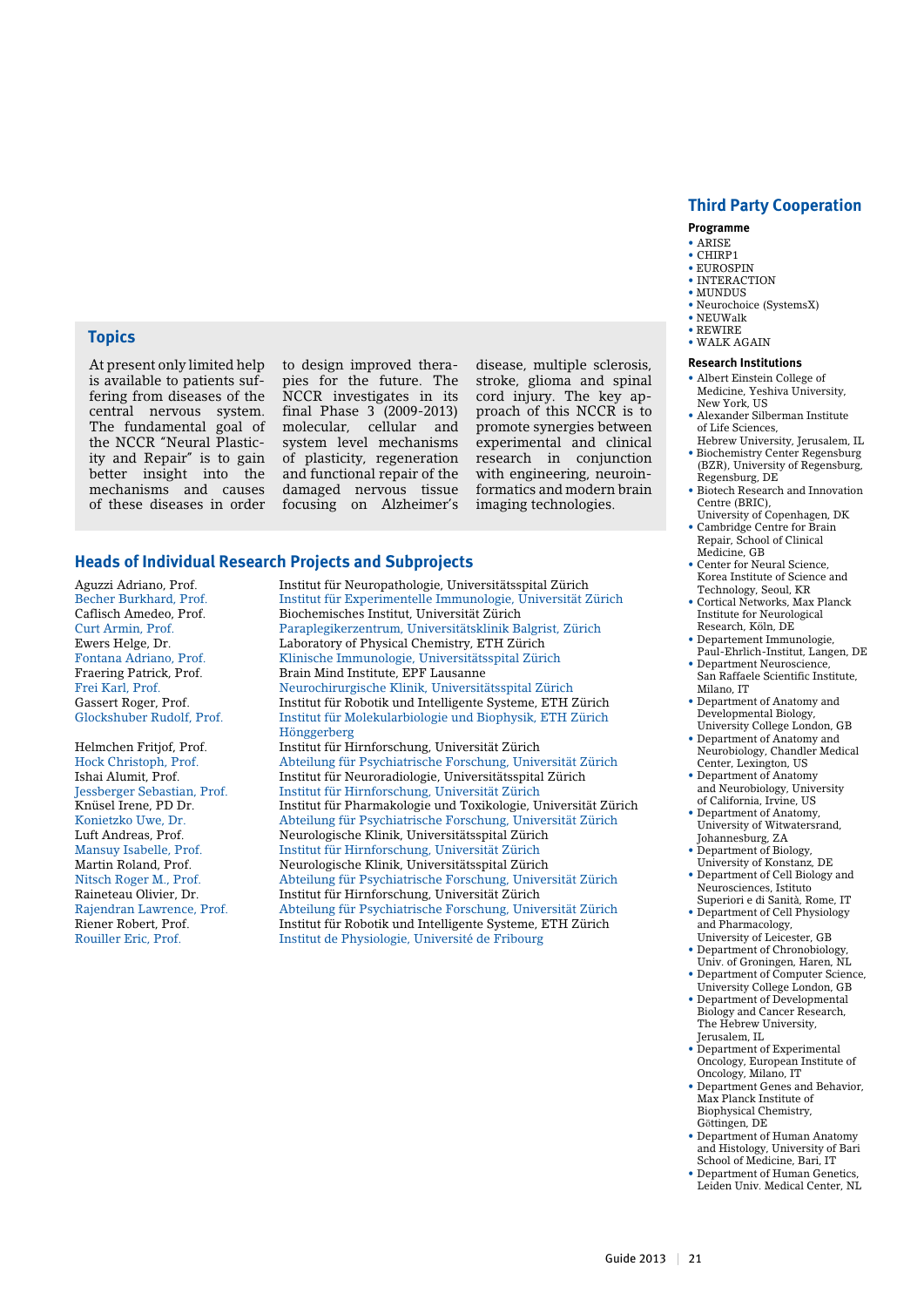## Topics

At present only limited help is available to patients suffering from diseases of the central nervous system. The fundamental goal of the NCCR "Neural Plasticity and Repair" is to gain better insight into the mechanisms and causes of these diseases in order to design improved therapies for the future. The NCCR investigates in its final Phase 3 (2009-2013) molecular, cellular and system level mechanisms of plasticity, regeneration and functional repair of the damaged nervous tissue focusing on Alzheimer's disease, multiple sclerosis, stroke, glioma and spinal cord injury. The key approach of this NCCR is to promote synergies between experimental and clinical research in conjunction with engineering, neuroinformatics research and modern brain imaging technologies.

## Heads of Individual Research Projects and Subprojects

| | |
|---|---|
| Aguzzi Adriano, Prof. | Institut für Neuropathologie, Universitätsspital Zürich |
| Becher Burkhard, Prof. | Institut für Experimentelle Immunologie, Universität Zürich |
| Caflisch Amedeo, Prof. | Biochemisches Institut, Universität Zürich |
| Curt Armin, Prof. | Paraplegikerzentrum, Universitätsklinik Balgrist, Zürich |
| Ewers Helge, Dr. | Laboratory of Physical Chemistry, ETH Zürich |
| Fontana Adriano, Prof. | Klinische Immunologie, Universitätsspital Zürich |
| Fraering Patrick, Prof. | Brain Mind Institute, EPF Lausanne |
| Frei Karl, Prof. | Neurochirurgische Klinik, Universitätsspital Zürich |
| Gassert Roger, Prof. | Institut für Robotik und Intelligente Systeme, ETH Zürich |
| Glockshuber Rudolf, Prof. | Institut für Molekularbiologie und Biophysik, ETH Zürich Hönggerberg |
| Helmchen Fritjof, Prof. | Institut für Hirnforschung, Universität Zürich |
| Hock Christoph, Prof. | Abteilung für Psychiatrische Forschung, Universität Zürich |
| Ishai Alumit, Prof. | Institut für Neuroradiologie, Universitätsspital Zürich |
| Jessberger Sebastian, Prof. | Institut für Hirnforschung, Universität Zürich |
| Knüsel Irene, PD Dr. | Institut für Pharmakologie und Toxikologie, Universität Zürich |
| Konietzko Uwe, Dr. | Abteilung für Psychiatrische Forschung, Universität Zürich |
| Luft Andreas, Prof. | Neurologische Klinik, Universitätsspital Zürich |
| Mansuy Isabelle, Prof. | Institut für Hirnforschung, Universität Zürich |
| Martin Roland, Prof. | Neurologische Klinik, Universitätsspital Zürich |
| Nitsch Roger M., Prof. | Abteilung für Psychiatrische Forschung, Universität Zürich |
| Raineteau Olivier, Dr. | Institut für Hirnforschung, Universität Zürich |
| Rajendran Lawrence, Prof. | Abteilung für Psychiatrische Forschung, Universität Zürich |
| Riener Robert, Prof. | Institut für Robotik und Intelligente Systeme, ETH Zürich |
| Rouiller Eric, Prof. | Institut de Physiologie, Université de Fribourg |

## Third Party Cooperation

### Programme

- ARISE
- CHIRP1
- EUROSPIN
- INTERACTION
- MUNDUS
- Neurochoice (SystemsX)
- NEUWalk
- REWIRE
- WALK AGAIN

### Research Institutions

- Albert Einstein College of Medicine, Yeshiva University, New York, US
- Alexander Silberman Institute of Life Sciences, Hebrew University, Jerusalem, IL
- Biochemistry Center Regensburg (BZR), University of Regensburg, Regensburg, DE
- Biotech Research and Innovation Centre (BRIC), University of Copenhagen, DK
- Cambridge Centre for Brain Repair, School of Clinical Medicine, GB
- Center for Neural Science, Korea Institute of Science and Technology, Seoul, KR
- Cortical Networks, Max Planck Institute for Neurological Research, Köln, DE
- Departement Immunologie, Paul-Ehrlich-Institut, Langen, DE
- Department Neuroscience, San Raffaele Scientific Institute, Milano, IT
- Department of Anatomy and Developmental Biology, University College London, GB
- Department of Anatomy and Neurobiology, Chandler Medical Center, Lexington, US
- Department of Anatomy and Neurobiology, University of California, Irvine, US
- Department of Anatomy, University of Witwatersrand, Johannesburg, ZA
- Department of Biology, University of Konstanz, DE
- Department of Cell Biology and Neurosciences, Istituto Superiori e di Sanità, Rome, IT
- Department of Cell Physiology and Pharmacology, University of Leicester, GB
- Department of Chronobiology, Univ. of Groningen, Haren, NL
- Department of Computer Science, University College London, GB
- Department of Developmental Biology and Cancer Research, The Hebrew University, Jerusalem, IL
- Department of Experimental Oncology, European Institute of Oncology, Milano, IT
- Department Genes and Behavior, Max Planck Institute of Biophysical Chemistry, Göttingen, DE
- Department of Human Anatomy and Histology, University of Bari School of Medicine, Bari, IT
- Department of Human Genetics, Leiden Univ. Medical Center, NL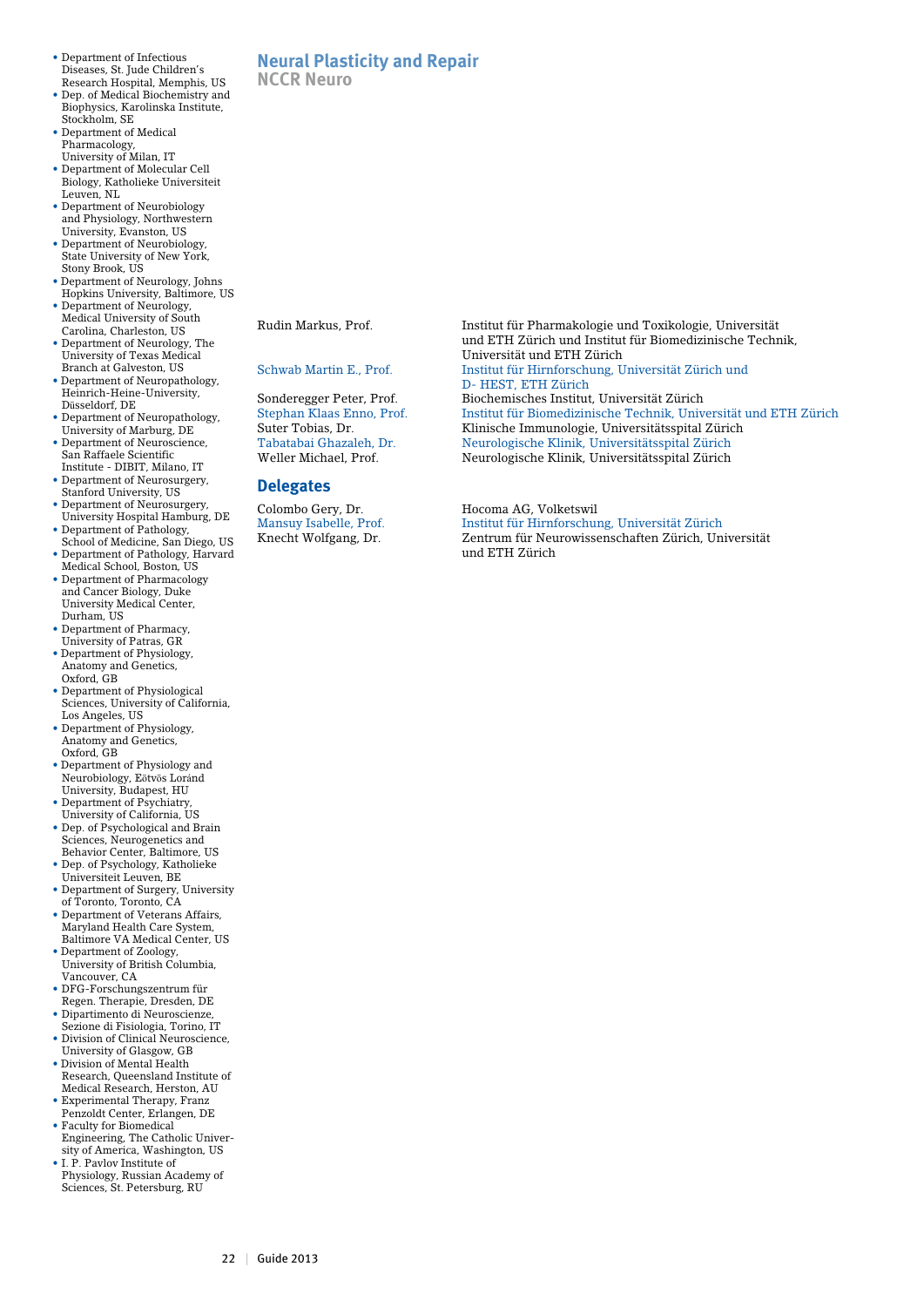- Department of Infectious Diseases, St. Jude Children's Research Hospital, Memphis, US
- Dep. of Medical Biochemistry and Biophysics, Karolinska Institute, Stockholm, SE
- Department of Medical Pharmacology, University of Milan, IT
- Department of Molecular Cell Biology, Katholieke Universiteit Leuven, NL
- Department of Neurobiology and Physiology, Northwestern University, Evanston, US
- Department of Neurobiology, State University of New York, Stony Brook, US
- Department of Neurology, Johns Hopkins University, Baltimore, US
- Department of Neurology, Medical University of South Carolina, Charleston, US
- Department of Neurology, The University of Texas Medical Branch at Galveston, US
- Department of Neuropathology, Heinrich-Heine-University, Düsseldorf, DE
- Department of Neuropathology, University of Marburg, DE
- Department of Neuroscience, San Raffaele Scientific Institute - DIBIT, Milano, IT
- Department of Neurosurgery, Stanford University, US
- Department of Neurosurgery, University Hospital Hamburg, DE
- Department of Pathology, School of Medicine, San Diego, US
- Department of Pathology, Harvard Medical School, Boston, US
- Department of Pharmacology and Cancer Biology, Duke University Medical Center, Durham, US
- Department of Pharmacy, University of Patras, GR
- Department of Physiology, Anatomy and Genetics, Oxford, GB
- Department of Physiological Sciences, University of California, Los Angeles, US
- Department of Physiology, Anatomy and Genetics, Oxford, GB
- Department of Physiology and Neurobiology, Eötvös Loránd University, Budapest, HU
- Department of Psychiatry, University of California, US
- Dep. of Psychological and Brain Sciences, Neurogenetics and Behavior Center, Baltimore, US
- Dep. of Psychology, Katholieke Universiteit Leuven, BE
- Department of Surgery, University of Toronto, Toronto, CA
- Department of Veterans Affairs, Maryland Health Care System, Baltimore VA Medical Center, US
- Department of Zoology, University of British Columbia, Vancouver, CA
- DFG-Forschungszentrum für Regen. Therapie, Dresden, DE
- Dipartimento di Neuroscienze, Sezione di Fisiologia, Torino, IT
- Division of Clinical Neuroscience, University of Glasgow, GB
- Division of Mental Health Research, Queensland Institute of Medical Research, Herston, AU
- Experimental Therapy, Franz Penzoldt Center, Erlangen, DE
- Faculty for Biomedical Engineering, The Catholic University of America, Washington, US
- I. P. Pavlov Institute of Physiology, Russian Academy of Sciences, St. Petersburg, RU

# Neural Plasticity and Repair
## NCCR Neuro

| | |
|---|---|
| Rudin Markus, Prof. | Institut für Pharmakologie und Toxikologie, Universität und ETH Zürich und Institut für Biomedizinische Technik, Universität und ETH Zürich |
| Schwab Martin E., Prof. | Institut für Hirnforschung, Universität Zürich und D- HEST, ETH Zürich |
| Sonderegger Peter, Prof. | Biochemisches Institut, Universität Zürich |
| Stephan Klaas Enno, Prof. | Institut für Biomedizinische Technik, Universität und ETH Zürich |
| Suter Tobias, Dr. | Klinische Immunologie, Universitätsspital Zürich |
| Tabatabai Ghazaleh, Dr. | Neurologische Klinik, Universitätsspital Zürich |
| Weller Michael, Prof. | Neurologische Klinik, Universitätsspital Zürich |

## Delegates

| | |
|---|---|
| Colombo Gery, Dr. | Hocoma AG, Volketswil |
| Mansuy Isabelle, Prof. | Institut für Hirnforschung, Universität Zürich |
| Knecht Wolfgang, Dr. | Zentrum für Neurowissenschaften Zürich, Universität und ETH Zürich |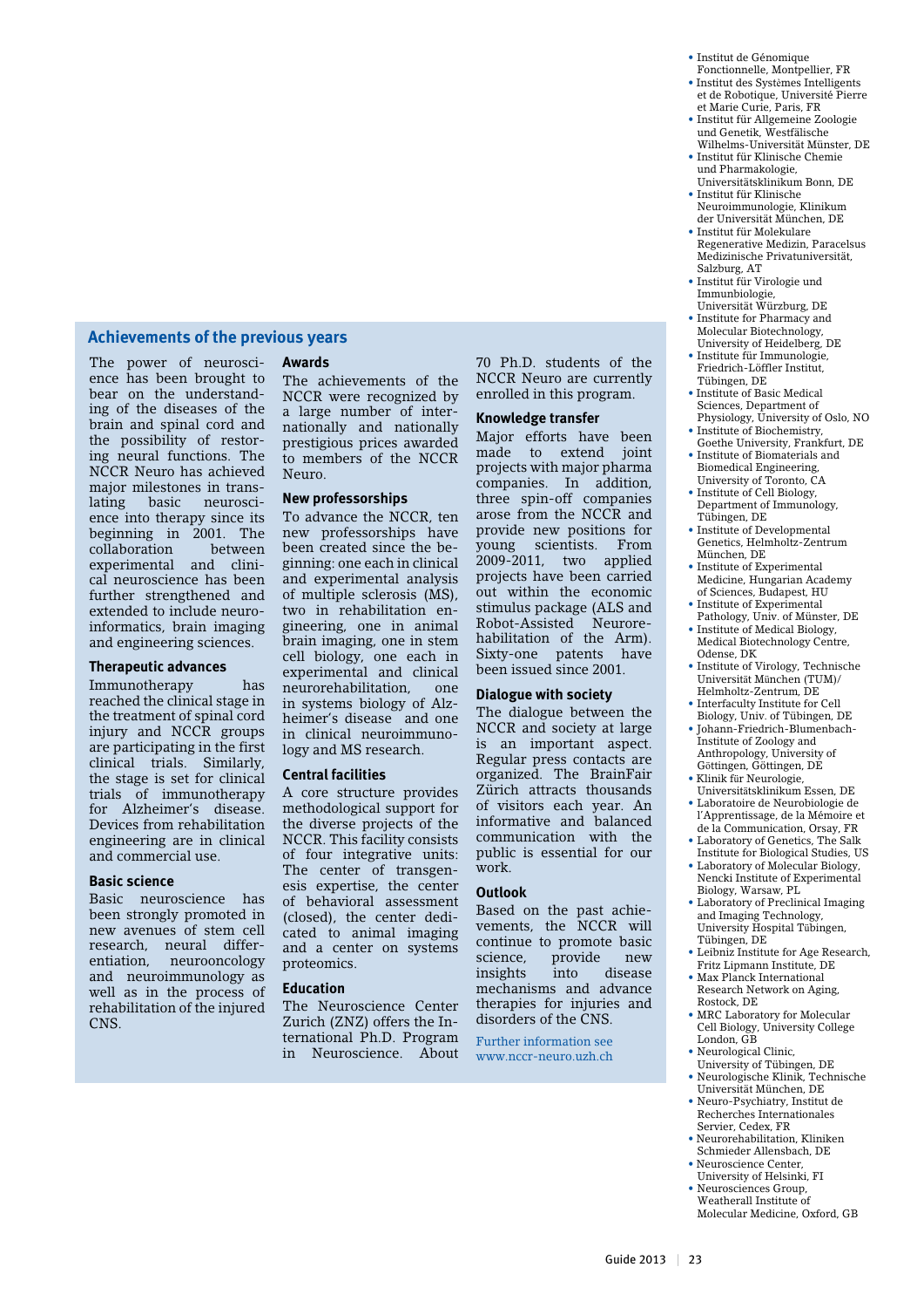- Institut de Génomique Fonctionnelle, Montpellier, FR
- Institut des Systèmes Intelligents et de Robotique, Université Pierre et Marie Curie, Paris, FR
- Institut für Allgemeine Zoologie und Genetik, Westfälische Wilhelms-Universität Münster, DE
- Institut für Klinische Chemie und Pharmakologie, Universitätsklinikum Bonn, DE
- Institut für Klinische Neuroimmunologie, Klinikum der Universität München, DE
- Institut für Molekulare Regenerative Medizin, Paracelsus Medizinische Privatuniversität, Salzburg, AT
- Institut für Virologie und Immunbiologie, Universität Würzburg, DE
- Institute for Pharmacy and Molecular Biotechnology, University of Heidelberg, DE
- Institute für Immunologie, Friedrich-Löffler Institut, Tübingen, DE
- Institute of Basic Medical Sciences, Department of Physiology, University of Oslo, NO
- Institute of Biochemistry, Goethe University, Frankfurt, DE
- Institute of Biomaterials and Biomedical Engineering, University of Toronto, CA
- Institute of Cell Biology, Department of Immunology, Tübingen, DE
- Institute of Developmental Genetics, Helmholtz-Zentrum München, DE
- Institute of Experimental Medicine, Hungarian Academy of Sciences, Budapest, HU
- Institute of Experimental Pathology, Univ. of Münster, DE
- Institute of Medical Biology, Medical Biotechnology Centre, Odense, DK
- Institute of Virology, Technische Universität München (TUM)/ Helmholtz-Zentrum, DE
- Interfaculty Institute for Cell Biology, Univ. of Tübingen, DE
- Johann-Friedrich-Blumenbach-Institute of Zoology and Anthropology, University of Göttingen, Göttingen, DE
- Klinik für Neurologie, Universitätsklinikum Essen, DE
- Laboratoire de Neurobiologie de l'Apprentissage, de la Mémoire et de la Communication, Orsay, FR
- Laboratory of Genetics, The Salk Institute for Biological Studies, US
- Laboratory of Molecular Biology, Nencki Institute of Experimental Biology, Warsaw, PL
- Laboratory of Preclinical Imaging and Imaging Technology, University Hospital Tübingen, Tübingen, DE
- Leibniz Institute for Age Research, Fritz Lipmann Institute, DE
- Max Planck International Research Network on Aging, Rostock, DE
- MRC Laboratory for Molecular Cell Biology, University College London, GB
- Neurological Clinic, University of Tübingen, DE
- Neurologische Klinik, Technische Universität München, DE
- Neuro-Psychiatry, Institut de Recherches Internationales Servier, Cedex, FR
- Neurorehabilitation, Kliniken Schmieder Allensbach, DE
- Neuroscience Center, University of Helsinki, FI
- Neurosciences Group, Weatherall Institute of Molecular Medicine, Oxford, GB

## Achievements of the previous years

The power of neuroscience has been brought to bear on the understanding of the diseases of the brain and spinal cord and the possibility of restoring neural functions. The NCCR Neuro has achieved major milestones in translating basic neuroscience into therapy since its beginning in 2001. The collaboration between experimental and clinical neuroscience has been further strengthened and extended to include neuroinformatics, brain imaging and engineering sciences.

### Therapeutic advances

Immunotherapy has reached the clinical stage in the treatment of spinal cord injury and NCCR groups are participating in the first clinical trials. Similarly, the stage is set for clinical trials of immunotherapy for Alzheimer's disease. Devices from rehabilitation engineering are in clinical and commercial use.

### Basic science

Basic neuroscience has been strongly promoted in new avenues of stem cell research, neural differentiation, neurooncology and neuroimmunology as well as in the process of rehabilitation of the injured CNS.

### Awards

The achievements of the NCCR were recognized by a large number of internationally and nationally prestigious prices awarded to members of the NCCR Neuro.

### New professorships

To advance the NCCR, ten new professorships have been created since the beginning: one each in clinical and experimental analysis of multiple sclerosis (MS), two in rehabilitation engineering, one in animal brain imaging, one in stem cell biology, one each in experimental and clinical neurorehabilitation, one in systems biology of Alzheimer's disease and one in clinical neuroimmunology and MS research.

### Central facilities

A core structure provides methodological support for the diverse projects of the NCCR. This facility consists of four integrative units: The center of transgenesis expertise, the center of behavioral assessment (closed), the center dedicated to animal imaging and a center on systems proteomics.

### Education

The Neuroscience Center Zurich (ZNZ) offers the International Ph.D. Program in Neuroscience. About 70 Ph.D. students of the NCCR Neuro are currently enrolled in this program.

### Knowledge transfer

Major efforts have been made to extend joint projects with major pharma companies. In addition, three spin-off companies arose from the NCCR and provide new positions for young scientists. From 2009-2011, two applied projects have been carried out within the economic stimulus package (ALS and Robot-Assisted Neurorehabilitation of the Arm). Sixty-one patents have been issued since 2001.

### Dialogue with society

The dialogue between the NCCR and society at large is an important aspect. Regular press contacts are organized. The BrainFair Zürich attracts thousands of visitors each year. An informative and balanced communication with the public is essential for our work.

### Outlook

Based on the past achievements, the NCCR will continue to promote basic science, provide new insights into disease mechanisms and advance therapies for injuries and disorders of the CNS.

Further information see www.nccr-neuro.uzh.ch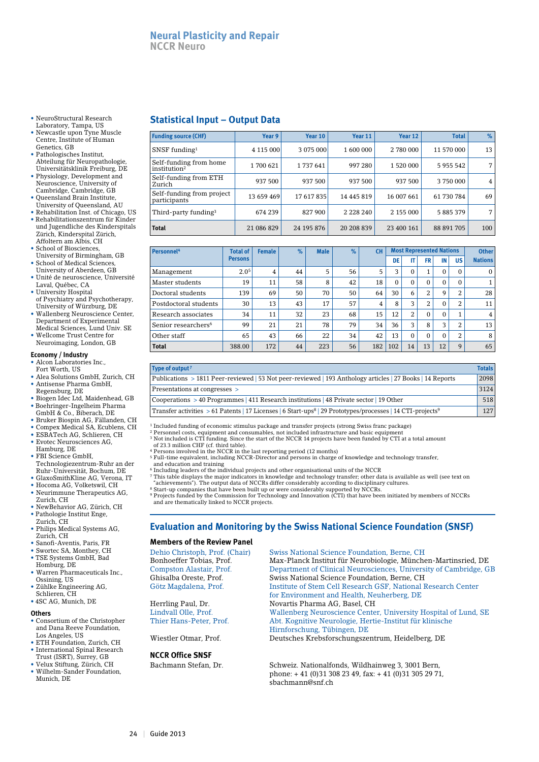- NeuroStructural Research Laboratory, Tampa, US
- Newcastle upon Tyne Muscle Centre, Institute of Human Genetics, GB
- Pathologisches Institut, Abteilung für Neuropathologie, Universitätsklinik Freiburg, DE
- Physiology, Development and Neuroscience, University of Cambridge, Cambridge, GB
- Queensland Brain Institute, University of Queensland, AU
- Rehabilitation Inst. of Chicago, US
- Rehabilitationszentrum für Kinder und Jugendliche des Kinderspitals Zürich, Kinderspital Zürich, Affoltern am Albis, CH
- School of Biosciences, University of Birmingham, GB
- School of Medical Sciences, University of Aberdeen, GB
- Unité de neuroscience, Université Laval, Québec, CA
- University Hospital of Psychiatry and Psychotherapy, University of Würzburg, DE
- Wallenberg Neuroscience Center, Department of Experimental Medical Sciences, Lund Univ. SE
- Wellcome Trust Centre for Neuroimaging, London, GB

### Economy / Industry

- Alcon Laboratories Inc., Fort Worth, US
- Alea Solutions GmbH, Zurich, CH
- Antisense Pharma GmbH, Regensburg, DE
- Biogen Idec Ltd, Maidenhead, GB
- Boehringer-Ingelheim Pharma GmbH & Co., Biberach, DE
- Bruker Biospin AG, Fällanden, CH
- Compex Medical SA, Ecublens, CH
- ESBATech AG, Schlieren, CH
- Evotec Neurosciences AG, Hamburg, DE
- FBI Science GmbH, Technologiezentrum-Ruhr an der Ruhr-Universität, Bochum, DE
- GlaxoSmithKline AG, Verona, IT
- Hocoma AG, Volketswil, CH
- Neurimmune Therapeutics AG, Zurich, CH
- NewBehavior AG, Zürich, CH
- Pathologie Institut Enge, Zurich, CH
- Philips Medical Systems AG, Zurich, CH
- Sanofi-Aventis, Paris, FR
- Swortec SA, Monthey, CH
- TSE Systems GmbH, Bad Homburg, DE
- Warren Pharmaceuticals Inc., Ossining, US
- Zühlke Engineering AG, Schlieren, CH
- 4SC AG, Munich, DE

### Others

- Consortium of the Christopher and Dana Reeve Foundation, Los Angeles, US
- ETH Foundation, Zurich, CH
- International Spinal Research Trust (ISRT), Surrey, GB
- Velux Stiftung, Zürich, CH
- Wilhelm-Sander Foundation, Munich, DE

## Statistical Input – Output Data

| Funding source (CHF) | Year 9 | Year 10 | Year 11 | Year 12 | Total | % |
|---|---|---|---|---|---|---|
| SNSF funding[1] | 4 115 000 | 3 075 000 | 1 600 000 | 2 780 000 | 11 570 000 | 13 |
| Self-funding from home institution[2] | 1 700 621 | 1 737 641 | 997 280 | 1 520 000 | 5 955 542 | 7 |
| Self-funding from ETH Zurich | 937 500 | 937 500 | 937 500 | 937 500 | 3 750 000 | 4 |
| Self-funding from project participants | 13 659 469 | 17 617 835 | 14 445 819 | 16 007 661 | 61 730 784 | 69 |
| Third-party funding[3] | 674 239 | 827 900 | 2 228 240 | 2 155 000 | 5 885 379 | 7 |
| **Total** | 21 086 829 | 24 195 876 | 20 208 839 | 23 400 161 | 88 891 705 | 100 |

| Personnel[4] | Total of Persons | Female | % | Male | % | CH | Most Represented Nations | | | | | Other Nations |
|---|---|---|---|---|---|---|---|---|---|---|---|---|
| | | | | | | | DE | IT | FR | IN | US | |
| Management | 2.0[5] | 4 | 44 | 5 | 56 | 5 | 3 | 0 | 1 | 0 | 0 | 0 |
| Master students | 19 | 11 | 58 | 8 | 42 | 18 | 0 | 0 | 0 | 0 | 0 | 1 |
| Doctoral students | 139 | 69 | 50 | 70 | 50 | 64 | 30 | 6 | 2 | 9 | 2 | 28 |
| Postdoctoral students | 30 | 13 | 43 | 17 | 57 | 4 | 8 | 3 | 2 | 0 | 2 | 11 |
| Research associates | 34 | 11 | 32 | 23 | 68 | 15 | 12 | 2 | 0 | 0 | 1 | 4 |
| Senior researchers[6] | 99 | 21 | 21 | 78 | 79 | 34 | 36 | 3 | 8 | 3 | 2 | 13 |
| Other staff | 65 | 43 | 66 | 22 | 34 | 42 | 13 | 0 | 0 | 0 | 2 | 8 |
| **Total** | 388.00 | 172 | 44 | 223 | 56 | 182 | 102 | 14 | 13 | 12 | 9 | 65 |

| Type of output[7] | Totals |
|---|---|
| Publications > 1811 Peer-reviewed \| 53 Not peer-reviewed \| 193 Anthology articles \| 27 Books \| 14 Reports | 2098 |
| Presentations at congresses > | 3124 |
| Cooperations > 40 Programmes \| 411 Research institutions \| 48 Private sector \| 19 Other | 518 |
| Transfer activities > 61 Patents \| 17 Licenses \| 6 Start-ups[8] \| 29 Prototypes/processes \| 14 CTI-projects[9] | 127 |

[1] Included funding of economic stimulus package and transfer projects (strong Swiss franc package)
[2] Personnel costs, equipment and consumables, not included infrastructure and basic equipment
[3] Not included is CTI funding. Since the start of the NCCR 14 projects have been funded by CTI at a total amount of 23.3 million CHF (cf. third table).
[4] Persons involved in the NCCR in the last reporting period (12 months)
[5] Full-time equivalent, including NCCR-Director and persons in charge of knowledge and technology transfer, and education and training
[6] Including leaders of the individual projects and other organisational units of the NCCR
[7] This table displays the major indicators in knowledge and technology transfer; other data is available as well (see text on "achievements"). The output data of NCCRs differ considerably according to disciplinary cultures.
[8] Start-up companies that have been built up or were considerably supported by NCCRs.
[9] Projects funded by the Commission for Technology and Innovation (CTI) that have been initiated by members of NCCRs and are thematically linked to NCCR projects.

## Evaluation and Monitoring by the Swiss National Science Foundation (SNSF)

### Members of the Review Panel

| | |
|---|---|
| Dehio Christoph, Prof. (Chair) | Swiss National Science Foundation, Berne, CH |
| Bonhoeffer Tobias, Prof. | Max-Planck Institut für Neurobiologie, München-Martinsried, DE |
| Compston Alastair, Prof. | Department of Clinical Neurosciences, University of Cambridge, GB |
| Ghisalba Oreste, Prof. | Swiss National Science Foundation, Berne, CH |
| Götz Magdalena, Prof. | Institute of Stem Cell Research GSF, National Research Center for Environment and Health, Neuherberg, DE |
| Herrling Paul, Dr. | Novartis Pharma AG, Basel, CH |
| Lindvall Olle, Prof. | Wallenberg Neuroscience Center, University Hospital of Lund, SE |
| Thier Hans-Peter, Prof. | Abt. Kognitive Neurologie, Hertie-Institut für klinische Hirnforschung, Tübingen, DE |
| Wiestler Otmar, Prof. | Deutsches Krebsforschungszentrum, Heidelberg, DE |

### NCCR Office SNSF

Bachmann Stefan, Dr.

Schweiz. Nationalfonds, Wildhainweg 3, 3001 Bern, phone: + 41 (0)31 308 23 49, fax: + 41 (0)31 305 29 71, sbachmann@snf.ch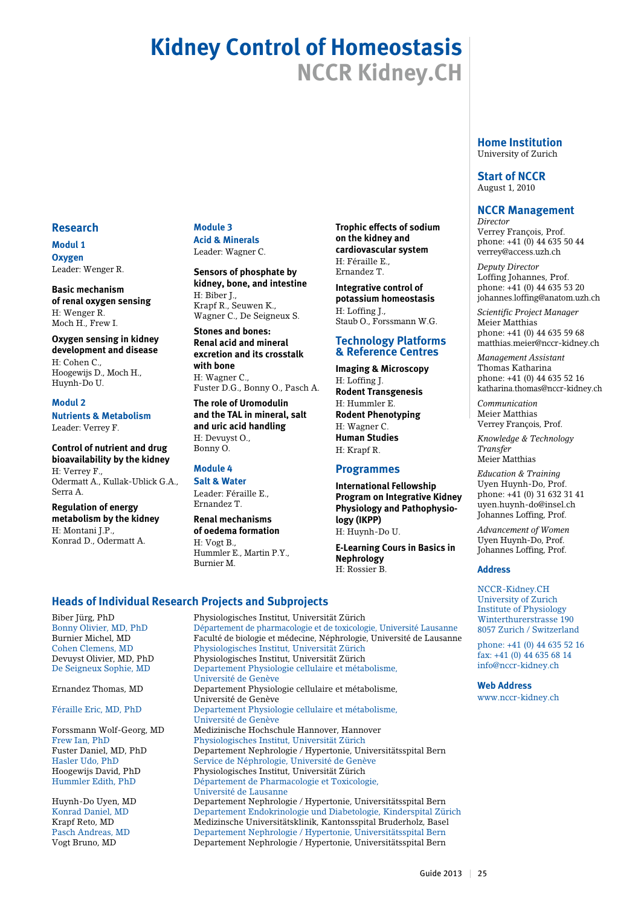# Kidney Control of Homeostasis

## NCCR Kidney.CH

### Research

**Modul 1**
**Oxygen**
Leader: Wenger R.

**Basic mechanism of renal oxygen sensing**
H: Wenger R.
Moch H., Frew I.

**Oxygen sensing in kidney development and disease**
H: Cohen C.,
Hoogewijs D., Moch H.,
Huynh-Do U.

**Modul 2**
**Nutrients & Metabolism**
Leader: Verrey F.

**Control of nutrient and drug bioavailability by the kidney**
H: Verrey F.,
Odermatt A., Kullak-Ublick G.A.,
Serra A.

**Regulation of energy metabolism by the kidney**
H: Montani J.P.,
Konrad D., Odermatt A.

**Module 3**
**Acid & Minerals**
Leader: Wagner C.

**Sensors of phosphate by kidney, bone, and intestine**
H: Biber J.,
Krapf R., Seuwen K.,
Wagner C., De Seigneux S.

**Stones and bones: Renal acid and mineral excretion and its crosstalk with bone**
H: Wagner C.,
Fuster D.G., Bonny O., Pasch A.

**The role of Uromodulin and the TAL in mineral, salt and uric acid handling**
H: Devuyst O.,
Bonny O.

**Module 4**
**Salt & Water**
Leader: Féraille E.,
Ernandez T.

**Renal mechanisms of oedema formation**
H: Vogt B.,
Hummler E., Martin P.Y.,
Burnier M.

**Trophic effects of sodium on the kidney and cardiovascular system**
H: Féraille E.,
Ernandez T.

**Integrative control of potassium homeostasis**
H: Loffing J.,
Staub O., Forssmann W.G.

### Technology Platforms & Reference Centres

**Imaging & Microscopy**
H: Loffing J.
**Rodent Transgenesis**
H: Hummler E.
**Rodent Phenotyping**
H: Wagner C.
**Human Studies**
H: Krapf R.

### Programmes

**International Fellowship Program on Integrative Kidney Physiology and Pathophysiology (IKPP)**
H: Huynh-Do U.

**E-Learning Cours in Basics in Nephrology**
H: Rossier B.

### Heads of Individual Research Projects and Subprojects

| | |
|---|---|
| Biber Jürg, PhD | Physiologisches Institut, Universität Zürich |
| Bonny Olivier, MD, PhD | Département de pharmacologie et de toxicologie, Université Lausanne |
| Burnier Michel, MD | Faculté de biologie et médecine, Néphrologie, Université de Lausanne |
| Cohen Clemens, MD | Physiologisches Institut, Universität Zürich |
| Devuyst Olivier, MD, PhD | Physiologisches Institut, Universität Zürich |
| De Seigneux Sophie, MD | Departement Physiologie cellulaire et métabolisme, Université de Genève |
| Ernandez Thomas, MD | Departement Physiologie cellulaire et métabolisme, Université de Genève |
| Féraille Eric, MD, PhD | Departement Physiologie cellulaire et métabolisme, Université de Genève |
| Forssmann Wolf-Georg, MD | Medizinische Hochschule Hannover, Hannover |
| Frew Ian, PhD | Physiologisches Institut, Universität Zürich |
| Fuster Daniel, MD, PhD | Departement Nephrologie / Hypertonie, Universitätsspital Bern |
| Hasler Udo, PhD | Service de Néphrologie, Université de Genève |
| Hoogewijs David, PhD | Physiologisches Institut, Universität Zürich |
| Hummler Edith, PhD | Département de Pharmacologie et Toxicologie, Université de Lausanne |
| Huynh-Do Uyen, MD | Departement Nephrologie / Hypertonie, Universitätsspital Bern |
| Konrad Daniel, MD | Departement Endokrinologie und Diabetologie, Kinderspital Zürich |
| Krapf Reto, MD | Medizinsche Universitätsklinik, Kantonsspital Bruderholz, Basel |
| Pasch Andreas, MD | Departement Nephrologie / Hypertonie, Universitätsspital Bern |
| Vogt Bruno, MD | Departement Nephrologie / Hypertonie, Universitätsspital Bern |

### Home Institution
University of Zurich

### Start of NCCR
August 1, 2010

### NCCR Management

*Director*
Verrey François, Prof.
phone: +41 (0) 44 635 50 44
verrey@access.uzh.ch

*Deputy Director*
Loffing Johannes, Prof.
phone: +41 (0) 44 635 53 20
johannes.loffing@anatom.uzh.ch

*Scientific Project Manager*
Meier Matthias
phone: +41 (0) 44 635 59 68
matthias.meier@nccr-kidney.ch

*Management Assistant*
Thomas Katharina
phone: +41 (0) 44 635 52 16
katharina.thomas@nccr-kidney.ch

*Communication*
Meier Matthias
Verrey François, Prof.

*Knowledge & Technology Transfer*
Meier Matthias

*Education & Training*
Uyen Huynh-Do, Prof.
phone: +41 (0) 31 632 31 41
uyen.huynh-do@insel.ch
Johannes Loffing, Prof.

*Advancement of Women*
Uyen Huynh-Do, Prof.
Johannes Loffing, Prof.

### Address

NCCR-Kidney.CH
University of Zurich
Institute of Physiology
Winterthurerstrasse 190
8057 Zurich / Switzerland

phone: +41 (0) 44 635 52 16
fax: +41 (0) 44 635 68 14
info@nccr-kidney.ch

### Web Address
www.nccr-kidney.ch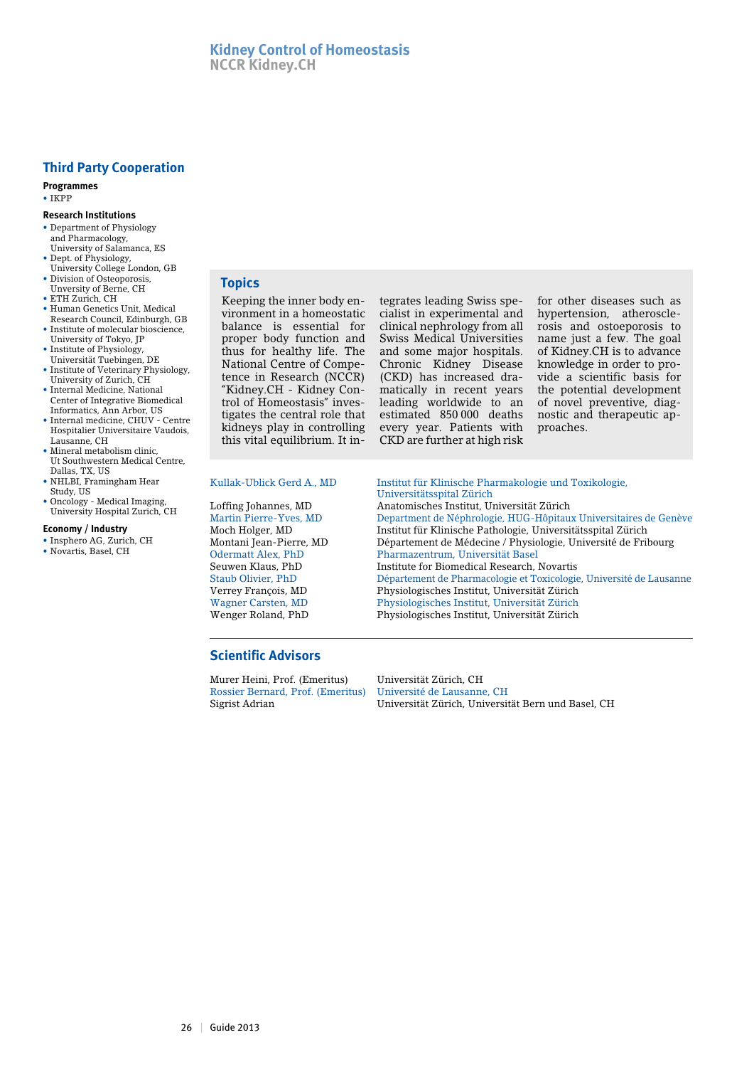# Kidney Control of Homeostasis
## NCCR Kidney.CH

## Topics

Keeping the inner body environment in a homeostatic balance is essential for proper body function and thus for healthy life. The National Centre of Competence in Research (NCCR) "Kidney.CH - Kidney Control of Homeostasis" investigates the central role that kidneys play in controlling this vital equilibrium. It integrates leading Swiss specialist in experimental and clinical nephrology from all Swiss Medical Universities and some major hospitals. Chronic Kidney Disease (CKD) has increased dramatically in recent years leading worldwide to an estimated 850 000 deaths every year. Patients with CKD are further at high risk for other diseases such as hypertension, atherosclerosis and osteoporosis to name just a few. The goal of Kidney.CH is to advance knowledge in order to provide a scientific basis for the potential development of novel preventive, diagnostic and therapeutic approaches.

| | |
|---|---|
| Kullak-Ublick Gerd A., MD | Institut für Klinische Pharmakologie und Toxikologie, Universitätsspital Zürich |
| Loffing Johannes, MD | Anatomisches Institut, Universität Zürich |
| Martin Pierre-Yves, MD | Department de Néphrologie, HUG-Hôpitaux Universitaires de Genève |
| Moch Holger, MD | Institut für Klinische Pathologie, Universitätsspital Zürich |
| Montani Jean-Pierre, MD | Département de Médecine / Physiologie, Université de Fribourg |
| Odermatt Alex, PhD | Pharmazentrum, Universität Basel |
| Seuwen Klaus, PhD | Institute for Biomedical Research, Novartis |
| Staub Olivier, PhD | Département de Pharmacologie et Toxicologie, Université de Lausanne |
| Verrey François, MD | Physiologisches Institut, Universität Zürich |
| Wagner Carsten, MD | Physiologisches Institut, Universität Zürich |
| Wenger Roland, PhD | Physiologisches Institut, Universität Zürich |

## Scientific Advisors

| | |
|---|---|
| Murer Heini, Prof. (Emeritus) | Universität Zürich, CH |
| Rossier Bernard, Prof. (Emeritus) | Université de Lausanne, CH |
| Sigrist Adrian | Universität Zürich, Universität Bern und Basel, CH |

## Third Party Cooperation

**Programmes**

- IKPP

**Research Institutions**

- Department of Physiology and Pharmacology, University of Salamanca, ES
- Dept. of Physiology, University College London, GB
- Division of Osteoporosis, Unversity of Berne, CH
- ETH Zurich, CH
- Human Genetics Unit, Medical Research Council, Edinburgh, GB
- Institute of molecular bioscience, University of Tokyo, JP
- Institute of Physiology, Universität Tuebingen, DE
- Institute of Veterinary Physiology, University of Zurich, CH
- Internal Medicine, National Center of Integrative Biomedical Informatics, Ann Arbor, US
- Internal medicine, CHUV - Centre Hospitalier Universitaire Vaudois, Lausanne, CH
- Mineral metabolism clinic, Ut Southwestern Medical Centre, Dallas, TX, US
- NHLBI, Framingham Hear Study, US
- Oncology - Medical Imaging, University Hospital Zurich, CH

**Economy / Industry**

- Insphero AG, Zurich, CH
- Novartis, Basel, CH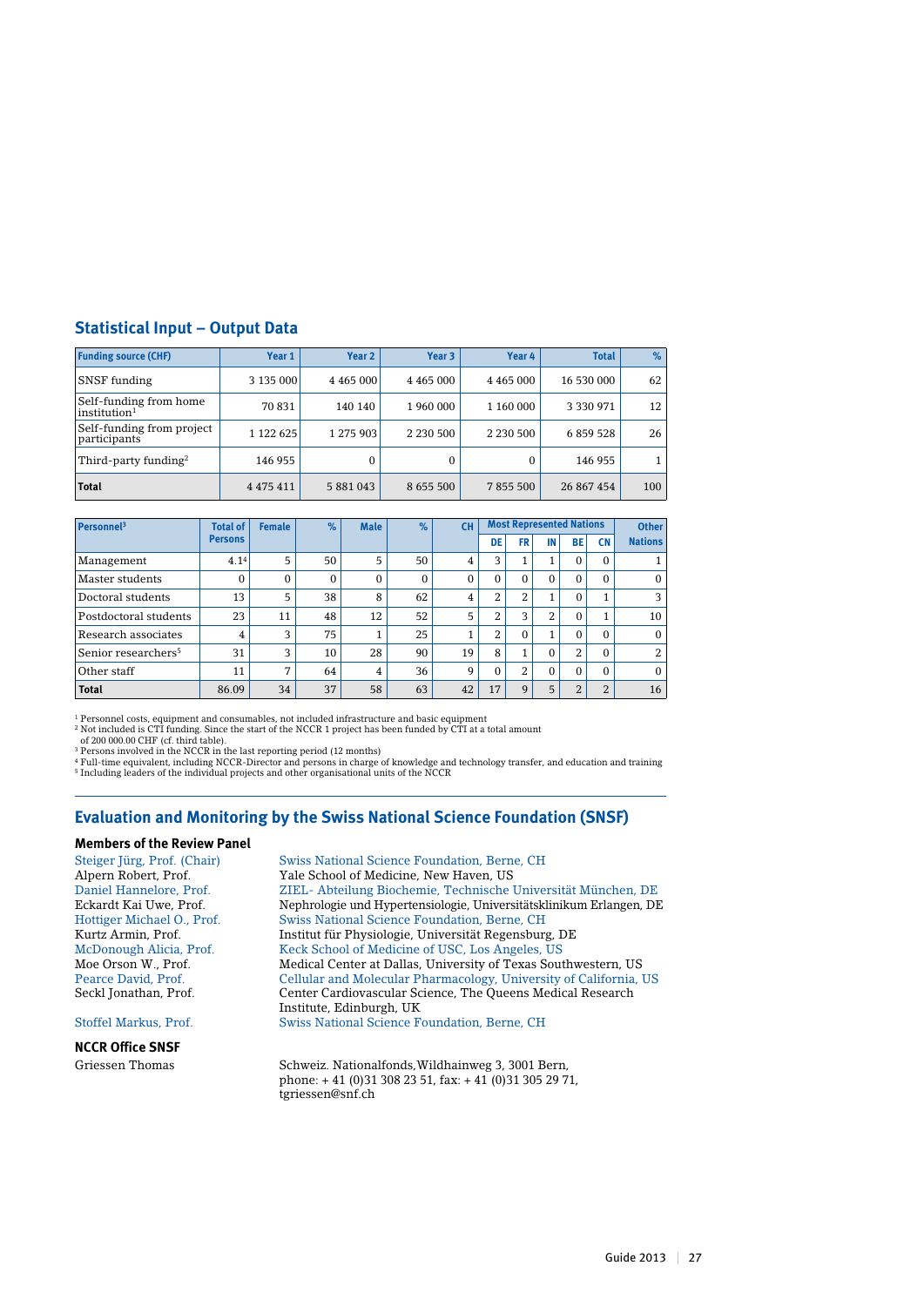## Statistical Input – Output Data

| Funding source (CHF) | Year 1 | Year 2 | Year 3 | Year 4 | Total | % |
|---|---|---|---|---|---|---|
| SNSF funding | 3 135 000 | 4 465 000 | 4 465 000 | 4 465 000 | 16 530 000 | 62 |
| Self-funding from home institution[1] | 70 831 | 140 140 | 1 960 000 | 1 160 000 | 3 330 971 | 12 |
| Self-funding from project participants | 1 122 625 | 1 275 903 | 2 230 500 | 2 230 500 | 6 859 528 | 26 |
| Third-party funding[2] | 146 955 | 0 | 0 | 0 | 146 955 | 1 |
| **Total** | 4 475 411 | 5 881 043 | 8 655 500 | 7 855 500 | 26 867 454 | 100 |

| Personnel[3] | Total of Persons | Female | % | Male | % | CH | Most Represented Nations | | | | | Other Nations |
|---|---|---|---|---|---|---|---|---|---|---|---|---|
| | | | | | | | DE | FR | IN | BE | CN | |
| Management | 4.1[4] | 5 | 50 | 5 | 50 | 4 | 3 | 1 | 1 | 0 | 0 | 1 |
| Master students | 0 | 0 | 0 | 0 | 0 | 0 | 0 | 0 | 0 | 0 | 0 | 0 |
| Doctoral students | 13 | 5 | 38 | 8 | 62 | 4 | 2 | 2 | 1 | 0 | 1 | 3 |
| Postdoctoral students | 23 | 11 | 48 | 12 | 52 | 5 | 2 | 3 | 2 | 0 | 1 | 10 |
| Research associates | 4 | 3 | 75 | 1 | 25 | 1 | 2 | 0 | 1 | 0 | 0 | 0 |
| Senior researchers[5] | 31 | 3 | 10 | 28 | 90 | 19 | 8 | 1 | 0 | 2 | 0 | 2 |
| Other staff | 11 | 7 | 64 | 4 | 36 | 9 | 0 | 2 | 0 | 0 | 0 | 0 |
| **Total** | 86.09 | 34 | 37 | 58 | 63 | 42 | 17 | 9 | 5 | 2 | 2 | 16 |

[1] Personnel costs, equipment and consumables, not included infrastructure and basic equipment
[2] Not included is CTI funding. Since the start of the NCCR 1 project has been funded by CTI at a total amount of 200 000.00 CHF (cf. third table).
[3] Persons involved in the NCCR in the last reporting period (12 months)
[4] Full-time equivalent, including NCCR-Director and persons in charge of knowledge and technology transfer, and education and training
[5] Including leaders of the individual projects and other organisational units of the NCCR

## Evaluation and Monitoring by the Swiss National Science Foundation (SNSF)

### Members of the Review Panel

| | |
|---|---|
| Steiger Jürg, Prof. (Chair) | Swiss National Science Foundation, Berne, CH |
| Alpern Robert, Prof. | Yale School of Medicine, New Haven, US |
| Daniel Hannelore, Prof. | ZIEL- Abteilung Biochemie, Technische Universität München, DE |
| Eckardt Kai Uwe, Prof. | Nephrologie und Hypertensiologie, Universitätsklinikum Erlangen, DE |
| Hottiger Michael O., Prof. | Swiss National Science Foundation, Berne, CH |
| Kurtz Armin, Prof. | Institut für Physiologie, Universität Regensburg, DE |
| McDonough Alicia, Prof. | Keck School of Medicine of USC, Los Angeles, US |
| Moe Orson W., Prof. | Medical Center at Dallas, University of Texas Southwestern, US |
| Pearce David, Prof. | Cellular and Molecular Pharmacology, University of California, US |
| Seckl Jonathan, Prof. | Center Cardiovascular Science, The Queens Medical Research Institute, Edinburgh, UK |
| Stoffel Markus, Prof. | Swiss National Science Foundation, Berne, CH |

### NCCR Office SNSF

Griessen Thomas — Schweiz. Nationalfonds, Wildhainweg 3, 3001 Bern, phone: + 41 (0)31 308 23 51, fax: + 41 (0)31 305 29 71, tgriessen@snf.ch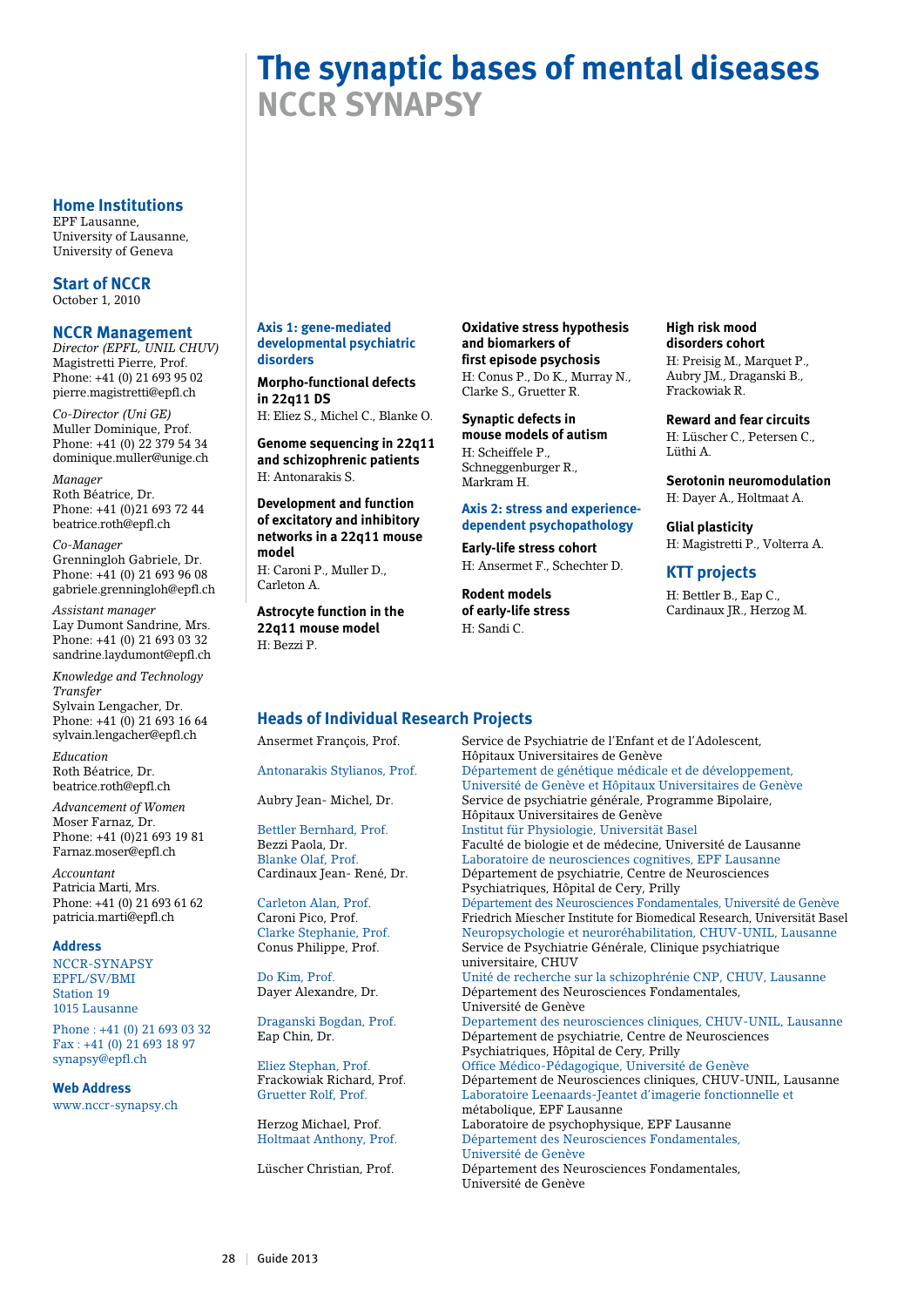# The synaptic bases of mental diseases

## NCCR SYNAPSY

### Home Institutions

EPF Lausanne,
University of Lausanne,
University of Geneva

### Start of NCCR

October 1, 2010

### NCCR Management

*Director (EPFL, UNIL CHUV)*
Magistretti Pierre, Prof.
Phone: +41 (0) 21 693 95 02
pierre.magistretti@epfl.ch

*Co-Director (Uni GE)*
Muller Dominique, Prof.
Phone: +41 (0) 22 379 54 34
dominique.muller@unige.ch

*Manager*
Roth Béatrice, Dr.
Phone: +41 (0)21 693 72 44
beatrice.roth@epfl.ch

*Co-Manager*
Grenningloh Gabriele, Dr.
Phone: +41 (0) 21 693 96 08
gabriele.grenningloh@epfl.ch

*Assistant manager*
Lay Dumont Sandrine, Mrs.
Phone: +41 (0) 21 693 03 32
sandrine.laydumont@epfl.ch

*Knowledge and Technology Transfer*
Sylvain Lengacher, Dr.
Phone: +41 (0) 21 693 16 64
sylvain.lengacher@epfl.ch

*Education*
Roth Béatrice, Dr.
beatrice.roth@epfl.ch

*Advancement of Women*
Moser Farnaz, Dr.
Phone: +41 (0)21 693 19 81
Farnaz.moser@epfl.ch

*Accountant*
Patricia Marti, Mrs.
Phone: +41 (0) 21 693 61 62
patricia.marti@epfl.ch

### Address

NCCR-SYNAPSY
EPFL/SV/BMI
Station 19
1015 Lausanne

Phone : +41 (0) 21 693 03 32
Fax : +41 (0) 21 693 18 97
synapsy@epfl.ch

### Web Address

www.nccr-synapsy.ch

### Axis 1: gene-mediated developmental psychiatric disorders

**Morpho-functional defects in 22q11 DS**
H: Eliez S., Michel C., Blanke O.

**Genome sequencing in 22q11 and schizophrenic patients**
H: Antonarakis S.

**Development and function of excitatory and inhibitory networks in a 22q11 mouse model**
H: Caroni P., Muller D., Carleton A.

**Astrocyte function in the 22q11 mouse model**
H: Bezzi P.

**Oxidative stress hypothesis and biomarkers of first episode psychosis**
H: Conus P., Do K., Murray N., Clarke S., Gruetter R.

**Synaptic defects in mouse models of autism**
H: Scheiffele P., Schneggenburger R., Markram H.

### Axis 2: stress and experience-dependent psychopathology

**Early-life stress cohort**
H: Ansermet F., Schechter D.

**Rodent models of early-life stress**
H: Sandi C.

**High risk mood disorders cohort**
H: Preisig M., Marquet P., Aubry JM., Draganski B., Frackowiak R.

**Reward and fear circuits**
H: Lüscher C., Petersen C., Lüthi A.

**Serotonin neuromodulation**
H: Dayer A., Holtmaat A.

**Glial plasticity**
H: Magistretti P., Volterra A.

### KTT projects

H: Bettler B., Eap C., Cardinaux JR., Herzog M.

### Heads of Individual Research Projects

| | |
|---|---|
| Ansermet François, Prof. | Service de Psychiatrie de l'Enfant et de l'Adolescent, Hôpitaux Universitaires de Genève |
| Antonarakis Stylianos, Prof. | Département de génétique médicale et de développement, Université de Genève et Hôpitaux Universitaires de Genève |
| Aubry Jean- Michel, Dr. | Service de psychiatrie générale, Programme Bipolaire, Hôpitaux Universitaires de Genève |
| Bettler Bernhard, Prof. | Institut für Physiologie, Universität Basel |
| Bezzi Paola, Dr. | Faculté de biologie et de médecine, Université de Lausanne |
| Blanke Olaf, Prof. | Laboratoire de neurosciences cognitives, EPF Lausanne |
| Cardinaux Jean- René, Dr. | Département de psychiatrie, Centre de Neurosciences Psychiatriques, Hôpital de Cery, Prilly |
| Carleton Alan, Prof. | Département des Neurosciences Fondamentales, Université de Genève |
| Caroni Pico, Prof. | Friedrich Miescher Institute for Biomedical Research, Universität Basel |
| Clarke Stephanie, Prof. | Neuropsychologie et neuroréhabilitation, CHUV-UNIL, Lausanne |
| Conus Philippe, Prof. | Service de Psychiatrie Générale, Clinique psychiatrique universitaire, CHUV |
| Do Kim, Prof. | Unité de recherche sur la schizophrénie CNP, CHUV, Lausanne |
| Dayer Alexandre, Dr. | Département des Neurosciences Fondamentales, Université de Genève |
| Draganski Bogdan, Prof. | Departement des neurosciences cliniques, CHUV-UNIL, Lausanne |
| Eap Chin, Dr. | Département de psychiatrie, Centre de Neurosciences Psychiatriques, Hôpital de Cery, Prilly |
| Eliez Stephan, Prof. | Office Médico-Pédagogique, Université de Genève |
| Frackowiak Richard, Prof. | Département de Neurosciences cliniques, CHUV-UNIL, Lausanne |
| Gruetter Rolf, Prof. | Laboratoire Leenaards-Jeantet d'imagerie fonctionnelle et métabolique, EPF Lausanne |
| Herzog Michael, Prof. | Laboratoire de psychophysique, EPF Lausanne |
| Holtmaat Anthony, Prof. | Département des Neurosciences Fondamentales, Université de Genève |
| Lüscher Christian, Prof. | Département des Neurosciences Fondamentales, Université de Genève |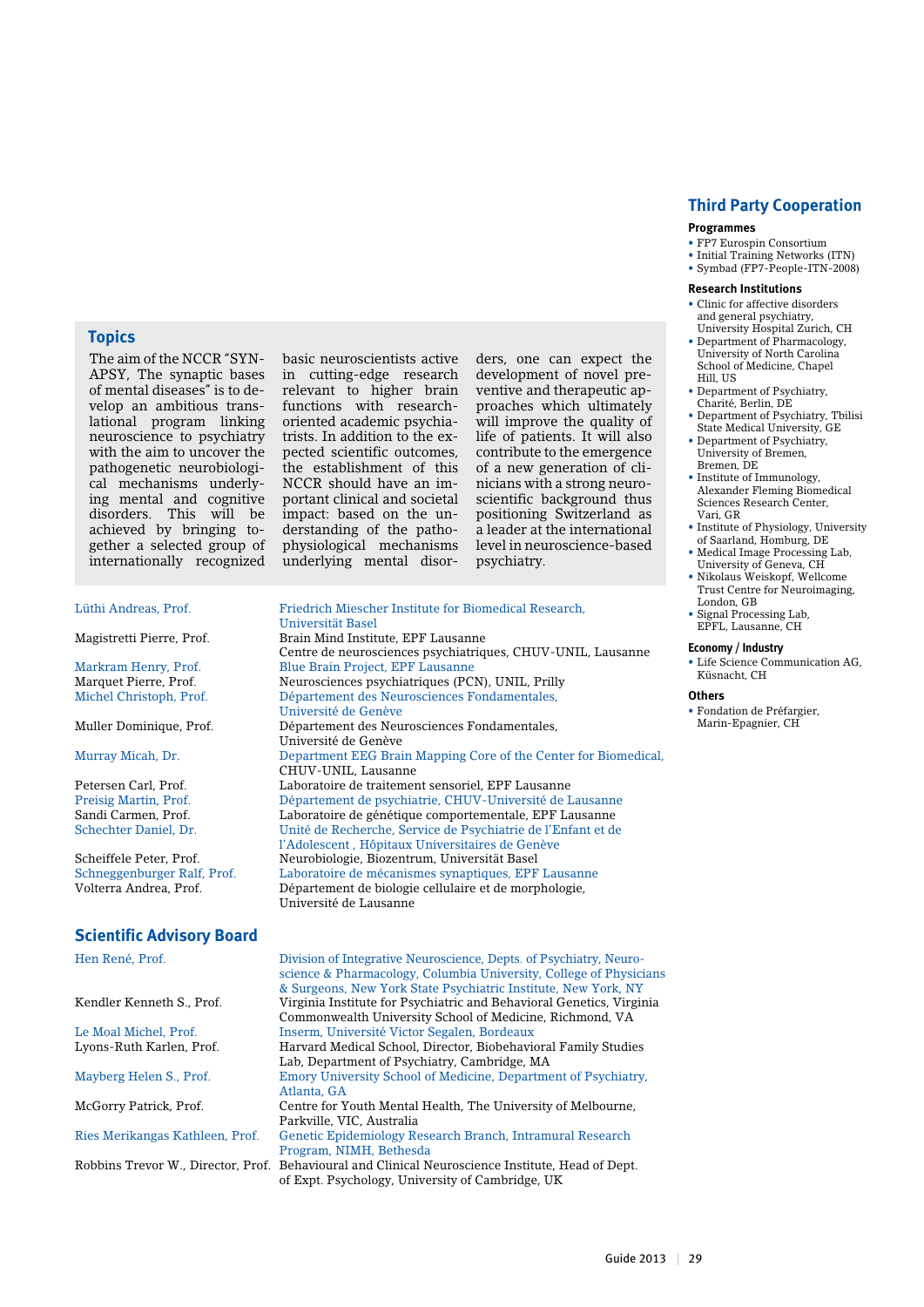## Topics

The aim of the NCCR "SYNAPSY, The synaptic bases of mental diseases" is to develop an ambitious translational program linking neuroscience to psychiatry with the aim to uncover the pathogenetic neurobiological mechanisms underlying mental and cognitive disorders. This will be achieved by bringing together a selected group of internationally recognized basic neuroscientists active in cutting-edge research relevant to higher brain functions with research-oriented academic psychiatrists. In addition to the expected scientific outcomes, the establishment of this NCCR should have an important clinical and societal impact: based on the understanding of the pathophysiological mechanisms underlying mental disorders, one can expect the development of novel preventive and therapeutic approaches which ultimately will improve the quality of life of patients. It will also contribute to the emergence of a new generation of clinicians with a strong neuroscientific background thus positioning Switzerland as a leader at the international level in neuroscience-based psychiatry.

| | |
|---|---|
| Lüthi Andreas, Prof. | Friedrich Miescher Institute for Biomedical Research, Universität Basel |
| Magistretti Pierre, Prof. | Brain Mind Institute, EPF Lausanne<br>Centre de neurosciences psychiatriques, CHUV-UNIL, Lausanne |
| Markram Henry, Prof. | Blue Brain Project, EPF Lausanne |
| Marquet Pierre, Prof. | Neurosciences psychiatriques (PCN), UNIL, Prilly |
| Michel Christoph, Prof. | Département des Neurosciences Fondamentales, Université de Genève |
| Muller Dominique, Prof. | Département des Neurosciences Fondamentales, Université de Genève |
| Murray Micah, Dr. | Department EEG Brain Mapping Core of the Center for Biomedical, CHUV-UNIL, Lausanne |
| Petersen Carl, Prof. | Laboratoire de traitement sensoriel, EPF Lausanne |
| Preisig Martin, Prof. | Département de psychiatrie, CHUV-Université de Lausanne |
| Sandi Carmen, Prof. | Laboratoire de génétique comportementale, EPF Lausanne |
| Schechter Daniel, Dr. | Unité de Recherche, Service de Psychiatrie de l'Enfant et de l'Adolescent , Hôpitaux Universitaires de Genève |
| Scheiffele Peter, Prof. | Neurobiologie, Biozentrum, Universität Basel |
| Schneggenburger Ralf, Prof. | Laboratoire de mécanismes synaptiques, EPF Lausanne |
| Volterra Andrea, Prof. | Département de biologie cellulaire et de morphologie, Université de Lausanne |

## Scientific Advisory Board

| | |
|---|---|
| Hen René, Prof. | Division of Integrative Neuroscience, Depts. of Psychiatry, Neuroscience & Pharmacology, Columbia University, College of Physicians & Surgeons, New York State Psychiatric Institute, New York, NY |
| Kendler Kenneth S., Prof. | Virginia Institute for Psychiatric and Behavioral Genetics, Virginia Commonwealth University School of Medicine, Richmond, VA |
| Le Moal Michel, Prof. | Inserm, Université Victor Segalen, Bordeaux |
| Lyons-Ruth Karlen, Prof. | Harvard Medical School, Director, Biobehavioral Family Studies Lab, Department of Psychiatry, Cambridge, MA |
| Mayberg Helen S., Prof. | Emory University School of Medicine, Department of Psychiatry, Atlanta, GA |
| McGorry Patrick, Prof. | Centre for Youth Mental Health, The University of Melbourne, Parkville, VIC, Australia |
| Ries Merikangas Kathleen, Prof. | Genetic Epidemiology Research Branch, Intramural Research Program, NIMH, Bethesda |
| Robbins Trevor W., Director, Prof. | Behavioural and Clinical Neuroscience Institute, Head of Dept. of Expt. Psychology, University of Cambridge, UK |

## Third Party Cooperation

### Programmes

- FP7 Eurospin Consortium
- Initial Training Networks (ITN)
- Symbad (FP7-People-ITN-2008)

### Research Institutions

- Clinic for affective disorders and general psychiatry, University Hospital Zurich, CH
- Department of Pharmacology, University of North Carolina School of Medicine, Chapel Hill, US
- Department of Psychiatry, Charité, Berlin, DE
- Department of Psychiatry, Tbilisi State Medical University, GE
- Department of Psychiatry, University of Bremen, Bremen, DE
- Institute of Immunology, Alexander Fleming Biomedical Sciences Research Center, Vari, GR
- Institute of Physiology, University of Saarland, Homburg, DE
- Medical Image Processing Lab, University of Geneva, CH
- Nikolaus Weiskopf, Wellcome Trust Centre for Neuroimaging, London, GB
- Signal Processing Lab, EPFL, Lausanne, CH

### Economy / Industry

- Life Science Communication AG, Küsnacht, CH

### Others

- Fondation de Préfargier, Marin-Epagnier, CH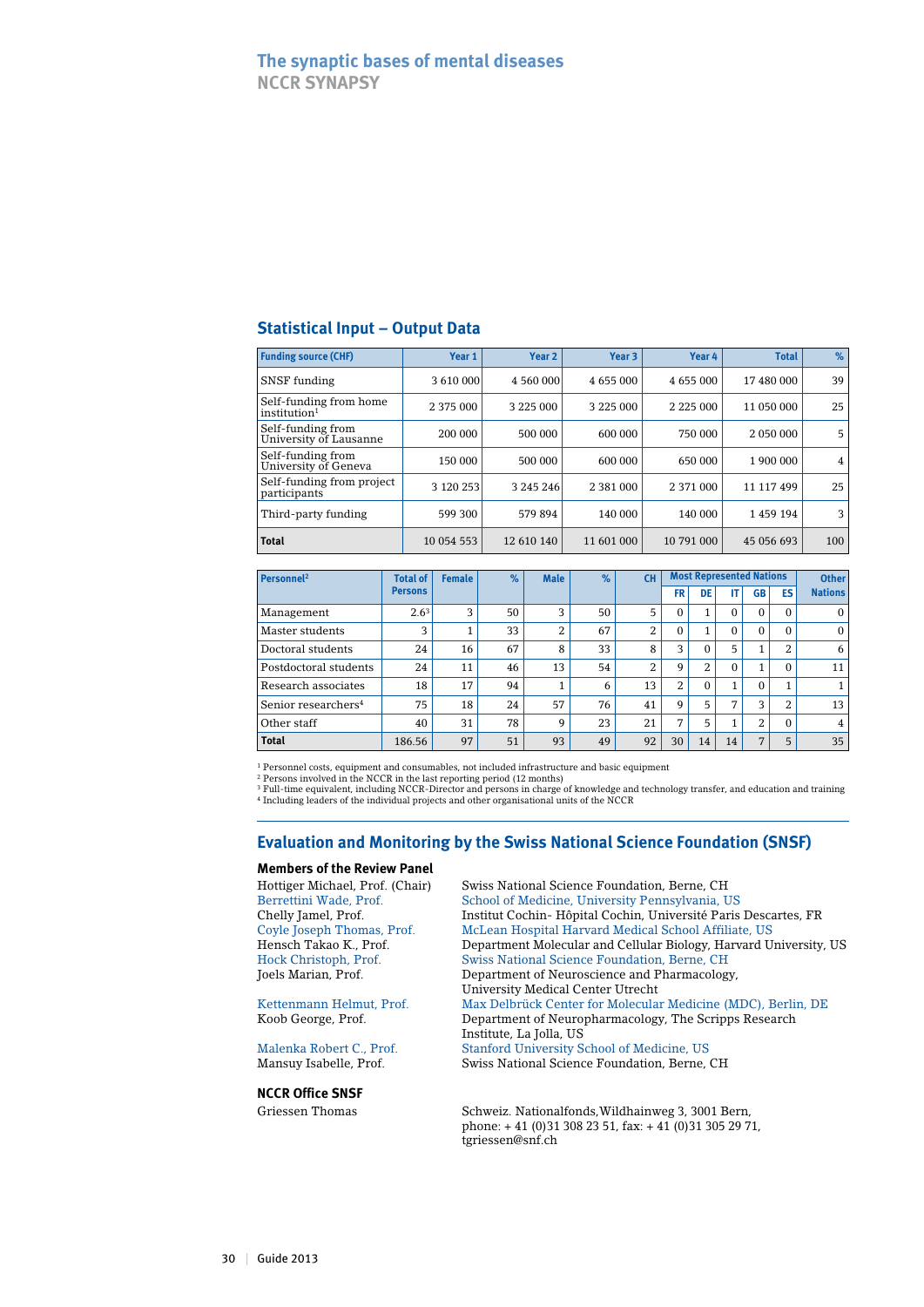# The synaptic bases of mental diseases
## NCCR SYNAPSY

## Statistical Input – Output Data

| Funding source (CHF) | Year 1 | Year 2 | Year 3 | Year 4 | Total | % |
|---|---|---|---|---|---|---|
| SNSF funding | 3 610 000 | 4 560 000 | 4 655 000 | 4 655 000 | 17 480 000 | 39 |
| Self-funding from home institution[1] | 2 375 000 | 3 225 000 | 3 225 000 | 2 225 000 | 11 050 000 | 25 |
| Self-funding from University of Lausanne | 200 000 | 500 000 | 600 000 | 750 000 | 2 050 000 | 5 |
| Self-funding from University of Geneva | 150 000 | 500 000 | 600 000 | 650 000 | 1 900 000 | 4 |
| Self-funding from project participants | 3 120 253 | 3 245 246 | 2 381 000 | 2 371 000 | 11 117 499 | 25 |
| Third-party funding | 599 300 | 579 894 | 140 000 | 140 000 | 1 459 194 | 3 |
| **Total** | 10 054 553 | 12 610 140 | 11 601 000 | 10 791 000 | 45 056 693 | 100 |

| Personnel[2] | Total of Persons | Female | % | Male | % | CH | Most Represented Nations | | | | | Other Nations |
|---|---|---|---|---|---|---|---|---|---|---|---|---|
| | | | | | | | FR | DE | IT | GB | ES | |
| Management | 2.6[3] | 3 | 50 | 3 | 50 | 5 | 0 | 1 | 0 | 0 | 0 | 0 |
| Master students | 3 | 1 | 33 | 2 | 67 | 2 | 0 | 1 | 0 | 0 | 0 | 0 |
| Doctoral students | 24 | 16 | 67 | 8 | 33 | 8 | 3 | 0 | 5 | 1 | 2 | 6 |
| Postdoctoral students | 24 | 11 | 46 | 13 | 54 | 2 | 9 | 2 | 0 | 1 | 0 | 11 |
| Research associates | 18 | 17 | 94 | 1 | 6 | 13 | 2 | 0 | 1 | 0 | 1 | 1 |
| Senior researchers[4] | 75 | 18 | 24 | 57 | 76 | 41 | 9 | 5 | 7 | 3 | 2 | 13 |
| Other staff | 40 | 31 | 78 | 9 | 23 | 21 | 7 | 5 | 1 | 2 | 0 | 4 |
| **Total** | 186.56 | 97 | 51 | 93 | 49 | 92 | 30 | 14 | 14 | 7 | 5 | 35 |

[1] Personnel costs, equipment and consumables, not included infrastructure and basic equipment
[2] Persons involved in the NCCR in the last reporting period (12 months)
[3] Full-time equivalent, including NCCR-Director and persons in charge of knowledge and technology transfer, and education and training
[4] Including leaders of the individual projects and other organisational units of the NCCR

## Evaluation and Monitoring by the Swiss National Science Foundation (SNSF)

### Members of the Review Panel

| | |
|---|---|
| Hottiger Michael, Prof. (Chair) | Swiss National Science Foundation, Berne, CH |
| Berrettini Wade, Prof. | School of Medicine, University Pennsylvania, US |
| Chelly Jamel, Prof. | Institut Cochin- Hôpital Cochin, Université Paris Descartes, FR |
| Coyle Joseph Thomas, Prof. | McLean Hospital Harvard Medical School Affiliate, US |
| Hensch Takao K., Prof. | Department Molecular and Cellular Biology, Harvard University, US |
| Hock Christoph, Prof. | Swiss National Science Foundation, Berne, CH |
| Joels Marian, Prof. | Department of Neuroscience and Pharmacology, University Medical Center Utrecht |
| Kettenmann Helmut, Prof. | Max Delbrück Center for Molecular Medicine (MDC), Berlin, DE |
| Koob George, Prof. | Department of Neuropharmacology, The Scripps Research Institute, La Jolla, US |
| Malenka Robert C., Prof. | Stanford University School of Medicine, US |
| Mansuy Isabelle, Prof. | Swiss National Science Foundation, Berne, CH |

### NCCR Office SNSF

Griessen Thomas — Schweiz. Nationalfonds, Wildhainweg 3, 3001 Bern, phone: + 41 (0)31 308 23 51, fax: + 41 (0)31 305 29 71, tgriessen@snf.ch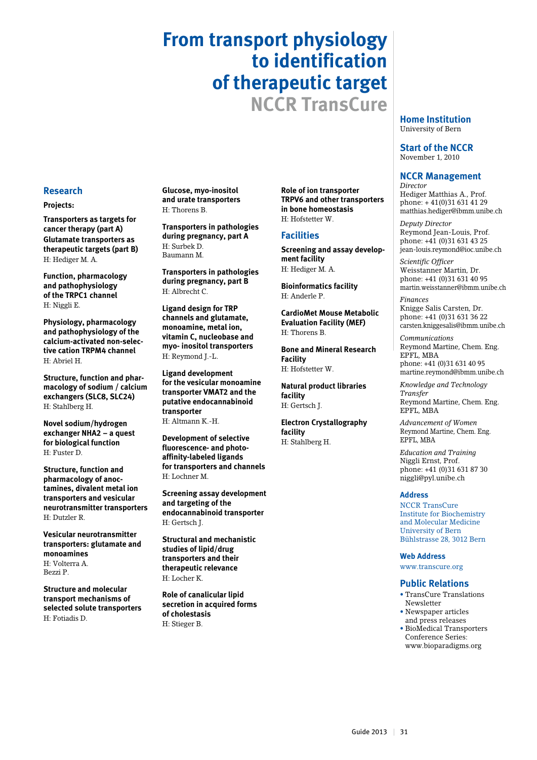# From transport physiology to identification of therapeutic target

## NCCR TransCure

### Research

**Projects:**

**Transporters as targets for cancer therapy (part A)**
**Glutamate transporters as therapeutic targets (part B)**
H: Hediger M. A.

**Function, pharmacology and pathophysiology of the TRPC1 channel**
H: Niggli E.

**Physiology, pharmacology and pathophysiology of the calcium-activated non-selective cation TRPM4 channel**
H: Abriel H.

**Structure, function and pharmacology of sodium / calcium exchangers (SLC8, SLC24)**
H: Stahlberg H.

**Novel sodium/hydrogen exchanger NHA2 – a quest for biological function**
H: Fuster D.

**Structure, function and pharmacology of anoctamines, divalent metal ion transporters and vesicular neurotransmitter transporters**
H: Dutzler R.

**Vesicular neurotransmitter transporters: glutamate and monoamines**
H: Volterra A.
Bezzi P.

**Structure and molecular transport mechanisms of selected solute transporters**
H: Fotiadis D.

**Glucose, myo-inositol and urate transporters**
H: Thorens B.

**Transporters in pathologies during pregnancy, part A**
H: Surbek D.
Baumann M.

**Transporters in pathologies during pregnancy, part B**
H: Albrecht C.

**Ligand design for TRP channels and glutamate, monoamine, metal ion, vitamin C, nucleobase and myo- inositol transporters**
H: Reymond J.-L.

**Ligand development for the vesicular monoamine transporter VMAT2 and the putative endocannabinoid transporter**
H: Altmann K.-H.

**Development of selective fluorescence- and photo-affinity-labeled ligands for transporters and channels**
H: Lochner M.

**Screening assay development and targeting of the endocannabinoid transporter**
H: Gertsch J.

**Structural and mechanistic studies of lipid/drug transporters and their therapeutic relevance**
H: Locher K.

**Role of canalicular lipid secretion in acquired forms of cholestasis**
H: Stieger B.

**Role of ion transporter TRPV6 and other transporters in bone homeostasis**
H: Hofstetter W.

### Facilities

**Screening and assay development facility**
H: Hediger M. A.

**Bioinformatics facility**
H: Anderle P.

**CardioMet Mouse Metabolic Evaluation Facility (MEF)**
H: Thorens B.

**Bone and Mineral Research Facility**
H: Hofstetter W.

**Natural product libraries facility**
H: Gertsch J.

**Electron Crystallography facility**
H: Stahlberg H.

### Home Institution
University of Bern

### Start of the NCCR
November 1, 2010

### NCCR Management

*Director*
Hediger Matthias A., Prof.
phone: + 41(0)31 631 41 29
matthias.hediger@ibmm.unibe.ch

*Deputy Director*
Reymond Jean-Louis, Prof.
phone: +41 (0)31 631 43 25
jean-louis.reymond@ioc.unibe.ch

*Scientific Officer*
Weisstanner Martin, Dr.
phone: +41 (0)31 631 40 95
martin.weisstanner@ibmm.unibe.ch

*Finances*
Knigge Salis Carsten, Dr.
phone: +41 (0)31 631 36 22
carsten.kniggesalis@ibmm.unibe.ch

*Communications*
Reymond Martine, Chem. Eng. EPFL, MBA
phone: +41 (0)31 631 40 95
martine.reymond@ibmm.unibe.ch

*Knowledge and Technology Transfer*
Reymond Martine, Chem. Eng. EPFL, MBA

*Advancement of Women*
Reymond Martine, Chem. Eng. EPFL, MBA

*Education and Training*
Niggli Ernst, Prof.
phone: +41 (0)31 631 87 30
niggli@pyl.unibe.ch

#### Address
NCCR TransCure
Institute for Biochemistry and Molecular Medicine
University of Bern
Bühlstrasse 28, 3012 Bern

#### Web Address
www.transcure.org

### Public Relations
- TransCure Translations Newsletter
- Newspaper articles and press releases
- BioMedical Transporters Conference Series: www.bioparadigms.org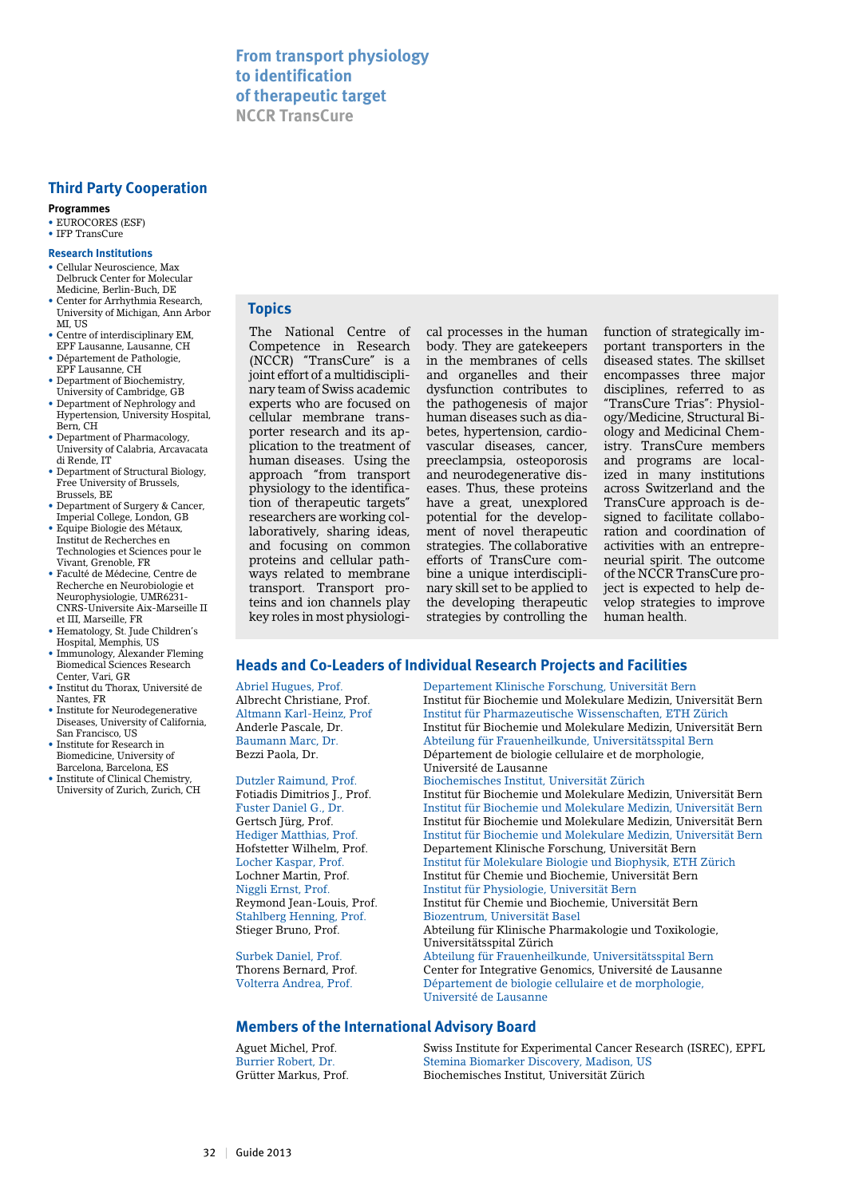# From transport physiology to identification of therapeutic target

## NCCR TransCure

## Third Party Cooperation

**Programmes**

- EUROCORES (ESF)
- IFP TransCure

### Research Institutions

- Cellular Neuroscience, Max Delbruck Center for Molecular Medicine, Berlin-Buch, DE
- Center for Arrhythmia Research, University of Michigan, Ann Arbor MI, US
- Centre of interdisciplinary EM, EPF Lausanne, Lausanne, CH
- Département de Pathologie, EPF Lausanne, CH
- Department of Biochemistry, University of Cambridge, GB
- Department of Nephrology and Hypertension, University Hospital, Bern, CH
- Department of Pharmacology, University of Calabria, Arcavacata di Rende, IT
- Department of Structural Biology, Free University of Brussels, Brussels, BE
- Department of Surgery & Cancer, Imperial College, London, GB
- Equipe Biologie des Métaux, Institut de Recherches en Technologies et Sciences pour le Vivant, Grenoble, FR
- Faculté de Médecine, Centre de Recherche en Neurobiologie et Neurophysiologie, UMR6231-CNRS-Universite Aix-Marseille II et III, Marseille, FR
- Hematology, St. Jude Children's Hospital, Memphis, US
- Immunology, Alexander Fleming Biomedical Sciences Research Center, Vari, GR
- Institut du Thorax, Université de Nantes, FR
- Institute for Neurodegenerative Diseases, University of California, San Francisco, US
- Institute for Research in Biomedicine, University of Barcelona, Barcelona, ES
- Institute of Clinical Chemistry, University of Zurich, Zurich, CH

## Topics

The National Centre of Competence in Research (NCCR) "TransCure" is a joint effort of a multidisciplinary team of Swiss academic experts who are focused on cellular membrane transporter research and its application to the treatment of human diseases. Using the approach "from transport physiology to the identification of therapeutic targets" researchers are working collaboratively, sharing ideas, and focusing on common proteins and cellular pathways related to membrane transport. Transport proteins and ion channels play key roles in most physiological processes in the human body. They are gatekeepers in the membranes of cells and organelles and their dysfunction contributes to the pathogenesis of major human diseases such as diabetes, hypertension, cardiovascular diseases, cancer, preeclampsia, osteoporosis and neurodegenerative diseases. Thus, these proteins have a great, unexplored potential for the development of novel therapeutic strategies. The collaborative efforts of TransCure combine a unique interdisciplinary skill set to be applied to the developing therapeutic strategies by controlling the function of strategically important transporters in the diseased states. The skillset encompasses three major disciplines, referred to as "TransCure Trias": Physiology/Medicine, Structural Biology and Medicinal Chemistry. TransCure members and programs are localized in many institutions across Switzerland and the TransCure approach is designed to facilitate collaboration and coordination of activities with an entrepreneurial spirit. The outcome of the NCCR TransCure project is expected to help develop strategies to improve human health.

## Heads and Co-Leaders of Individual Research Projects and Facilities

| | |
|---|---|
| Abriel Hugues, Prof. | Departement Klinische Forschung, Universität Bern |
| Albrecht Christiane, Prof. | Institut für Biochemie und Molekulare Medizin, Universität Bern |
| Altmann Karl-Heinz, Prof | Institut für Pharmazeutische Wissenschaften, ETH Zürich |
| Anderle Pascale, Dr. | Institut für Biochemie und Molekulare Medizin, Universität Bern |
| Baumann Marc, Dr. | Abteilung für Frauenheilkunde, Universitätsspital Bern |
| Bezzi Paola, Dr. | Département de biologie cellulaire et de morphologie, Université de Lausanne |
| Dutzler Raimund, Prof. | Biochemisches Institut, Universität Zürich |
| Fotiadis Dimitrios J., Prof. | Institut für Biochemie und Molekulare Medizin, Universität Bern |
| Fuster Daniel G., Dr. | Institut für Biochemie und Molekulare Medizin, Universität Bern |
| Gertsch Jürg, Prof. | Institut für Biochemie und Molekulare Medizin, Universität Bern |
| Hediger Matthias, Prof. | Institut für Biochemie und Molekulare Medizin, Universität Bern |
| Hofstetter Wilhelm, Prof. | Departement Klinische Forschung, Universität Bern |
| Locher Kaspar, Prof. | Institut für Molekulare Biologie und Biophysik, ETH Zürich |
| Lochner Martin, Prof. | Institut für Chemie und Biochemie, Universität Bern |
| Niggli Ernst, Prof. | Institut für Physiologie, Universität Bern |
| Reymond Jean-Louis, Prof. | Institut für Chemie und Biochemie, Universität Bern |
| Stahlberg Henning, Prof. | Biozentrum, Universität Basel |
| Stieger Bruno, Prof. | Abteilung für Klinische Pharmakologie und Toxikologie, Universitätsspital Zürich |
| Surbek Daniel, Prof. | Abteilung für Frauenheilkunde, Universitätsspital Bern |
| Thorens Bernard, Prof. | Center for Integrative Genomics, Université de Lausanne |
| Volterra Andrea, Prof. | Département de biologie cellulaire et de morphologie, Université de Lausanne |

## Members of the International Advisory Board

| | |
|---|---|
| Aguet Michel, Prof. | Swiss Institute for Experimental Cancer Research (ISREC), EPFL |
| Burrier Robert, Dr. | Stemina Biomarker Discovery, Madison, US |
| Grütter Markus, Prof. | Biochemisches Institut, Universität Zürich |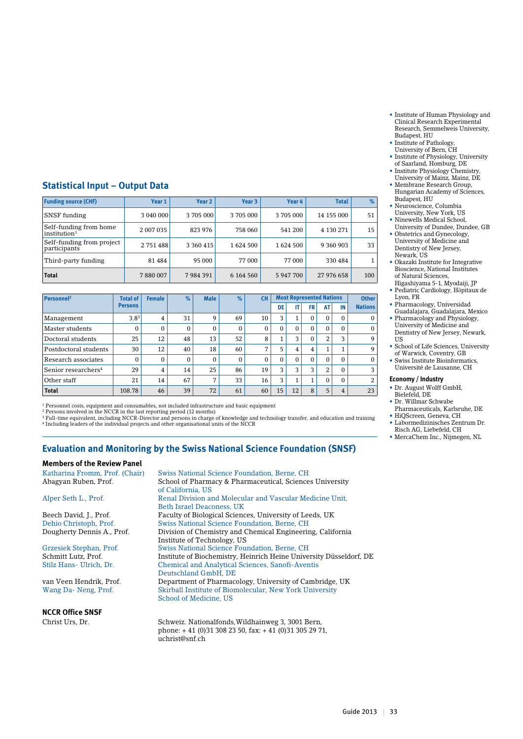- Institute of Human Physiology and Clinical Research Experimental Research, Semmelweis University, Budapest, HU
- Institute of Pathology, University of Bern, CH
- Institute of Physiology, University of Saarland, Homburg, DE
- Institute Physiology Chemistry, University of Mainz, Mainz, DE
- Membrane Research Group, Hungarian Academy of Sciences, Budapest, HU
- Neuroscience, Columbia University, New York, US
- Ninewells Medical School, University of Dundee, Dundee, GB
- Obstetrics and Gynecology, University of Medicine and Dentistry of New Jersey, Newark, US
- Okazaki Institute for Integrative Bioscience, National Institutes of Natural Sciences, Higashiyama 5-1, Myodaiji, JP
- Pediatric Cardiology, Hôpitaux de Lyon, FR
- Pharmacology, Universidad Guadalajara, Guadalajara, Mexico
- Pharmacology and Physiology, University of Medicine and Dentistry of New Jersey, Newark, US
- School of Life Sciences, University of Warwick, Coventry, GB
- Swiss Institute Bioinformatics, Université de Lausanne, CH

**Economy / Industry**

- Dr. August Wolff GmbH, Bielefeld, DE
- Dr. Willmar Schwabe Pharmaceuticals, Karlsruhe, DE
- HiQScreen, Geneva, CH
- Labormedizinisches Zentrum Dr. Risch AG, Liebefeld, CH
- MercaChem Inc., Nijmegen, NL

## Statistical Input – Output Data

| Funding source (CHF) | Year 1 | Year 2 | Year 3 | Year 4 | Total | % |
|---|---|---|---|---|---|---|
| SNSF funding | 3 040 000 | 3 705 000 | 3 705 000 | 3 705 000 | 14 155 000 | 51 |
| Self-funding from home institution[1] | 2 007 035 | 823 976 | 758 060 | 541 200 | 4 130 271 | 15 |
| Self-funding from project participants | 2 751 488 | 3 360 415 | 1 624 500 | 1 624 500 | 9 360 903 | 33 |
| Third-party funding | 81 484 | 95 000 | 77 000 | 77 000 | 330 484 | 1 |
| **Total** | 7 880 007 | 7 984 391 | 6 164 560 | 5 947 700 | 27 976 658 | 100 |

| Personnel[2] | Total of Persons | Female | % | Male | % | CH | Most Represented Nations | | | | | Other Nations |
|---|---|---|---|---|---|---|---|---|---|---|---|---|
| | | | | | | | DE | IT | FR | AT | IN | |
| Management | 3.8[3] | 4 | 31 | 9 | 69 | 10 | 3 | 1 | 0 | 0 | 0 | 0 |
| Master students | 0 | 0 | 0 | 0 | 0 | 0 | 0 | 0 | 0 | 0 | 0 | 0 |
| Doctoral students | 25 | 12 | 48 | 13 | 52 | 8 | 1 | 3 | 0 | 2 | 3 | 9 |
| Postdoctoral students | 30 | 12 | 40 | 18 | 60 | 7 | 5 | 4 | 4 | 1 | 1 | 9 |
| Research associates | 0 | 0 | 0 | 0 | 0 | 0 | 0 | 0 | 0 | 0 | 0 | 0 |
| Senior researchers[4] | 29 | 4 | 14 | 25 | 86 | 19 | 3 | 3 | 3 | 2 | 0 | 3 |
| Other staff | 21 | 14 | 67 | 7 | 33 | 16 | 3 | 1 | 1 | 0 | 0 | 2 |
| **Total** | 108.78 | 46 | 39 | 72 | 61 | 60 | 15 | 12 | 8 | 5 | 4 | 23 |

[1] Personnel costs, equipment and consumables, not included infrastructure and basic equipment
[2] Persons involved in the NCCR in the last reporting period (12 months)
[3] Full-time equivalent, including NCCR-Director and persons in charge of knowledge and technology transfer, and education and training
[4] Including leaders of the individual projects and other organisational units of the NCCR

## Evaluation and Monitoring by the Swiss National Science Foundation (SNSF)

**Members of the Review Panel**

| | |
|---|---|
| Katharina Fromm, Prof. (Chair) | Swiss National Science Foundation, Berne, CH |
| Abagyan Ruben, Prof. | School of Pharmacy & Pharmaceutical, Sciences University of California, US |
| Alper Seth L., Prof. | Renal Division and Molecular and Vascular Medicine Unit, Beth Israel Deaconess, UK |
| Beech David, J., Prof. | Faculty of Biological Sciences, University of Leeds, UK |
| Dehio Christoph, Prof. | Swiss National Science Foundation, Berne, CH |
| Dougherty Dennis A., Prof. | Division of Chemistry and Chemical Engineering, California Institute of Technology, US |
| Grzesiek Stephan, Prof. | Swiss National Science Foundation, Berne, CH |
| Schmitt Lutz, Prof. | Institute of Biochemistry, Heinrich Heine University Düsseldorf, DE |
| Stilz Hans- Ulrich, Dr. | Chemical and Analytical Sciences, Sanofi-Aventis Deutschland GmbH, DE |
| van Veen Hendrik, Prof. | Department of Pharmacology, University of Cambridge, UK |
| Wang Da- Neng, Prof. | Skirball Institute of Biomolecular, New York University School of Medicine, US |

**NCCR Office SNSF**

| | |
|---|---|
| Christ Urs, Dr. | Schweiz. Nationalfonds,Wildhainweg 3, 3001 Bern, phone: + 41 (0)31 308 23 50, fax: + 41 (0)31 305 29 71, uchrist@snf.ch |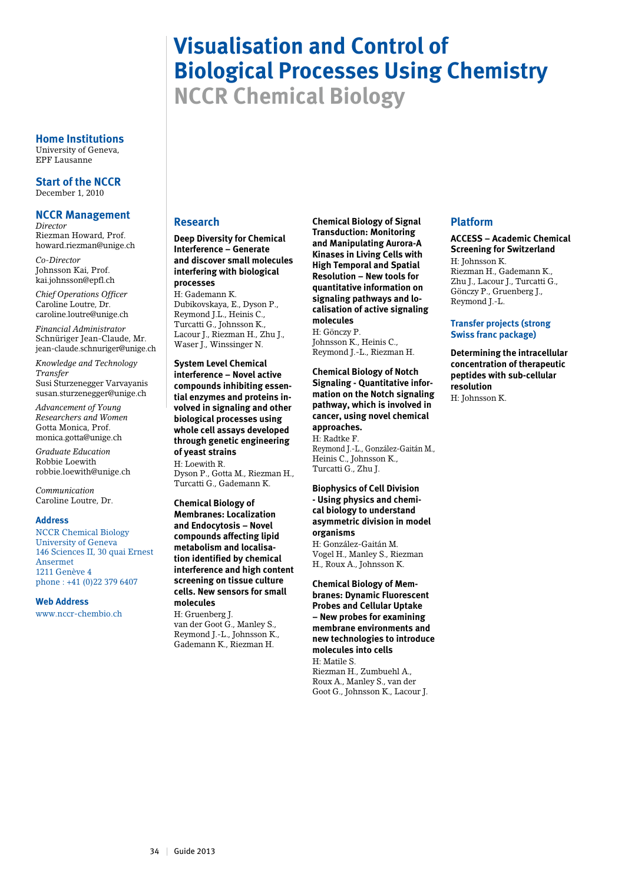# Visualisation and Control of Biological Processes Using Chemistry

## NCCR Chemical Biology

### Home Institutions

University of Geneva,
EPF Lausanne

### Start of the NCCR

December 1, 2010

### NCCR Management

*Director*
Riezman Howard, Prof.
howard.riezman@unige.ch

*Co-Director*
Johnsson Kai, Prof.
kai.johnsson@epfl.ch

*Chief Operations Officer*
Caroline Loutre, Dr.
caroline.loutre@unige.ch

*Financial Administrator*
Schnüriger Jean-Claude, Mr.
jean-claude.schnuriger@unige.ch

*Knowledge and Technology Transfer*
Susi Sturzenegger Varvayanis
susan.sturzenegger@unige.ch

*Advancement of Young Researchers and Women*
Gotta Monica, Prof.
monica.gotta@unige.ch

*Graduate Education*
Robbie Loewith
robbie.loewith@unige.ch

*Communication*
Caroline Loutre, Dr.

### Address

NCCR Chemical Biology
University of Geneva
146 Sciences II, 30 quai Ernest Ansermet
1211 Genève 4
phone : +41 (0)22 379 6407

### Web Address

www.nccr-chembio.ch

### Research

**Deep Diversity for Chemical Interference – Generate and discover small molecules interfering with biological processes**
H: Gademann K.
Dubikovskaya, E., Dyson P., Reymond J.L., Heinis C., Turcatti G., Johnsson K., Lacour J., Riezman H., Zhu J., Waser J., Winssinger N.

**System Level Chemical interference – Novel active compounds inhibiting essential enzymes and proteins involved in signaling and other biological processes using whole cell assays developed through genetic engineering of yeast strains**
H: Loewith R.
Dyson P., Gotta M., Riezman H., Turcatti G., Gademann K.

**Chemical Biology of Membranes: Localization and Endocytosis – Novel compounds affecting lipid metabolism and localisation identified by chemical interference and high content screening on tissue culture cells. New sensors for small molecules**
H: Gruenberg J.
van der Goot G., Manley S., Reymond J.-L., Johnsson K., Gademann K., Riezman H.

**Chemical Biology of Signal Transduction: Monitoring and Manipulating Aurora-A Kinases in Living Cells with High Temporal and Spatial Resolution – New tools for quantitative information on signaling pathways and localisation of active signaling molecules**
H: Gönczy P.
Johnsson K., Heinis C., Reymond J.-L., Riezman H.

**Chemical Biology of Notch Signaling - Quantitative information on the Notch signaling pathway, which is involved in cancer, using novel chemical approaches.**
H: Radtke F.
Reymond J.-L., González-Gaitán M., Heinis C., Johnsson K., Turcatti G., Zhu J.

**Biophysics of Cell Division - Using physics and chemical biology to understand asymmetric division in model organisms**
H: González-Gaitán M.
Vogel H., Manley S., Riezman H., Roux A., Johnsson K.

**Chemical Biology of Membranes: Dynamic Fluorescent Probes and Cellular Uptake – New probes for examining membrane environments and new technologies to introduce molecules into cells**
H: Matile S.
Riezman H., Zumbuehl A., Roux A., Manley S., van der Goot G., Johnsson K., Lacour J.

### Platform

**ACCESS – Academic Chemical Screening for Switzerland**
H: Johnsson K.
Riezman H., Gademann K., Zhu J., Lacour J., Turcatti G., Gönczy P., Gruenberg J., Reymond J.-L.

#### Transfer projects (strong Swiss franc package)

**Determining the intracellular concentration of therapeutic peptides with sub-cellular resolution**
H: Johnsson K.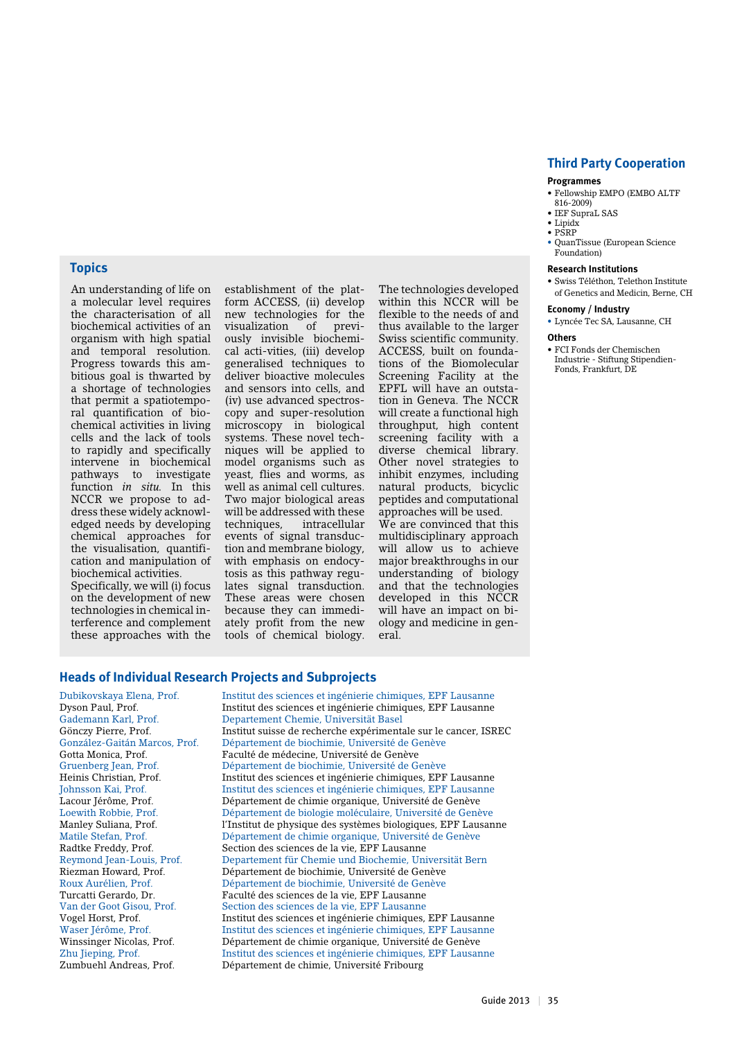## Topics

An understanding of life on a molecular level requires the characterisation of all biochemical activities of an organism with high spatial and temporal resolution. Progress towards this ambitious goal is thwarted by a shortage of technologies that permit a spatiotemporal quantification of biochemical activities in living cells and the lack of tools to rapidly and specifically intervene in biochemical pathways to investigate function *in situ*. In this NCCR we propose to address these widely acknowledged needs by developing chemical approaches for the visualisation, quantification and manipulation of biochemical activities.

Specifically, we will (i) focus on the development of new technologies in chemical interference and complement these approaches with the establishment of the platform ACCESS, (ii) develop new technologies for the visualization of previously invisible biochemical acti-vities, (iii) develop generalised techniques to deliver bioactive molecules and sensors into cells, and (iv) use advanced spectroscopy and super-resolution microscopy in biological systems. These novel techniques will be applied to model organisms such as yeast, flies and worms, as well as animal cell cultures. Two major biological areas will be addressed with these techniques, intracellular events of signal transduction and membrane biology, with emphasis on endocytosis as this pathway regulates signal transduction. These areas were chosen because they can immediately profit from the new tools of chemical biology. The technologies developed within this NCCR will be flexible to the needs of and thus available to the larger Swiss scientific community. ACCESS, built on foundations of the Biomolecular Screening Facility at the EPFL will have an outstation in Geneva. The NCCR will create a functional high throughput, high content screening facility with a diverse chemical library. Other novel strategies to inhibit enzymes, including natural products, bicyclic peptides and computational approaches will be used.

We are convinced that this multidisciplinary approach will allow us to achieve major breakthroughs in our understanding of biology and that the technologies developed in this NCCR will have an impact on biology and medicine in general.

## Third Party Cooperation

### Programmes

- Fellowship EMPO (EMBO ALTF 816-2009)
- IEF SupraL SAS
- Lipidx
- PSRP
- QuanTissue (European Science Foundation)

### Research Institutions

- Swiss Téléthon, Telethon Institute of Genetics and Medicin, Berne, CH

### Economy / Industry

- Lyncée Tec SA, Lausanne, CH

### Others

- FCI Fonds der Chemischen Industrie - Stiftung Stipendien-Fonds, Frankfurt, DE

## Heads of Individual Research Projects and Subprojects

| | |
|---|---|
| Dubikovskaya Elena, Prof. | Institut des sciences et ingénierie chimiques, EPF Lausanne |
| Dyson Paul, Prof. | Institut des sciences et ingénierie chimiques, EPF Lausanne |
| Gademann Karl, Prof. | Departement Chemie, Universität Basel |
| Gönczy Pierre, Prof. | Institut suisse de recherche expérimentale sur le cancer, ISREC |
| González-Gaitán Marcos, Prof. | Département de biochimie, Université de Genève |
| Gotta Monica, Prof. | Faculté de médecine, Université de Genève |
| Gruenberg Jean, Prof. | Département de biochimie, Université de Genève |
| Heinis Christian, Prof. | Institut des sciences et ingénierie chimiques, EPF Lausanne |
| Johnsson Kai, Prof. | Institut des sciences et ingénierie chimiques, EPF Lausanne |
| Lacour Jérôme, Prof. | Département de chimie organique, Université de Genève |
| Loewith Robbie, Prof. | Département de biologie moléculaire, Université de Genève |
| Manley Suliana, Prof. | l'Institut de physique des systèmes biologiques, EPF Lausanne |
| Matile Stefan, Prof. | Département de chimie organique, Université de Genève |
| Radtke Freddy, Prof. | Section des sciences de la vie, EPF Lausanne |
| Reymond Jean-Louis, Prof. | Departement für Chemie und Biochemie, Universität Bern |
| Riezman Howard, Prof. | Département de biochimie, Université de Genève |
| Roux Aurélien, Prof. | Département de biochimie, Université de Genève |
| Turcatti Gerardo, Dr. | Faculté des sciences de la vie, EPF Lausanne |
| Van der Goot Gisou, Prof. | Section des sciences de la vie, EPF Lausanne |
| Vogel Horst, Prof. | Institut des sciences et ingénierie chimiques, EPF Lausanne |
| Waser Jérôme, Prof. | Institut des sciences et ingénierie chimiques, EPF Lausanne |
| Winssinger Nicolas, Prof. | Département de chimie organique, Université de Genève |
| Zhu Jieping, Prof. | Institut des sciences et ingénierie chimiques, EPF Lausanne |
| Zumbuehl Andreas, Prof. | Département de chimie, Université Fribourg |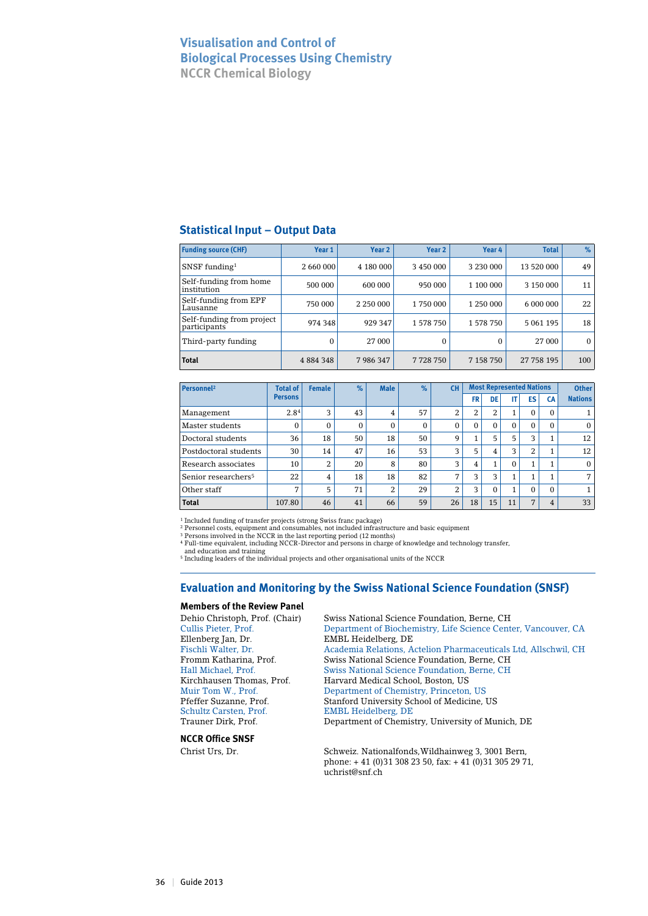# Visualisation and Control of Biological Processes Using Chemistry

## NCCR Chemical Biology

## Statistical Input – Output Data

| Funding source (CHF) | Year 1 | Year 2 | Year 2 | Year 4 | Total | % |
|---|---|---|---|---|---|---|
| SNSF funding[1] | 2 660 000 | 4 180 000 | 3 450 000 | 3 230 000 | 13 520 000 | 49 |
| Self-funding from home institution | 500 000 | 600 000 | 950 000 | 1 100 000 | 3 150 000 | 11 |
| Self-funding from EPF Lausanne | 750 000 | 2 250 000 | 1 750 000 | 1 250 000 | 6 000 000 | 22 |
| Self-funding from project participants | 974 348 | 929 347 | 1 578 750 | 1 578 750 | 5 061 195 | 18 |
| Third-party funding | 0 | 27 000 | 0 | 0 | 27 000 | 0 |
| **Total** | 4 884 348 | 7 986 347 | 7 728 750 | 7 158 750 | 27 758 195 | 100 |

| Personnel[2] | Total of Persons | Female | % | Male | % | CH | Most Represented Nations | | | | | Other Nations |
|---|---|---|---|---|---|---|---|---|---|---|---|---|
| | | | | | | | FR | DE | IT | ES | CA | |
| Management | 2.8[4] | 3 | 43 | 4 | 57 | 2 | 2 | 2 | 1 | 0 | 0 | 1 |
| Master students | 0 | 0 | 0 | 0 | 0 | 0 | 0 | 0 | 0 | 0 | 0 | 0 |
| Doctoral students | 36 | 18 | 50 | 18 | 50 | 9 | 1 | 5 | 5 | 3 | 1 | 12 |
| Postdoctoral students | 30 | 14 | 47 | 16 | 53 | 3 | 5 | 4 | 3 | 2 | 1 | 12 |
| Research associates | 10 | 2 | 20 | 8 | 80 | 3 | 4 | 1 | 0 | 1 | 1 | 0 |
| Senior researchers[5] | 22 | 4 | 18 | 18 | 82 | 7 | 3 | 3 | 1 | 1 | 1 | 7 |
| Other staff | 7 | 5 | 71 | 2 | 29 | 2 | 3 | 0 | 1 | 0 | 0 | 1 |
| **Total** | 107.80 | 46 | 41 | 66 | 59 | 26 | 18 | 15 | 11 | 7 | 4 | 33 |

[1] Included funding of transfer projects (strong Swiss franc package)
[2] Personnel costs, equipment and consumables, not included infrastructure and basic equipment
[3] Persons involved in the NCCR in the last reporting period (12 months)
[4] Full-time equivalent, including NCCR-Director and persons in charge of knowledge and technology transfer, and education and training
[5] Including leaders of the individual projects and other organisational units of the NCCR

## Evaluation and Monitoring by the Swiss National Science Foundation (SNSF)

### Members of the Review Panel

Dehio Christoph, Prof. (Chair) — Swiss National Science Foundation, Berne, CH
Cullis Pieter, Prof. — Department of Biochemistry, Life Science Center, Vancouver, CA
Ellenberg Jan, Dr. — EMBL Heidelberg, DE
Fischli Walter, Dr. — Academia Relations, Actelion Pharmaceuticals Ltd, Allschwil, CH
Fromm Katharina, Prof. — Swiss National Science Foundation, Berne, CH
Hall Michael, Prof. — Swiss National Science Foundation, Berne, CH
Kirchhausen Thomas, Prof. — Harvard Medical School, Boston, US
Muir Tom W., Prof. — Department of Chemistry, Princeton, US
Pfeffer Suzanne, Prof. — Stanford University School of Medicine, US
Schultz Carsten, Prof. — EMBL Heidelberg, DE
Trauner Dirk, Prof. — Department of Chemistry, University of Munich, DE

### NCCR Office SNSF

Christ Urs, Dr. — Schweiz. Nationalfonds,Wildhainweg 3, 3001 Bern, phone: + 41 (0)31 308 23 50, fax: + 41 (0)31 305 29 71, uchrist@snf.ch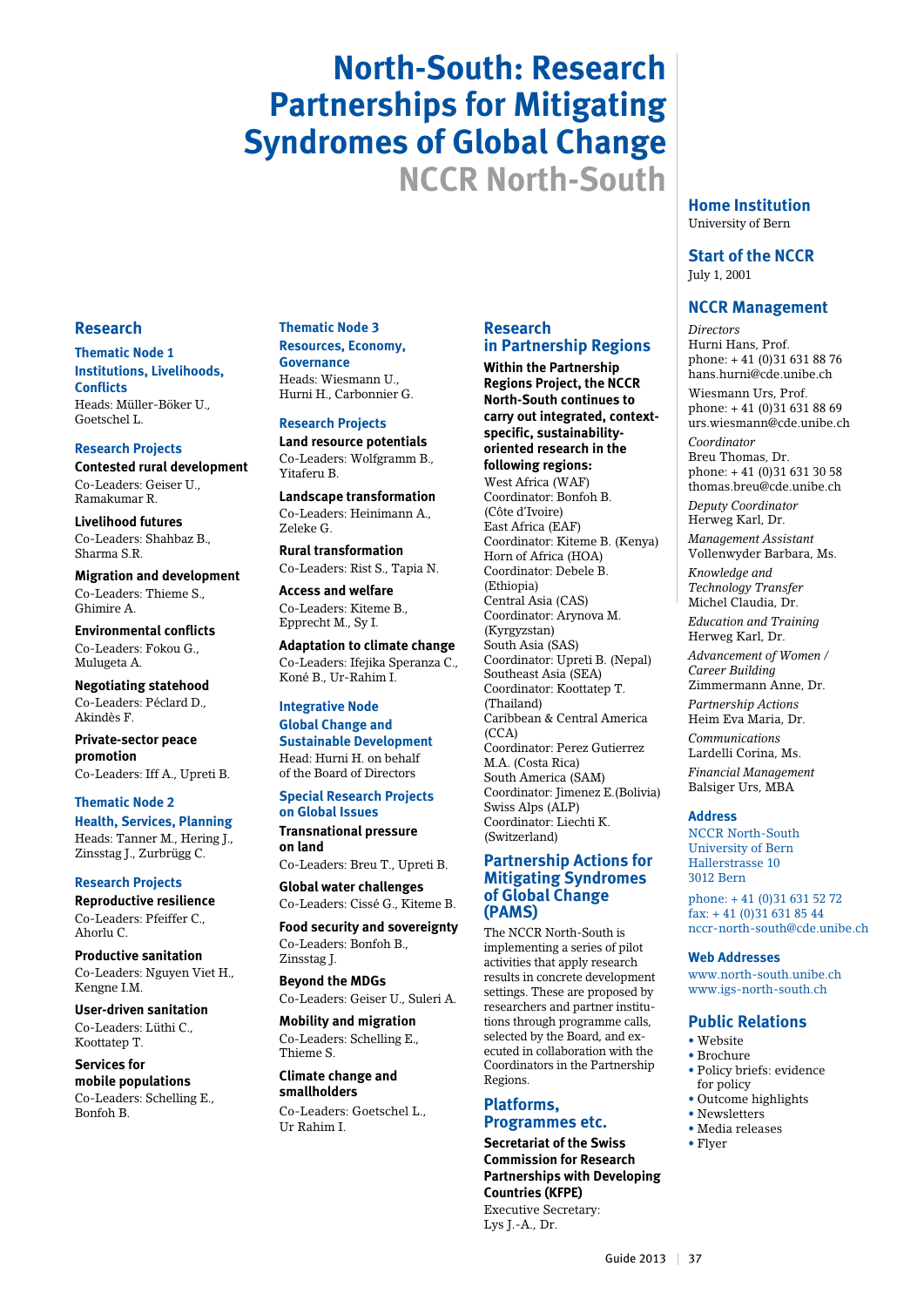# North-South: Research Partnerships for Mitigating Syndromes of Global Change

## NCCR North-South

### Home Institution
University of Bern

### Start of the NCCR
July 1, 2001

### NCCR Management

*Directors*
Hurni Hans, Prof.
phone: + 41 (0)31 631 88 76
hans.hurni@cde.unibe.ch

Wiesmann Urs, Prof.
phone: + 41 (0)31 631 88 69
urs.wiesmann@cde.unibe.ch

*Coordinator*
Breu Thomas, Dr.
phone: + 41 (0)31 631 30 58
thomas.breu@cde.unibe.ch

*Deputy Coordinator*
Herweg Karl, Dr.

*Management Assistant*
Vollenwyder Barbara, Ms.

*Knowledge and Technology Transfer*
Michel Claudia, Dr.

*Education and Training*
Herweg Karl, Dr.

*Advancement of Women / Career Building*
Zimmermann Anne, Dr.

*Partnership Actions*
Heim Eva Maria, Dr.

*Communications*
Lardelli Corina, Ms.

*Financial Management*
Balsiger Urs, MBA

### Address
NCCR North-South
University of Bern
Hallerstrasse 10
3012 Bern

phone: + 41 (0)31 631 52 72
fax: + 41 (0)31 631 85 44
nccr-north-south@cde.unibe.ch

### Web Addresses
www.north-south.unibe.ch
www.igs-north-south.ch

### Public Relations
- Website
- Brochure
- Policy briefs: evidence for policy
- Outcome highlights
- Newsletters
- Media releases
- Flyer

## Research

### Thematic Node 1
### Institutions, Livelihoods, Conflicts
Heads: Müller-Böker U., Goetschel L.

#### Research Projects

**Contested rural development**
Co-Leaders: Geiser U., Ramakumar R.

**Livelihood futures**
Co-Leaders: Shahbaz B., Sharma S.R.

**Migration and development**
Co-Leaders: Thieme S., Ghimire A.

**Environmental conflicts**
Co-Leaders: Fokou G., Mulugeta A.

**Negotiating statehood**
Co-Leaders: Péclard D., Akindès F.

**Private-sector peace promotion**
Co-Leaders: Iff A., Upreti B.

### Thematic Node 2
### Health, Services, Planning
Heads: Tanner M., Hering J., Zinsstag J., Zurbrügg C.

#### Research Projects

**Reproductive resilience**
Co-Leaders: Pfeiffer C., Ahorlu C.

**Productive sanitation**
Co-Leaders: Nguyen Viet H., Kengne I.M.

**User-driven sanitation**
Co-Leaders: Lüthi C., Koottatep T.

**Services for mobile populations**
Co-Leaders: Schelling E., Bonfoh B.

### Thematic Node 3
### Resources, Economy, Governance
Heads: Wiesmann U., Hurni H., Carbonnier G.

#### Research Projects

**Land resource potentials**
Co-Leaders: Wolfgramm B., Yitaferu B.

**Landscape transformation**
Co-Leaders: Heinimann A., Zeleke G.

**Rural transformation**
Co-Leaders: Rist S., Tapia N.

**Access and welfare**
Co-Leaders: Kiteme B., Epprecht M., Sy I.

**Adaptation to climate change**
Co-Leaders: Ifejika Speranza C., Koné B., Ur-Rahim I.

### Integrative Node
### Global Change and Sustainable Development
Head: Hurni H. on behalf of the Board of Directors

### Special Research Projects on Global Issues

**Transnational pressure on land**
Co-Leaders: Breu T., Upreti B.

**Global water challenges**
Co-Leaders: Cissé G., Kiteme B.

**Food security and sovereignty**
Co-Leaders: Bonfoh B., Zinsstag J.

**Beyond the MDGs**
Co-Leaders: Geiser U., Suleri A.

**Mobility and migration**
Co-Leaders: Schelling E., Thieme S.

**Climate change and smallholders**
Co-Leaders: Goetschel L., Ur Rahim I.

## Research in Partnership Regions

**Within the Partnership Regions Project, the NCCR North-South continues to carry out integrated, context-specific, sustainability-oriented research in the following regions:**

West Africa (WAF)
Coordinator: Bonfoh B. (Côte d'Ivoire)
East Africa (EAF)
Coordinator: Kiteme B. (Kenya)
Horn of Africa (HOA)
Coordinator: Debele B. (Ethiopia)
Central Asia (CAS)
Coordinator: Arynova M. (Kyrgyzstan)
South Asia (SAS)
Coordinator: Upreti B. (Nepal)
Southeast Asia (SEA)
Coordinator: Koottatep T. (Thailand)
Caribbean & Central America (CCA)
Coordinator: Perez Gutierrez M.A. (Costa Rica)
South America (SAM)
Coordinator: Jimenez E.(Bolivia)
Swiss Alps (ALP)
Coordinator: Liechti K. (Switzerland)

## Partnership Actions for Mitigating Syndromes of Global Change (PAMS)

The NCCR North-South is implementing a series of pilot activities that apply research results in concrete development settings. These are proposed by researchers and partner institutions through programme calls, selected by the Board, and executed in collaboration with the Coordinators in the Partnership Regions.

## Platforms, Programmes etc.

**Secretariat of the Swiss Commission for Research Partnerships with Developing Countries (KFPE)**
Executive Secretary: Lys J.-A., Dr.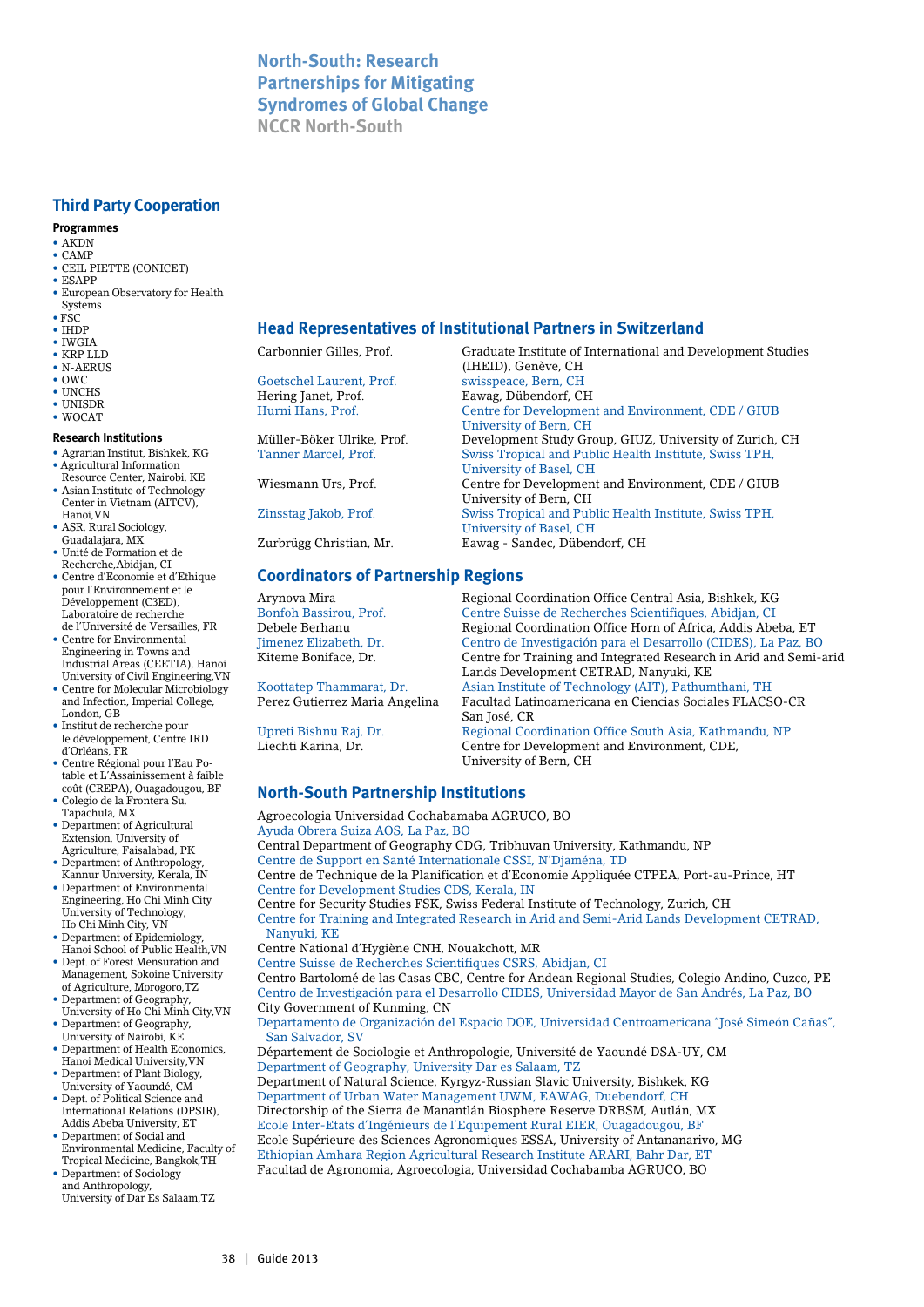# North-South: Research Partnerships for Mitigating Syndromes of Global Change

## NCCR North-South

## Head Representatives of Institutional Partners in Switzerland

| | |
|---|---|
| Carbonnier Gilles, Prof. | Graduate Institute of International and Development Studies (IHEID), Genève, CH |
| Goetschel Laurent, Prof. | swisspeace, Bern, CH |
| Hering Janet, Prof. | Eawag, Dübendorf, CH |
| Hurni Hans, Prof. | Centre for Development and Environment, CDE / GIUB University of Bern, CH |
| Müller-Böker Ulrike, Prof. | Development Study Group, GIUZ, University of Zurich, CH |
| Tanner Marcel, Prof. | Swiss Tropical and Public Health Institute, Swiss TPH, University of Basel, CH |
| Wiesmann Urs, Prof. | Centre for Development and Environment, CDE / GIUB University of Bern, CH |
| Zinsstag Jakob, Prof. | Swiss Tropical and Public Health Institute, Swiss TPH, University of Basel, CH |
| Zurbrügg Christian, Mr. | Eawag - Sandec, Dübendorf, CH |

## Coordinators of Partnership Regions

| | |
|---|---|
| Arynova Mira | Regional Coordination Office Central Asia, Bishkek, KG |
| Bonfoh Bassirou, Prof. | Centre Suisse de Recherches Scientifiques, Abidjan, CI |
| Debele Berhanu | Regional Coordination Office Horn of Africa, Addis Abeba, ET |
| Jimenez Elizabeth, Dr. | Centro de Investigación para el Desarrollo (CIDES), La Paz, BO |
| Kiteme Boniface, Dr. | Centre for Training and Integrated Research in Arid and Semi-arid Lands Development CETRAD, Nanyuki, KE |
| Koottatep Thammarat, Dr. | Asian Institute of Technology (AIT), Pathumthani, TH |
| Perez Gutierrez Maria Angelina | Facultad Latinoamericana en Ciencias Sociales FLACSO-CR San José, CR |
| Upreti Bishnu Raj, Dr. | Regional Coordination Office South Asia, Kathmandu, NP |
| Liechti Karina, Dr. | Centre for Development and Environment, CDE, University of Bern, CH |

## North-South Partnership Institutions

Agroecologia Universidad Cochabamaba AGRUCO, BO
Ayuda Obrera Suiza AOS, La Paz, BO
Central Department of Geography CDG, Tribhuvan University, Kathmandu, NP
Centre de Support en Santé Internationale CSSI, N'Djaména, TD
Centre de Technique de la Planification et d'Economie Appliquée CTPEA, Port-au-Prince, HT
Centre for Development Studies CDS, Kerala, IN
Centre for Security Studies FSK, Swiss Federal Institute of Technology, Zurich, CH
Centre for Training and Integrated Research in Arid and Semi-Arid Lands Development CETRAD, Nanyuki, KE
Centre National d'Hygiène CNH, Nouakchott, MR
Centre Suisse de Recherches Scientifiques CSRS, Abidjan, CI
Centro Bartolomé de las Casas CBC, Centre for Andean Regional Studies, Colegio Andino, Cuzco, PE
Centro de Investigación para el Desarrollo CIDES, Universidad Mayor de San Andrés, La Paz, BO
City Government of Kunming, CN
Departamento de Organización del Espacio DOE, Universidad Centroamericana "José Simeón Cañas", San Salvador, SV
Département de Sociologie et Anthropologie, Université de Yaoundé DSA-UY, CM
Department of Geography, University Dar es Salaam, TZ
Department of Natural Science, Kyrgyz-Russian Slavic University, Bishkek, KG
Department of Urban Water Management UWM, EAWAG, Duebendorf, CH
Directorship of the Sierra de Manantlán Biosphere Reserve DRBSM, Autlán, MX
Ecole Inter-Etats d'Ingénieurs de l'Equipement Rural EIER, Ouagadougou, BF
Ecole Supérieure des Sciences Agronomiques ESSA, University of Antananarivo, MG
Ethiopian Amhara Region Agricultural Research Institute ARARI, Bahr Dar, ET
Facultad de Agronomia, Agroecologia, Universidad Cochabamba AGRUCO, BO

## Third Party Cooperation

### Programmes

- AKDN
- CAMP
- CEIL PIETTE (CONICET)
- ESAPP
- European Observatory for Health Systems
- FSC
- IHDP
- IWGIA
- KRP LLD
- N-AERUS
- OWC
- UNCHS
- UNISDR
- WOCAT

### Research Institutions

- Agrarian Institut, Bishkek, KG
- Agricultural Information Resource Center, Nairobi, KE
- Asian Institute of Technology Center in Vietnam (AITCV), Hanoi,VN
- ASR, Rural Sociology, Guadalajara, MX
- Unité de Formation et de Recherche,Abidjan, CI
- Centre d'Economie et d'Ethique pour l'Environnement et le Développement (C3ED), Laboratoire de recherche de l'Université de Versailles, FR
- Centre for Environmental Engineering in Towns and Industrial Areas (CEETIA), Hanoi University of Civil Engineering,VN
- Centre for Molecular Microbiology and Infection, Imperial College, London, GB
- Institut de recherche pour le développement, Centre IRD d'Orléans, FR
- Centre Régional pour l'Eau Potable et L'Assainissement à faible coût (CREPA), Ouagadougou, BF
- Colegio de la Frontera Su, Tapachula, MX
- Department of Agricultural Extension, University of Agriculture, Faisalabad, PK
- Department of Anthropology, Kannur University, Kerala, IN
- Department of Environmental Engineering, Ho Chi Minh City University of Technology, Ho Chi Minh City, VN
- Department of Epidemiology, Hanoi School of Public Health,VN
- Dept. of Forest Mensuration and Management, Sokoine University of Agriculture, Morogoro,TZ
- Department of Geography, University of Ho Chi Minh City,VN
- Department of Geography, University of Nairobi, KE
- Department of Health Economics, Hanoi Medical University,VN
- Department of Plant Biology, University of Yaoundé, CM
- Dept. of Political Science and International Relations (DPSIR), Addis Abeba University, ET
- Department of Social and Environmental Medicine, Faculty of Tropical Medicine, Bangkok,TH
- Department of Sociology and Anthropology, University of Dar Es Salaam,TZ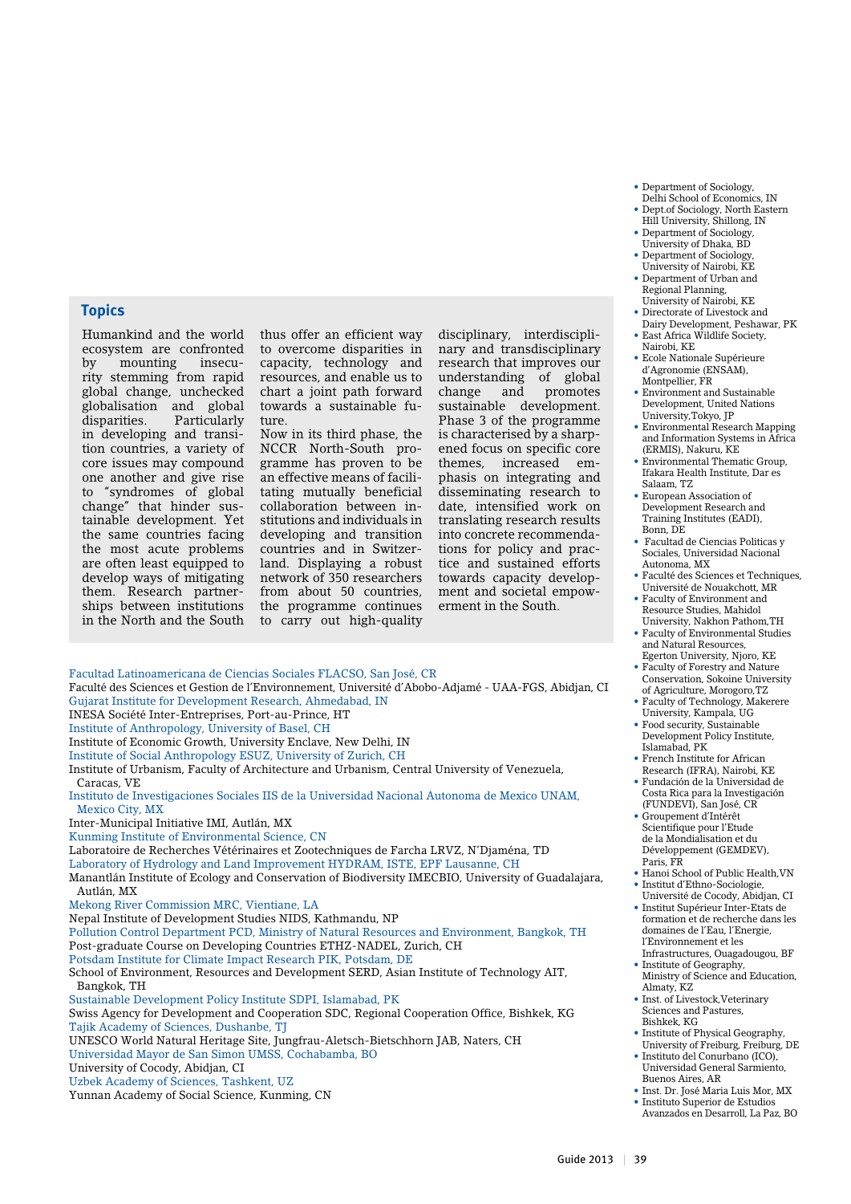## Topics

Humankind and the world ecosystem are confronted by mounting insecurity stemming from rapid global change, unchecked globalisation and global disparities. Particularly in developing and transition countries, a variety of core issues may compound one another and give rise to "syndromes of global change" that hinder sustainable development. Yet the same countries facing the most acute problems are often least equipped to develop ways of mitigating them. Research partnerships between institutions in the North and the South thus offer an efficient way to overcome disparities in capacity, technology and resources, and enable us to chart a joint path forward towards a sustainable future.

Now in its third phase, the NCCR North-South programme has proven to be an effective means of facilitating mutually beneficial collaboration between institutions and individuals in developing and transition countries and in Switzerland. Displaying a robust network of 350 researchers from about 50 countries, the programme continues to carry out high-quality disciplinary, interdisciplinary and transdisciplinary research that improves our understanding of global change and promotes sustainable development. Phase 3 of the programme is characterised by a sharpened focus on specific core themes, increased emphasis on integrating and disseminating research to date, intensified work on translating research results into concrete recommendations for policy and practice and sustained efforts towards capacity development and societal empowerment in the South.

Facultad Latinoamericana de Ciencias Sociales FLACSO, San José, CR
Faculté des Sciences et Gestion de l'Environnement, Université d'Abobo-Adjamé - UAA-FGS, Abidjan, CI
Gujarat Institute for Development Research, Ahmedabad, IN
INESA Société Inter-Entreprises, Port-au-Prince, HT
Institute of Anthropology, University of Basel, CH
Institute of Economic Growth, University Enclave, New Delhi, IN
Institute of Social Anthropology ESUZ, University of Zurich, CH
Institute of Urbanism, Faculty of Architecture and Urbanism, Central University of Venezuela, Caracas, VE
Instituto de Investigaciones Sociales IIS de la Universidad Nacional Autonoma de Mexico UNAM, Mexico City, MX
Inter-Municipal Initiative IMI, Autlán, MX
Kunming Institute of Environmental Science, CN
Laboratoire de Recherches Vétérinaires et Zootechniques de Farcha LRVZ, N'Djaména, TD
Laboratory of Hydrology and Land Improvement HYDRAM, ISTE, EPF Lausanne, CH
Manantlán Institute of Ecology and Conservation of Biodiversity IMECBIO, University of Guadalajara, Autlán, MX
Mekong River Commission MRC, Vientiane, LA
Nepal Institute of Development Studies NIDS, Kathmandu, NP
Pollution Control Department PCD, Ministry of Natural Resources and Environment, Bangkok, TH
Post-graduate Course on Developing Countries ETHZ-NADEL, Zurich, CH
Potsdam Institute for Climate Impact Research PIK, Potsdam, DE
School of Environment, Resources and Development SERD, Asian Institute of Technology AIT, Bangkok, TH
Sustainable Development Policy Institute SDPI, Islamabad, PK
Swiss Agency for Development and Cooperation SDC, Regional Cooperation Office, Bishkek, KG
Tajik Academy of Sciences, Dushanbe, TJ
UNESCO World Natural Heritage Site, Jungfrau-Aletsch-Bietschhorn JAB, Naters, CH
Universidad Mayor de San Simon UMSS, Cochabamba, BO
University of Cocody, Abidjan, CI
Uzbek Academy of Sciences, Tashkent, UZ
Yunnan Academy of Social Science, Kunming, CN

- Department of Sociology, Delhi School of Economics, IN
- Dept.of Sociology, North Eastern Hill University, Shillong, IN
- Department of Sociology, University of Dhaka, BD
- Department of Sociology, University of Nairobi, KE
- Department of Urban and Regional Planning, University of Nairobi, KE
- Directorate of Livestock and Dairy Development, Peshawar, PK
- East Africa Wildlife Society, Nairobi, KE
- Ecole Nationale Supérieure d'Agronomie (ENSAM), Montpellier, FR
- Environment and Sustainable Development, United Nations University,Tokyo, JP
- Environmental Research Mapping and Information Systems in Africa (ERMIS), Nakuru, KE
- Environmental Thematic Group, Ifakara Health Institute, Dar es Salaam, TZ
- European Association of Development Research and Training Institutes (EADI), Bonn, DE
- Facultad de Ciencias Politicas y Sociales, Universidad Nacional Autonoma, MX
- Faculté des Sciences et Techniques, Université de Nouakchott, MR
- Faculty of Environment and Resource Studies, Mahidol University, Nakhon Pathom,TH
- Faculty of Environmental Studies and Natural Resources, Egerton University, Njoro, KE
- Faculty of Forestry and Nature Conservation, Sokoine University of Agriculture, Morogoro,TZ
- Faculty of Technology, Makerere University, Kampala, UG
- Food security, Sustainable Development Policy Institute, Islamabad, PK
- French Institute for African Research (IFRA), Nairobi, KE
- Fundación de la Universidad de Costa Rica para la Investigación (FUNDEVI), San José, CR
- Groupement d'Intérêt Scientifique pour l'Etude de la Mondialisation et du Développement (GEMDEV), Paris, FR
- Hanoi School of Public Health,VN
- Institut d'Ethno-Sociologie, Université de Cocody, Abidjan, CI
- Institut Supérieur Inter-Etats de formation et de recherche dans les domaines de l'Eau, l'Energie, l'Environnement et les Infrastructures, Ouagadougou, BF
- Institute of Geography, Ministry of Science and Education, Almaty, KZ
- Inst. of Livestock,Veterinary Sciences and Pastures, Bishkek, KG
- Institute of Physical Geography, University of Freiburg, Freiburg, DE
- Instituto del Conurbano (ICO), Universidad General Sarmiento, Buenos Aires, AR
- Inst. Dr. José Maria Luis Mor, MX
- Instituto Superior de Estudios Avanzados en Desarroll, La Paz, BO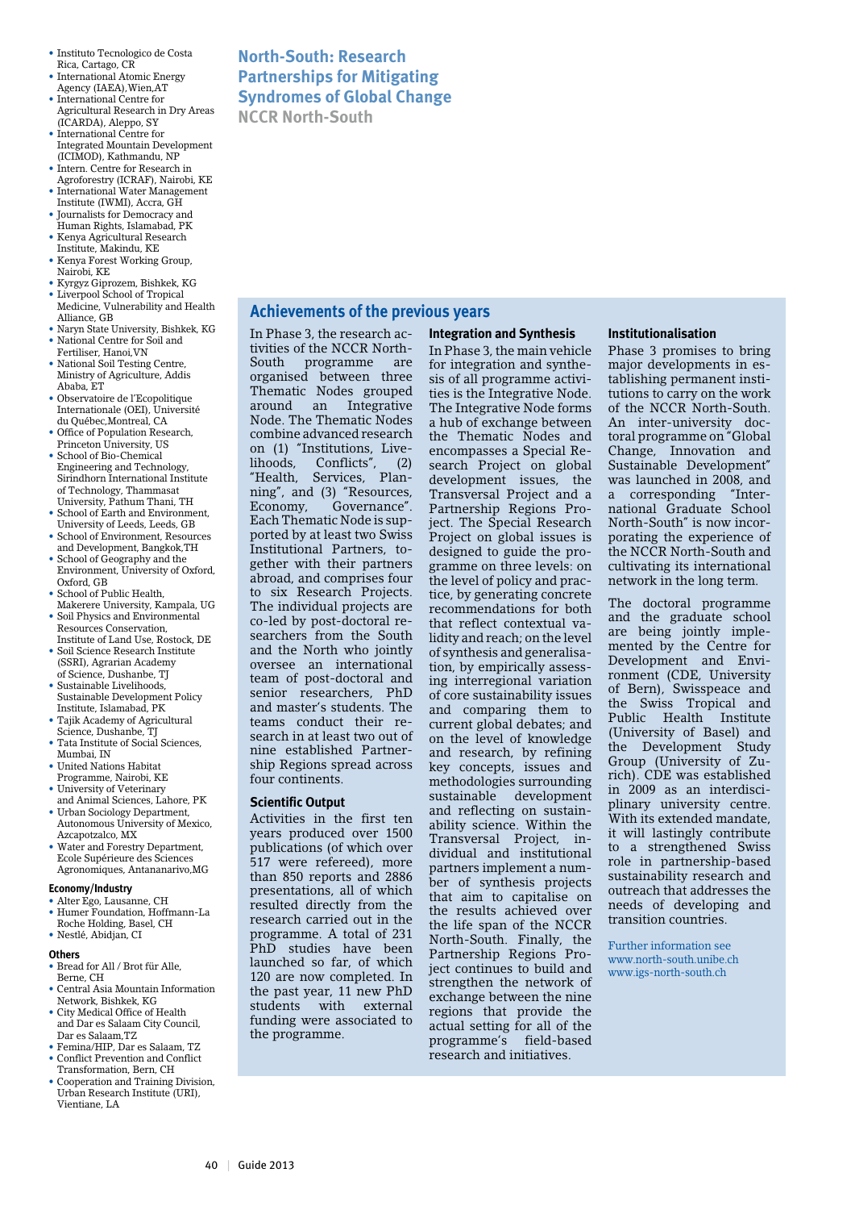- Instituto Tecnologico de Costa Rica, Cartago, CR
- International Atomic Energy Agency (IAEA), Wien, AT
- International Centre for Agricultural Research in Dry Areas (ICARDA), Aleppo, SY
- International Centre for Integrated Mountain Development (ICIMOD), Kathmandu, NP
- Intern. Centre for Research in Agroforestry (ICRAF), Nairobi, KE
- International Water Management Institute (IWMI), Accra, GH
- Journalists for Democracy and Human Rights, Islamabad, PK
- Kenya Agricultural Research Institute, Makindu, KE
- Kenya Forest Working Group, Nairobi, KE
- Kyrgyz Giprozem, Bishkek, KG
- Liverpool School of Tropical Medicine, Vulnerability and Health Alliance, GB
- Naryn State University, Bishkek, KG
- National Centre for Soil and Fertiliser, Hanoi, VN
- National Soil Testing Centre, Ministry of Agriculture, Addis Ababa, ET
- Observatoire de l'Ecopolitique Internationale (OEI), Université du Québec, Montreal, CA
- Office of Population Research, Princeton University, US
- School of Bio-Chemical Engineering and Technology, Sirindhorn International Institute of Technology, Thammasat University, Pathum Thani, TH
- School of Earth and Environment, University of Leeds, Leeds, GB
- School of Environment, Resources and Development, Bangkok, TH
- School of Geography and the Environment, University of Oxford, Oxford, GB
- School of Public Health, Makerere University, Kampala, UG
- Soil Physics and Environmental Resources Conservation, Institute of Land Use, Rostock, DE
- Soil Science Research Institute (SSRI), Agrarian Academy of Science, Dushanbe, TJ
- Sustainable Livelihoods, Sustainable Development Policy Institute, Islamabad, PK
- Tajik Academy of Agricultural Science, Dushanbe, TJ
- Tata Institute of Social Sciences, Mumbai, IN
- United Nations Habitat Programme, Nairobi, KE
- University of Veterinary and Animal Sciences, Lahore, PK
- Urban Sociology Department, Autonomous University of Mexico, Azcapotzalco, MX
- Water and Forestry Department, Ecole Supérieure des Sciences Agronomiques, Antananarivo, MG

**Economy/Industry**

- Alter Ego, Lausanne, CH
- Humer Foundation, Hoffmann-La Roche Holding, Basel, CH
- Nestlé, Abidjan, CI

**Others**

- Bread for All / Brot für Alle, Berne, CH
- Central Asia Mountain Information Network, Bishkek, KG
- City Medical Office of Health and Dar es Salaam City Council, Dar es Salaam, TZ
- Femina/HIP, Dar es Salaam, TZ
- Conflict Prevention and Conflict Transformation, Bern, CH
- Cooperation and Training Division, Urban Research Institute (URI), Vientiane, LA

# North-South: Research Partnerships for Mitigating Syndromes of Global Change

## NCCR North-South

## Achievements of the previous years

In Phase 3, the research activities of the NCCR North-South programme are organised between three Thematic Nodes grouped around an Integrative Node. The Thematic Nodes combine advanced research on (1) "Institutions, Livelihoods, Conflicts", (2) "Health, Services, Planning", and (3) "Resources, Economy, Governance". Each Thematic Node is supported by at least two Swiss Institutional Partners, together with their partners abroad, and comprises four to six Research Projects. The individual projects are co-led by post-doctoral researchers from the South and the North who jointly oversee an international team of post-doctoral and senior researchers, PhD and master's students. The teams conduct their research in at least two out of nine established Partnership Regions spread across four continents.

### Scientific Output

Activities in the first ten years produced over 1500 publications (of which over 517 were refereed), more than 850 reports and 2886 presentations, all of which resulted directly from the research carried out in the programme. A total of 231 PhD studies have been launched so far, of which 120 are now completed. In the past year, 11 new PhD students with external funding were associated to the programme.

### Integration and Synthesis

In Phase 3, the main vehicle for integration and synthesis of all programme activities is the Integrative Node. The Integrative Node forms a hub of exchange between the Thematic Nodes and encompasses a Special Research Project on global development issues, the Transversal Project and a Partnership Regions Project. The Special Research Project on global issues is designed to guide the programme on three levels: on the level of policy and practice, by generating concrete recommendations for both that reflect contextual validity and reach; on the level of synthesis and generalisation, by empirically assessing interregional variation of core sustainability issues and comparing them to current global debates; and on the level of knowledge and research, by refining key concepts, issues and methodologies surrounding sustainable development and reflecting on sustainability science. Within the Transversal Project, individual and institutional partners implement a number of synthesis projects that aim to capitalise on the results achieved over the life span of the NCCR North-South. Finally, the Partnership Regions Project continues to build and strengthen the network of exchange between the nine regions that provide the actual setting for all of the programme's field-based research and initiatives.

### Institutionalisation

Phase 3 promises to bring major developments in establishing permanent institutions to carry on the work of the NCCR North-South. An inter-university doctoral programme on "Global Change, Innovation and Sustainable Development" was launched in 2008, and a corresponding "International Graduate School North-South" is now incorporating the experience of the NCCR North-South and cultivating its international network in the long term.

The doctoral programme and the graduate school are being jointly implemented by the Centre for Development and Environment (CDE, University of Bern), Swisspeace and the Swiss Tropical and Public Health Institute (University of Basel) and the Development Study Group (University of Zurich). CDE was established in 2009 as an interdisciplinary university centre. With its extended mandate, it will lastingly contribute to a strengthened Swiss role in partnership-based sustainability research and outreach that addresses the needs of developing and transition countries.

Further information see
www.north-south.unibe.ch
www.igs-north-south.ch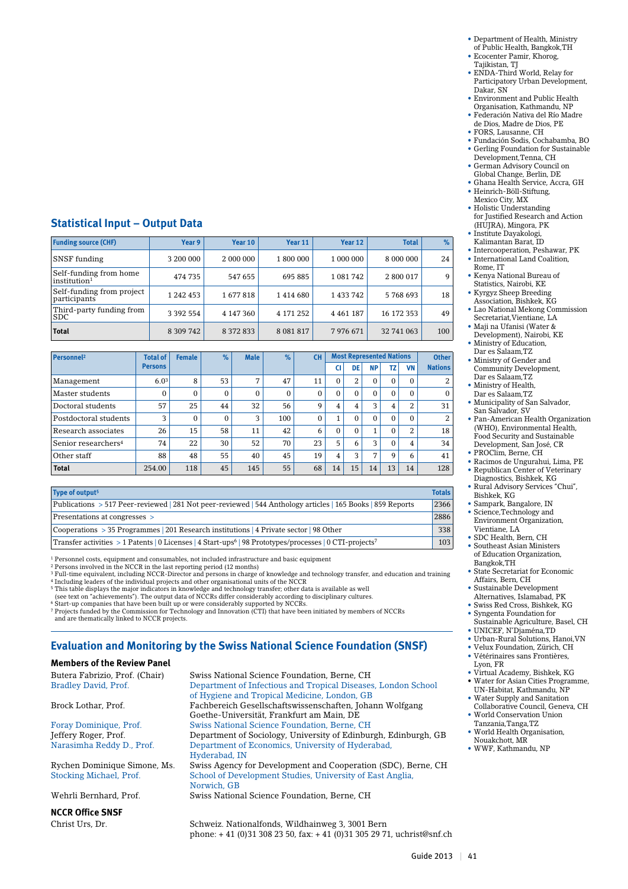- Department of Health, Ministry of Public Health, Bangkok,TH
- Ecocenter Pamir, Khorog, Tajikistan, TJ
- ENDA-Third World, Relay for Participatory Urban Development, Dakar, SN
- Environment and Public Health Organisation, Kathmandu, NP
- Federación Nativa del Río Madre de Dios, Madre de Dios, PE
- FORS, Lausanne, CH
- Fundación Sodis, Cochabamba, BO
- Gerling Foundation for Sustainable Development,Tenna, CH
- German Advisory Council on Global Change, Berlin, DE
- Ghana Health Service, Accra, GH
- Heinrich-Böll-Stiftung, Mexico City, MX
- Holistic Understanding for Justified Research and Action (HUJRA), Mingora, PK
- Institute Dayakologi, Kalimantan Barat, ID
- Intercooperation, Peshawar, PK
- International Land Coalition, Rome, IT
- Kenya National Bureau of Statistics, Nairobi, KE
- Kyrgyz Sheep Breeding Association, Bishkek, KG
- Lao National Mekong Commission Secretariat,Vientiane, LA
- Maji na Ufanisi (Water & Development), Nairobi, KE
- Ministry of Education, Dar es Salaam,TZ
- Ministry of Gender and Community Development, Dar es Salaam,TZ
- Ministry of Health, Dar es Salaam,TZ
- Municipality of San Salvador, San Salvador, SV
- Pan-American Health Organization (WHO), Environmental Health, Food Security and Sustainable Development, San José, CR
- PROClim, Berne, CH
- Racimos de Ungurahui, Lima, PE
- Republican Center of Veterinary Diagnostics, Bishkek, KG
- Rural Advisory Services "Chui", Bishkek, KG
- Sampark, Bangalore, IN
- Science,Technology and Environment Organization, Vientiane, LA
- SDC Health, Bern, CH
- Southeast Asian Ministers of Education Organization, Bangkok,TH
- State Secretariat for Economic Affairs, Bern, CH
- Sustainable Development Alternatives, Islamabad, PK
- Swiss Red Cross, Bishkek, KG
- Syngenta Foundation for Sustainable Agriculture, Basel, CH
- UNICEF, N'Djaména,TD
- Urban-Rural Solutions, Hanoi,VN
- Velux Foundation, Zürich, CH
- Vétérinaires sans Frontières, Lyon, FR
- Virtual Academy, Bishkek, KG
- Water for Asian Cities Programme, UN-Habitat, Kathmandu, NP
- Water Supply and Sanitation Collaborative Council, Geneva, CH
- World Conservation Union Tanzania,Tanga,TZ
- World Health Organisation, Nouakchott, MR
- WWF, Kathmandu, NP

## Statistical Input – Output Data

| Funding source (CHF) | Year 9 | Year 10 | Year 11 | Year 12 | Total | % |
|---|---|---|---|---|---|---|
| SNSF funding | 3 200 000 | 2 000 000 | 1 800 000 | 1 000 000 | 8 000 000 | 24 |
| Self-funding from home institution[1] | 474 735 | 547 655 | 695 885 | 1 081 742 | 2 800 017 | 9 |
| Self-funding from project participants | 1 242 453 | 1 677 818 | 1 414 680 | 1 433 742 | 5 768 693 | 18 |
| Third-party funding from SDC | 3 392 554 | 4 147 360 | 4 171 252 | 4 461 187 | 16 172 353 | 49 |
| **Total** | 8 309 742 | 8 372 833 | 8 081 817 | 7 976 671 | 32 741 063 | 100 |

| Personnel[2] | Total of Persons | Female | % | Male | % | CH | Most Represented Nations | | | | | Other Nations |
|---|---|---|---|---|---|---|---|---|---|---|---|---|
| | | | | | | | CI | DE | NP | TZ | VN | |
| Management | 6.0[3] | 8 | 53 | 7 | 47 | 11 | 0 | 2 | 0 | 0 | 0 | 2 |
| Master students | 0 | 0 | 0 | 0 | 0 | 0 | 0 | 0 | 0 | 0 | 0 | 0 |
| Doctoral students | 57 | 25 | 44 | 32 | 56 | 9 | 4 | 4 | 3 | 4 | 2 | 31 |
| Postdoctoral students | 3 | 0 | 0 | 3 | 100 | 0 | 1 | 0 | 0 | 0 | 0 | 2 |
| Research associates | 26 | 15 | 58 | 11 | 42 | 6 | 0 | 0 | 1 | 0 | 2 | 18 |
| Senior researchers[4] | 74 | 22 | 30 | 52 | 70 | 23 | 5 | 6 | 3 | 0 | 4 | 34 |
| Other staff | 88 | 48 | 55 | 40 | 45 | 19 | 4 | 3 | 7 | 9 | 6 | 41 |
| **Total** | 254.00 | 118 | 45 | 145 | 55 | 68 | 14 | 15 | 14 | 13 | 14 | 128 |

| Type of output[5] | Totals |
|---|---|
| Publications > 517 Peer-reviewed \| 281 Not peer-reviewed \| 544 Anthology articles \| 165 Books \| 859 Reports | 2366 |
| Presentations at congresses > | 2886 |
| Cooperations > 35 Programmes \| 201 Research institutions \| 4 Private sector \| 98 Other | 338 |
| Transfer activities > 1 Patents \| 0 Licenses \| 4 Start-ups[6] \| 98 Prototypes/processes \| 0 CTI-projects[7] | 103 |

[1] Personnel costs, equipment and consumables, not included infrastructure and basic equipment
[2] Persons involved in the NCCR in the last reporting period (12 months)
[3] Full-time equivalent, including NCCR-Director and persons in charge of knowledge and technology transfer, and education and training
[4] Including leaders of the individual projects and other organisational units of the NCCR
[5] This table displays the major indicators in knowledge and technology transfer; other data is available as well (see text on "achievements"). The output data of NCCRs differ considerably according to disciplinary cultures.
[6] Start-up companies that have been built up or were considerably supported by NCCRs.
[7] Projects funded by the Commission for Technology and Innovation (CTI) that have been initiated by members of NCCRs and are thematically linked to NCCR projects.

## Evaluation and Monitoring by the Swiss National Science Foundation (SNSF)

### Members of the Review Panel

| | |
|---|---|
| Butera Fabrizio, Prof. (Chair) | Swiss National Science Foundation, Berne, CH |
| Bradley David, Prof. | Department of Infectious and Tropical Diseases, London School of Hygiene and Tropical Medicine, London, GB |
| Brock Lothar, Prof. | Fachbereich Gesellschaftswissenschaften, Johann Wolfgang Goethe-Universität, Frankfurt am Main, DE |
| Foray Dominique, Prof. | Swiss National Science Foundation, Berne, CH |
| Jeffery Roger, Prof. | Department of Sociology, University of Edinburgh, Edinburgh, GB |
| Narasimha Reddy D., Prof. | Department of Economics, University of Hyderabad, Hyderabad, IN |
| Rychen Dominique Simone, Ms. | Swiss Agency for Development and Cooperation (SDC), Berne, CH |
| Stocking Michael, Prof. | School of Development Studies, University of East Anglia, Norwich, GB |
| Wehrli Bernhard, Prof. | Swiss National Science Foundation, Berne, CH |

### NCCR Office SNSF

Christ Urs, Dr.
Schweiz. Nationalfonds, Wildhainweg 3, 3001 Bern
phone: + 41 (0)31 308 23 50, fax: + 41 (0)31 305 29 71, uchrist@snf.ch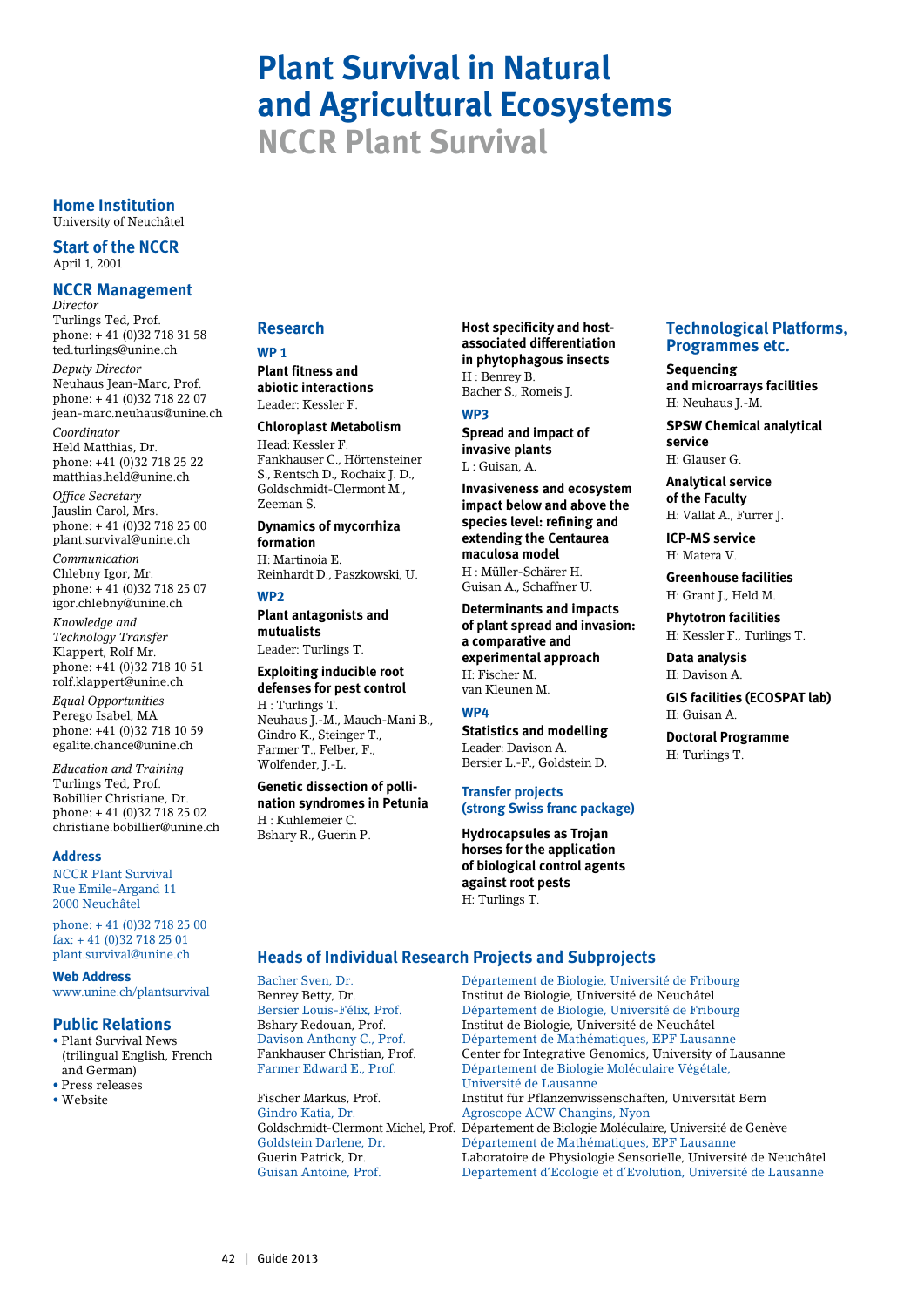# Plant Survival in Natural and Agricultural Ecosystems

## NCCR Plant Survival

### Home Institution
University of Neuchâtel

### Start of the NCCR
April 1, 2001

### NCCR Management

*Director*
Turlings Ted, Prof.
phone: + 41 (0)32 718 31 58
ted.turlings@unine.ch

*Deputy Director*
Neuhaus Jean-Marc, Prof.
phone: + 41 (0)32 718 22 07
jean-marc.neuhaus@unine.ch

*Coordinator*
Held Matthias, Dr.
phone: +41 (0)32 718 25 22
matthias.held@unine.ch

*Office Secretary*
Jauslin Carol, Mrs.
phone: + 41 (0)32 718 25 00
plant.survival@unine.ch

*Communication*
Chlebny Igor, Mr.
phone: + 41 (0)32 718 25 07
igor.chlebny@unine.ch

*Knowledge and Technology Transfer*
Klappert, Rolf Mr.
phone: +41 (0)32 718 10 51
rolf.klappert@unine.ch

*Equal Opportunities*
Perego Isabel, MA
phone: +41 (0)32 718 10 59
egalite.chance@unine.ch

*Education and Training*
Turlings Ted, Prof.
Bobillier Christiane, Dr.
phone: + 41 (0)32 718 25 02
christiane.bobillier@unine.ch

### Address
NCCR Plant Survival
Rue Emile-Argand 11
2000 Neuchâtel

phone: + 41 (0)32 718 25 00
fax: + 41 (0)32 718 25 01
plant.survival@unine.ch

### Web Address
www.unine.ch/plantsurvival

### Public Relations
- Plant Survival News (trilingual English, French and German)
- Press releases
- Website

### Research

#### WP 1

**Plant fitness and abiotic interactions**
Leader: Kessler F.

**Chloroplast Metabolism**
Head: Kessler F.
Fankhauser C., Hörtensteiner S., Rentsch D., Rochaix J. D., Goldschmidt-Clermont M., Zeeman S.

**Dynamics of mycorrhiza formation**
H: Martinoia E.
Reinhardt D., Paszkowski, U.

#### WP2

**Plant antagonists and mutualists**
Leader: Turlings T.

**Exploiting inducible root defenses for pest control**
H : Turlings T.
Neuhaus J.-M., Mauch-Mani B., Gindro K., Steinger T., Farmer T., Felber, F., Wolfender, J.-L.

**Genetic dissection of pollination syndromes in Petunia**
H : Kuhlemeier C.
Bshary R., Guerin P.

**Host specificity and host-associated differentiation in phytophagous insects**
H : Benrey B.
Bacher S., Romeis J.

#### WP3

**Spread and impact of invasive plants**
L : Guisan, A.

**Invasiveness and ecosystem impact below and above the species level: refining and extending the Centaurea maculosa model**
H : Müller-Schärer H.
Guisan A., Schaffner U.

**Determinants and impacts of plant spread and invasion: a comparative and experimental approach**
H: Fischer M.
van Kleunen M.

#### WP4

**Statistics and modelling**
Leader: Davison A.
Bersier L.-F., Goldstein D.

#### Transfer projects (strong Swiss franc package)

**Hydrocapsules as Trojan horses for the application of biological control agents against root pests**
H: Turlings T.

### Technological Platforms, Programmes etc.

**Sequencing and microarrays facilities**
H: Neuhaus J.-M.

**SPSW Chemical analytical service**
H: Glauser G.

**Analytical service of the Faculty**
H: Vallat A., Furrer J.

**ICP-MS service**
H: Matera V.

**Greenhouse facilities**
H: Grant J., Held M.

**Phytotron facilities**
H: Kessler F., Turlings T.

**Data analysis**
H: Davison A.

**GIS facilities (ECOSPAT lab)**
H: Guisan A.

**Doctoral Programme**
H: Turlings T.

### Heads of Individual Research Projects and Subprojects

| | |
|---|---|
| Bacher Sven, Dr. | Département de Biologie, Université de Fribourg |
| Benrey Betty, Dr. | Institut de Biologie, Université de Neuchâtel |
| Bersier Louis-Félix, Prof. | Département de Biologie, Université de Fribourg |
| Bshary Redouan, Prof. | Institut de Biologie, Université de Neuchâtel |
| Davison Anthony C., Prof. | Département de Mathématiques, EPF Lausanne |
| Fankhauser Christian, Prof. | Center for Integrative Genomics, University of Lausanne |
| Farmer Edward E., Prof. | Département de Biologie Moléculaire Végétale, Université de Lausanne |
| Fischer Markus, Prof. | Institut für Pflanzenwissenschaften, Universität Bern |
| Gindro Katia, Dr. | Agroscope ACW Changins, Nyon |
| Goldschmidt-Clermont Michel, Prof. | Département de Biologie Moléculaire, Université de Genève |
| Goldstein Darlene, Dr. | Département de Mathématiques, EPF Lausanne |
| Guerin Patrick, Dr. | Laboratoire de Physiologie Sensorielle, Université de Neuchâtel |
| Guisan Antoine, Prof. | Departement d'Ecologie et d'Evolution, Université de Lausanne |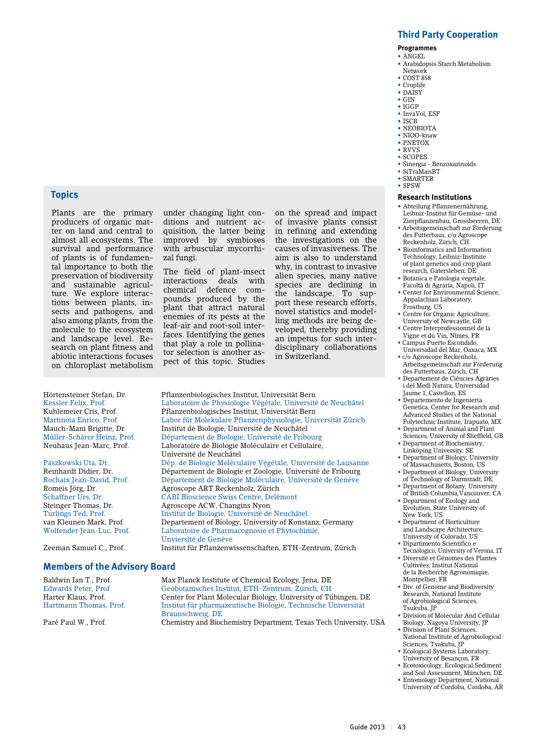## Topics

Plants are the primary producers of organic matter on land and central to almost all ecosystems. The survival and performance of plants is of fundamental importance to both the preservation of biodiversity and sustainable agriculture. We explore interactions between plants, insects and pathogens, and also among plants, from the molecule to the ecosystem and landscape level. Research on plant fitness and abiotic interactions focuses on chloroplast metabolism under changing light conditions and nutrient acquisition, the latter being improved by symbioses with arbuscular mycorrhizal fungi.

The field of plant-insect interactions deals with chemical defence compounds produced by the plant that attract natural enemies of its pests at the leaf-air and root-soil interfaces. Identifying the genes that play a role in pollinator selection is another aspect of this topic. Studies on the spread and impact of invasive plants consist in refining and extending the investigations on the causes of invasiveness. The aim is also to understand why, in contrast to invasive alien species, many native species are declining in the landscape. To support these research efforts, novel statistics and modelling methods are being developed, thereby providing an impetus for such interdisciplinary collaborations in Switzerland.

| | |
|---|---|
| Hörtensteiner Stefan, Dr. | Pflanzenbiologisches Institut, Universität Bern |
| Kessler Felix, Prof. | Laboratoire de Physiologie Végétale, Université de Neuchâtel |
| Kuhlemeier Cris, Prof. | Pflanzenbiologisches Institut, Universität Bern |
| Martinoia Enrico, Prof. | Labor für Molekulare Pflanzenphysiologie, Universität Zürich |
| Mauch-Mani Brigitte, Dr. | Institut de Biologie, Université de Neuchâtel |
| Müller-Schärer Heinz, Prof. | Département de Biologie, Université de Fribourg |
| Neuhaus Jean-Marc, Prof. | Laboratoire de Biologie Moléculaire et Cellulaire, Université de Neuchâtel |
| Paszkowski Uta, Dr. | Dép. de Biologie Moléculaire Végétale, Université de Lausanne |
| Reinhardt Didier, Dr. | Département de Biologie et Zoologie, Université de Fribourg |
| Rochaix Jean-David, Prof. | Département de Biologie Moléculaire, Université de Genève |
| Romeis Jörg, Dr. | Agroscope ART Reckenholz, Zürich |
| Schaffner Urs, Dr. | CABI Bioscience Swiss Centre, Delémont |
| Steinger Thomas, Dr. | Agroscope ACW, Changins Nyon |
| Turlings Ted, Prof. | Institut de Biologie, Université de Neuchâtel |
| van Kleunen Mark, Prof. | Departement of Biology, University of Konstanz, Germany |
| Wolfender Jean-Luc, Prof. | Laboratoire de Pharmacognosie et Phytochimie, Univerisité de Genève |
| Zeeman Samuel C., Prof. | Institut für Pflanzenwissenschaften, ETH-Zentrum, Zürich |

## Members of the Advisory Board

| | |
|---|---|
| Baldwin Ian T., Prof. | Max Planck Institute of Chemical Ecology, Jena, DE |
| Edwards Peter, Prof. | Geobotanisches Institut, ETH-Zentrum, Zürich, CH |
| Harter Klaus, Prof. | Center for Plant Molecular Biology, University of Tübingen, DE |
| Hartmann Thomas, Prof. | Institut für pharmazeutische Biologie, Technische Universität Braunschweig, DE |
| Paré Paul W., Prof. | Chemistry and Biochemistry Department, Texas Tech University, USA |

## Third Party Cooperation

### Programmes

- ANGEL
- Arabidopsis Starch Metabolism Network
- COST 858
- Croplife
- DAISY
- GIN
- IGGP
- InvaVol, ESF
- ISCB
- NEOBIOTA
- NIOO-knaw
- PNETOX
- RVVS
- SCOPES
- Sinergia - Benzoxazinoids
- SiTraMaisBT
- SMARTER
- SPSW

### Research Institutions

- Abteilung Pflanzenernährung, Leibniz-Institut für Gemüse- und Zierpflanzenbau, Grossbeeren, DE
- Arbeitsgemeinschaft zur Förderung des Futterbaus, c/o Agroscope Reckenholz, Zürich, CH
- Bioinformatics and Information Technology, Leibniz-Institute of plant genetics and crop plant research, Gatersleben, DE
- Botanica e Patologia vegetale, Facoltà di Agraria, Napoli, IT
- Center for Environmental Science, Appalachian Laboratory, Frostburg, US
- Centre for Organic Agriculture, University of Newcastle, GB
- Centre Interprofessionnel de la Vigne et du Vin, Nîmes, FR
- Campus Puerto Escondido, Universidad del Mar, Oaxaca, MX
- c/o Agroscope Reckenholz, Arbeitsgemeinschaft zur Förderung des Futterbaus, Zürich, CH
- Departement de Ciències Agràries i del Medi Natura, Universidad Jaume 1, Castellon, ES
- Departemento de Ingenieria Genetica, Center for Research and Advanced Studies of the National Polytechnic Institute, Irapuato, MX
- Department of Animal and Plant Sciences, University of Sheffield, GB
- Department of Biochemistry, Linköping University, SE
- Department of Biology, University of Massachusetts, Boston, US
- Department of Biology, University of Technology of Darmstadt, DE
- Department of Botany, University of British Columbia,Vancouver, CA
- Department of Ecology and Evolution, State University of New York, US
- Department of Horticulture and Landscape Architecture, University of Colorado, US
- Dipartimento Scientifico e Tecnologico, University of Verona, IT
- Diversité et Génomes des Plantes Cultivées, Institut National de la Recherche Agronomique, Montpellier, FR
- Div. of Genome and Biodiversity Research, National Institute of Agrobiological Sciences, Tsukuba, JP
- Division of Molecular And Cellular Biology, Nagoya University, JP
- Division of Plant Sciences, National Institute of Agrobiological Sciences, Tsukuba, JP
- Ecological Systems Laboratory, University of Besançon, FR
- Ecotoxicology, Ecological Sediment and Soil Assessment, München, DE
- Entomology Department, National University of Cordoba, Cordoba, AR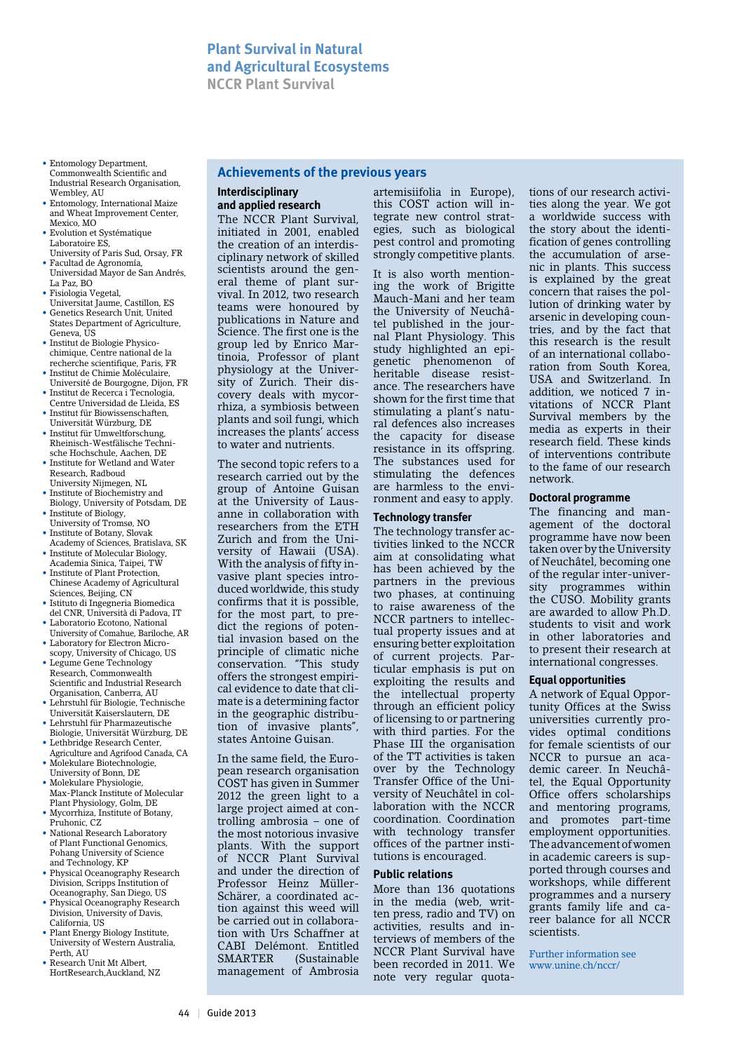## Plant Survival in Natural and Agricultural Ecosystems

**NCCR Plant Survival**

- Entomology Department, Commonwealth Scientific and Industrial Research Organisation, Wembley, AU
- Entomology, International Maize and Wheat Improvement Center, Mexico, MO
- Evolution et Systématique Laboratoire ES, University of Paris Sud, Orsay, FR
- Facultad de Agronomía, Universidad Mayor de San Andrés, La Paz, BO
- Fisiologia Vegetal, Universitat Jaume, Castillon, ES
- Genetics Research Unit, United States Department of Agriculture, Geneva, US
- Institut de Biologie Physico-chimique, Centre national de la recherche scientifique, Paris, FR
- Institut de Chimie Moléculaire, Université de Bourgogne, Dijon, FR
- Institut de Recerca i Tecnologia, Centre Universidad de Lleida, ES
- Institut für Biowissenschaften, Universität Würzburg, DE
- Institut für Umweltforschung, Rheinisch-Westfälische Technische Hochschule, Aachen, DE
- Institute for Wetland and Water Research, Radboud University Nijmegen, NL
- Institute of Biochemistry and Biology, University of Potsdam, DE
- Institute of Biology, University of Tromsø, NO
- Institute of Botany, Slovak Academy of Sciences, Bratislava, SK
- Institute of Molecular Biology, Academia Sinica, Taipei, TW
- Institute of Plant Protection, Chinese Academy of Agricultural Sciences, Beijing, CN
- Istituto di Ingegneria Biomedica del CNR, Università di Padova, IT
- Laboratorio Ecotono, National University of Comahue, Bariloche, AR
- Laboratory for Electron Microscopy, University of Chicago, US
- Legume Gene Technology Research, Commonwealth Scientific and Industrial Research Organisation, Canberra, AU
- Lehrstuhl für Biologie, Technische Universität Kaiserslautern, DE
- Lehrstuhl für Pharmazeutische Biologie, Universität Würzburg, DE
- Lethbridge Research Center, Agriculture and Agrifood Canada, CA
- Molekulare Biotechnologie, University of Bonn, DE
- Molekulare Physiologie, Max-Planck Institute of Molecular Plant Physiology, Golm, DE
- Mycorrhiza, Institute of Botany, Pruhonic, CZ
- National Research Laboratory of Plant Functional Genomics, Pohang University of Science and Technology, KP
- Physical Oceanography Research Division, Scripps Institution of Oceanography, San Diego, US
- Physical Oceanography Research Division, University of Davis, California, US
- Plant Energy Biology Institute, University of Western Australia, Perth, AU
- Research Unit Mt Albert, HortResearch,Auckland, NZ

## Achievements of the previous years

### Interdisciplinary and applied research

The NCCR Plant Survival, initiated in 2001, enabled the creation of an interdisciplinary network of skilled scientists around the general theme of plant survival. In 2012, two research teams were honoured by publications in Nature and Science. The first one is the group led by Enrico Martinoia, Professor of plant physiology at the University of Zurich. Their discovery deals with mycorrhiza, a symbiosis between plants and soil fungi, which increases the plants' access to water and nutrients.

The second topic refers to a research carried out by the group of Antoine Guisan at the University of Lausanne in collaboration with researchers from the ETH Zurich and from the University of Hawaii (USA). With the analysis of fifty invasive plant species introduced worldwide, this study confirms that it is possible, for the most part, to predict the regions of potential invasion based on the principle of climatic niche conservation. "This study offers the strongest empirical evidence to date that climate is a determining factor in the geographic distribution of invasive plants", states Antoine Guisan.

In the same field, the European research organisation COST has given in Summer 2012 the green light to a large project aimed at controlling ambrosia – one of the most notorious invasive plants. With the support of NCCR Plant Survival and under the direction of Professor Heinz Müller-Schärer, a coordinated action against this weed will be carried out in collaboration with Urs Schaffner at CABI Delémont. Entitled SMARTER (Sustainable management of Ambrosia artemisiifolia in Europe), this COST action will integrate new control strategies, such as biological pest control and promoting strongly competitive plants.

It is also worth mentioning the work of Brigitte Mauch-Mani and her team the University of Neuchâtel published in the journal Plant Physiology. This study highlighted an epigenetic phenomenon of heritable disease resistance. The researchers have shown for the first time that stimulating a plant's natural defences also increases the capacity for disease resistance in its offspring. The substances used for stimulating the defences are harmless to the environment and easy to apply.

### Technology transfer

The technology transfer activities linked to the NCCR aim at consolidating what has been achieved by the partners in the previous two phases, at continuing to raise awareness of the NCCR partners to intellectual property issues and at ensuring better exploitation of current projects. Particular emphasis is put on exploiting the results and the intellectual property through an efficient policy of licensing to or partnering with third parties. For the Phase III the organisation of the TT activities is taken over by the Technology Transfer Office of the University of Neuchâtel in collaboration with the NCCR coordination. Coordination with technology transfer offices of the partner institutions is encouraged.

### Public relations

More than 136 quotations in the media (web, written press, radio and TV) on activities, results and interviews of members of the NCCR Plant Survival have been recorded in 2011. We note very regular quotations of our research activities along the year. We got a worldwide success with the story about the identification of genes controlling the accumulation of arsenic in plants. This success is explained by the great concern that raises the pollution of drinking water by arsenic in developing countries, and by the fact that this research is the result of an international collaboration from South Korea, USA and Switzerland. In addition, we noticed 7 invitations of NCCR Plant Survival members by the media as experts in their research field. These kinds of interventions contribute to the fame of our research network.

### Doctoral programme

The financing and management of the doctoral programme have now been taken over by the University of Neuchâtel, becoming one of the regular inter-university programmes within the CUSO. Mobility grants are awarded to allow Ph.D. students to visit and work in other laboratories and to present their research at international congresses.

### Equal opportunities

A network of Equal Opportunity Offices at the Swiss universities currently provides optimal conditions for female scientists of our NCCR to pursue an academic career. In Neuchâtel, the Equal Opportunity Office offers scholarships and mentoring programs, and promotes part-time employment opportunities. The advancement of women in academic careers is supported through courses and workshops, while different programmes and a nursery grants family life and career balance for all NCCR scientists.

Further information see www.unine.ch/nccr/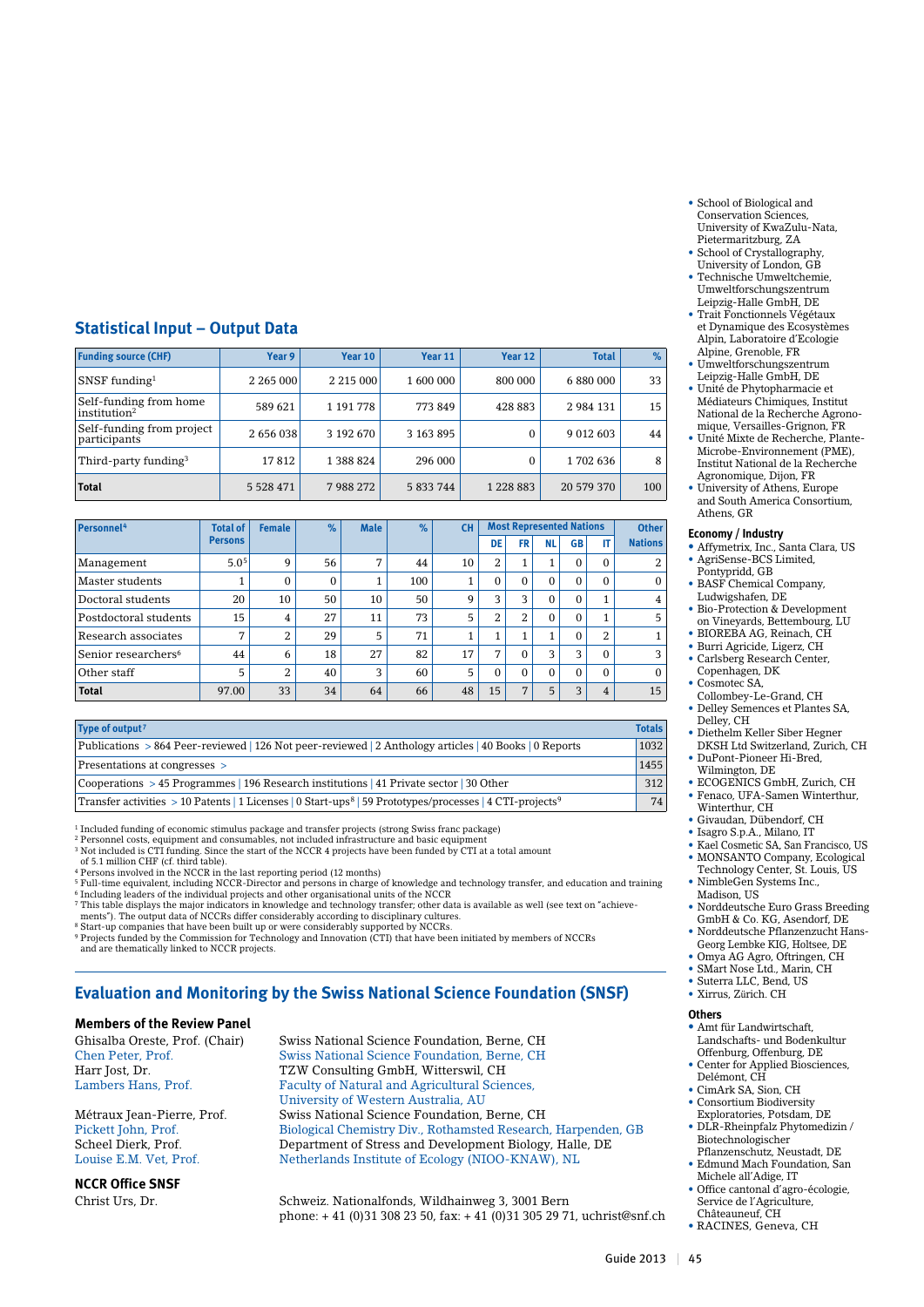- School of Biological and Conservation Sciences, University of KwaZulu-Nata, Pietermaritzburg, ZA
- School of Crystallography, University of London, GB
- Technische Umweltchemie, Umweltforschungszentrum Leipzig-Halle GmbH, DE
- Trait Fonctionnels Végétaux et Dynamique des Ecosystèmes Alpin, Laboratoire d'Ecologie Alpine, Grenoble, FR
- Umweltforschungszentrum Leipzig-Halle GmbH, DE
- Unité de Phytopharmacie et Médiateurs Chimiques, Institut National de la Recherche Agronomique, Versailles-Grignon, FR
- Unité Mixte de Recherche, Plante-Microbe-Environnement (PME), Institut National de la Recherche Agronomique, Dijon, FR
- University of Athens, Europe and South America Consortium, Athens, GR

### Economy / Industry

- Affymetrix, Inc., Santa Clara, US
- AgriSense-BCS Limited, Pontypridd, GB
- BASF Chemical Company, Ludwigshafen, DE
- Bio-Protection & Development on Vineyards, Bettembourg, LU
- BIOREBA AG, Reinach, CH
- Burri Agricide, Ligerz, CH
- Carlsberg Research Center, Copenhagen, DK
- Cosmotec SA, Collombey-Le-Grand, CH
- Delley Semences et Plantes SA, Delley, CH
- Diethelm Keller Siber Hegner DKSH Ltd Switzerland, Zurich, CH
- DuPont-Pioneer Hi-Bred, Wilmington, DE
- ECOGENICS GmbH, Zurich, CH
- Fenaco, UFA-Samen Winterthur, Winterthur, CH
- Givaudan, Dübendorf, CH
- Isagro S.p.A., Milano, IT
- Kael Cosmetic SA, San Francisco, US
- MONSANTO Company, Ecological Technology Center, St. Louis, US
- NimbleGen Systems Inc., Madison, US
- Norddeutsche Euro Grass Breeding GmbH & Co. KG, Asendorf, DE
- Norddeutsche Pflanzenzucht Hans-Georg Lembke KIG, Holtsee, DE
- Omya AG Agro, Oftringen, CH
- SMart Nose Ltd., Marin, CH
- Suterra LLC, Bend, US
- Xirrus, Zürich. CH

### Others

- Amt für Landwirtschaft, Landschafts- und Bodenkultur Offenburg, Offenburg, DE
- Center for Applied Biosciences, Delémont, CH
- CimArk SA, Sion, CH
- Consortium Biodiversity Exploratories, Potsdam, DE
- DLR-Rheinpfalz Phytomedizin / Biotechnologischer Pflanzenschutz, Neustadt, DE
- Edmund Mach Foundation, San Michele all'Adige, IT
- Office cantonal d'agro-écologie, Service de l'Agriculture, Châteauneuf, CH
- RACINES, Geneva, CH

## Statistical Input – Output Data

| Funding source (CHF) | Year 9 | Year 10 | Year 11 | Year 12 | Total | % |
|---|---|---|---|---|---|---|
| SNSF funding[1] | 2 265 000 | 2 215 000 | 1 600 000 | 800 000 | 6 880 000 | 33 |
| Self-funding from home institution[2] | 589 621 | 1 191 778 | 773 849 | 428 883 | 2 984 131 | 15 |
| Self-funding from project participants | 2 656 038 | 3 192 670 | 3 163 895 | 0 | 9 012 603 | 44 |
| Third-party funding[3] | 17 812 | 1 388 824 | 296 000 | 0 | 1 702 636 | 8 |
| **Total** | 5 528 471 | 7 988 272 | 5 833 744 | 1 228 883 | 20 579 370 | 100 |

| Personnel[4] | Total of Persons | Female | % | Male | % | CH | Most Represented Nations | | | | | Other Nations |
|---|---|---|---|---|---|---|---|---|---|---|---|---|
| | | | | | | | DE | FR | NL | GB | IT | |
| Management | 5.0[5] | 9 | 56 | 7 | 44 | 10 | 2 | 1 | 1 | 0 | 0 | 2 |
| Master students | 1 | 0 | 0 | 1 | 100 | 1 | 0 | 0 | 0 | 0 | 0 | 0 |
| Doctoral students | 20 | 10 | 50 | 10 | 50 | 9 | 3 | 3 | 0 | 0 | 1 | 4 |
| Postdoctoral students | 15 | 4 | 27 | 11 | 73 | 5 | 2 | 2 | 0 | 0 | 1 | 5 |
| Research associates | 7 | 2 | 29 | 5 | 71 | 1 | 1 | 1 | 1 | 0 | 2 | 1 |
| Senior researchers[6] | 44 | 6 | 18 | 27 | 82 | 17 | 7 | 0 | 3 | 3 | 0 | 3 |
| Other staff | 5 | 2 | 40 | 3 | 60 | 5 | 0 | 0 | 0 | 0 | 0 | 0 |
| **Total** | 97.00 | 33 | 34 | 64 | 66 | 48 | 15 | 7 | 5 | 3 | 4 | 15 |

| Type of output[7] | Totals |
|---|---|
| Publications > 864 Peer-reviewed \| 126 Not peer-reviewed \| 2 Anthology articles \| 40 Books \| 0 Reports | 1032 |
| Presentations at congresses > | 1455 |
| Cooperations > 45 Programmes \| 196 Research institutions \| 41 Private sector \| 30 Other | 312 |
| Transfer activities > 10 Patents \| 1 Licenses \| 0 Start-ups[8] \| 59 Prototypes/processes \| 4 CTI-projects[9] | 74 |

[1] Included funding of economic stimulus package and transfer projects (strong Swiss franc package)
[2] Personnel costs, equipment and consumables, not included infrastructure and basic equipment
[3] Not included is CTI funding. Since the start of the NCCR 4 projects have been funded by CTI at a total amount of 5.1 million CHF (cf. third table).
[4] Persons involved in the NCCR in the last reporting period (12 months)
[5] Full-time equivalent, including NCCR-Director and persons in charge of knowledge and technology transfer, and education and training
[6] Including leaders of the individual projects and other organisational units of the NCCR
[7] This table displays the major indicators in knowledge and technology transfer; other data is available as well (see text on "achievements"). The output data of NCCRs differ considerably according to disciplinary cultures.
[8] Start-up companies that have been built up or were considerably supported by NCCRs.
[9] Projects funded by the Commission for Technology and Innovation (CTI) that have been initiated by members of NCCRs and are thematically linked to NCCR projects.

## Evaluation and Monitoring by the Swiss National Science Foundation (SNSF)

### Members of the Review Panel

| | |
|---|---|
| Ghisalba Oreste, Prof. (Chair) | Swiss National Science Foundation, Berne, CH |
| Chen Peter, Prof. | Swiss National Science Foundation, Berne, CH |
| Harr Jost, Dr. | TZW Consulting GmbH, Witterswil, CH |
| Lambers Hans, Prof. | Faculty of Natural and Agricultural Sciences, University of Western Australia, AU |
| Métraux Jean-Pierre, Prof. | Swiss National Science Foundation, Berne, CH |
| Pickett John, Prof. | Biological Chemistry Div., Rothamsted Research, Harpenden, GB |
| Scheel Dierk, Prof. | Department of Stress and Development Biology, Halle, DE |
| Louise E.M. Vet, Prof. | Netherlands Institute of Ecology (NIOO-KNAW), NL |

### NCCR Office SNSF

| | |
|---|---|
| Christ Urs, Dr. | Schweiz. Nationalfonds, Wildhainweg 3, 3001 Bern<br>phone: + 41 (0)31 308 23 50, fax: + 41 (0)31 305 29 71, uchrist@snf.ch |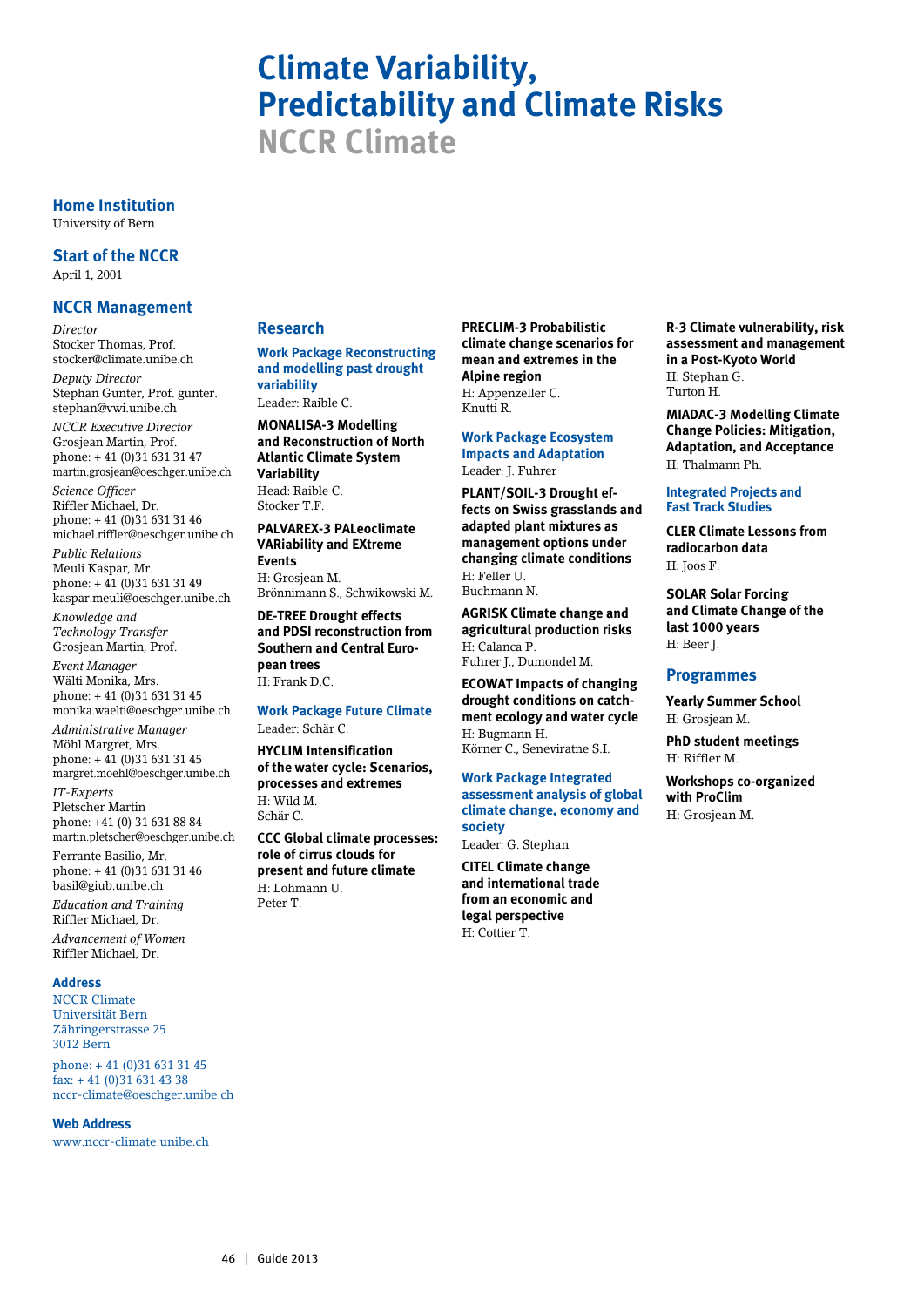# Climate Variability, Predictability and Climate Risks

## NCCR Climate

### Home Institution

University of Bern

### Start of the NCCR

April 1, 2001

### NCCR Management

*Director*
Stocker Thomas, Prof.
stocker@climate.unibe.ch

*Deputy Director*
Stephan Gunter, Prof. gunter.
stephan@vwi.unibe.ch

*NCCR Executive Director*
Grosjean Martin, Prof.
phone: + 41 (0)31 631 31 47
martin.grosjean@oeschger.unibe.ch

*Science Officer*
Riffler Michael, Dr.
phone: + 41 (0)31 631 31 46
michael.riffler@oeschger.unibe.ch

*Public Relations*
Meuli Kaspar, Mr.
phone: + 41 (0)31 631 31 49
kaspar.meuli@oeschger.unibe.ch

*Knowledge and Technology Transfer*
Grosjean Martin, Prof.

*Event Manager*
Wälti Monika, Mrs.
phone: + 41 (0)31 631 31 45
monika.waelti@oeschger.unibe.ch

*Administrative Manager*
Möhl Margret, Mrs.
phone: + 41 (0)31 631 31 45
margret.moehl@oeschger.unibe.ch

*IT-Experts*
Pletscher Martin
phone: +41 (0) 31 631 88 84
martin.pletscher@oeschger.unibe.ch

Ferrante Basilio, Mr.
phone: + 41 (0)31 631 31 46
basil@giub.unibe.ch

*Education and Training*
Riffler Michael, Dr.

*Advancement of Women*
Riffler Michael, Dr.

### Address

NCCR Climate
Universität Bern
Zähringerstrasse 25
3012 Bern

phone: + 41 (0)31 631 31 45
fax: + 41 (0)31 631 43 38
nccr-climate@oeschger.unibe.ch

### Web Address

www.nccr-climate.unibe.ch

### Research

#### Work Package Reconstructing and modelling past drought variability

Leader: Raible C.

**MONALISA-3 Modelling and Reconstruction of North Atlantic Climate System Variability**
Head: Raible C.
Stocker T.F.

**PALVAREX-3 PALeoclimate VARiability and EXtreme Events**
H: Grosjean M.
Brönnimann S., Schwikowski M.

**DE-TREE Drought effects and PDSI reconstruction from Southern and Central European trees**
H: Frank D.C.

#### Work Package Future Climate

Leader: Schär C.

**HYCLIM Intensification of the water cycle: Scenarios, processes and extremes**
H: Wild M.
Schär C.

**CCC Global climate processes: role of cirrus clouds for present and future climate**
H: Lohmann U.
Peter T.

**PRECLIM-3 Probabilistic climate change scenarios for mean and extremes in the Alpine region**
H: Appenzeller C.
Knutti R.

#### Work Package Ecosystem Impacts and Adaptation

Leader: J. Fuhrer

**PLANT/SOIL-3 Drought effects on Swiss grasslands and adapted plant mixtures as management options under changing climate conditions**
H: Feller U.
Buchmann N.

**AGRISK Climate change and agricultural production risks**
H: Calanca P.
Fuhrer J., Dumondel M.

**ECOWAT Impacts of changing drought conditions on catchment ecology and water cycle**
H: Bugmann H.
Körner C., Seneviratne S.I.

#### Work Package Integrated assessment analysis of global climate change, economy and society

Leader: G. Stephan

**CITEL Climate change and international trade from an economic and legal perspective**
H: Cottier T.

**R-3 Climate vulnerability, risk assessment and management in a Post-Kyoto World**
H: Stephan G.
Turton H.

**MIADAC-3 Modelling Climate Change Policies: Mitigation, Adaptation, and Acceptance**
H: Thalmann Ph.

#### Integrated Projects and Fast Track Studies

**CLER Climate Lessons from radiocarbon data**
H: Joos F.

**SOLAR Solar Forcing and Climate Change of the last 1000 years**
H: Beer J.

### Programmes

**Yearly Summer School**
H: Grosjean M.

**PhD student meetings**
H: Riffler M.

**Workshops co-organized with ProClim**
H: Grosjean M.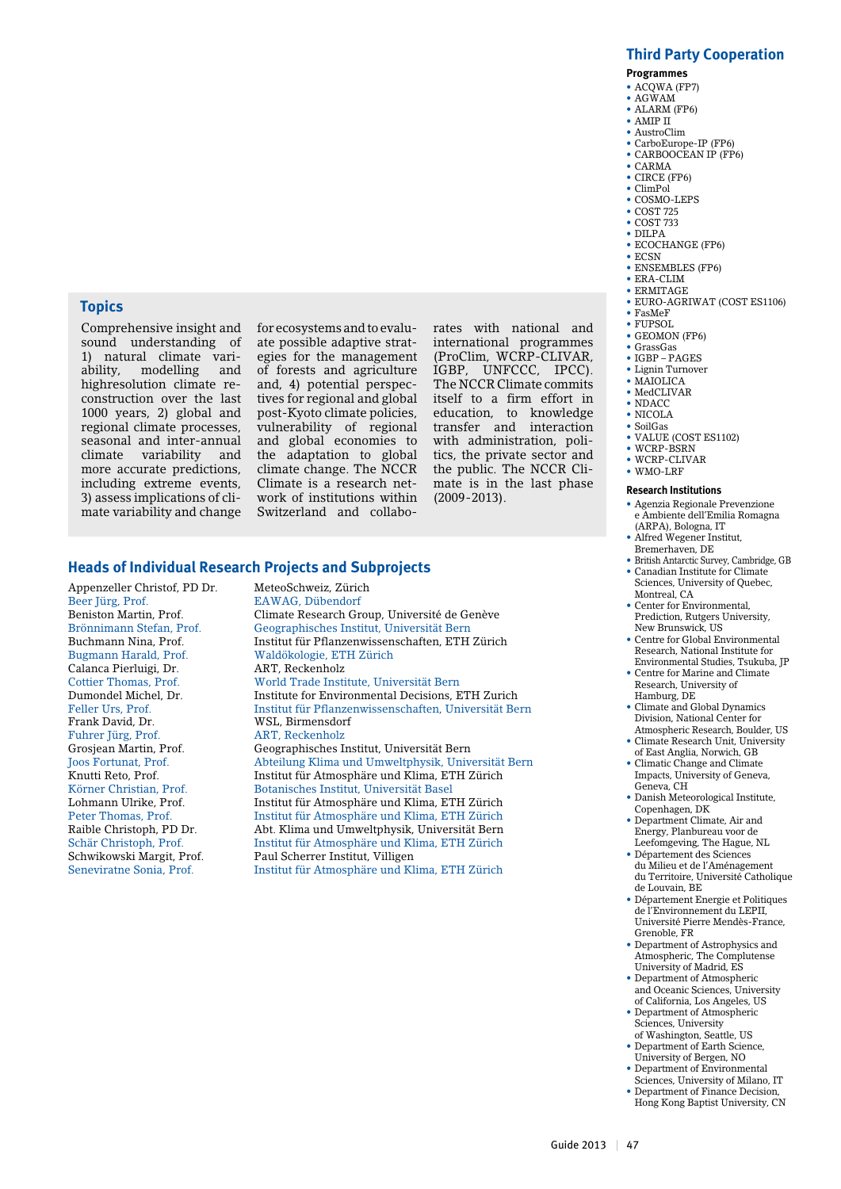## Topics

Comprehensive insight and sound understanding of 1) natural climate variability, modelling and highresolution climate reconstruction over the last 1000 years, 2) global and regional climate processes, seasonal and inter-annual climate variability and more accurate predictions, including extreme events, 3) assess implications of climate variability and change for ecosystems and to evaluate possible adaptive strategies for the management of forests and agriculture and, 4) potential perspectives for regional and global post-Kyoto climate policies, vulnerability of regional and global economies to the adaptation to global climate change. The NCCR Climate is a research network of institutions within Switzerland and collaborates with national and international programmes (ProClim, WCRP-CLIVAR, IGBP, UNFCCC, IPCC). The NCCR Climate commits itself to a firm effort in education, to knowledge transfer and interaction with administration, politics, the private sector and the public. The NCCR Climate is in the last phase (2009-2013).

## Heads of Individual Research Projects and Subprojects

| | |
|---|---|
| Appenzeller Christof, PD Dr. | MeteoSchweiz, Zürich |
| Beer Jürg, Prof. | EAWAG, Dübendorf |
| Beniston Martin, Prof. | Climate Research Group, Université de Genève |
| Brönnimann Stefan, Prof. | Geographisches Institut, Universität Bern |
| Buchmann Nina, Prof. | Institut für Pflanzenwissenschaften, ETH Zürich |
| Bugmann Harald, Prof. | Waldökologie, ETH Zürich |
| Calanca Pierluigi, Dr. | ART, Reckenholz |
| Cottier Thomas, Prof. | World Trade Institute, Universität Bern |
| Dumondel Michel, Dr. | Institute for Environmental Decisions, ETH Zurich |
| Feller Urs, Prof. | Institut für Pflanzenwissenschaften, Universität Bern |
| Frank David, Dr. | WSL, Birmensdorf |
| Fuhrer Jürg, Prof. | ART, Reckenholz |
| Grosjean Martin, Prof. | Geographisches Institut, Universität Bern |
| Joos Fortunat, Prof. | Abteilung Klima und Umweltphysik, Universität Bern |
| Knutti Reto, Prof. | Institut für Atmosphäre und Klima, ETH Zürich |
| Körner Christian, Prof. | Botanisches Institut, Universität Basel |
| Lohmann Ulrike, Prof. | Institut für Atmosphäre und Klima, ETH Zürich |
| Peter Thomas, Prof. | Institut für Atmosphäre und Klima, ETH Zürich |
| Raible Christoph, PD Dr. | Abt. Klima und Umweltphysik, Universität Bern |
| Schär Christoph, Prof. | Institut für Atmosphäre und Klima, ETH Zürich |
| Schwikowski Margit, Prof. | Paul Scherrer Institut, Villigen |
| Seneviratne Sonia, Prof. | Institut für Atmosphäre und Klima, ETH Zürich |

## Third Party Cooperation

### Programmes

- ACQWA (FP7)
- AGWAM
- ALARM (FP6)
- AMIP II
- AustroClim
- CarboEurope-IP (FP6)
- CARBOOCEAN IP (FP6)
- CARMA
- CIRCE (FP6)
- ClimPol
- COSMO-LEPS
- COST 725
- COST 733
- DILPA
- ECOCHANGE (FP6)
- ECSN
- ENSEMBLES (FP6)
- ERA-CLIM
- ERMITAGE
- EURO-AGRIWAT (COST ES1106)
- FasMeF
- FUPSOL
- GEOMON (FP6)
- GrassGas
- IGBP – PAGES
- Lignin Turnover
- MAIOLICA
- MedCLIVAR
- NDACC
- NICOLA
- SoilGas
- VALUE (COST ES1102)
- WCRP-BSRN
- WCRP-CLIVAR
- WMO-LRF

### Research Institutions

- Agenzia Regionale Prevenzione e Ambiente dell'Emilia Romagna (ARPA), Bologna, IT
- Alfred Wegener Institut, Bremerhaven, DE
- British Antarctic Survey, Cambridge, GB
- Canadian Institute for Climate Sciences, University of Quebec, Montreal, CA
- Center for Environmental, Prediction, Rutgers University, New Brunswick, US
- Centre for Global Environmental Research, National Institute for Environmental Studies, Tsukuba, JP
- Centre for Marine and Climate Research, University of Hamburg, DE
- Climate and Global Dynamics Division, National Center for Atmospheric Research, Boulder, US
- Climate Research Unit, University of East Anglia, Norwich, GB
- Climatic Change and Climate Impacts, University of Geneva, Geneva, CH
- Danish Meteorological Institute, Copenhagen, DK
- Department Climate, Air and Energy, Planbureau voor de Leefomgeving, The Hague, NL
- Département des Sciences du Milieu et de l'Aménagement du Territoire, Université Catholique de Louvain, BE
- Département Energie et Politiques de l'Environnement du LEPII, Université Pierre Mendès-France, Grenoble, FR
- Department of Astrophysics and Atmospheric, The Complutense University of Madrid, ES
- Department of Atmospheric and Oceanic Sciences, University of California, Los Angeles, US
- Department of Atmospheric Sciences, University of Washington, Seattle, US
- Department of Earth Science, University of Bergen, NO
- Department of Environmental Sciences, University of Milano, IT
- Department of Finance Decision, Hong Kong Baptist University, CN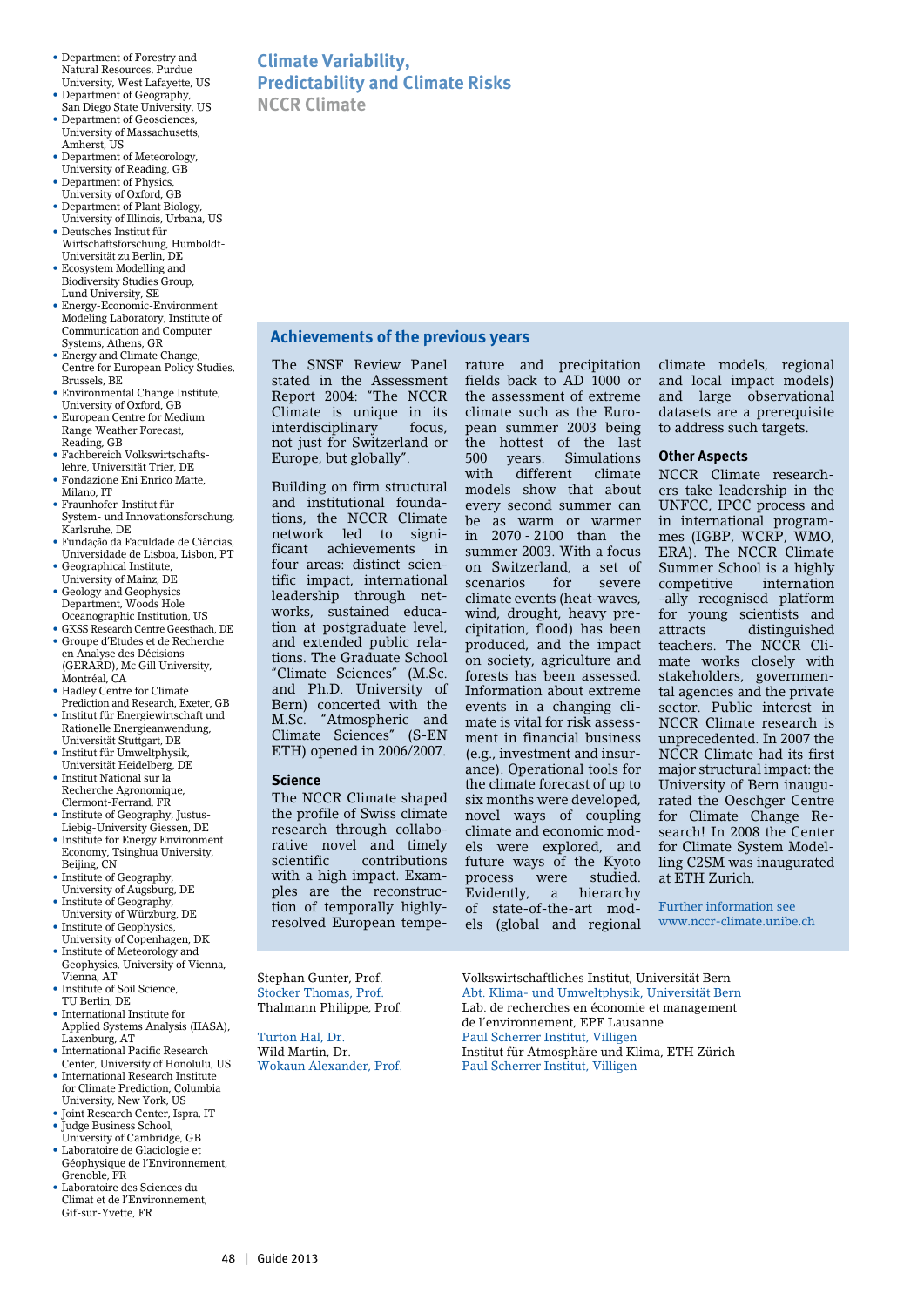- Department of Forestry and Natural Resources, Purdue University, West Lafayette, US
- Department of Geography, San Diego State University, US
- Department of Geosciences, University of Massachusetts, Amherst, US
- Department of Meteorology, University of Reading, GB
- Department of Physics, University of Oxford, GB
- Department of Plant Biology, University of Illinois, Urbana, US
- Deutsches Institut für Wirtschaftsforschung, Humboldt-Universität zu Berlin, DE
- Ecosystem Modelling and Biodiversity Studies Group, Lund University, SE
- Energy-Economic-Environment Modeling Laboratory, Institute of Communication and Computer Systems, Athens, GR
- Energy and Climate Change, Centre for European Policy Studies, Brussels, BE
- Environmental Change Institute, University of Oxford, GB
- European Centre for Medium Range Weather Forecast, Reading, GB
- Fachbereich Volkswirtschaftslehre, Universität Trier, DE
- Fondazione Eni Enrico Matte, Milano, IT
- Fraunhofer-Institut für System- und Innovationsforschung, Karlsruhe, DE
- Fundação da Faculdade de Ciências, Universidade de Lisboa, Lisbon, PT
- Geographical Institute, University of Mainz, DE
- Geology and Geophysics Department, Woods Hole Oceanographic Institution, US
- GKSS Research Centre Geesthacht, DE
- Groupe d'Etudes et de Recherche en Analyse des Décisions (GERARD), Mc Gill University, Montréal, CA
- Hadley Centre for Climate Prediction and Research, Exeter, GB
- Institut für Energiewirtschaft und Rationelle Energieanwendung, Universität Stuttgart, DE
- Institut für Umweltphysik, Universität Heidelberg, DE
- Institut National sur la Recherche Agronomique, Clermont-Ferrand, FR
- Institute of Geography, Justus-Liebig-University Giessen, DE
- Institute for Energy Environment Economy, Tsinghua University, Beijing, CN
- Institute of Geography, University of Augsburg, DE
- Institute of Geography, University of Würzburg, DE
- Institute of Geophysics, University of Copenhagen, DK
- Institute of Meteorology and Geophysics, University of Vienna, Vienna, AT
- Institute of Soil Science, TU Berlin, DE
- International Institute for Applied Systems Analysis (IIASA), Laxenburg, AT
- International Pacific Research Center, University of Honolulu, US
- International Research Institute for Climate Prediction, Columbia University, New York, US
- Joint Research Center, Ispra, IT
- Judge Business School, University of Cambridge, GB
- Laboratoire de Glaciologie et Géophysique de l'Environnement, Grenoble, FR
- Laboratoire des Sciences du Climat et de l'Environnement, Gif-sur-Yvette, FR

# Climate Variability, Predictability and Climate Risks

## NCCR Climate

### Achievements of the previous years

The SNSF Review Panel stated in the Assessment Report 2004: "The NCCR Climate is unique in its interdisciplinary focus, not just for Switzerland or Europe, but globally".

Building on firm structural and institutional foundations, the NCCR Climate network led to significant achievements in four areas: distinct scientific impact, international leadership through networks, sustained education at postgraduate level, and extended public relations. The Graduate School "Climate Sciences" (M.Sc. and Ph.D. University of Bern) concerted with the M.Sc. "Atmospheric and Climate Sciences" (S-EN ETH) opened in 2006/2007.

#### Science

The NCCR Climate shaped the profile of Swiss climate research through collaborative novel and timely scientific contributions with a high impact. Examples are the reconstruction of temporally highly-resolved European temperature and precipitation fields back to AD 1000 or the assessment of extreme climate such as the European summer 2003 being the hottest of the last 500 years. Simulations with different climate models show that about every second summer can be as warm or warmer in 2070 - 2100 than the summer 2003. With a focus on Switzerland, a set of scenarios for severe climate events (heat-waves, wind, drought, heavy precipitation, flood) has been produced, and the impact on society, agriculture and forests has been assessed. Information about extreme events in a changing climate is vital for risk assessment in financial business (e.g., investment and insurance). Operational tools for the climate forecast of up to six months were developed, novel ways of coupling climate and economic models were explored, and future ways of the Kyoto process were studied. Evidently, a hierarchy of state-of-the-art models (global and regional climate models, regional and local impact models) and large observational datasets are a prerequisite to address such targets.

#### Other Aspects

NCCR Climate researchers take leadership in the UNFCC, IPCC process and in international programmes (IGBP, WCRP, WMO, ERA). The NCCR Climate Summer School is a highly competitive internationally recognised platform for young scientists and attracts distinguished teachers. The NCCR Climate works closely with stakeholders, governmental agencies and the private sector. Public interest in NCCR Climate research is unprecedented. In 2007 the NCCR Climate had its first major structural impact: the University of Bern inaugurated the Oeschger Centre for Climate Change Research! In 2008 the Center for Climate System Modelling C2SM was inaugurated at ETH Zurich.

Further information see www.nccr-climate.unibe.ch

| | |
|---|---|
| Stephan Gunter, Prof. | Volkswirtschaftliches Institut, Universität Bern |
| Stocker Thomas, Prof. | Abt. Klima- und Umweltphysik, Universität Bern |
| Thalmann Philippe, Prof. | Lab. de recherches en économie et management de l'environnement, EPF Lausanne |
| Turton Hal, Dr. | Paul Scherrer Institut, Villigen |
| Wild Martin, Dr. | Institut für Atmosphäre und Klima, ETH Zürich |
| Wokaun Alexander, Prof. | Paul Scherrer Institut, Villigen |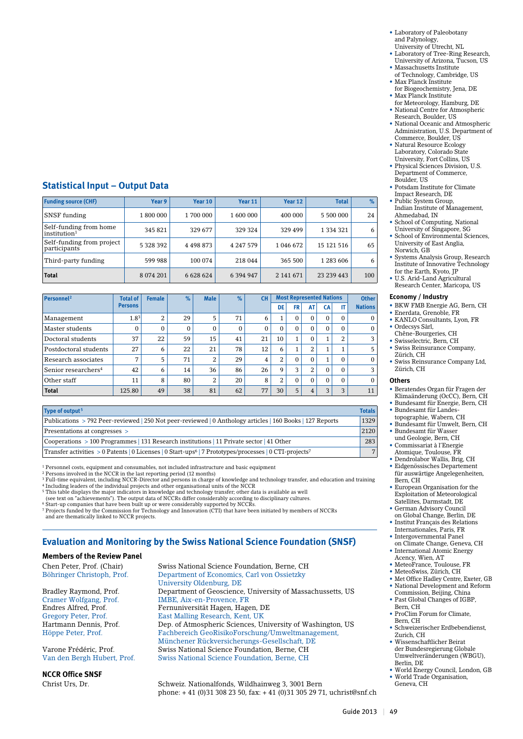- Laboratory of Paleobotany and Palynology, University of Utrecht, NL
- Laboratory of Tree-Ring Research, University of Arizona, Tucson, US
- Massachusetts Institute of Technology, Cambridge, US
- Max Planck Institute for Biogeochemistry, Jena, DE
- Max Planck Institute for Meteorology, Hamburg, DE
- National Centre for Atmospheric Research, Boulder, US
- National Oceanic and Atmospheric Administration, U.S. Department of Commerce, Boulder, US
- Natural Resource Ecology Laboratory, Colorado State University, Fort Collins, US
- Physical Sciences Division, U.S. Department of Commerce, Boulder, US
- Potsdam Institute for Climate Impact Research, DE
- Public System Group, Indian Institute of Management, Ahmedabad, IN
- School of Computing, National University of Singapore, SG
- School of Environmental Sciences, University of East Anglia, Norwich, GB
- Systems Analysis Group, Research Institute of Innovative Technology for the Earth, Kyoto, JP
- U.S. Arid-Land Agricultural Research Center, Maricopa, US

### Economy / Industry

- BKW FMB Energie AG, Bern, CH
- Enerdata, Grenoble, FR
- KANLO Consultants, Lyon, FR
- Ordecsys Sàrl, Chêne-Bourgeries, CH
- Swisselectric, Bern, CH
- Swiss Reinsurance Company, Zürich, CH
- Swiss Reinsurance Company Ltd, Zürich, CH

### Others

- Beratendes Organ für Fragen der Klimaänderung (OcCC), Bern, CH
- Bundesamt für Energie, Bern, CH
- Bundesamt für Landestopographie, Wabern, CH
- Bundesamt für Umwelt, Bern, CH
- Bundesamt für Wasser und Geologie, Bern, CH
- Commissariat à l'Energie Atomique, Toulouse, FR
- Dendrolabor Wallis, Brig, CH
- Eidgenössisches Departement für auswärtige Angelegenheiten, Bern, CH
- European Organisation for the Exploitation of Meteorological Satellites, Darmstadt, DE
- German Advisory Council on Global Change, Berlin, DE
- Institut Français des Relations Internationales, Paris, FR
- Intergovernmental Panel on Climate Change, Geneva, CH
- International Atomic Energy Acency, Wien, AT
- MeteoFrance, Toulouse, FR
- MeteoSwiss, Zürich, CH
- Met Office Hadley Centre, Exeter, GB
- National Development and Reform Commission, Beijing, China
- Past Global Changes of IGBP, Bern, CH
- ProClim Forum for Climate, Bern, CH
- Schweizerischer Erdbebendienst, Zurich, CH
- Wissenschaftlicher Beirat der Bundesregierung Globale Umweltveränderungen (WBGU), Berlin, DE
- World Energy Council, London, GB
- World Trade Organisation, Geneva, CH

## Statistical Input – Output Data

| Funding source (CHF) | Year 9 | Year 10 | Year 11 | Year 12 | Total | % |
|---|---|---|---|---|---|---|
| SNSF funding | 1 800 000 | 1 700 000 | 1 600 000 | 400 000 | 5 500 000 | 24 |
| Self-funding from home institution[1] | 345 821 | 329 677 | 329 324 | 329 499 | 1 334 321 | 6 |
| Self-funding from project participants | 5 328 392 | 4 498 873 | 4 247 579 | 1 046 672 | 15 121 516 | 65 |
| Third-party funding | 599 988 | 100 074 | 218 044 | 365 500 | 1 283 606 | 6 |
| **Total** | 8 074 201 | 6 628 624 | 6 394 947 | 2 141 671 | 23 239 443 | 100 |

| Personnel[2] | Total of Persons | Female | % | Male | % | CH | Most Represented Nations | | | | | Other Nations |
|---|---|---|---|---|---|---|---|---|---|---|---|---|
| | | | | | | | DE | FR | AT | CA | IT | |
| Management | 1.8[3] | 2 | 29 | 5 | 71 | 6 | 1 | 0 | 0 | 0 | 0 | 0 |
| Master students | 0 | 0 | 0 | 0 | 0 | 0 | 0 | 0 | 0 | 0 | 0 | 0 |
| Doctoral students | 37 | 22 | 59 | 15 | 41 | 21 | 10 | 1 | 0 | 1 | 2 | 3 |
| Postdoctoral students | 27 | 6 | 22 | 21 | 78 | 12 | 6 | 1 | 2 | 1 | 1 | 5 |
| Research associates | 7 | 5 | 71 | 2 | 29 | 4 | 2 | 0 | 0 | 1 | 0 | 0 |
| Senior researchers[4] | 42 | 6 | 14 | 36 | 86 | 26 | 9 | 3 | 2 | 0 | 0 | 3 |
| Other staff | 11 | 8 | 80 | 2 | 20 | 8 | 2 | 0 | 0 | 0 | 0 | 0 |
| **Total** | 125.80 | 49 | 38 | 81 | 62 | 77 | 30 | 5 | 4 | 3 | 3 | 11 |

| Type of output[5] | Totals |
|---|---|
| Publications > 792 Peer-reviewed \| 250 Not peer-reviewed \| 0 Anthology articles \| 160 Books \| 127 Reports | 1329 |
| Presentations at congresses > | 2120 |
| Cooperations > 100 Programmes \| 131 Research institutions \| 11 Private sector \| 41 Other | 283 |
| Transfer activities > 0 Patents \| 0 Licenses \| 0 Start-ups[6] \| 7 Prototypes/processes \| 0 CTI-projects[7] | 7 |

[1] Personnel costs, equipment and consumables, not included infrastructure and basic equipment
[2] Persons involved in the NCCR in the last reporting period (12 months)
[3] Full-time equivalent, including NCCR-Director and persons in charge of knowledge and technology transfer, and education and training
[4] Including leaders of the individual projects and other organisational units of the NCCR
[5] This table displays the major indicators in knowledge and technology transfer; other data is available as well (see text on "achievements"). The output data of NCCRs differ considerably according to disciplinary cultures.
[6] Start-up companies that have been built up or were considerably supported by NCCRs.
[7] Projects funded by the Commission for Technology and Innovation (CTI) that have been initiated by members of NCCRs and are thematically linked to NCCR projects.

## Evaluation and Monitoring by the Swiss National Science Foundation (SNSF)

### Members of the Review Panel

| | |
|---|---|
| Chen Peter, Prof. (Chair) | Swiss National Science Foundation, Berne, CH |
| Böhringer Christoph, Prof. | Department of Economics, Carl von Ossietzky University Oldenburg, DE |
| Bradley Raymond, Prof. | Department of Geoscience, University of Massachussetts, US |
| Cramer Wolfgang, Prof. | IMBE, Aix-en-Provence, FR |
| Endres Alfred, Prof. | Fernuniversität Hagen, Hagen, DE |
| Gregory Peter, Prof. | East Malling Research, Kent, UK |
| Hartmann Dennis, Prof. | Dep. of Atmospheric Sciences, University of Washington, US |
| Höppe Peter, Prof. | Fachbereich GeoRisikoForschung/Umweltmanagement, Münchener Rückversicherungs-Gesellschaft, DE |
| Varone Frédéric, Prof. | Swiss National Science Foundation, Berne, CH |
| Van den Bergh Hubert, Prof. | Swiss National Science Foundation, Berne, CH |

### NCCR Office SNSF

Christ Urs, Dr. — Schweiz. Nationalfonds, Wildhainweg 3, 3001 Bern
phone: + 41 (0)31 308 23 50, fax: + 41 (0)31 305 29 71, uchrist@snf.ch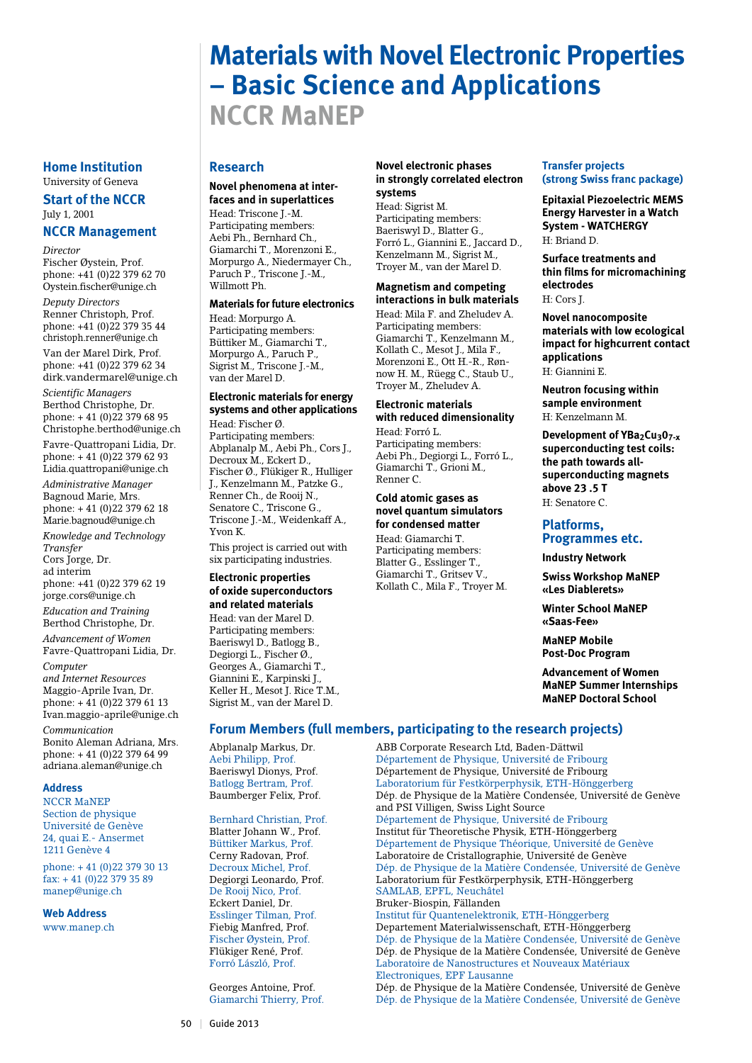# Materials with Novel Electronic Properties – Basic Science and Applications

## NCCR MaNEP

### Home Institution

University of Geneva

### Start of the NCCR

July 1, 2001

### NCCR Management

*Director*
Fischer Øystein, Prof.
phone: +41 (0)22 379 62 70
Oystein.fischer@unige.ch

*Deputy Directors*
Renner Christoph, Prof.
phone: +41 (0)22 379 35 44
christoph.renner@unige.ch

Van der Marel Dirk, Prof.
phone: +41 (0)22 379 62 34
dirk.vandermarel@unige.ch

*Scientific Managers*
Berthod Christophe, Dr.
phone: + 41 (0)22 379 68 95
Christophe.berthod@unige.ch

Favre-Quattropani Lidia, Dr.
phone: + 41 (0)22 379 62 93
Lidia.quattropani@unige.ch

*Administrative Manager*
Bagnoud Marie, Mrs.
phone: + 41 (0)22 379 62 18
Marie.bagnoud@unige.ch

*Knowledge and Technology Transfer*
Cors Jorge, Dr.
ad interim
phone: +41 (0)22 379 62 19
jorge.cors@unige.ch

*Education and Training*
Berthod Christophe, Dr.

*Advancement of Women*
Favre-Quattropani Lidia, Dr.

*Computer and Internet Resources*
Maggio-Aprile Ivan, Dr.
phone: + 41 (0)22 379 61 13
Ivan.maggio-aprile@unige.ch

*Communication*
Bonito Aleman Adriana, Mrs.
phone: + 41 (0)22 379 64 99
adriana.aleman@unige.ch

#### Address

NCCR MaNEP
Section de physique
Université de Genève
24, quai E.- Ansermet
1211 Genève 4

phone: + 41 (0)22 379 30 13
fax: + 41 (0)22 379 35 89
manep@unige.ch

#### Web Address

www.manep.ch

### Research

**Novel phenomena at interfaces and in superlattices**
Head: Triscone J.-M.
Participating members:
Aebi Ph., Bernhard Ch., Giamarchi T., Morenzoni E., Morpurgo A., Niedermayer Ch., Paruch P., Triscone J.-M., Willmott Ph.

**Materials for future electronics**
Head: Morpurgo A.
Participating members:
Büttiker M., Giamarchi T., Morpurgo A., Paruch P., Sigrist M., Triscone J.-M., van der Marel D.

**Electronic materials for energy systems and other applications**
Head: Fischer Ø.
Participating members:
Abplanalp M., Aebi Ph., Cors J., Decroux M., Eckert D., Fischer Ø., Flükiger R., Hulliger J., Kenzelmann M., Patzke G., Renner Ch., de Rooij N., Senatore C., Triscone G., Triscone J.-M., Weidenkaff A., Yvon K.

This project is carried out with six participating industries.

**Electronic properties of oxide superconductors and related materials**
Head: van der Marel D.
Participating members:
Baeriswyl D., Batlogg B., Degiorgi L., Fischer Ø., Georges A., Giamarchi T., Giannini E., Karpinski J., Keller H., Mesot J. Rice T.M., Sigrist M., van der Marel D.

**Novel electronic phases in strongly correlated electron systems**
Head: Sigrist M.
Participating members:
Baeriswyl D., Blatter G., Forró L., Giannini E., Jaccard D., Kenzelmann M., Kenzelmann M., Sigrist M., Troyer M., van der Marel D.

**Magnetism and competing interactions in bulk materials**
Head: Mila F. and Zheludev A.
Participating members:
Giamarchi T., Kenzelmann M., Kollath C., Mesot J., Mila F., Morenzoni E., Ott H.-R., Rønnow H. M., Rüegg C., Staub U., Troyer M., Zheludev A.

**Electronic materials with reduced dimensionality**
Head: Forró L.
Participating members:
Aebi Ph., Degiorgi L., Forró L., Giamarchi T., Grioni M., Renner C.

**Cold atomic gases as novel quantum simulators for condensed matter**
Head: Giamarchi T.
Participating members:
Blatter G., Esslinger T., Giamarchi T., Gritsev V., Kollath C., Mila F., Troyer M.

### Transfer projects (strong Swiss franc package)

**Epitaxial Piezoelectric MEMS Energy Harvester in a Watch System - WATCHERGY**
H: Briand D.

**Surface treatments and thin films for micromachining electrodes**
H: Cors J.

**Novel nanocomposite materials with low ecological impact for highcurrent contact applications**
H: Giannini E.

**Neutron focusing within sample environment**
H: Kenzelmann M.

**Development of $YBa_2Cu_3O_{7-x}$ superconducting test coils: the path towards all-superconducting magnets above 23 .5 T**
H: Senatore C.

### Platforms, Programmes etc.

**Industry Network**

**Swiss Workshop MaNEP «Les Diablerets»**

**Winter School MaNEP «Saas-Fee»**

**MaNEP Mobile Post-Doc Program**

**Advancement of Women**
**MaNEP Summer Internships**
**MaNEP Doctoral School**

### Forum Members (full members, participating to the research projects)

| | |
|---|---|
| Abplanalp Markus, Dr. | ABB Corporate Research Ltd, Baden-Dättwil |
| Aebi Philipp, Prof. | Département de Physique, Université de Fribourg |
| Baeriswyl Dionys, Prof. | Département de Physique, Université de Fribourg |
| Batlogg Bertram, Prof. | Laboratorium für Festkörperphysik, ETH-Hönggerberg |
| Baumberger Felix, Prof. | Dép. de Physique de la Matière Condensée, Université de Genève and PSI Villigen, Swiss Light Source |
| Bernhard Christian, Prof. | Département de Physique, Université de Fribourg |
| Blatter Johann W., Prof. | Institut für Theoretische Physik, ETH-Hönggerberg |
| Büttiker Markus, Prof. | Département de Physique Théorique, Université de Genève |
| Cerny Radovan, Prof. | Laboratoire de Cristallographie, Université de Genève |
| Decroux Michel, Prof. | Dép. de Physique de la Matière Condensée, Université de Genève |
| Degiorgi Leonardo, Prof. | Laboratorium für Festkörperphysik, ETH-Hönggerberg |
| De Rooij Nico, Prof. | SAMLAB, EPFL, Neuchâtel |
| Eckert Daniel, Dr. | Bruker-Biospin, Fällanden |
| Esslinger Tilman, Prof. | Institut für Quantenelektronik, ETH-Hönggerberg |
| Fiebig Manfred, Prof. | Departement Materialwissenschaft, ETH-Hönggerberg |
| Fischer Øystein, Prof. | Dép. de Physique de la Matière Condensée, Université de Genève |
| Flükiger René, Prof. | Dép. de Physique de la Matière Condensée, Université de Genève |
| Forró László, Prof. | Laboratoire de Nanostructures et Nouveaux Matériaux Electroniques, EPF Lausanne |
| Georges Antoine, Prof. | Dép. de Physique de la Matière Condensée, Université de Genève |
| Giamarchi Thierry, Prof. | Dép. de Physique de la Matière Condensée, Université de Genève |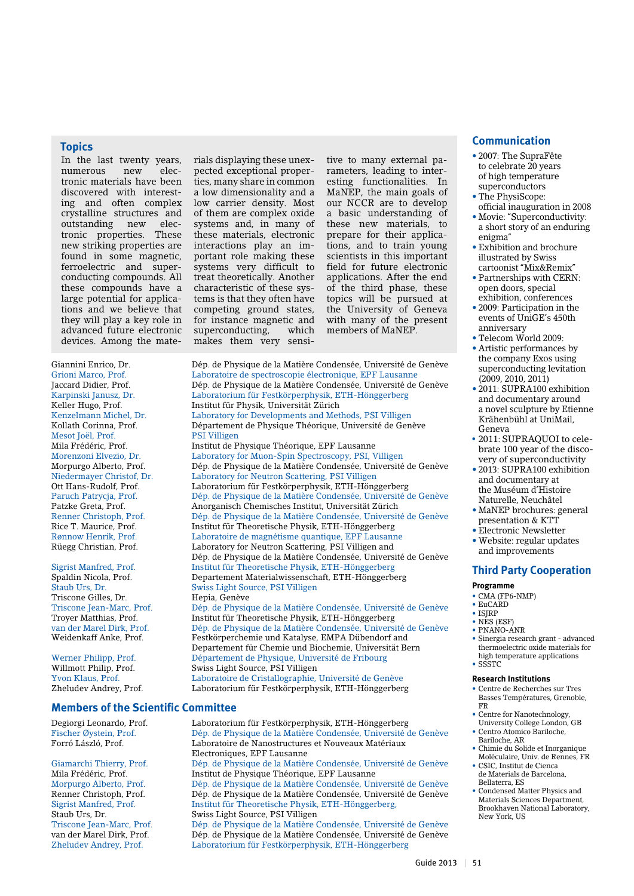## Topics

In the last twenty years, numerous new electronic materials have been discovered with interesting and often complex crystalline structures and outstanding new electronic properties. These new striking properties are found in some magnetic, ferroelectric and superconducting compounds. All these compounds have a large potential for applications and we believe that they will play a key role in advanced future electronic devices. Among the materials displaying these unexpected exceptional properties, many share in common a low dimensionality and a low carrier density. Most of them are complex oxide systems and, in many of these materials, electronic interactions play an important role making these systems very difficult to treat theoretically. Another characteristic of these systems is that they often have competing ground states, for instance magnetic and superconducting, which makes them very sensitive to many external parameters, leading to interesting functionalities. In MaNEP, the main goals of our NCCR are to develop a basic understanding of these new materials, to prepare for their applications, and to train young scientists in this important field for future electronic applications. After the end of the third phase, these topics will be pursued at the University of Geneva with many of the present members of MaNEP.

| | |
|---|---|
| Giannini Enrico, Dr. | Dép. de Physique de la Matière Condensée, Université de Genève |
| Grioni Marco, Prof. | Laboratoire de spectroscopie électronique, EPF Lausanne |
| Jaccard Didier, Prof. | Dép. de Physique de la Matière Condensée, Université de Genève |
| Karpinski Janusz, Dr. | Laboratorium für Festkörperphysik, ETH-Hönggerberg |
| Keller Hugo, Prof. | Institut für Physik, Universität Zürich |
| Kenzelmann Michel, Dr. | Laboratory for Developments and Methods, PSI Villigen |
| Kollath Corinna, Prof. | Département de Physique Théorique, Université de Genève |
| Mesot Joël, Prof. | PSI Villigen |
| Mila Frédéric, Prof. | Institut de Physique Théorique, EPF Lausanne |
| Morenzoni Elvezio, Dr. | Laboratory for Muon-Spin Spectroscopy, PSI, Villigen |
| Morpurgo Alberto, Prof. | Dép. de Physique de la Matière Condensée, Université de Genève |
| Niedermayer Christof, Dr. | Laboratory for Neutron Scattering, PSI Villigen |
| Ott Hans-Rudolf, Prof. | Laboratorium für Festkörperphysik, ETH-Hönggerberg |
| Paruch Patrycja, Prof. | Dép. de Physique de la Matière Condensée, Université de Genève |
| Patzke Greta, Prof. | Anorganisch Chemisches Institut, Universität Zürich |
| Renner Christoph, Prof. | Dép. de Physique de la Matière Condensée, Université de Genève |
| Rice T. Maurice, Prof. | Institut für Theoretische Physik, ETH-Hönggerberg |
| Rønnow Henrik, Prof. | Laboratoire de magnétisme quantique, EPF Lausanne |
| Rüegg Christian, Prof. | Laboratory for Neutron Scattering, PSI Villigen and Dép. de Physique de la Matière Condensée, Université de Genève |
| Sigrist Manfred, Prof. | Institut für Theoretische Physik, ETH-Hönggerberg |
| Spaldin Nicola, Prof. | Departement Materialwissenschaft, ETH-Hönggerberg |
| Staub Urs, Dr. | Swiss Light Source, PSI Villigen |
| Triscone Gilles, Dr. | Hepia, Genève |
| Triscone Jean-Marc, Prof. | Dép. de Physique de la Matière Condensée, Université de Genève |
| Troyer Matthias, Prof. | Institut für Theoretische Physik, ETH-Hönggerberg |
| van der Marel Dirk, Prof. | Dép. de Physique de la Matière Condensée, Université de Genève |
| Weidenkaff Anke, Prof. | Festkörperchemie und Katalyse, EMPA Dübendorf and Departement für Chemie und Biochemie, Universität Bern |
| Werner Philipp, Prof. | Département de Physique, Université de Fribourg |
| Willmott Philip, Prof. | Swiss Light Source, PSI Villigen |
| Yvon Klaus, Prof. | Laboratoire de Cristallographie, Université de Genève |
| Zheludev Andrey, Prof. | Laboratorium für Festkörperphysik, ETH-Hönggerberg |

## Members of the Scientific Committee

| | |
|---|---|
| Degiorgi Leonardo, Prof. | Laboratorium für Festkörperphysik, ETH-Hönggerberg |
| Fischer Øystein, Prof. | Dép. de Physique de la Matière Condensée, Université de Genève |
| Forró László, Prof. | Laboratoire de Nanostructures et Nouveaux Matériaux Electroniques, EPF Lausanne |
| Giamarchi Thierry, Prof. | Dép. de Physique de la Matière Condensée, Université de Genève |
| Mila Frédéric, Prof. | Institut de Physique Théorique, EPF Lausanne |
| Morpurgo Alberto, Prof. | Dép. de Physique de la Matière Condensée, Université de Genève |
| Renner Christoph, Prof. | Dép. de Physique de la Matière Condensée, Université de Genève |
| Sigrist Manfred, Prof. | Institut für Theoretische Physik, ETH-Hönggerberg, |
| Staub Urs, Dr. | Swiss Light Source, PSI Villigen |
| Triscone Jean-Marc, Prof. | Dép. de Physique de la Matière Condensée, Université de Genève |
| van der Marel Dirk, Prof. | Dép. de Physique de la Matière Condensée, Université de Genève |
| Zheludev Andrey, Prof. | Laboratorium für Festkörperphysik, ETH-Hönggerberg |

## Communication

- 2007: The SupraFête to celebrate 20 years of high temperature superconductors
- The PhysiScope: official inauguration in 2008
- Movie: "Superconductivity: a short story of an enduring enigma"
- Exhibition and brochure illustrated by Swiss cartoonist "Mix&Remix"
- Partnerships with CERN: open doors, special exhibition, conferences
- 2009: Participation in the events of UniGE's 450th anniversary
- Telecom World 2009:
- Artistic performances by the company Exos using superconducting levitation (2009, 2010, 2011)
- 2011: SUPRA100 exhibition and documentary around a novel sculpture by Etienne Krähenbühl at UniMail, Geneva
- 2011: SUPRAQUOI to celebrate 100 year of the discovery of superconductivity
- 2013: SUPRA100 exhibition and documentary at the Muséum d'Histoire Naturelle, Neuchâtel
- MaNEP brochures: general presentation & KTT
- Electronic Newsletter
- Website: regular updates and improvements

## Third Party Cooperation

### Programme

- CMA (FP6-NMP)
- EuCARD
- ISJRP
- NES (ESF)
- PNANO-ANR
- Sinergia research grant - advanced thermoelectric oxide materials for high temperature applications
- SSSTC

### Research Institutions

- Centre de Recherches sur Tres Basses Températures, Grenoble, FR
- Centre for Nanotechnology, University College London, GB
- Centro Atomico Bariloche, Bariloche, AR
- Chimie du Solide et Inorganique Moléculaire, Univ. de Rennes, FR
- CSIC, Institut de Cienca de Materials de Barcelona, Bellaterra, ES
- Condensed Matter Physics and Materials Sciences Department, Brookhaven National Laboratory, New York, US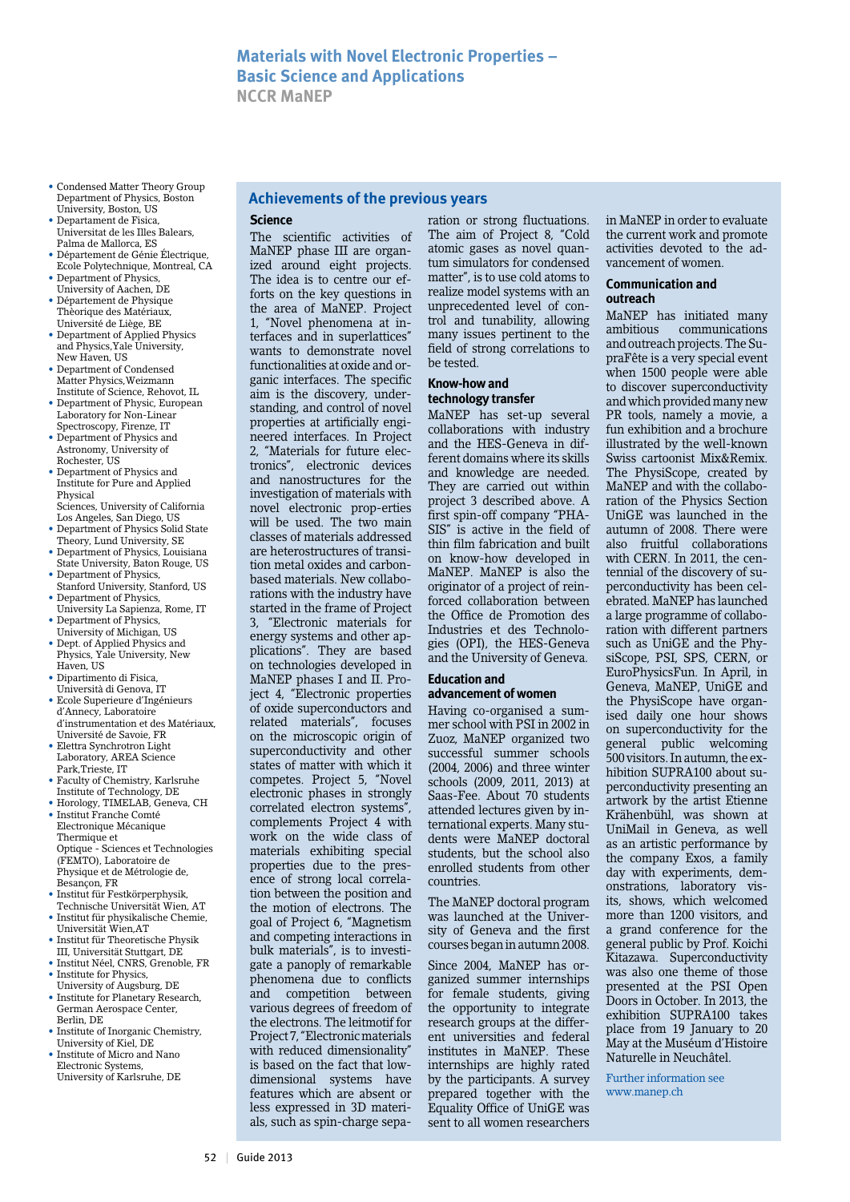## Materials with Novel Electronic Properties – Basic Science and Applications

### NCCR MaNEP

- Condensed Matter Theory Group Department of Physics, Boston University, Boston, US
- Departament de Fisica, Universitat de les Illes Balears, Palma de Mallorca, ES
- Département de Génie Électrique, Ecole Polytechnique, Montreal, CA
- Department of Physics, University of Aachen, DE
- Département de Physique Thèorique des Matériaux, Université de Liège, BE
- Department of Applied Physics and Physics,Yale University, New Haven, US
- Department of Condensed Matter Physics,Weizmann Institute of Science, Rehovot, IL
- Department of Physic, European Laboratory for Non-Linear Spectroscopy, Firenze, IT
- Department of Physics and Astronomy, University of Rochester, US
- Department of Physics and Institute for Pure and Applied Physical Sciences, University of California Los Angeles, San Diego, US
- Department of Physics Solid State Theory, Lund University, SE
- Department of Physics, Louisiana State University, Baton Rouge, US
- Department of Physics, Stanford University, Stanford, US
- Department of Physics, University La Sapienza, Rome, IT
- Department of Physics, University of Michigan, US
- Dept. of Applied Physics and Physics, Yale University, New Haven, US
- Dipartimento di Fisica, Università di Genova, IT
- Ecole Superieure d'Ingénieurs d'Annecy, Laboratoire d'instrumentation et des Matériaux, Université de Savoie, FR
- Elettra Synchrotron Light Laboratory, AREA Science Park,Trieste, IT
- Faculty of Chemistry, Karlsruhe Institute of Technology, DE
- Horology, TIMELAB, Geneva, CH
- Institut Franche Comté Electronique Mécanique Thermique et Optique - Sciences et Technologies (FEMTO), Laboratoire de Physique et de Métrologie de, Besançon, FR
- Institut für Festkörperphysik, Technische Universität Wien, AT
- Institut für physikalische Chemie, Universität Wien,AT
- Institut für Theoretische Physik III, Universität Stuttgart, DE
- Institut Néel, CNRS, Grenoble, FR
- Institute for Physics, University of Augsburg, DE
- Institute for Planetary Research, German Aerospace Center, Berlin, DE
- Institute of Inorganic Chemistry, University of Kiel, DE
- Institute of Micro and Nano Electronic Systems, University of Karlsruhe, DE

## Achievements of the previous years

### Science

The scientific activities of MaNEP phase III are organized around eight projects. The idea is to centre our efforts on the key questions in the area of MaNEP. Project 1, "Novel phenomena at interfaces and in superlattices" wants to demonstrate novel functionalities at oxide and organic interfaces. The specific aim is the discovery, understanding, and control of novel properties at artificially engineered interfaces. In Project 2, "Materials for future electronics", electronic devices and nanostructures for the investigation of materials with novel electronic prop-erties will be used. The two main classes of materials addressed are heterostructures of transition metal oxides and carbon-based materials. New collaborations with the industry have started in the frame of Project 3, "Electronic materials for energy systems and other applications". They are based on technologies developed in MaNEP phases I and II. Project 4, "Electronic properties of oxide superconductors and related materials", focuses on the microscopic origin of superconductivity and other states of matter with which it competes. Project 5, "Novel electronic phases in strongly correlated electron systems", complements Project 4 with work on the wide class of materials exhibiting special properties due to the presence of strong local correlation between the position and the motion of electrons. The goal of Project 6, "Magnetism and competing interactions in bulk materials", is to investigate a panoply of remarkable phenomena due to conflicts and competition between various degrees of freedom of the electrons. The leitmotif for Project 7, "Electronic materials with reduced dimensionality" is based on the fact that low-dimensional systems have features which are absent or less expressed in 3D materials, such as spin-charge separation or strong fluctuations. The aim of Project 8, "Cold atomic gases as novel quantum simulators for condensed matter", is to use cold atoms to realize model systems with an unprecedented level of control and tunability, allowing many issues pertinent to the field of strong correlations to be tested.

### Know-how and technology transfer

MaNEP has set-up several collaborations with industry and the HES-Geneva in different domains where its skills and knowledge are needed. They are carried out within project 3 described above. A first spin-off company "PHASIS" is active in the field of thin film fabrication and built on know-how developed in MaNEP. MaNEP is also the originator of a project of reinforced collaboration between the Office de Promotion des Industries et des Technologies (OPI), the HES-Geneva and the University of Geneva.

### Education and advancement of women

Having co-organised a summer school with PSI in 2002 in Zuoz, MaNEP organized two successful summer schools (2004, 2006) and three winter schools (2009, 2011, 2013) at Saas-Fee. About 70 students attended lectures given by international experts. Many students were MaNEP doctoral students, but the school also enrolled students from other countries.

The MaNEP doctoral program was launched at the University of Geneva and the first courses began in autumn 2008.

Since 2004, MaNEP has organized summer internships for female students, giving the opportunity to integrate research groups at the different universities and federal institutes in MaNEP. These internships are highly rated by the participants. A survey prepared together with the Equality Office of UniGE was sent to all women researchers in MaNEP in order to evaluate the current work and promote activities devoted to the advancement of women.

### Communication and outreach

MaNEP has initiated many ambitious communications and outreach projects. The SupraFête is a very special event when 1500 people were able to discover superconductivity and which provided many new PR tools, namely a movie, a fun exhibition and a brochure illustrated by the well-known Swiss cartoonist Mix&Remix. The PhysiScope, created by MaNEP and with the collaboration of the Physics Section UniGE was launched in the autumn of 2008. There were also fruitful collaborations with CERN. In 2011, the centennial of the discovery of superconductivity has been celebrated. MaNEP has launched a large programme of collaboration with different partners such as UniGE and the PhysiScope, PSI, SPS, CERN, or EuroPhysicsFun. In April, in Geneva, MaNEP, UniGE and the PhysiScope have organised daily one hour shows on superconductivity for the general public welcoming 500 visitors. In autumn, the exhibition SUPRA100 about superconductivity presenting an artwork by the artist Etienne Krähenbühl, was shown at UniMail in Geneva, as well as an artistic performance by the company Exos, a family day with experiments, demonstrations, laboratory visits, shows, which welcomed more than 1200 visitors, and a grand conference for the general public by Prof. Koichi Kitazawa. Superconductivity was also one theme of those presented at the PSI Open Doors in October. In 2013, the exhibition SUPRA100 takes place from 19 January to 20 May at the Muséum d'Histoire Naturelle in Neuchâtel.

Further information see www.manep.ch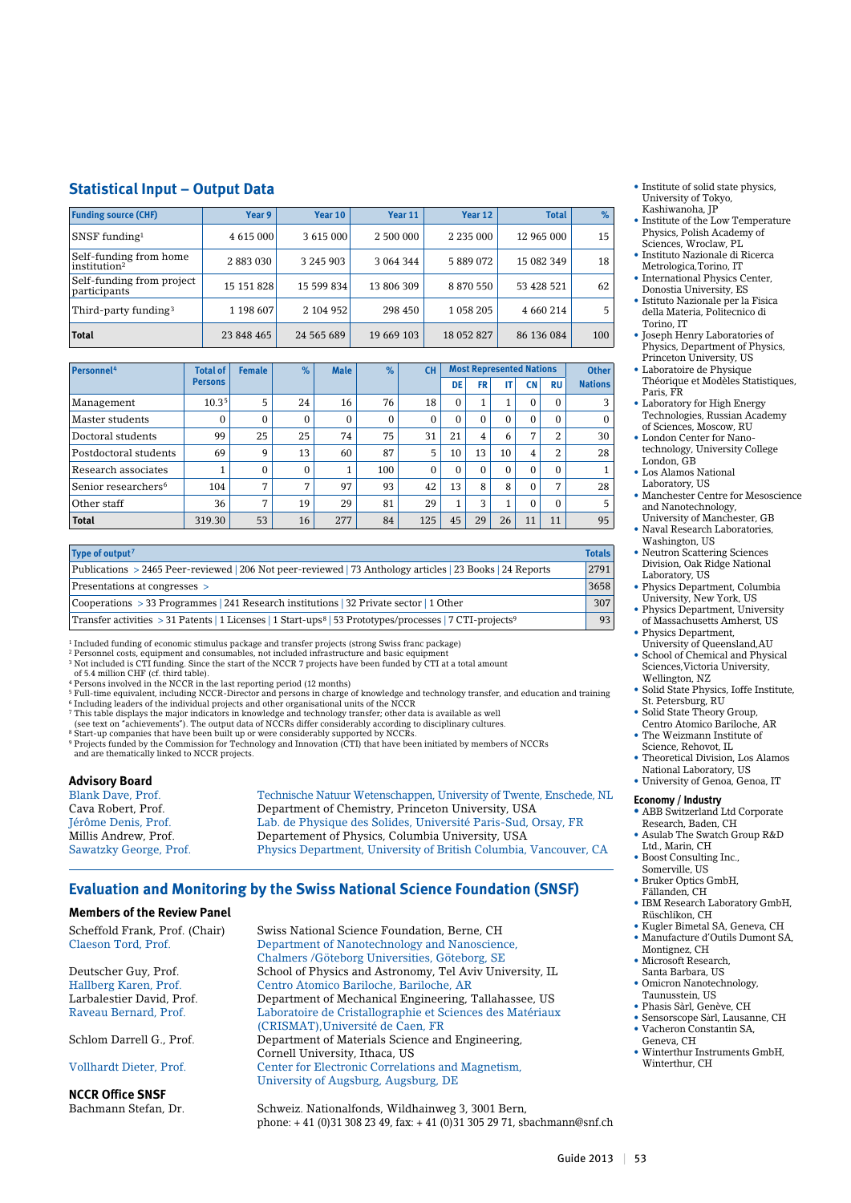## Statistical Input – Output Data

| Funding source (CHF) | Year 9 | Year 10 | Year 11 | Year 12 | Total | % |
|---|---|---|---|---|---|---|
| SNSF funding[1] | 4 615 000 | 3 615 000 | 2 500 000 | 2 235 000 | 12 965 000 | 15 |
| Self-funding from home institution[2] | 2 883 030 | 3 245 903 | 3 064 344 | 5 889 072 | 15 082 349 | 18 |
| Self-funding from project participants | 15 151 828 | 15 599 834 | 13 806 309 | 8 870 550 | 53 428 521 | 62 |
| Third-party funding[3] | 1 198 607 | 2 104 952 | 298 450 | 1 058 205 | 4 660 214 | 5 |
| **Total** | 23 848 465 | 24 565 689 | 19 669 103 | 18 052 827 | 86 136 084 | 100 |

| Personnel[4] | Total of Persons | Female | % | Male | % | CH | Most Represented Nations | | | | | Other Nations |
|---|---|---|---|---|---|---|---|---|---|---|---|---|
| | | | | | | | DE | FR | IT | CN | RU | |
| Management | 10.3[5] | 5 | 24 | 16 | 76 | 18 | 0 | 1 | 1 | 0 | 0 | 3 |
| Master students | 0 | 0 | 0 | 0 | 0 | 0 | 0 | 0 | 0 | 0 | 0 | 0 |
| Doctoral students | 99 | 25 | 25 | 74 | 75 | 31 | 21 | 4 | 6 | 7 | 2 | 30 |
| Postdoctoral students | 69 | 9 | 13 | 60 | 87 | 5 | 10 | 13 | 10 | 4 | 2 | 28 |
| Research associates | 1 | 0 | 0 | 1 | 100 | 0 | 0 | 0 | 0 | 0 | 0 | 1 |
| Senior researchers[6] | 104 | 7 | 7 | 97 | 93 | 42 | 13 | 8 | 8 | 0 | 7 | 28 |
| Other staff | 36 | 7 | 19 | 29 | 81 | 29 | 1 | 3 | 1 | 0 | 0 | 5 |
| **Total** | 319.30 | 53 | 16 | 277 | 84 | 125 | 45 | 29 | 26 | 11 | 11 | 95 |

| Type of output[7] | Totals |
|---|---|
| Publications > 2465 Peer-reviewed \| 206 Not peer-reviewed \| 73 Anthology articles \| 23 Books \| 24 Reports | 2791 |
| Presentations at congresses > | 3658 |
| Cooperations > 33 Programmes \| 241 Research institutions \| 32 Private sector \| 1 Other | 307 |
| Transfer activities > 31 Patents \| 1 Licenses \| 1 Start-ups[8] \| 53 Prototypes/processes \| 7 CTI-projects[9] | 93 |

[1] Included funding of economic stimulus package and transfer projects (strong Swiss franc package)
[2] Personnel costs, equipment and consumables, not included infrastructure and basic equipment
[3] Not included is CTI funding. Since the start of the NCCR 7 projects have been funded by CTI at a total amount of 5.4 million CHF (cf. third table).
[4] Persons involved in the NCCR in the last reporting period (12 months)
[5] Full-time equivalent, including NCCR-Director and persons in charge of knowledge and technology transfer, and education and training
[6] Including leaders of the individual projects and other organisational units of the NCCR
[7] This table displays the major indicators in knowledge and technology transfer; other data is available as well (see text on "achievements"). The output data of NCCRs differ considerably according to disciplinary cultures.
[8] Start-up companies that have been built up or were considerably supported by NCCRs.
[9] Projects funded by the Commission for Technology and Innovation (CTI) that have been initiated by members of NCCRs and are thematically linked to NCCR projects.

### Advisory Board

Blank Dave, Prof. — Technische Natuur Wetenschappen, University of Twente, Enschede, NL
Cava Robert, Prof. — Department of Chemistry, Princeton University, USA
Jérôme Denis, Prof. — Lab. de Physique des Solides, Université Paris-Sud, Orsay, FR
Millis Andrew, Prof. — Departement of Physics, Columbia University, USA
Sawatzky George, Prof. — Physics Department, University of British Columbia, Vancouver, CA

## Evaluation and Monitoring by the Swiss National Science Foundation (SNSF)

### Members of the Review Panel

Scheffold Frank, Prof. (Chair) — Swiss National Science Foundation, Berne, CH
Claeson Tord, Prof. — Department of Nanotechnology and Nanoscience, Chalmers /Göteborg Universities, Göteborg, SE
Deutscher Guy, Prof. — School of Physics and Astronomy, Tel Aviv University, IL
Hallberg Karen, Prof. — Centro Atomico Bariloche, Bariloche, AR
Larbalestier David, Prof. — Department of Mechanical Engineering, Tallahassee, US
Raveau Bernard, Prof. — Laboratoire de Cristallographie et Sciences des Matériaux (CRISMAT), Université de Caen, FR
Schlom Darrell G., Prof. — Department of Materials Science and Engineering, Cornell University, Ithaca, US
Vollhardt Dieter, Prof. — Center for Electronic Correlations and Magnetism, University of Augsburg, Augsburg, DE

### NCCR Office SNSF

Bachmann Stefan, Dr. — Schweiz. Nationalfonds, Wildhainweg 3, 3001 Bern, phone: + 41 (0)31 308 23 49, fax: + 41 (0)31 305 29 71, sbachmann@snf.ch

- Institute of solid state physics, University of Tokyo, Kashiwanoha, JP
- Institute of the Low Temperature Physics, Polish Academy of Sciences, Wroclaw, PL
- Instituto Nazionale di Ricerca Metrologica, Torino, IT
- International Physics Center, Donostia University, ES
- Istituto Nazionale per la Fisica della Materia, Politecnico di Torino, IT
- Joseph Henry Laboratories of Physics, Department of Physics, Princeton University, US
- Laboratoire de Physique Théorique et Modèles Statistiques, Paris, FR
- Laboratory for High Energy Technologies, Russian Academy of Sciences, Moscow, RU
- London Center for Nano-technology, University College London, GB
- Los Alamos National Laboratory, US
- Manchester Centre for Mesoscience and Nanotechnology, University of Manchester, GB
- Naval Research Laboratories, Washington, US
- Neutron Scattering Sciences Division, Oak Ridge National Laboratory, US
- Physics Department, Columbia University, New York, US
- Physics Department, University of Massachusetts Amherst, US
- Physics Department, University of Queensland, AU
- School of Chemical and Physical Sciences, Victoria University, Wellington, NZ
- Solid State Physics, Ioffe Institute, St. Petersburg, RU
- Solid State Theory Group, Centro Atomico Bariloche, AR
- The Weizmann Institute of Science, Rehovot, IL
- Theoretical Division, Los Alamos National Laboratory, US
- University of Genoa, Genoa, IT

#### Economy / Industry

- ABB Switzerland Ltd Corporate Research, Baden, CH
- Asulab The Swatch Group R&D Ltd., Marin, CH
- Boost Consulting Inc., Somerville, US
- Bruker Optics GmbH, Fällanden, CH
- IBM Research Laboratory GmbH, Rüschlikon, CH
- Kugler Bimetal SA, Geneva, CH
- Manufacture d'Outils Dumont SA, Montignez, CH
- Microsoft Research, Santa Barbara, US
- Omicron Nanotechnology, Taunusstein, US
- Phasis Sàrl, Genève, CH
- Sensorscope Sàrl, Lausanne, CH
- Vacheron Constantin SA, Geneva, CH
- Winterthur Instruments GmbH, Winterthur, CH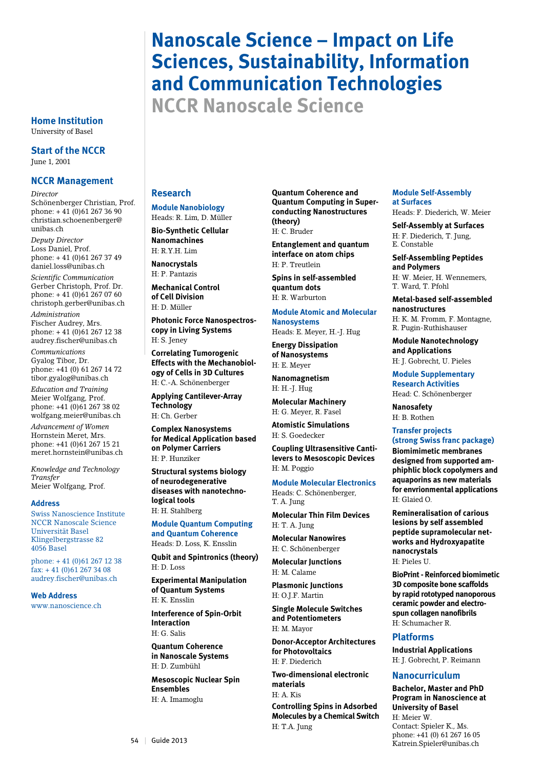# Nanoscale Science – Impact on Life Sciences, Sustainability, Information and Communication Technologies

## NCCR Nanoscale Science

### Home Institution
University of Basel

### Start of the NCCR
June 1, 2001

### NCCR Management

*Director*
Schönenberger Christian, Prof.
phone: + 41 (0)61 267 36 90
christian.schoenenberger@unibas.ch

*Deputy Director*
Loss Daniel, Prof.
phone: + 41 (0)61 267 37 49
daniel.loss@unibas.ch

*Scientific Communication*
Gerber Christoph, Prof. Dr.
phone: + 41 (0)61 267 07 60
christoph.gerber@unibas.ch

*Administration*
Fischer Audrey, Mrs.
phone: + 41 (0)61 267 12 38
audrey.fischer@unibas.ch

*Communications*
Gyalog Tibor, Dr.
phone: +41 (0) 61 267 14 72
tibor.gyalog@unibas.ch

*Education and Training*
Meier Wolfgang, Prof.
phone: +41 (0)61 267 38 02
wolfgang.meier@unibas.ch

*Advancement of Women*
Hornstein Meret, Mrs.
phone: +41 (0)61 267 15 21
meret.hornstein@unibas.ch

*Knowledge and Technology Transfer*
Meier Wolfgang, Prof.

### Address
Swiss Nanoscience Institute
NCCR Nanoscale Science
Universität Basel
Klingelbergstrasse 82
4056 Basel

phone: + 41 (0)61 267 12 38
fax: + 41 (0)61 267 34 08
audrey.fischer@unibas.ch

### Web Address
www.nanoscience.ch

## Research

### Module Nanobiology
Heads: R. Lim, D. Müller

**Bio-Synthetic Cellular Nanomachines**
H: R.Y.H. Lim

**Nanocrystals**
H: P. Pantazis

**Mechanical Control of Cell Division**
H: D. Müller

**Photonic Force Nanospectroscopy in Living Systems**
H: S. Jeney

**Correlating Tumorogenic Effects with the Mechanobiology of Cells in 3D Cultures**
H: C.-A. Schönenberger

**Applying Cantilever-Array Technology**
H: Ch. Gerber

**Complex Nanosystems for Medical Application based on Polymer Carriers**
H: P. Hunziker

**Structural systems biology of neurodegenerative diseases with nanotechnological tools**
H: H. Stahlberg

### Module Quantum Computing and Quantum Coherence
Heads: D. Loss, K. Ensslin

**Qubit and Spintronics (theory)**
H: D. Loss

**Experimental Manipulation of Quantum Systems**
H: K. Ensslin

**Interference of Spin-Orbit Interaction**
H: G. Salis

**Quantum Coherence in Nanoscale Systems**
H: D. Zumbühl

**Mesoscopic Nuclear Spin Ensembles**
H: A. Imamoglu

**Quantum Coherence and Quantum Computing in Superconducting Nanostructures (theory)**
H: C. Bruder

**Entanglement and quantum interface on atom chips**
H: P. Treutlein

**Spins in self-assembled quantum dots**
H: R. Warburton

### Module Atomic and Molecular Nanosystems
Heads: E. Meyer, H.-J. Hug

**Energy Dissipation of Nanosystems**
H: E. Meyer

**Nanomagnetism**
H: H.-J. Hug

**Molecular Machinery**
H: G. Meyer, R. Fasel

**Atomistic Simulations**
H: S. Goedecker

**Coupling Ultrasensitive Cantilevers to Mesoscopic Devices**
H: M. Poggio

### Module Molecular Electronics
Heads: C. Schönenberger, T. A. Jung

**Molecular Thin Film Devices**
H: T. A. Jung

**Molecular Nanowires**
H: C. Schönenberger

**Molecular Junctions**
H: M. Calame

**Plasmonic Junctions**
H: O.J.F. Martin

**Single Molecule Switches and Potentiometers**
H: M. Mayor

**Donor-Acceptor Architectures for Photovoltaics**
H: F. Diederich

**Two-dimensional electronic materials**
H: A. Kis

**Controlling Spins in Adsorbed Molecules by a Chemical Switch**
H: T.A. Jung

### Module Self-Assembly at Surfaces
Heads: F. Diederich, W. Meier

**Self-Assembly at Surfaces**
H: F. Diederich, T. Jung, E. Constable

**Self-Assembling Peptides and Polymers**
H: W. Meier, H. Wennemers, T. Ward, T. Pfohl

**Metal-based self-assembled nanostructures**
H: K. M. Fromm, F. Montagne, R. Pugin-Ruthishauser

**Module Nanotechnology and Applications**
H: J. Gobrecht, U. Pieles

### Module Supplementary Research Activities
Head: C. Schönenberger

**Nanosafety**
H: B. Rothen

### Transfer projects (strong Swiss franc package)

**Biomimimetic membranes designed from supported amphiphlic block copolymers and aquaporins as new materials for envrionmental applications**
H: Glaied O.

**Remineralisation of carious lesions by self assembled peptide supramolecular networks and Hydroxyapatite nanocrystals**
H: Pieles U.

**BioPrint - Reinforced biomimetic 3D composite bone scaffolds by rapid rototyped nanoporous ceramic powder and electrospun collagen nanofibrils**
H: Schumacher R.

## Platforms

**Industrial Applications**
H: J. Gobrecht, P. Reimann

## Nanocurriculum

**Bachelor, Master and PhD Program in Nanoscience at University of Basel**
H: Meier W.
Contact: Spieler K., Ms.
phone: +41 (0) 61 267 16 05
Katrein.Spieler@unibas.ch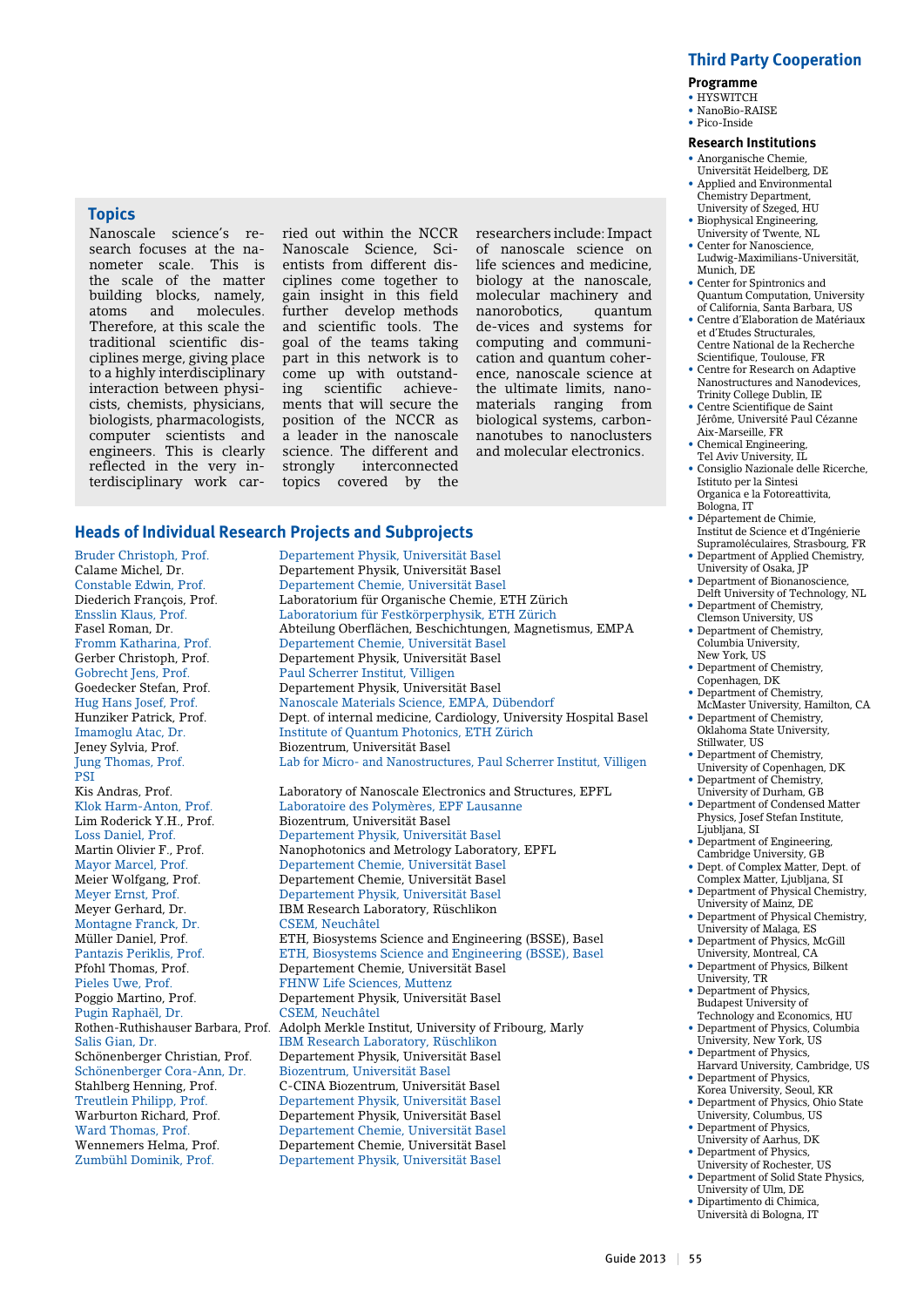## Topics

Nanoscale science's research focuses at the nanometer scale. This is the scale of the matter building blocks, namely, atoms and molecules. Therefore, at this scale the traditional scientific disciplines merge, giving place to a highly interdisciplinary interaction between physicists, chemists, physicians, biologists, pharmacologists, computer scientists and engineers. This is clearly reflected in the very interdisciplinary work carried out within the NCCR Nanoscale Science. Scientists from different disciplines come together to gain insight in this field further develop methods and scientific tools. The goal of the teams taking part in this network is to come up with outstanding scientific achievements that will secure the position of the NCCR as a leader in the nanoscale science. The different and strongly interconnected topics covered by the researchers include: Impact of nanoscale science on life sciences and medicine, biology at the nanoscale, molecular machinery and nanorobotics, quantum devices and systems for computing and communication and quantum coherence, nanoscale science at the ultimate limits, nanomaterials ranging from biological systems, carbon-nanotubes to nanoclusters and molecular electronics.

## Heads of Individual Research Projects and Subprojects

| | |
|---|---|
| Bruder Christoph, Prof. | Departement Physik, Universität Basel |
| Calame Michel, Dr. | Departement Physik, Universität Basel |
| Constable Edwin, Prof. | Departement Chemie, Universität Basel |
| Diederich François, Prof. | Laboratorium für Organische Chemie, ETH Zürich |
| Ensslin Klaus, Prof. | Laboratorium für Festkörperphysik, ETH Zürich |
| Fasel Roman, Dr. | Abteilung Oberflächen, Beschichtungen, Magnetismus, EMPA |
| Fromm Katharina, Prof. | Departement Chemie, Universität Basel |
| Gerber Christoph, Prof. | Departement Physik, Universität Basel |
| Gobrecht Jens, Prof. | Paul Scherrer Institut, Villigen |
| Goedecker Stefan, Prof. | Departement Physik, Universität Basel |
| Hug Hans Josef, Prof. | Nanoscale Materials Science, EMPA, Dübendorf |
| Hunziker Patrick, Prof. | Dept. of internal medicine, Cardiology, University Hospital Basel |
| Imamoglu Atac, Dr. | Institute of Quantum Photonics, ETH Zürich |
| Jeney Sylvia, Prof. | Biozentrum, Universität Basel |
| Jung Thomas, Prof. PSI | Lab for Micro- and Nanostructures, Paul Scherrer Institut, Villigen |
| Kis Andras, Prof. | Laboratory of Nanoscale Electronics and Structures, EPFL |
| Klok Harm-Anton, Prof. | Laboratoire des Polymères, EPF Lausanne |
| Lim Roderick Y.H., Prof. | Biozentrum, Universität Basel |
| Loss Daniel, Prof. | Departement Physik, Universität Basel |
| Martin Olivier F., Prof. | Nanophotonics and Metrology Laboratory, EPFL |
| Mayor Marcel, Prof. | Departement Chemie, Universität Basel |
| Meier Wolfgang, Prof. | Departement Chemie, Universität Basel |
| Meyer Ernst, Prof. | Departement Physik, Universität Basel |
| Meyer Gerhard, Dr. | IBM Research Laboratory, Rüschlikon |
| Montagne Franck, Dr. | CSEM, Neuchâtel |
| Müller Daniel, Prof. | ETH, Biosystems Science and Engineering (BSSE), Basel |
| Pantazis Periklis, Prof. | ETH, Biosystems Science and Engineering (BSSE), Basel |
| Pfohl Thomas, Prof. | Departement Chemie, Universität Basel |
| Pieles Uwe, Prof. | FHNW Life Sciences, Muttenz |
| Poggio Martino, Prof. | Departement Physik, Universität Basel |
| Pugin Raphaël, Dr. | CSEM, Neuchâtel |
| Rothen-Ruthishauser Barbara, Prof. | Adolph Merkle Institut, University of Fribourg, Marly |
| Salis Gian, Dr. | IBM Research Laboratory, Rüschlikon |
| Schönenberger Christian, Prof. | Departement Physik, Universität Basel |
| Schönenberger Cora-Ann, Dr. | Biozentrum, Universität Basel |
| Stahlberg Henning, Prof. | C-CINA Biozentrum, Universität Basel |
| Treutlein Philipp, Prof. | Departement Physik, Universität Basel |
| Warburton Richard, Prof. | Departement Physik, Universität Basel |
| Ward Thomas, Prof. | Departement Chemie, Universität Basel |
| Wennemers Helma, Prof. | Departement Chemie, Universität Basel |
| Zumbühl Dominik, Prof. | Departement Physik, Universität Basel |

## Third Party Cooperation

### Programme

- HYSWITCH
- NanoBio-RAISE
- Pico-Inside

### Research Institutions

- Anorganische Chemie, Universität Heidelberg, DE
- Applied and Environmental Chemistry Department, University of Szeged, HU
- Biophysical Engineering, University of Twente, NL
- Center for Nanoscience, Ludwig-Maximilians-Universität, Munich, DE
- Center for Spintronics and Quantum Computation, University of California, Santa Barbara, US
- Centre d'Elaboration de Matériaux et d'Etudes Structurales, Centre National de la Recherche Scientifique, Toulouse, FR
- Centre for Research on Adaptive Nanostructures and Nanodevices, Trinity College Dublin, IE
- Centre Scientifique de Saint Jérôme, Université Paul Cézanne Aix-Marseille, FR
- Chemical Engineering, Tel Aviv University, IL
- Consiglio Nazionale delle Ricerche, Istituto per la Sintesi Organica e la Fotoreattività, Bologna, IT
- Département de Chimie, Institut de Science et d'Ingénierie Supramoléculaires, Strasbourg, FR
- Department of Applied Chemistry, University of Osaka, JP
- Department of Bionanoscience, Delft University of Technology, NL
- Department of Chemistry, Clemson University, US
- Department of Chemistry, Columbia University, New York, US
- Department of Chemistry, Copenhagen, DK
- Department of Chemistry, McMaster University, Hamilton, CA
- Department of Chemistry, Oklahoma State University, Stillwater, US
- Department of Chemistry, University of Copenhagen, DK
- Department of Chemistry, University of Durham, GB
- Department of Condensed Matter Physics, Josef Stefan Institute, Ljubljana, SI
- Department of Engineering, Cambridge University, GB
- Dept. of Complex Matter, Dept. of Complex Matter, Ljubljana, SI
- Department of Physical Chemistry, University of Mainz, DE
- Department of Physical Chemistry, University of Malaga, ES
- Department of Physics, McGill University, Montreal, CA
- Department of Physics, Bilkent University, TR
- Department of Physics, Budapest University of Technology and Economics, HU
- Department of Physics, Columbia University, New York, US
- Department of Physics, Harvard University, Cambridge, US
- Department of Physics, Korea University, Seoul, KR
- Department of Physics, Ohio State University, Columbus, US
- Department of Physics, University of Aarhus, DK
- Department of Physics, University of Rochester, US
- Department of Solid State Physics, University of Ulm, DE
- Dipartimento di Chimica, Università di Bologna, IT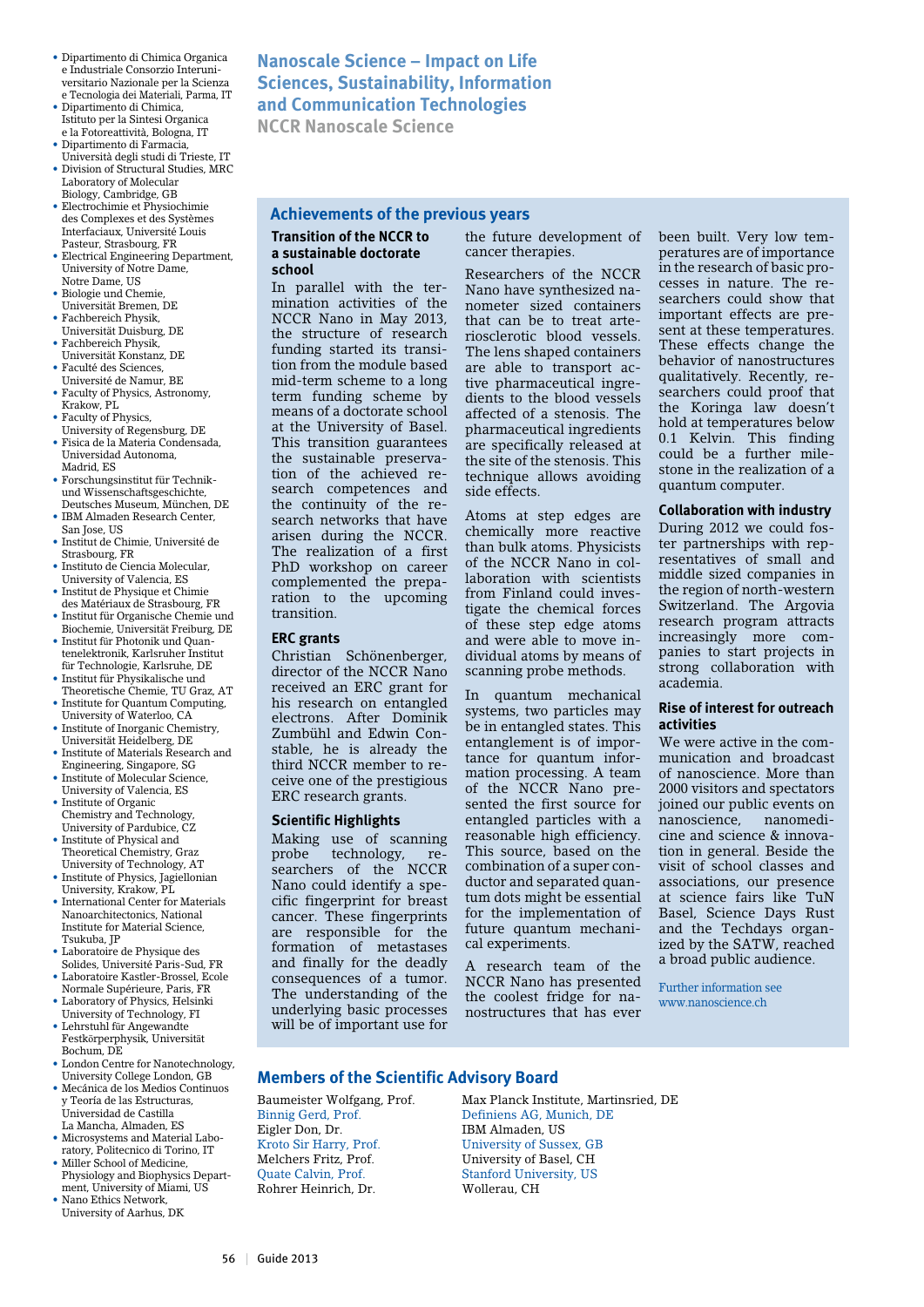- Dipartimento di Chimica Organica e Industriale Consorzio Interuniversitario Nazionale per la Scienza e Tecnologia dei Materiali, Parma, IT
- Dipartimento di Chimica, Istituto per la Sintesi Organica e la Fotoreattività, Bologna, IT
- Dipartimento di Farmacia, Università degli studi di Trieste, IT
- Division of Structural Studies, MRC Laboratory of Molecular Biology, Cambridge, GB
- Electrochimie et Physiochimie des Complexes et des Systèmes Interfaciaux, Université Louis Pasteur, Strasbourg, FR
- Electrical Engineering Department, University of Notre Dame, Notre Dame, US
- Biologie und Chemie, Universität Bremen, DE
- Fachbereich Physik, Universität Duisburg, DE
- Fachbereich Physik, Universität Konstanz, DE
- Faculté des Sciences, Université de Namur, BE
- Faculty of Physics, Astronomy, Krakow, PL
- Faculty of Physics, University of Regensburg, DE
- Fisica de la Materia Condensada, Universidad Autonoma, Madrid, ES
- Forschungsinstitut für Technik- und Wissenschaftsgeschichte, Deutsches Museum, München, DE
- IBM Almaden Research Center, San Jose, US
- Institut de Chimie, Université de Strasbourg, FR
- Instituto de Ciencia Molecular, University of Valencia, ES
- Institut de Physique et Chimie des Matériaux de Strasbourg, FR
- Institut für Organische Chemie und Biochemie, Universität Freiburg, DE
- Institut für Photonik und Quantenelektronik, Karlsruher Institut für Technologie, Karlsruhe, DE
- Institut für Physikalische und Theoretische Chemie, TU Graz, AT
- Institute for Quantum Computing, University of Waterloo, CA
- Institute of Inorganic Chemistry, Universität Heidelberg, DE
- Institute of Materials Research and Engineering, Singapore, SG
- Institute of Molecular Science, University of Valencia, ES
- Institute of Organic Chemistry and Technology, University of Pardubice, CZ
- Institute of Physical and Theoretical Chemistry, Graz University of Technology, AT
- Institute of Physics, Jagiellonian University, Krakow, PL
- International Center for Materials Nanoarchitectonics, National Institute for Material Science, Tsukuba, JP
- Laboratoire de Physique des Solides, Université Paris-Sud, FR
- Laboratoire Kastler-Brossel, Ecole Normale Supérieure, Paris, FR
- Laboratory of Physics, Helsinki University of Technology, FI
- Lehrstuhl für Angewandte Festkörperphysik, Universität Bochum, DE
- London Centre for Nanotechnology, University College London, GB
- Mecánica de los Medios Continuos y Teoría de las Estructuras, Universidad de Castilla La Mancha, Almaden, ES
- Microsystems and Material Laboratory, Politecnico di Torino, IT
- Miller School of Medicine, Physiology and Biophysics Department, University of Miami, US
- Nano Ethics Network, University of Aarhus, DK

# Nanoscale Science – Impact on Life Sciences, Sustainability, Information and Communication Technologies

NCCR Nanoscale Science

## Achievements of the previous years

### Transition of the NCCR to a sustainable doctorate school

In parallel with the termination activities of the NCCR Nano in May 2013, the structure of research funding started its transition from the module based mid-term scheme to a long term funding scheme by means of a doctorate school at the University of Basel. This transition guarantees the sustainable preservation of the achieved research competences and the continuity of the research networks that have arisen during the NCCR. The realization of a first PhD workshop on career complemented the preparation to the upcoming transition.

### ERC grants

Christian Schönenberger, director of the NCCR Nano received an ERC grant for his research on entangled electrons. After Dominik Zumbühl and Edwin Constable, he is already the third NCCR member to receive one of the prestigious ERC research grants.

### Scientific Highlights

Making use of scanning probe technology, researchers of the NCCR Nano could identify a specific fingerprint for breast cancer. These fingerprints are responsible for the formation of metastases and finally for the deadly consequences of a tumor. The understanding of the underlying basic processes will be of important use for the future development of cancer therapies.

Researchers of the NCCR Nano have synthesized nanometer sized containers that can be to treat arteriosclerotic blood vessels. The lens shaped containers are able to transport active pharmaceutical ingredients to the blood vessels affected of a stenosis. The pharmaceutical ingredients are specifically released at the site of the stenosis. This technique allows avoiding side effects.

Atoms at step edges are chemically more reactive than bulk atoms. Physicists of the NCCR Nano in collaboration with scientists from Finland could investigate the chemical forces of these step edge atoms and were able to move individual atoms by means of scanning probe methods.

In quantum mechanical systems, two particles may be in entangled states. This entanglement is of importance for quantum information processing. A team of the NCCR Nano presented the first source for entangled particles with a reasonable high efficiency. This source, based on the combination of a super conductor and separated quantum dots might be essential for the implementation of future quantum mechanical experiments.

A research team of the NCCR Nano has presented the coolest fridge for nanostructures that has ever been built. Very low temperatures are of importance in the research of basic processes in nature. The researchers could show that important effects are present at these temperatures. These effects change the behavior of nanostructures qualitatively. Recently, researchers could proof that the Koringa law doesn't hold at temperatures below 0.1 Kelvin. This finding could be a further milestone in the realization of a quantum computer.

### Collaboration with industry

During 2012 we could foster partnerships with representatives of small and middle sized companies in the region of north-western Switzerland. The Argovia research program attracts increasingly more companies to start projects in strong collaboration with academia.

### Rise of interest for outreach activities

We were active in the communication and broadcast of nanoscience. More than 2000 visitors and spectators joined our public events on nanoscience, nanomedicine and science & innovation in general. Beside the visit of school classes and associations, our presence at science fairs like TuN Basel, Science Days Rust and the Techdays organized by the SATW, reached a broad public audience.

Further information see www.nanoscience.ch

## Members of the Scientific Advisory Board

| | |
|---|---|
| Baumeister Wolfgang, Prof. | Max Planck Institute, Martinsried, DE |
| Binnig Gerd, Prof. | Definiens AG, Munich, DE |
| Eigler Don, Dr. | IBM Almaden, US |
| Kroto Sir Harry, Prof. | University of Sussex, GB |
| Melchers Fritz, Prof. | University of Basel, CH |
| Quate Calvin, Prof. | Stanford University, US |
| Rohrer Heinrich, Dr. | Wollerau, CH |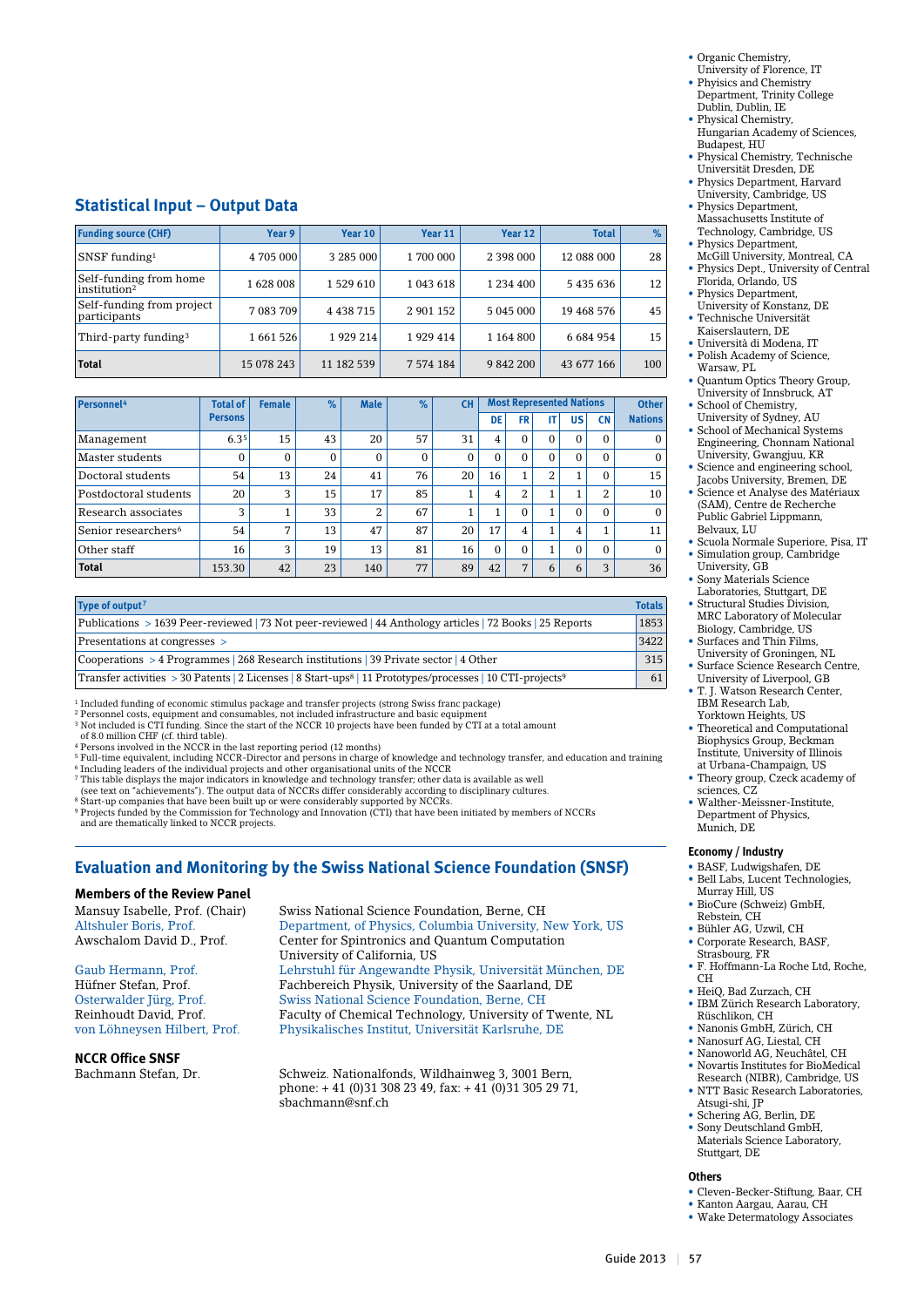## Statistical Input – Output Data

| Funding source (CHF) | Year 9 | Year 10 | Year 11 | Year 12 | Total | % |
|---|---|---|---|---|---|---|
| SNSF funding[1] | 4 705 000 | 3 285 000 | 1 700 000 | 2 398 000 | 12 088 000 | 28 |
| Self-funding from home institution[2] | 1 628 008 | 1 529 610 | 1 043 618 | 1 234 400 | 5 435 636 | 12 |
| Self-funding from project participants | 7 083 709 | 4 438 715 | 2 901 152 | 5 045 000 | 19 468 576 | 45 |
| Third-party funding[3] | 1 661 526 | 1 929 214 | 1 929 414 | 1 164 800 | 6 684 954 | 15 |
| **Total** | 15 078 243 | 11 182 539 | 7 574 184 | 9 842 200 | 43 677 166 | 100 |

| Personnel[4] | Total of Persons | Female | % | Male | % | CH | Most Represented Nations | | | | | Other Nations |
|---|---|---|---|---|---|---|---|---|---|---|---|---|
| | | | | | | | DE | FR | IT | US | CN | |
| Management | 6.3[5] | 15 | 43 | 20 | 57 | 31 | 4 | 0 | 0 | 0 | 0 | 0 |
| Master students | 0 | 0 | 0 | 0 | 0 | 0 | 0 | 0 | 0 | 0 | 0 | 0 |
| Doctoral students | 54 | 13 | 24 | 41 | 76 | 20 | 16 | 1 | 2 | 1 | 0 | 15 |
| Postdoctoral students | 20 | 3 | 15 | 17 | 85 | 1 | 4 | 2 | 1 | 1 | 2 | 10 |
| Research associates | 3 | 1 | 33 | 2 | 67 | 1 | 1 | 0 | 1 | 0 | 0 | 0 |
| Senior researchers[6] | 54 | 7 | 13 | 47 | 87 | 20 | 17 | 4 | 1 | 4 | 1 | 11 |
| Other staff | 16 | 3 | 19 | 13 | 81 | 16 | 0 | 0 | 1 | 0 | 0 | 0 |
| **Total** | 153.30 | 42 | 23 | 140 | 77 | 89 | 42 | 7 | 6 | 6 | 3 | 36 |

| Type of output[7] | Totals |
|---|---|
| Publications > 1639 Peer-reviewed \| 73 Not peer-reviewed \| 44 Anthology articles \| 72 Books \| 25 Reports | 1853 |
| Presentations at congresses > | 3422 |
| Cooperations > 4 Programmes \| 268 Research institutions \| 39 Private sector \| 4 Other | 315 |
| Transfer activities > 30 Patents \| 2 Licenses \| 8 Start-ups[8] \| 11 Prototypes/processes \| 10 CTI-projects[9] | 61 |

[1] Included funding of economic stimulus package and transfer projects (strong Swiss franc package)
[2] Personnel costs, equipment and consumables, not included infrastructure and basic equipment
[3] Not included is CTI funding. Since the start of the NCCR 10 projects have been funded by CTI at a total amount of 8.0 million CHF (cf. third table).
[4] Persons involved in the NCCR in the last reporting period (12 months)
[5] Full-time equivalent, including NCCR-Director and persons in charge of knowledge and technology transfer, and education and training
[6] Including leaders of the individual projects and other organisational units of the NCCR
[7] This table displays the major indicators in knowledge and technology transfer; other data is available as well (see text on "achievements"). The output data of NCCRs differ considerably according to disciplinary cultures.
[8] Start-up companies that have been built up or were considerably supported by NCCRs.
[9] Projects funded by the Commission for Technology and Innovation (CTI) that have been initiated by members of NCCRs and are thematically linked to NCCR projects.

## Evaluation and Monitoring by the Swiss National Science Foundation (SNSF)

### Members of the Review Panel

Mansuy Isabelle, Prof. (Chair) — Swiss National Science Foundation, Berne, CH
Altshuler Boris, Prof. — Department, of Physics, Columbia University, New York, US
Awschalom David D., Prof. — Center for Spintronics and Quantum Computation University of California, US
Gaub Hermann, Prof. — Lehrstuhl für Angewandte Physik, Universität München, DE
Hüfner Stefan, Prof. — Fachbereich Physik, University of the Saarland, DE
Osterwalder Jürg, Prof. — Swiss National Science Foundation, Berne, CH
Reinhoudt David, Prof. — Faculty of Chemical Technology, University of Twente, NL
von Löhneysen Hilbert, Prof. — Physikalisches Institut, Universität Karlsruhe, DE

### NCCR Office SNSF

Bachmann Stefan, Dr. — Schweiz. Nationalfonds, Wildhainweg 3, 3001 Bern, phone: + 41 (0)31 308 23 49, fax: + 41 (0)31 305 29 71, sbachmann@snf.ch

- Organic Chemistry, University of Florence, IT
- Physics and Chemistry Department, Trinity College Dublin, Dublin, IE
- Physical Chemistry, Hungarian Academy of Sciences, Budapest, HU
- Physical Chemistry, Technische Universität Dresden, DE
- Physics Department Harvard University, Cambridge, US
- Physics Department, Massachusetts Institute of Technology, Cambridge, US
- Physics Department, McGill University, Montreal, CA
- Physics Dept., University of Central Florida, Orlando, US
- Physics Department, University of Konstanz, DE
- Technische Universität Kaiserslautern, DE
- Università di Modena, IT
- Polish Academy of Science, Warsaw, PL
- Quantum Optics Theory Group, University of Innsbruck, AT
- School of Chemistry, University of Sydney, AU
- School of Mechanical Systems Engineering, Chonnam National University, Gwangjuu, KR
- Science and engineering school, Jacobs University, Bremen, DE
- Science et Analyse des Matériaux (SAM), Centre de Recherche Public Gabriel Lippmann, Belvaux, LU
- Scuola Normale Superiore, Pisa, IT
- Simulation group, Cambridge University, GB
- Sony Materials Science Laboratories, Stuttgart, DE
- Structural Studies Division, MRC Laboratory of Molecular Biology, Cambridge, US
- Surfaces and Thin Films, University of Groningen, NL
- Surface Science Research Centre, University of Liverpool, GB
- T. J. Watson Research Center, IBM Research Lab, Yorktown Heights, US
- Theoretical and Computational Biophysics Group, Beckman Institute, University of Illinois at Urbana-Champaign, US
- Theory group, Czeck academy of sciences, CZ
- Walther-Meissner-Institute, Department of Physics, Munich, DE

### Economy / Industry

- BASF, Ludwigshafen, DE
- Bell Labs, Lucent Technologies, Murray Hill, US
- BioCure (Schweiz) GmbH, Rebstein, CH
- Bühler AG, Uzwil, CH
- Corporate Research, BASF, Strasbourg, FR
- F. Hoffmann-La Roche Ltd, Roche, CH
- HeiQ, Bad Zurzach, CH
- IBM Zürich Research Laboratory, Rüschlikon, CH
- Nanonis GmbH, Zürich, CH
- Nanosurf AG, Liestal, CH
- Nanoworld AG, Neuchâtel, CH
- Novartis Institutes for BioMedical Research (NIBR), Cambridge, US
- NTT Basic Research Laboratories, Atsugi-shi, JP
- Schering AG, Berlin, DE
- Sony Deutschland GmbH, Materials Science Laboratory, Stuttgart, DE

### Others

- Cleven-Becker-Stiftung, Baar, CH
- Kanton Aargau, Aarau, CH
- Wake Determatology Associates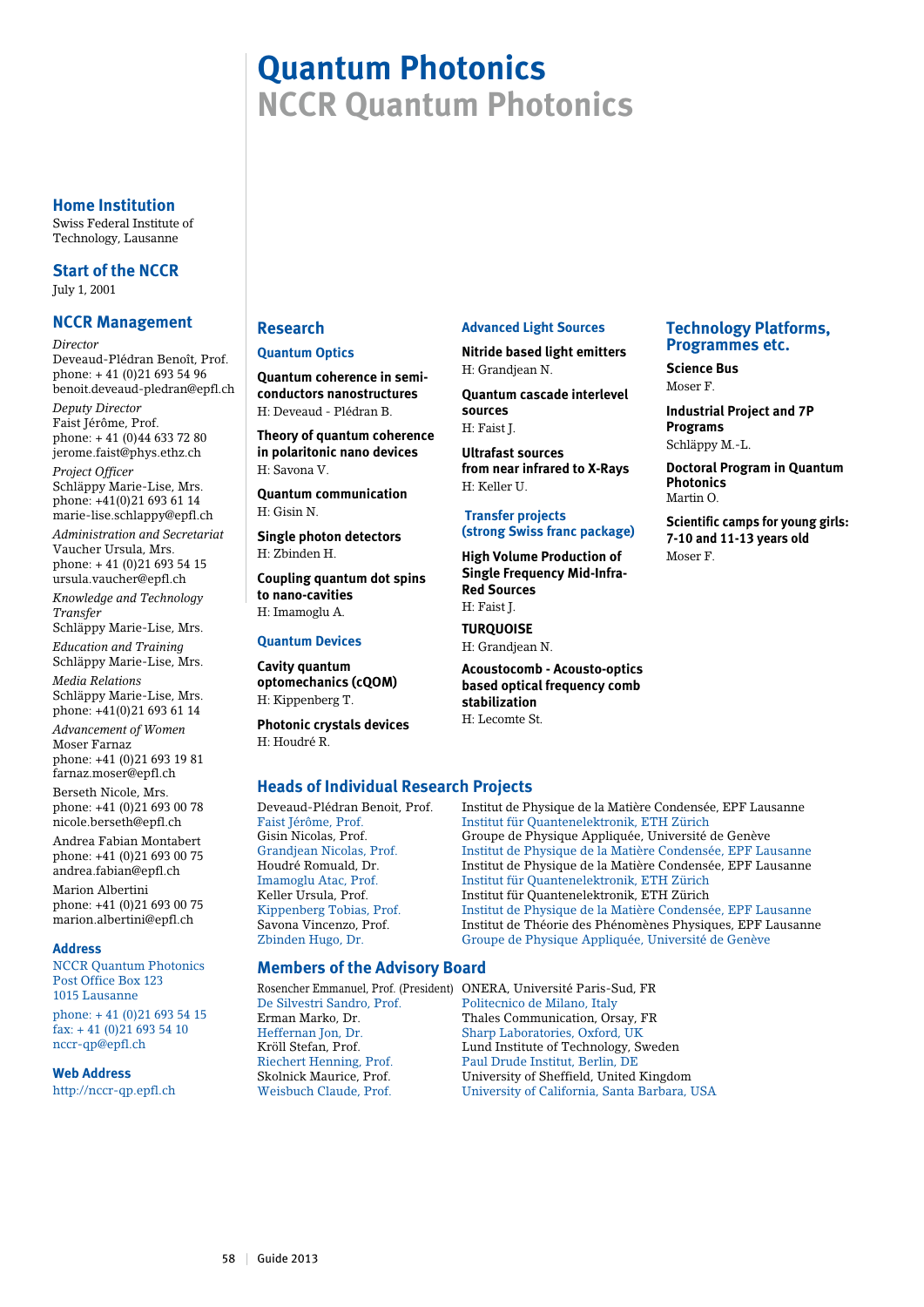# Quantum Photonics
## NCCR Quantum Photonics

### Home Institution
Swiss Federal Institute of Technology, Lausanne

### Start of the NCCR
July 1, 2001

### NCCR Management

*Director*
Deveaud-Plédran Benoît, Prof.
phone: + 41 (0)21 693 54 96
benoit.deveaud-pledran@epfl.ch

*Deputy Director*
Faist Jérôme, Prof.
phone: + 41 (0)44 633 72 80
jerome.faist@phys.ethz.ch

*Project Officer*
Schläppy Marie-Lise, Mrs.
phone: +41(0)21 693 61 14
marie-lise.schlappy@epfl.ch

*Administration and Secretariat*
Vaucher Ursula, Mrs.
phone: + 41 (0)21 693 54 15
ursula.vaucher@epfl.ch

*Knowledge and Technology Transfer*
Schläppy Marie-Lise, Mrs.

*Education and Training*
Schläppy Marie-Lise, Mrs.

*Media Relations*
Schläppy Marie-Lise, Mrs.
phone: +41(0)21 693 61 14

*Advancement of Women*
Moser Farnaz
phone: +41 (0)21 693 19 81
farnaz.moser@epfl.ch

Berseth Nicole, Mrs.
phone: +41 (0)21 693 00 78
nicole.berseth@epfl.ch

Andrea Fabian Montabert
phone: +41 (0)21 693 00 75
andrea.fabian@epfl.ch

Marion Albertini
phone: +41 (0)21 693 00 75
marion.albertini@epfl.ch

### Address
NCCR Quantum Photonics
Post Office Box 123
1015 Lausanne

phone: + 41 (0)21 693 54 15
fax: + 41 (0)21 693 54 10
nccr-qp@epfl.ch

### Web Address
http://nccr-qp.epfl.ch

### Research

#### Quantum Optics

**Quantum coherence in semi-conductors nanostructures**
H: Deveaud - Plédran B.

**Theory of quantum coherence in polaritonic nano devices**
H: Savona V.

**Quantum communication**
H: Gisin N.

**Single photon detectors**
H: Zbinden H.

**Coupling quantum dot spins to nano-cavities**
H: Imamoglu A.

#### Quantum Devices

**Cavity quantum optomechanics (cQOM)**
H: Kippenberg T.

**Photonic crystals devices**
H: Houdré R.

#### Advanced Light Sources

**Nitride based light emitters**
H: Grandjean N.

**Quantum cascade interlevel sources**
H: Faist J.

**Ultrafast sources from near infrared to X-Rays**
H: Keller U.

#### Transfer projects (strong Swiss franc package)

**High Volume Production of Single Frequency Mid-Infra-Red Sources**
H: Faist J.

**TURQUOISE**
H: Grandjean N.

**Acoustocomb - Acousto-optics based optical frequency comb stabilization**
H: Lecomte St.

### Technology Platforms, Programmes etc.

**Science Bus**
Moser F.

**Industrial Project and 7P Programs**
Schläppy M.-L.

**Doctoral Program in Quantum Photonics**
Martin O.

**Scientific camps for young girls: 7-10 and 11-13 years old**
Moser F.

### Heads of Individual Research Projects

| | |
|---|---|
| Deveaud-Plédran Benoit, Prof. | Institut de Physique de la Matière Condensée, EPF Lausanne |
| Faist Jérôme, Prof. | Institut für Quantenelektronik, ETH Zürich |
| Gisin Nicolas, Prof. | Groupe de Physique Appliquée, Université de Genève |
| Grandjean Nicolas, Prof. | Institut de Physique de la Matière Condensée, EPF Lausanne |
| Houdré Romuald, Dr. | Institut de Physique de la Matière Condensée, EPF Lausanne |
| Imamoglu Atac, Prof. | Institut für Quantenelektronik, ETH Zürich |
| Keller Ursula, Prof. | Institut für Quantenelektronik, ETH Zürich |
| Kippenberg Tobias, Prof. | Institut de Physique de la Matière Condensée, EPF Lausanne |
| Savona Vincenzo, Prof. | Institut de Théorie des Phénomènes Physiques, EPF Lausanne |
| Zbinden Hugo, Dr. | Groupe de Physique Appliquée, Université de Genève |

### Members of the Advisory Board

| | |
|---|---|
| Rosencher Emmanuel, Prof. (President) | ONERA, Université Paris-Sud, FR |
| De Silvestri Sandro, Prof. | Politecnico de Milano, Italy |
| Erman Marko, Dr. | Thales Communication, Orsay, FR |
| Heffernan Jon, Dr. | Sharp Laboratories, Oxford, UK |
| Kröll Stefan, Prof. | Lund Institute of Technology, Sweden |
| Riechert Henning, Prof. | Paul Drude Institut, Berlin, DE |
| Skolnick Maurice, Prof. | University of Sheffield, United Kingdom |
| Weisbuch Claude, Prof. | University of California, Santa Barbara, USA |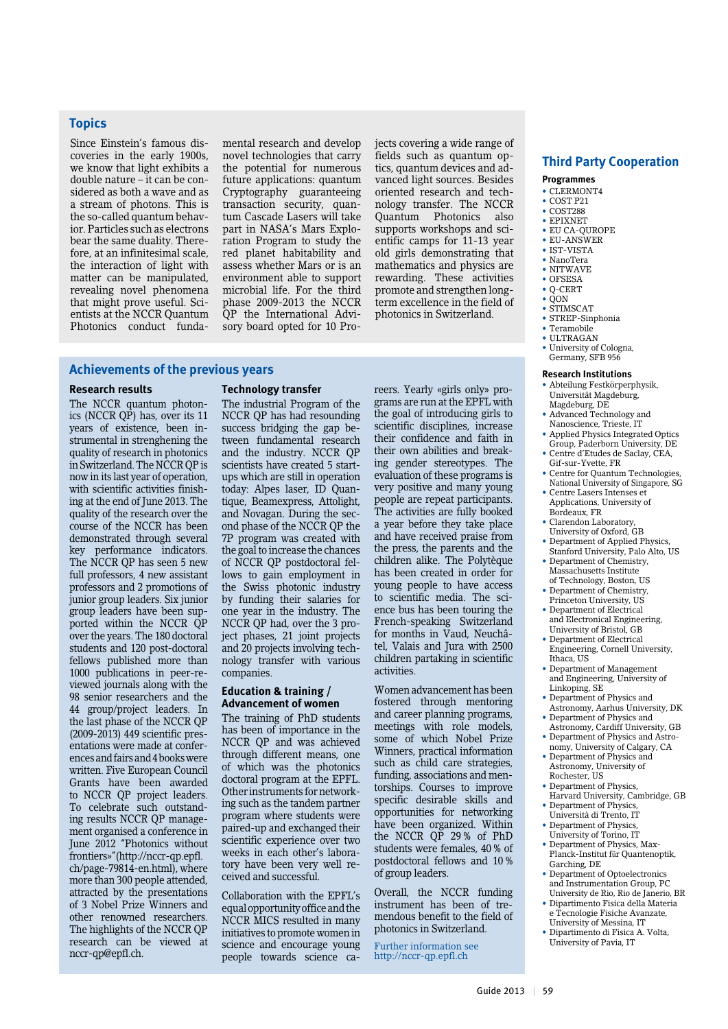## Topics

Since Einstein's famous discoveries in the early 1900s, we know that light exhibits a double nature – it can be considered as both a wave and as a stream of photons. This is the so-called quantum behavior. Particles such as electrons bear the same duality. Therefore, at an infinitesimal scale, the interaction of light with matter can be manipulated, revealing novel phenomena that might prove useful. Scientists at the NCCR Quantum Photonics conduct fundamental research and develop novel technologies that carry the potential for numerous future applications: quantum Cryptography guaranteeing transaction security, quantum Cascade Lasers will take part in NASA's Mars Exploration Program to study the red planet habitability and assess whether Mars or is an environment able to support microbial life. For the third phase 2009-2013 the NCCR QP the International Advisory board opted for 10 Projects covering a wide range of fields such as quantum optics, quantum devices and advanced light sources. Besides oriented research and technology transfer. The NCCR Quantum Photonics also supports workshops and scientific camps for 11-13 year old girls demonstrating that mathematics and physics are rewarding. These activities promote and strengthen long-term excellence in the field of photonics in Switzerland.

## Achievements of the previous years

### Research results

The NCCR quantum photonics (NCCR QP) has, over its 11 years of existence, been instrumental in strenghening the quality of research in photonics in Switzerland. The NCCR QP is now in its last year of operation, with scientific activities finishing at the end of June 2013. The quality of the research over the course of the NCCR has been demonstrated through several key performance indicators. The NCCR QP has seen 5 new full professors, 4 new assistant professors and 2 promotions of junior group leaders. Six junior group leaders have been supported within the NCCR QP over the years. The 180 doctoral students and 120 post-doctoral fellows published more than 1000 publications in peer-reviewed journals along with the 98 senior researchers and the 44 group/project leaders. In the last phase of the NCCR QP (2009-2013) 449 scientific presentations were made at conferences and fairs and 4 books were written. Five European Council Grants have been awarded to NCCR QP project leaders. To celebrate such outstanding results NCCR QP management organised a conference in June 2012 "Photonics without frontiers»"(http://nccr-qp.epfl.ch/page-79814-en.html), where more than 300 people attended, attracted by the presentations of 3 Nobel Prize Winners and other renowned researchers. The highlights of the NCCR QP research can be viewed at nccr-qp@epfl.ch.

### Technology transfer

The industrial Program of the NCCR QP has had resounding success bridging the gap between fundamental research and the industry. NCCR QP scientists have created 5 start-ups which are still in operation today: Alpes laser, ID Quantique, Beamexpress, Attolight, and Novagan. During the second phase of the NCCR QP the 7P program was created with the goal to increase the chances of NCCR QP postdoctoral fellows to gain employment in the Swiss photonic industry by funding their salaries for one year in the industry. The NCCR QP had, over the 3 project phases, 21 joint projects and 20 projects involving technology transfer with various companies.

### Education & training / Advancement of women

The training of PhD students has been of importance in the NCCR QP and was achieved through different means, one of which was the photonics doctoral program at the EPFL. Other instruments for networking such as the tandem partner program where students were paired-up and exchanged their scientific experience over two weeks in each other's laboratory have been very well received and successful.

Collaboration with the EPFL's equal opportunity office and the NCCR MICS resulted in many initiatives to promote women in science and encourage young people towards science careers. Yearly «girls only» programs are run at the EPFL with the goal of introducing girls to scientific disciplines, increase their confidence and faith in their own abilities and breaking gender stereotypes. The evaluation of these programs is very positive and many young people are repeat participants. The activities are fully booked a year before they take place and have received praise from the press, the parents and the children alike. The Polytèque has been created in order for young people to have access to scientific media. The science bus has been touring the French-speaking Switzerland for months in Vaud, Neuchâtel, Valais and Jura with 2500 children partaking in scientific activities.

Women advancement has been fostered through mentoring and career planning programs, meetings with role models, some of which Nobel Prize Winners, practical information such as child care strategies, funding, associations and mentorships. Courses to improve specific desirable skills and opportunities for networking have been organized. Within the NCCR QP 29 % of PhD students were females, 40 % of postdoctoral fellows and 10 % of group leaders.

Overall, the NCCR funding instrument has been of tremendous benefit to the field of photonics in Switzerland.

Further information see http://nccr-qp.epfl.ch

## Third Party Cooperation

### Programmes

- CLERMONT4
- COST P21
- COST288
- EPIXNET
- EU CA-QUROPE
- EU-ANSWER
- IST-VISTA
- NanoTera
- NITWAVE
- OFSESA
- Q-CERT
- QON
- STIMSCAT
- STREP-Sinphonia
- Teramobile
- ULTRAGAN
- University of Cologna, Germany, SFB 956

### Research Institutions

- Abteilung Festkörperphysik, Universität Magdeburg, Magdeburg, DE
- Advanced Technology and Nanoscience, Trieste, IT
- Applied Physics Integrated Optics Group, Paderborn University, DE
- Centre d'Etudes de Saclay, CEA, Gif-sur-Yvette, FR
- Centre for Quantum Technologies, National University of Singapore, SG
- Centre Lasers Intenses et Applications, University of Bordeaux, FR
- Clarendon Laboratory, University of Oxford, GB
- Department of Applied Physics, Stanford University, Palo Alto, US
- Department of Chemistry, Massachusetts Institute of Technology, Boston, US
- Department of Chemistry, Princeton University, US
- Department of Electrical and Electronical Engineering, University of Bristol, GB
- Department of Electrical Engineering, Cornell University, Ithaca, US
- Department of Management and Engineering, University of Linkoping, SE
- Department of Physics and Astronomy, Aarhus University, DK
- Department of Physics and Astronomy, Cardiff University, GB
- Department of Physics and Astronomy, University of Calgary, CA
- Department of Physics and Astronomy, University of Rochester, US
- Department of Physics, Harvard University, Cambridge, GB
- Department of Physics, Università di Trento, IT
- Department of Physics, University of Torino, IT
- Department of Physics, Max-Planck-Institut für Quantenoptik, Garching, DE
- Department of Optoelectronics and Instrumentation Group, PC University de Rio, Rio de Janeiro, BR
- Dipartimento Fisica della Materia e Tecnologie Fisiche Avanzate, University of Messina, IT
- Dipartimento di Fisica A. Volta, University of Pavia, IT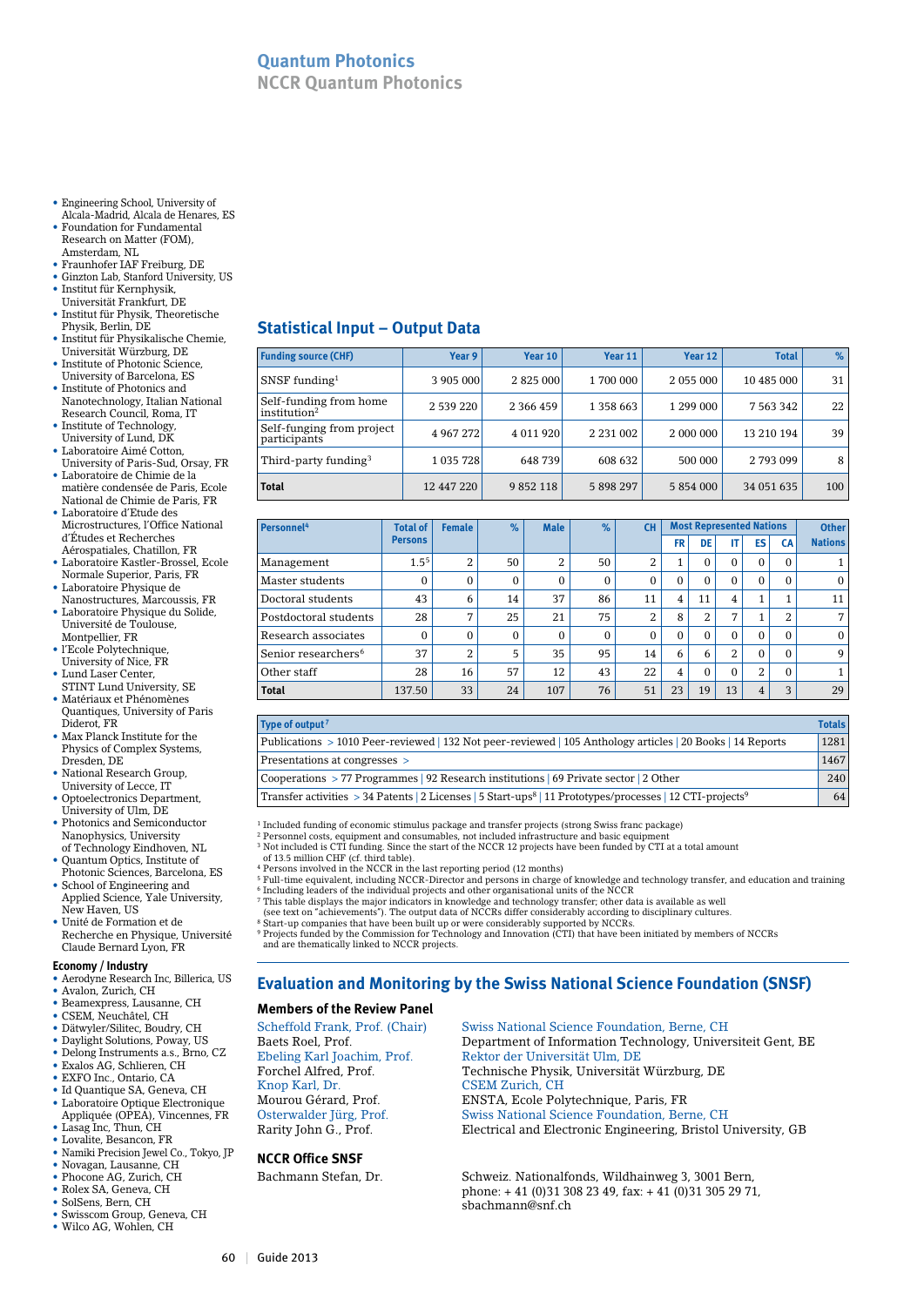# Quantum Photonics

## NCCR Quantum Photonics

- Engineering School, University of Alcala-Madrid, Alcala de Henares, ES
- Foundation for Fundamental Research on Matter (FOM), Amsterdam, NL
- Fraunhofer IAF Freiburg, DE
- Ginzton Lab, Stanford University, US
- Institut für Kernphysik, Universität Frankfurt, DE
- Institut für Physik, Theoretische Physik, Berlin, DE
- Institut für Physikalische Chemie, Universität Würzburg, DE
- Institute of Photonic Science, University of Barcelona, ES
- Institute of Photonics and Nanotechnology, Italian National Research Council, Roma, IT
- Institute of Technology, University of Lund, DK
- Laboratoire Aimé Cotton, University of Paris-Sud, Orsay, FR
- Laboratoire de Chimie de la matière condensée de Paris, Ecole National de Chimie de Paris, FR
- Laboratoire d'Etude des Microstructures, l'Office National d'Études et Recherches Aérospatiales, Chatillon, FR
- Laboratoire Kastler-Brossel, Ecole Normale Superior, Paris, FR
- Laboratoire Physique de Nanostructures, Marcoussis, FR
- Laboratoire Physique du Solide, Université de Toulouse, Montpellier, FR
- l'Ecole Polytechnique, University of Nice, FR
- Lund Laser Center, STINT Lund University, SE
- Matériaux et Phénomènes Quantiques, University of Paris Diderot, FR
- Max Planck Institute for the Physics of Complex Systems, Dresden, DE
- National Research Group, University of Lecce, IT
- Optoelectronics Department, University of Ulm, DE
- Photonics and Semiconductor Nanophysics, University of Technology Eindhoven, NL
- Quantum Optics, Institute of Photonic Sciences, Barcelona, ES
- School of Engineering and Applied Science, Yale University, New Haven, US
- Unité de Formation et de Recherche en Physique, Université Claude Bernard Lyon, FR

### Economy / Industry

- Aerodyne Research Inc, Billerica, US
- Avalon, Zurich, CH
- Beamexpress, Lausanne, CH
- CSEM, Neuchâtel, CH
- Dätwyler/Silitec, Boudry, CH
- Daylight Solutions, Poway, US
- Delong Instruments a.s., Brno, CZ
- Exalos AG, Schlieren, CH
- EXFO Inc., Ontario, CA
- Id Quantique SA, Geneva, CH
- Laboratoire Optique Electronique Appliquée (OPEA), Vincennes, FR
- Lasag Inc, Thun, CH
- Lovalite, Besancon, FR
- Namiki Precision Jewel Co., Tokyo, JP
- Novagan, Lausanne, CH
- Phocone AG, Zurich, CH
- Rolex SA, Geneva, CH
- SolSens, Bern, CH
- Swisscom Group, Geneva, CH
- Wilco AG, Wohlen, CH

## Statistical Input – Output Data

| Funding source (CHF) | Year 9 | Year 10 | Year 11 | Year 12 | Total | % |
|---|---|---|---|---|---|---|
| SNSF funding[1] | 3 905 000 | 2 825 000 | 1 700 000 | 2 055 000 | 10 485 000 | 31 |
| Self-funding from home institution[2] | 2 539 220 | 2 366 459 | 1 358 663 | 1 299 000 | 7 563 342 | 22 |
| Self-funging from project participants | 4 967 272 | 4 011 920 | 2 231 002 | 2 000 000 | 13 210 194 | 39 |
| Third-party funding[3] | 1 035 728 | 648 739 | 608 632 | 500 000 | 2 793 099 | 8 |
| **Total** | 12 447 220 | 9 852 118 | 5 898 297 | 5 854 000 | 34 051 635 | 100 |

| Personnel[4] | Total of Persons | Female | % | Male | % | CH | Most Represented Nations | | | | | Other Nations |
|---|---|---|---|---|---|---|---|---|---|---|---|---|
| | | | | | | | FR | DE | IT | ES | CA | |
| Management | 1.5[5] | 2 | 50 | 2 | 50 | 2 | 1 | 0 | 0 | 0 | 0 | 1 |
| Master students | 0 | 0 | 0 | 0 | 0 | 0 | 0 | 0 | 0 | 0 | 0 | 0 |
| Doctoral students | 43 | 6 | 14 | 37 | 86 | 11 | 4 | 11 | 4 | 1 | 1 | 11 |
| Postdoctoral students | 28 | 7 | 25 | 21 | 75 | 2 | 8 | 2 | 7 | 1 | 2 | 7 |
| Research associates | 0 | 0 | 0 | 0 | 0 | 0 | 0 | 0 | 0 | 0 | 0 | 0 |
| Senior researchers[6] | 37 | 2 | 5 | 35 | 95 | 14 | 6 | 6 | 2 | 0 | 0 | 9 |
| Other staff | 28 | 16 | 57 | 12 | 43 | 22 | 4 | 0 | 0 | 2 | 0 | 1 |
| **Total** | 137.50 | 33 | 24 | 107 | 76 | 51 | 23 | 19 | 13 | 4 | 3 | 29 |

| Type of output[7] | Totals |
|---|---|
| Publications > 1010 Peer-reviewed \| 132 Not peer-reviewed \| 105 Anthology articles \| 20 Books \| 14 Reports | 1281 |
| Presentations at congresses > | 1467 |
| Cooperations > 77 Programmes \| 92 Research institutions \| 69 Private sector \| 2 Other | 240 |
| Transfer activities > 34 Patents \| 2 Licenses \| 5 Start-ups[8] \| 11 Prototypes/processes \| 12 CTI-projects[9] | 64 |

[1] Included funding of economic stimulus package and transfer projects (strong Swiss franc package)
[2] Personnel costs, equipment and consumables, not included infrastructure and basic equipment
[3] Not included is CTI funding. Since the start of the NCCR 12 projects have been funded by CTI at a total amount of 13.5 million CHF (cf. third table).
[4] Persons involved in the NCCR in the last reporting period (12 months)
[5] Full-time equivalent, including NCCR-Director and persons in charge of knowledge and technology transfer, and education and training
[6] Including leaders of the individual projects and other organisational units of the NCCR
[7] This table displays the major indicators in knowledge and technology transfer; other data is available as well (see text on "achievements"). The output data of NCCRs differ considerably according to disciplinary cultures.
[8] Start-up companies that have been built up or were considerably supported by NCCRs.
[9] Projects funded by the Commission for Technology and Innovation (CTI) that have been initiated by members of NCCRs and are thematically linked to NCCR projects.

## Evaluation and Monitoring by the Swiss National Science Foundation (SNSF)

### Members of the Review Panel

| | |
|---|---|
| Scheffold Frank, Prof. (Chair) | Swiss National Science Foundation, Berne, CH |
| Baets Roel, Prof. | Department of Information Technology, Universiteit Gent, BE |
| Ebeling Karl Joachim, Prof. | Rektor der Universität Ulm, DE |
| Forchel Alfred, Prof. | Technische Physik, Universität Würzburg, DE |
| Knop Karl, Dr. | CSEM Zurich, CH |
| Mourou Gérard, Prof. | ENSTA, Ecole Polytechnique, Paris, FR |
| Osterwalder Jürg, Prof. | Swiss National Science Foundation, Berne, CH |
| Rarity John G., Prof. | Electrical and Electronic Engineering, Bristol University, GB |

### NCCR Office SNSF

Bachmann Stefan, Dr. — Schweiz. Nationalfonds, Wildhainweg 3, 3001 Bern, phone: + 41 (0)31 308 23 49, fax: + 41 (0)31 305 29 71, sbachmann@snf.ch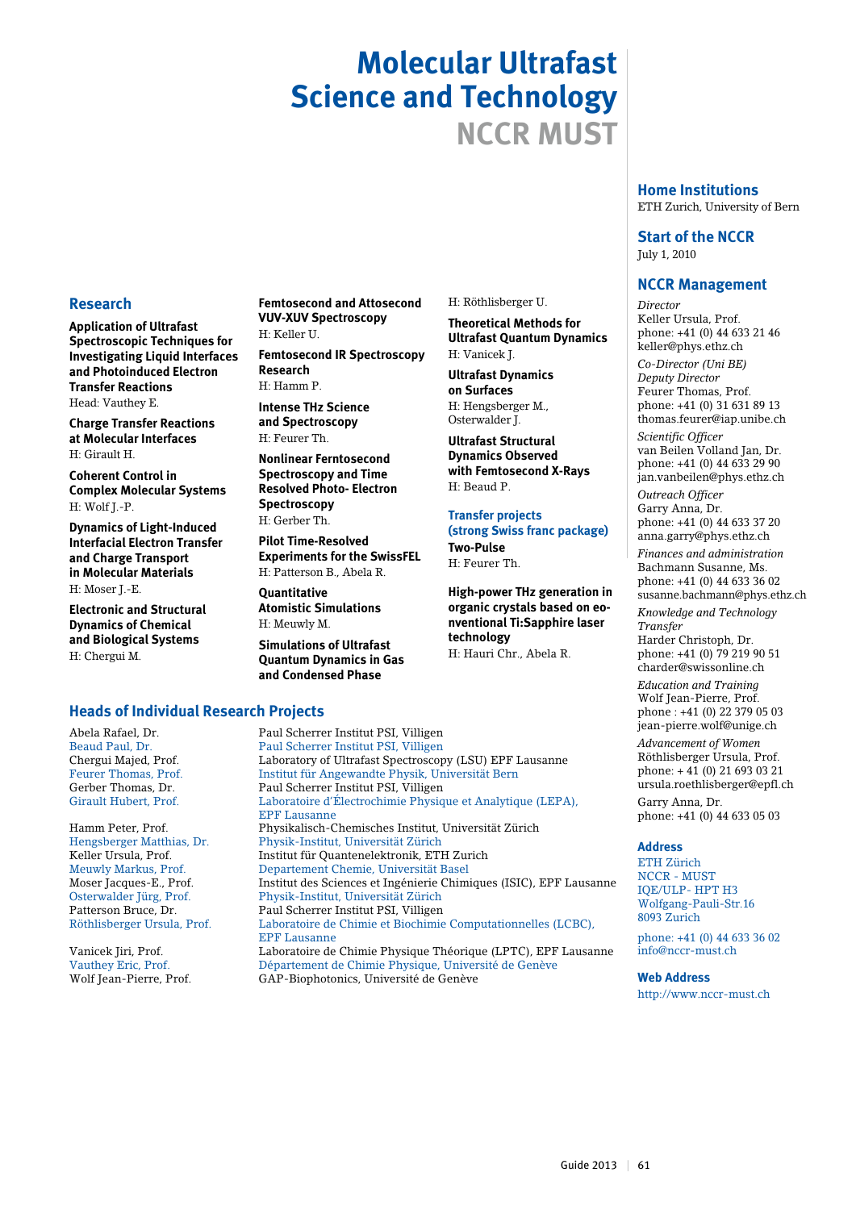# Molecular Ultrafast Science and Technology
## NCCR MUST

## Research

**Application of Ultrafast Spectroscopic Techniques for Investigating Liquid Interfaces and Photoinduced Electron Transfer Reactions**
Head: Vauthey E.

**Charge Transfer Reactions at Molecular Interfaces**
H: Girault H.

**Coherent Control in Complex Molecular Systems**
H: Wolf J.-P.

**Dynamics of Light-Induced Interfacial Electron Transfer and Charge Transport in Molecular Materials**
H: Moser J.-E.

**Electronic and Structural Dynamics of Chemical and Biological Systems**
H: Chergui M.

**Femtosecond and Attosecond VUV-XUV Spectroscopy**
H: Keller U.

**Femtosecond IR Spectroscopy Research**
H: Hamm P.

**Intense THz Science and Spectroscopy**
H: Feurer Th.

**Nonlinear Ferntosecond Spectroscopy and Time Resolved Photo- Electron Spectroscopy**
H: Gerber Th.

**Pilot Time-Resolved Experiments for the SwissFEL**
H: Patterson B., Abela R.

**Quantitative Atomistic Simulations**
H: Meuwly M.

**Simulations of Ultrafast Quantum Dynamics in Gas and Condensed Phase**
H: Röthlisberger U.

**Theoretical Methods for Ultrafast Quantum Dynamics**
H: Vanicek J.

**Ultrafast Dynamics on Surfaces**
H: Hengsberger M., Osterwalder J.

**Ultrafast Structural Dynamics Observed with Femtosecond X-Rays**
H: Beaud P.

### Transfer projects (strong Swiss franc package)

**Two-Pulse**
H: Feurer Th.

**High-power THz generation in organic crystals based on eo-nventional Ti:Sapphire laser technology**
H: Hauri Chr., Abela R.

## Heads of Individual Research Projects

Abela Rafael, Dr. – Paul Scherrer Institut PSI, Villigen
Beaud Paul, Dr. – Paul Scherrer Institut PSI, Villigen
Chergui Majed, Prof. – Laboratory of Ultrafast Spectroscopy (LSU) EPF Lausanne
Feurer Thomas, Prof. – Institut für Angewandte Physik, Universität Bern
Gerber Thomas, Dr. – Paul Scherrer Institut PSI, Villigen
Girault Hubert, Prof. – Laboratoire d'Électrochimie Physique et Analytique (LEPA), EPF Lausanne
Hamm Peter, Prof. – Physikalisch-Chemisches Institut, Universität Zürich
Hengsberger Matthias, Dr. – Physik-Institut, Universität Zürich
Keller Ursula, Prof. – Institut für Quantenelektronik, ETH Zurich
Meuwly Markus, Prof. – Departement Chemie, Universität Basel
Moser Jacques-E., Prof. – Institut des Sciences et Ingénierie Chimiques (ISIC), EPF Lausanne
Osterwalder Jürg, Prof. – Physik-Institut, Universität Zürich
Patterson Bruce, Dr. – Paul Scherrer Institut PSI, Villigen
Röthlisberger Ursula, Prof. – Laboratoire de Chimie et Biochimie Computationnelles (LCBC), EPF Lausanne
Vanicek Jiri, Prof. – Laboratoire de Chimie Physique Théorique (LPTC), EPF Lausanne
Vauthey Eric, Prof. – Département de Chimie Physique, Université de Genève
Wolf Jean-Pierre, Prof. – GAP-Biophotonics, Université de Genève

## Home Institutions

ETH Zurich, University of Bern

## Start of the NCCR

July 1, 2010

## NCCR Management

*Director*
Keller Ursula, Prof.
phone: +41 (0) 44 633 21 46
keller@phys.ethz.ch

*Co-Director (Uni BE)*
*Deputy Director*
Feurer Thomas, Prof.
phone: +41 (0) 31 631 89 13
thomas.feurer@iap.unibe.ch

*Scientific Officer*
van Beilen Volland Jan, Dr.
phone: +41 (0) 44 633 29 90
jan.vanbeilen@phys.ethz.ch

*Outreach Officer*
Garry Anna, Dr.
phone: +41 (0) 44 633 37 20
anna.garry@phys.ethz.ch

*Finances and administration*
Bachmann Susanne, Ms.
phone: +41 (0) 44 633 36 02
susanne.bachmann@phys.ethz.ch

*Knowledge and Technology Transfer*
Harder Christoph, Dr.
phone: +41 (0) 79 219 90 51
charder@swissonline.ch

*Education and Training*
Wolf Jean-Pierre, Prof.
phone : +41 (0) 22 379 05 03
jean-pierre.wolf@unige.ch

*Advancement of Women*
Röthlisberger Ursula, Prof.
phone: + 41 (0) 21 693 03 21
ursula.roethlisberger@epfl.ch

Garry Anna, Dr.
phone: +41 (0) 44 633 05 03

## Address

ETH Zürich
NCCR - MUST
IQE/ULP- HPT H3
Wolfgang-Pauli-Str.16
8093 Zurich

phone: +41 (0) 44 633 36 02
info@nccr-must.ch

## Web Address

http://www.nccr-must.ch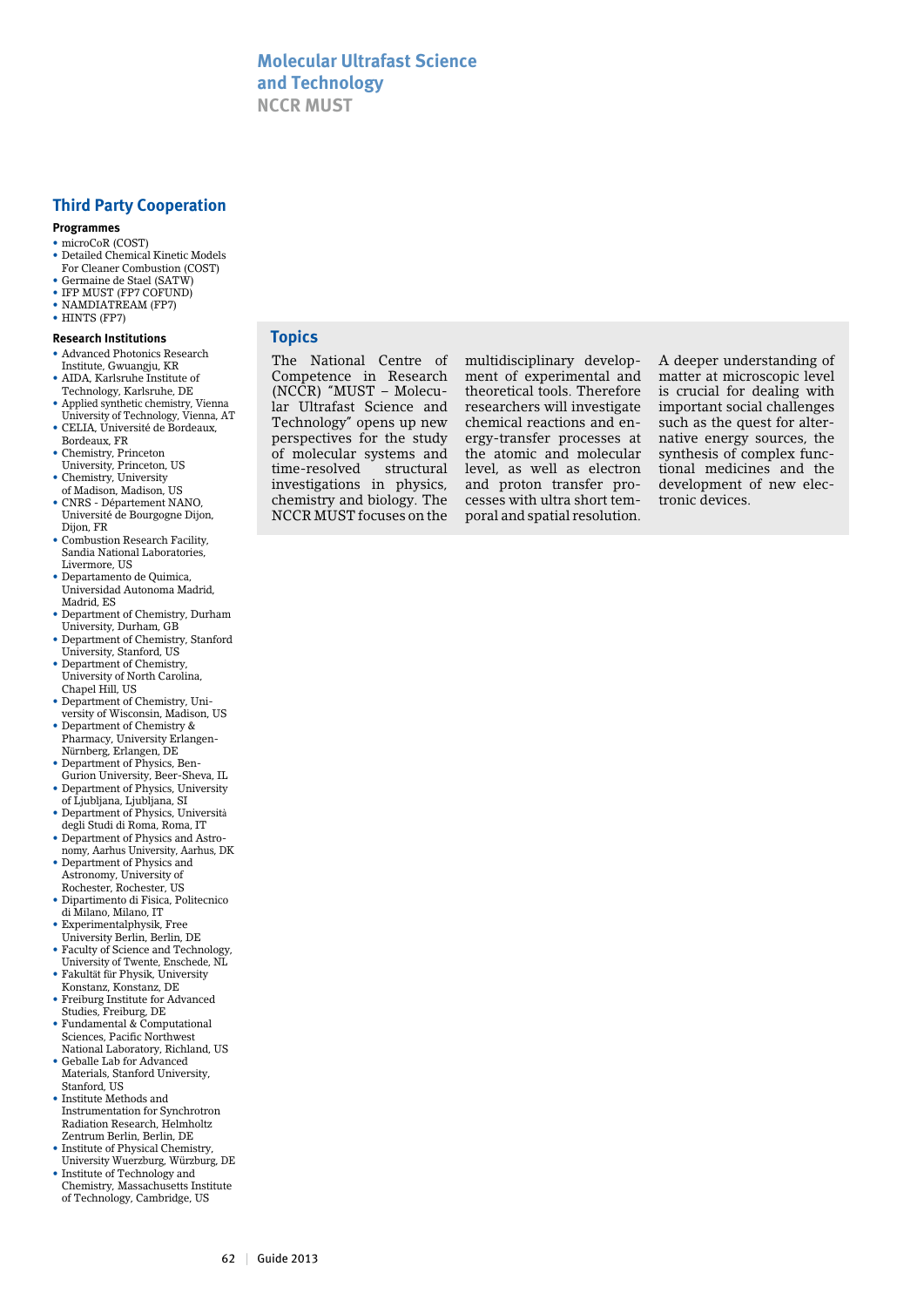# Molecular Ultrafast Science and Technology
## NCCR MUST

## Third Party Cooperation

### Programmes

- microCoR (COST)
- Detailed Chemical Kinetic Models For Cleaner Combustion (COST)
- Germaine de Stael (SATW)
- IFP MUST (FP7 COFUND)
- NAMDIATREAM (FP7)
- HINTS (FP7)

### Research Institutions

- Advanced Photonics Research Institute, Gwuangju, KR
- AIDA, Karlsruhe Institute of Technology, Karlsruhe, DE
- Applied synthetic chemistry, Vienna University of Technology, Vienna, AT
- CELIA, Université de Bordeaux, Bordeaux, FR
- Chemistry, Princeton University, Princeton, US
- Chemistry, University of Madison, Madison, US
- CNRS - Département NANO, Université de Bourgogne Dijon, Dijon, FR
- Combustion Research Facility, Sandia National Laboratories, Livermore, US
- Departamento de Quimica, Universidad Autonoma Madrid, Madrid, ES
- Department of Chemistry, Durham University, Durham, GB
- Department of Chemistry, Stanford University, Stanford, US
- Department of Chemistry, University of North Carolina, Chapel Hill, US
- Department of Chemistry, University of Wisconsin, Madison, US
- Department of Chemistry & Pharmacy, University Erlangen-Nürnberg, Erlangen, DE
- Department of Physics, Ben-Gurion University, Beer-Sheva, IL
- Department of Physics, University of Ljubljana, Ljubljana, SI
- Department of Physics, Università degli Studi di Roma, Roma, IT
- Department of Physics and Astronomy, Aarhus University, Aarhus, DK
- Department of Physics and Astronomy, University of Rochester, Rochester, US
- Dipartimento di Fisica, Politecnico di Milano, Milano, IT
- Experimentalphysik, Free University Berlin, Berlin, DE
- Faculty of Science and Technology, University of Twente, Enschede, NL
- Fakultät für Physik, University Konstanz, Konstanz, DE
- Freiburg Institute for Advanced Studies, Freiburg, DE
- Fundamental & Computational Sciences, Pacific Northwest National Laboratory, Richland, US
- Geballe Lab for Advanced Materials, Stanford University, Stanford, US
- Institute Methods and Instrumentation for Synchrotron Radiation Research, Helmholtz Zentrum Berlin, Berlin, DE
- Institute of Physical Chemistry, University Wuerzburg, Würzburg, DE
- Institute of Technology and Chemistry, Massachusetts Institute of Technology, Cambridge, US

## Topics

The National Centre of Competence in Research (NCCR) "MUST – Molecular Ultrafast Science and Technology" opens up new perspectives for the study of molecular systems and time-resolved structural investigations in physics, chemistry and biology. The NCCR MUST focuses on the multidisciplinary development of experimental and theoretical tools. Therefore researchers will investigate chemical reactions and energy-transfer processes at the atomic and molecular level, as well as electron and proton transfer processes with ultra short temporal and spatial resolution. A deeper understanding of matter at microscopic level is crucial for dealing with important social challenges such as the quest for alternative energy sources, the synthesis of complex functional medicines and the development of new electronic devices.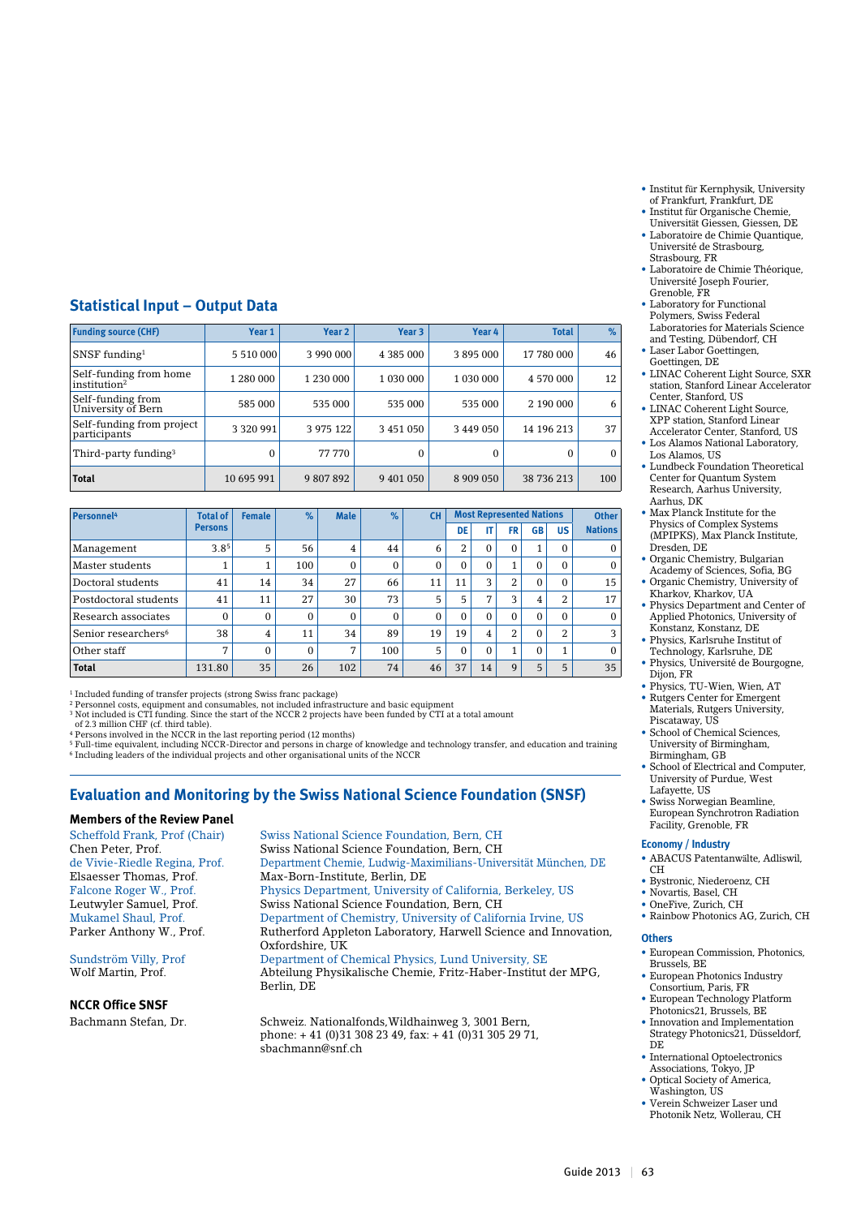## Statistical Input – Output Data

| Funding source (CHF) | Year 1 | Year 2 | Year 3 | Year 4 | Total | % |
|---|---|---|---|---|---|---|
| SNSF funding[1] | 5 510 000 | 3 990 000 | 4 385 000 | 3 895 000 | 17 780 000 | 46 |
| Self-funding from home institution[2] | 1 280 000 | 1 230 000 | 1 030 000 | 1 030 000 | 4 570 000 | 12 |
| Self-funding from University of Bern | 585 000 | 535 000 | 535 000 | 535 000 | 2 190 000 | 6 |
| Self-funding from project participants | 3 320 991 | 3 975 122 | 3 451 050 | 3 449 050 | 14 196 213 | 37 |
| Third-party funding[3] | 0 | 77 770 | 0 | 0 | 0 | 0 |
| **Total** | 10 695 991 | 9 807 892 | 9 401 050 | 8 909 050 | 38 736 213 | 100 |

| Personnel[4] | Total of Persons | Female | % | Male | % | CH | Most Represented Nations | | | | | Other Nations |
|---|---|---|---|---|---|---|---|---|---|---|---|---|
| | | | | | | | DE | IT | FR | GB | US | |
| Management | 3.8[5] | 5 | 56 | 4 | 44 | 6 | 2 | 0 | 0 | 1 | 0 | 0 |
| Master students | 1 | 1 | 100 | 0 | 0 | 0 | 0 | 0 | 1 | 0 | 0 | 0 |
| Doctoral students | 41 | 14 | 34 | 27 | 66 | 11 | 11 | 3 | 2 | 0 | 0 | 15 |
| Postdoctoral students | 41 | 11 | 27 | 30 | 73 | 5 | 5 | 7 | 3 | 4 | 2 | 17 |
| Research associates | 0 | 0 | 0 | 0 | 0 | 0 | 0 | 0 | 0 | 0 | 0 | 0 |
| Senior researchers[6] | 38 | 4 | 11 | 34 | 89 | 19 | 19 | 4 | 2 | 0 | 2 | 3 |
| Other staff | 7 | 0 | 0 | 7 | 100 | 5 | 0 | 0 | 1 | 0 | 1 | 0 |
| **Total** | 131.80 | 35 | 26 | 102 | 74 | 46 | 37 | 14 | 9 | 5 | 5 | 35 |

[1] Included funding of transfer projects (strong Swiss franc package)
[2] Personnel costs, equipment and consumables, not included infrastructure and basic equipment
[3] Not included is CTI funding. Since the start of the NCCR 2 projects have been funded by CTI at a total amount of 2.3 million CHF (cf. third table).
[4] Persons involved in the NCCR in the last reporting period (12 months)
[5] Full-time equivalent, including NCCR-Director and persons in charge of knowledge and technology transfer, and education and training
[6] Including leaders of the individual projects and other organisational units of the NCCR

## Evaluation and Monitoring by the Swiss National Science Foundation (SNSF)

### Members of the Review Panel

Scheffold Frank, Prof (Chair) — Swiss National Science Foundation, Bern, CH
Chen Peter, Prof. — Swiss National Science Foundation, Bern, CH
de Vivie-Riedle Regina, Prof. — Department Chemie, Ludwig-Maximilians-Universität München, DE
Elsaesser Thomas, Prof. — Max-Born-Institute, Berlin, DE
Falcone Roger W., Prof. — Physics Department, University of California, Berkeley, US
Leutwyler Samuel, Prof. — Swiss National Science Foundation, Bern, CH
Mukamel Shaul, Prof. — Department of Chemistry, University of California Irvine, US
Parker Anthony W., Prof. — Rutherford Appleton Laboratory, Harwell Science and Innovation, Oxfordshire, UK
Sundström Villy, Prof — Department of Chemical Physics, Lund University, SE
Wolf Martin, Prof. — Abteilung Physikalische Chemie, Fritz-Haber-Institut der MPG, Berlin, DE

### NCCR Office SNSF

Bachmann Stefan, Dr. — Schweiz. Nationalfonds,Wildhainweg 3, 3001 Bern, phone: + 41 (0)31 308 23 49, fax: + 41 (0)31 305 29 71, sbachmann@snf.ch

- Institut für Kernphysik, University of Frankfurt, Frankfurt, DE
- Institut für Organische Chemie, Universität Giessen, Giessen, DE
- Laboratoire de Chimie Quantique, Université de Strasbourg, Strasbourg, FR
- Laboratoire de Chimie Théorique, Université Joseph Fourier, Grenoble, FR
- Laboratory for Functional Polymers, Swiss Federal Laboratories for Materials Science and Testing, Dübendorf, CH
- Laser Labor Goettingen, Goettingen, DE
- LINAC Coherent Light Source, SXR station, Stanford Linear Accelerator Center, Stanford, US
- LINAC Coherent Light Source, XPP station, Stanford Linear Accelerator Center, Stanford, US
- Los Alamos National Laboratory, Los Alamos, US
- Lundbeck Foundation Theoretical Center for Quantum System Research, Aarhus University, Aarhus, DK
- Max Planck Institute for the Physics of Complex Systems (MPIPKS), Max Planck Institute, Dresden, DE
- Organic Chemistry, Bulgarian Academy of Sciences, Sofia, BG
- Organic Chemistry, University of Kharkov, Kharkov, UA
- Physics Department and Center of Applied Photonics, University of Konstanz, Konstanz, DE
- Physics, Karlsruhe Institut of Technology, Karlsruhe, DE
- Physics, Université de Bourgogne, Dijon, FR
- Physics, TU-Wien, Wien, AT
- Rutgers Center for Emergent Materials, Rutgers University, Piscataway, US
- School of Chemical Sciences, University of Birmingham, Birmingham, GB
- School of Electrical and Computer, University of Purdue, West Lafayette, US
- Swiss Norwegian Beamline, European Synchrotron Radiation Facility, Grenoble, FR

### Economy / Industry

- ABACUS Patentanwälte, Adliswil, CH
- Bystronic, Niederoenz, CH
- Novartis, Basel, CH
- OneFive, Zurich, CH
- Rainbow Photonics AG, Zurich, CH

### Others

- European Commission, Photonics, Brussels, BE
- European Photonics Industry Consortium, Paris, FR
- European Technology Platform Photonics21, Brussels, BE
- Innovation and Implementation Strategy Photonics21, Düsseldorf, DE
- International Optoelectronics Associations, Tokyo, JP
- Optical Society of America, Washington, US
- Verein Schweizer Laser und Photonik Netz, Wollerau, CH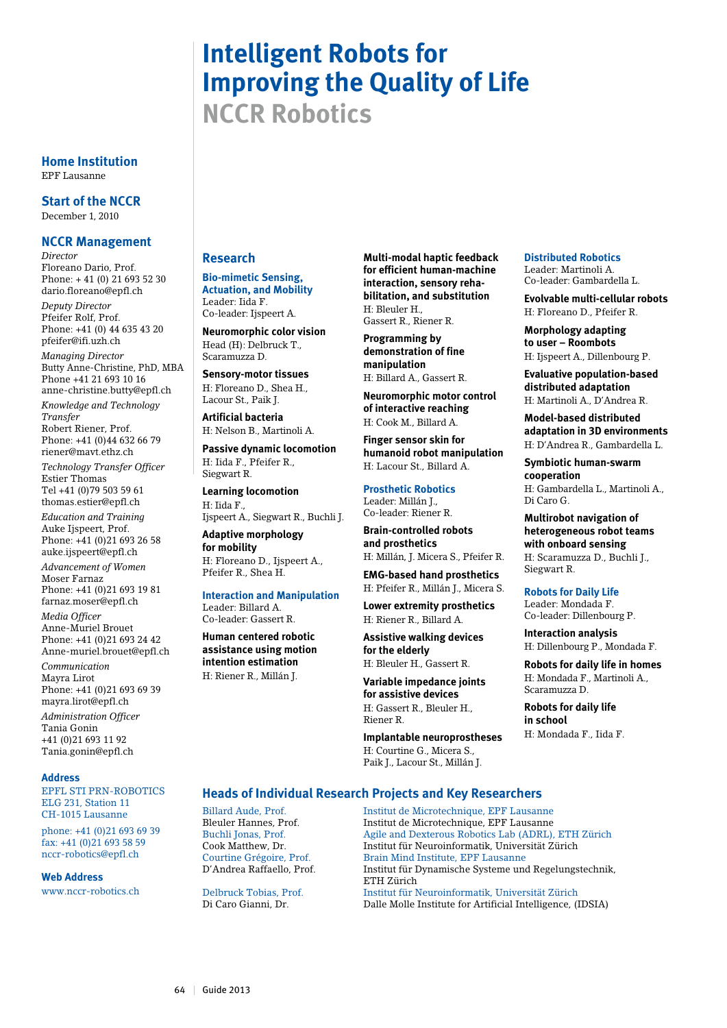# Intelligent Robots for Improving the Quality of Life

## NCCR Robotics

### Home Institution

EPF Lausanne

### Start of the NCCR

December 1, 2010

### NCCR Management

*Director*
Floreano Dario, Prof.
Phone: + 41 (0) 21 693 52 30
dario.floreano@epfl.ch

*Deputy Director*
Pfeifer Rolf, Prof.
Phone: +41 (0) 44 635 43 20
pfeifer@ifi.uzh.ch

*Managing Director*
Butty Anne-Christine, PhD, MBA
Phone +41 21 693 10 16
anne-christine.butty@epfl.ch

*Knowledge and Technology Transfer*
Robert Riener, Prof.
Phone: +41 (0)44 632 66 79
riener@mavt.ethz.ch

*Technology Transfer Officer*
Estier Thomas
Tel +41 (0)79 503 59 61
thomas.estier@epfl.ch

*Education and Training*
Auke Ijspeert, Prof.
Phone: +41 (0)21 693 26 58
auke.ijspeert@epfl.ch

*Advancement of Women*
Moser Farnaz
Phone: +41 (0)21 693 19 81
farnaz.moser@epfl.ch

*Media Officer*
Anne-Muriel Brouet
Phone: +41 (0)21 693 24 42
Anne-muriel.brouet@epfl.ch

*Communication*
Mayra Lirot
Phone: +41 (0)21 693 69 39
mayra.lirot@epfl.ch

*Administration Officer*
Tania Gonin
+41 (0)21 693 11 92
Tania.gonin@epfl.ch

### Address

EPFL STI PRN-ROBOTICS
ELG 231, Station 11
CH-1015 Lausanne

phone: +41 (0)21 693 69 39
fax: +41 (0)21 693 58 59
nccr-robotics@epfl.ch

### Web Address

www.nccr-robotics.ch

### Research

#### Bio-mimetic Sensing, Actuation, and Mobility

Leader: Iida F.
Co-leader: Ijspeert A.

**Neuromorphic color vision**
Head (H): Delbruck T., Scaramuzza D.

**Sensory-motor tissues**
H: Floreano D., Shea H., Lacour St., Paik J.

**Artificial bacteria**
H: Nelson B., Martinoli A.

**Passive dynamic locomotion**
H: Iida F., Pfeifer R., Siegwart R.

**Learning locomotion**
H: Iida F., Ijspeert A., Siegwart R., Buchli J.

**Adaptive morphology for mobility**
H: Floreano D., Ijspeert A., Pfeifer R., Shea H.

#### Interaction and Manipulation

Leader: Billard A.
Co-leader: Gassert R.

**Human centered robotic assistance using motion intention estimation**
H: Riener R., Millán J.

**Multi-modal haptic feedback for efficient human-machine interaction, sensory rehabilitation, and substitution**
H: Bleuler H., Gassert R., Riener R.

**Programming by demonstration of fine manipulation**
H: Billard A., Gassert R.

**Neuromorphic motor control of interactive reaching**
H: Cook M., Billard A.

**Finger sensor skin for humanoid robot manipulation**
H: Lacour St., Billard A.

#### Prosthetic Robotics

Leader: Millán J.,
Co-leader: Riener R.

**Brain-controlled robots and prosthetics**
H: Millán, J. Micera S., Pfeifer R.

**EMG-based hand prosthetics**
H: Pfeifer R., Millán J., Micera S.

**Lower extremity prosthetics**
H: Riener R., Billard A.

**Assistive walking devices for the elderly**
H: Bleuler H., Gassert R.

**Variable impedance joints for assistive devices**
H: Gassert R., Bleuler H., Riener R.

**Implantable neuroprostheses**
H: Courtine G., Micera S., Paik J., Lacour St., Millán J.

#### Distributed Robotics

Leader: Martinoli A.
Co-leader: Gambardella L.

**Evolvable multi-cellular robots**
H: Floreano D., Pfeifer R.

**Morphology adapting to user – Roombots**
H: Ijspeert A., Dillenbourg P.

**Evaluative population-based distributed adaptation**
H: Martinoli A., D'Andrea R.

**Model-based distributed adaptation in 3D environments**
H: D'Andrea R., Gambardella L.

**Symbiotic human-swarm cooperation**
H: Gambardella L., Martinoli A., Di Caro G.

**Multirobot navigation of heterogeneous robot teams with onboard sensing**
H: Scaramuzza D., Buchli J., Siegwart R.

#### Robots for Daily Life

Leader: Mondada F.
Co-leader: Dillenbourg P.

**Interaction analysis**
H: Dillenbourg P., Mondada F.

**Robots for daily life in homes**
H: Mondada F., Martinoli A., Scaramuzza D.

**Robots for daily life in school**
H: Mondada F., Iida F.

### Heads of Individual Research Projects and Key Researchers

| | |
|---|---|
| Billard Aude, Prof. | Institut de Microtechnique, EPF Lausanne |
| Bleuler Hannes, Prof. | Institut de Microtechnique, EPF Lausanne |
| Buchli Jonas, Prof. | Agile and Dexterous Robotics Lab (ADRL), ETH Zürich |
| Cook Matthew, Dr. | Institut für Neuroinformatik, Universität Zürich |
| Courtine Grégoire, Prof. | Brain Mind Institute, EPF Lausanne |
| D'Andrea Raffaello, Prof. | Institut für Dynamische Systeme und Regelungstechnik, ETH Zürich |
| Delbruck Tobias, Prof. | Institut für Neuroinformatik, Universität Zürich |
| Di Caro Gianni, Dr. | Dalle Molle Institute for Artificial Intelligence, (IDSIA) |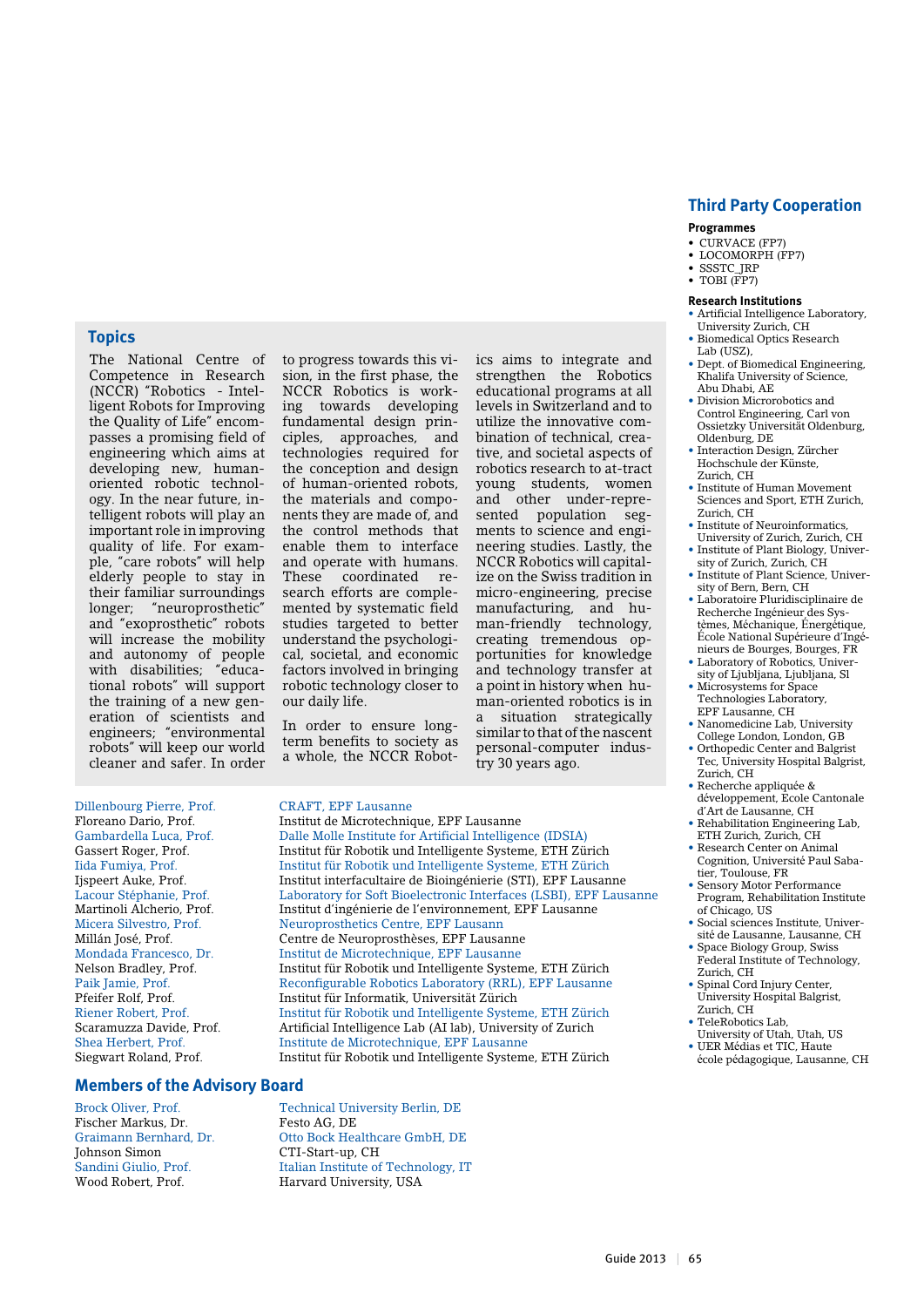## Topics

The National Centre of Competence in Research (NCCR) "Robotics - Intelligent Robots for Improving the Quality of Life" encompasses a promising field of engineering which aims at developing new, human-oriented robotic technology. In the near future, intelligent robots will play an important role in improving quality of life. For example, "care robots" will help elderly people to stay in their familiar surroundings longer; "neuroprosthetic" and "exoprosthetic" robots will increase the mobility and autonomy of people with disabilities; "educational robots" will support the training of a new generation of scientists and engineers; "environmental robots" will keep our world cleaner and safer. In order to progress towards this vision, in the first phase, the NCCR Robotics is working towards developing fundamental design principles, approaches, and technologies required for the conception and design of human-oriented robots, the materials and components they are made of, and the control methods that enable them to interface and operate with humans. These coordinated research efforts are complemented by systematic field studies targeted to better understand the psychological, societal, and economic factors involved in bringing robotic technology closer to our daily life.

In order to ensure long-term benefits to society as a whole, the NCCR Robotics aims to integrate and strengthen the Robotics educational programs at all levels in Switzerland and to utilize the innovative combination of technical, creative, and societal aspects of robotics research to at-tract young students, women and other under-represented population segments to science and engineering studies. Lastly, the NCCR Robotics will capitalize on the Swiss tradition in micro-engineering, precise manufacturing, and human-friendly technology, creating tremendous opportunities for knowledge and technology transfer at a point in history when human-oriented robotics is in a situation strategically similar to that of the nascent personal-computer industry 30 years ago.

| | |
|---|---|
| Dillenbourg Pierre, Prof. | CRAFT, EPF Lausanne |
| Floreano Dario, Prof. | Institut de Microtechnique, EPF Lausanne |
| Gambardella Luca, Prof. | Dalle Molle Institute for Artificial Intelligence (IDSIA) |
| Gassert Roger, Prof. | Institut für Robotik und Intelligente Systeme, ETH Zürich |
| Iida Fumiya, Prof. | Institut für Robotik und Intelligente Systeme, ETH Zürich |
| Ijspeert Auke, Prof. | Institut interfacultaire de Bioingénierie (STI), EPF Lausanne |
| Lacour Stéphanie, Prof. | Laboratory for Soft Bioelectronic Interfaces (LSBI), EPF Lausanne |
| Martinoli Alcherio, Prof. | Institut d'ingénierie de l'environnement, EPF Lausanne |
| Micera Silvestro, Prof. | Neuroprosthetics Centre, EPF Lausann |
| Millán José, Prof. | Centre de Neuroprosthèses, EPF Lausanne |
| Mondada Francesco, Dr. | Institut de Microtechnique, EPF Lausanne |
| Nelson Bradley, Prof. | Institut für Robotik und Intelligente Systeme, ETH Zürich |
| Paik Jamie, Prof. | Reconfigurable Robotics Laboratory (RRL), EPF Lausanne |
| Pfeifer Rolf, Prof. | Institut für Informatik, Universität Zürich |
| Riener Robert, Prof. | Institut für Robotik und Intelligente Systeme, ETH Zürich |
| Scaramuzza Davide, Prof. | Artificial Intelligence Lab (AI lab), University of Zurich |
| Shea Herbert, Prof. | Institute de Microtechnique, EPF Lausanne |
| Siegwart Roland, Prof. | Institut für Robotik und Intelligente Systeme, ETH Zürich |

## Members of the Advisory Board

| | |
|---|---|
| Brock Oliver, Prof. | Technical University Berlin, DE |
| Fischer Markus, Dr. | Festo AG, DE |
| Graimann Bernhard, Dr. | Otto Bock Healthcare GmbH, DE |
| Johnson Simon | CTI-Start-up, CH |
| Sandini Giulio, Prof. | Italian Institute of Technology, IT |
| Wood Robert, Prof. | Harvard University, USA |

## Third Party Cooperation

**Programmes**

- CURVACE (FP7)
- LOCOMORPH (FP7)
- SSSTC_JRP
- TOBI (FP7)

**Research Institutions**

- Artificial Intelligence Laboratory, University Zurich, CH
- Biomedical Optics Research Lab (USZ),
- Dept. of Biomedical Engineering, Khalifa University of Science, Abu Dhabi, AE
- Division Microrobotics and Control Engineering, Carl von Ossietzky Universität Oldenburg, Oldenburg, DE
- Interaction Design, Zürcher Hochschule der Künste, Zurich, CH
- Institute of Human Movement Sciences and Sport, ETH Zurich, Zurich, CH
- Institute of Neuroinformatics, University of Zurich, Zurich, CH
- Institute of Plant Biology, University of Zurich, Zurich, CH
- Institute of Plant Science, University of Bern, Bern, CH
- Laboratoire Pluridisciplinaire de Recherche Ingénieur des Systèmes, Méchanique, Énergétique, École National Supérieure d'Ingénieurs de Bourges, Bourges, FR
- Laboratory of Robotics, University of Ljubljana, Ljubljana, SI
- Microsystems for Space Technologies Laboratory, EPF Lausanne, CH
- Nanomedicine Lab, University College London, London, GB
- Orthopedic Center and Balgrist Tec, University Hospital Balgrist, Zurich, CH
- Recherche appliquée & développement, École Cantonale d'Art de Lausanne, CH
- Rehabilitation Engineering Lab, ETH Zurich, Zurich, CH
- Research Center on Animal Cognition, Université Paul Sabatier, Toulouse, FR
- Sensory Motor Performance Program, Rehabilitation Institute of Chicago, US
- Social sciences Institute, Université de Lausanne, Lausanne, CH
- Space Biology Group, Swiss Federal Institute of Technology, Zurich, CH
- Spinal Cord Injury Center, University Hospital Balgrist, Zurich, CH
- TeleRobotics Lab, University of Utah, Utah, US
- UER Médias et TIC, Haute école pédagogique, Lausanne, CH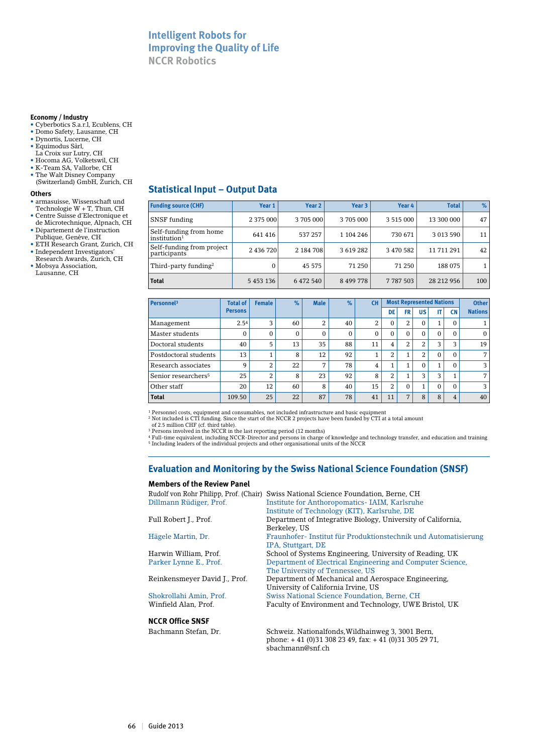# Intelligent Robots for Improving the Quality of Life

## NCCR Robotics

**Economy / Industry**

- Cyberbotics S.a.r.l, Ecublens, CH
- Domo Safety, Lausanne, CH
- Dynortis, Lucerne, CH
- Equimodus Sàrl, La Croix sur Lutry, CH
- Hocoma AG, Volketswil, CH
- K-Team SA, Vallorbe, CH
- The Walt Disney Company (Switzerland) GmbH, Zurich, CH

**Others**

- armasuisse, Wissenschaft und Technologie W + T, Thun, CH
- Centre Suisse d'Electronique et de Microtechnique, Alpnach, CH
- Département de l'instruction Publique, Genève, CH
- ETH Research Grant, Zurich, CH
- Independent Investigators' Research Awards, Zurich, CH
- Mobsya Association, Lausanne, CH

## Statistical Input – Output Data

| Funding source (CHF) | Year 1 | Year 2 | Year 3 | Year 4 | Total | % |
|---|---|---|---|---|---|---|
| SNSF funding | 2 375 000 | 3 705 000 | 3 705 000 | 3 515 000 | 13 300 000 | 47 |
| Self-funding from home institution[1] | 641 416 | 537 257 | 1 104 246 | 730 671 | 3 013 590 | 11 |
| Self-funding from project participants | 2 436 720 | 2 184 708 | 3 619 282 | 3 470 582 | 11 711 291 | 42 |
| Third-party funding[2] | 0 | 45 575 | 71 250 | 71 250 | 188 075 | 1 |
| **Total** | 5 453 136 | 6 472 540 | 8 499 778 | 7 787 503 | 28 212 956 | 100 |

| Personnel[3] | Total of Persons | Female | % | Male | % | CH | Most Represented Nations | | | | | Other Nations |
|---|---|---|---|---|---|---|---|---|---|---|---|---|
| | | | | | | | DE | FR | US | IT | CN | |
| Management | 2.5[4] | 3 | 60 | 2 | 40 | 2 | 0 | 2 | 0 | 1 | 0 | 1 |
| Master students | 0 | 0 | 0 | 0 | 0 | 0 | 0 | 0 | 0 | 0 | 0 | 0 |
| Doctoral students | 40 | 5 | 13 | 35 | 88 | 11 | 4 | 2 | 2 | 3 | 3 | 19 |
| Postdoctoral students | 13 | 1 | 8 | 12 | 92 | 1 | 2 | 1 | 2 | 0 | 0 | 7 |
| Research associates | 9 | 2 | 22 | 7 | 78 | 4 | 1 | 1 | 0 | 1 | 0 | 3 |
| Senior researchers[5] | 25 | 2 | 8 | 23 | 92 | 8 | 2 | 1 | 3 | 3 | 1 | 7 |
| Other staff | 20 | 12 | 60 | 8 | 40 | 15 | 2 | 0 | 1 | 0 | 0 | 3 |
| **Total** | 109.50 | 25 | 22 | 87 | 78 | 41 | 11 | 7 | 8 | 8 | 4 | 40 |

[1] Personnel costs, equipment and consumables, not included infrastructure and basic equipment
[2] Not included is CTI funding. Since the start of the NCCR 2 projects have been funded by CTI at a total amount of 2.5 million CHF (cf. third table).
[3] Persons involved in the NCCR in the last reporting period (12 months)
[4] Full-time equivalent, including NCCR-Director and persons in charge of knowledge and technology transfer, and education and training
[5] Including leaders of the individual projects and other organisational units of the NCCR

## Evaluation and Monitoring by the Swiss National Science Foundation (SNSF)

**Members of the Review Panel**

| | |
|---|---|
| Rudolf von Rohr Philipp, Prof. (Chair) | Swiss National Science Foundation, Berne, CH |
| Dillmann Rüdiger, Prof. | Institute for Anthropomatics- IAIM, Karlsruhe Institute of Technology (KIT), Karlsruhe, DE |
| Full Robert J., Prof. | Department of Integrative Biology, University of California, Berkeley, US |
| Hägele Martin, Dr. | Fraunhofer- Institut für Produktionstechnik und Automatisierung IPA, Stuttgart, DE |
| Harwin William, Prof. | School of Systems Engineering, University of Reading, UK |
| Parker Lynne E., Prof. | Department of Electrical Engineering and Computer Science, The University of Tennessee, US |
| Reinkensmeyer David J., Prof. | Department of Mechanical and Aerospace Engineering, University of California Irvine, US |
| Shokrollahi Amin, Prof. | Swiss National Science Foundation, Berne, CH |
| Winfield Alan, Prof. | Faculty of Environment and Technology, UWE Bristol, UK |

**NCCR Office SNSF**

| | |
|---|---|
| Bachmann Stefan, Dr. | Schweiz. Nationalfonds,Wildhainweg 3, 3001 Bern, phone: + 41 (0)31 308 23 49, fax: + 41 (0)31 305 29 71, sbachmann@snf.ch |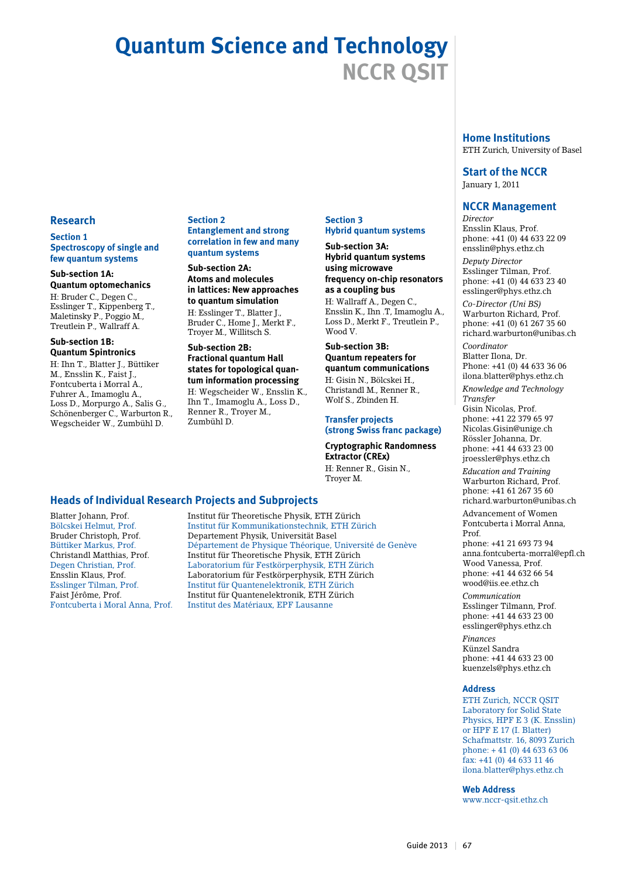# Quantum Science and Technology
## NCCR QSIT

## Research

### Section 1
### Spectroscopy of single and few quantum systems

**Sub-section 1A: Quantum optomechanics**

H: Bruder C., Degen C., Esslinger T., Kippenberg T., Maletinsky P., Poggio M., Treutlein P., Wallraff A.

**Sub-section 1B: Quantum Spintronics**

H: Ihn T., Blatter J., Büttiker M., Ensslin K., Faist J., Fontcuberta i Morral A., Fuhrer A., Imamoglu A., Loss D., Morpurgo A., Salis G., Schönenberger C., Warburton R., Wegscheider W., Zumbühl D.

### Section 2
### Entanglement and strong correlation in few and many quantum systems

**Sub-section 2A: Atoms and molecules in lattices: New approaches to quantum simulation**

H: Esslinger T., Blatter J., Bruder C., Home J., Merkt F., Troyer M., Willitsch S.

**Sub-section 2B: Fractional quantum Hall states for topological quantum information processing**

H: Wegscheider W., Ensslin K., Ihn T., Imamoglu A., Loss D., Renner R., Troyer M., Zumbühl D.

### Section 3
### Hybrid quantum systems

**Sub-section 3A: Hybrid quantum systems using microwave frequency on-chip resonators as a coupling bus**

H: Wallraff A., Degen C., Ensslin K., Ihn .T, Imamoglu A., Loss D., Merkt F., Treutlein P., Wood V.

**Sub-section 3B: Quantum repeaters for quantum communications**

H: Gisin N., Bölcskei H., Christandl M., Renner R., Wolf S., Zbinden H.

### Transfer projects (strong Swiss franc package)

**Cryptographic Randomness Extractor (CREx)**

H: Renner R., Gisin N., Troyer M.

## Heads of Individual Research Projects and Subprojects

| | |
|---|---|
| Blatter Johann, Prof. | Institut für Theoretische Physik, ETH Zürich |
| Bölcskei Helmut, Prof. | Institut für Kommunikationstechnik, ETH Zürich |
| Bruder Christoph, Prof. | Departement Physik, Universität Basel |
| Büttiker Markus, Prof. | Département de Physique Théorique, Université de Genève |
| Christandl Matthias, Prof. | Institut für Theoretische Physik, ETH Zürich |
| Degen Christian, Prof. | Laboratorium für Festkörperphysik, ETH Zürich |
| Ensslin Klaus, Prof. | Laboratorium für Festkörperphysik, ETH Zürich |
| Esslinger Tilman, Prof. | Institut für Quantenelektronik, ETH Zürich |
| Faist Jérôme, Prof. | Institut für Quantenelektronik, ETH Zürich |
| Fontcuberta i Moral Anna, Prof. | Institut des Matériaux, EPF Lausanne |

## Home Institutions

ETH Zurich, University of Basel

## Start of the NCCR

January 1, 2011

## NCCR Management

*Director*
Ensslin Klaus, Prof.
phone: +41 (0) 44 633 22 09
ensslin@phys.ethz.ch

*Deputy Director*
Esslinger Tilman, Prof.
phone: +41 (0) 44 633 23 40
esslinger@phys.ethz.ch

*Co-Director (Uni BS)*
Warburton Richard, Prof.
phone: +41 (0) 61 267 35 60
richard.warburton@unibas.ch

*Coordinator*
Blatter Ilona, Dr.
Phone: +41 (0) 44 633 36 06
ilona.blatter@phys.ethz.ch

*Knowledge and Technology Transfer*
Gisin Nicolas, Prof.
phone: +41 22 379 65 97
Nicolas.Gisin@unige.ch
Rössler Johanna, Dr.
phone: +41 44 633 23 00
jroessler@phys.ethz.ch

*Education and Training*
Warburton Richard, Prof.
phone: +41 61 267 35 60
richard.warburton@unibas.ch

Advancement of Women
Fontcuberta i Morral Anna, Prof.
phone: +41 21 693 73 94
anna.fontcuberta-morral@epfl.ch
Wood Vanessa, Prof.
phone: +41 44 632 66 54
wood@iis.ee.ethz.ch

*Communication*
Esslinger Tilmann, Prof.
phone: +41 44 633 23 00
esslinger@phys.ethz.ch

*Finances*
Künzel Sandra
phone: +41 44 633 23 00
kuenzels@phys.ethz.ch

## Address

ETH Zurich, NCCR QSIT
Laboratory for Solid State Physics, HPF E 3 (K. Ensslin) or HPF E 17 (I. Blatter)
Schafmattstr. 16, 8093 Zurich
phone: + 41 (0) 44 633 63 06
fax: +41 (0) 44 633 11 46
ilona.blatter@phys.ethz.ch

## Web Address

www.nccr-qsit.ethz.ch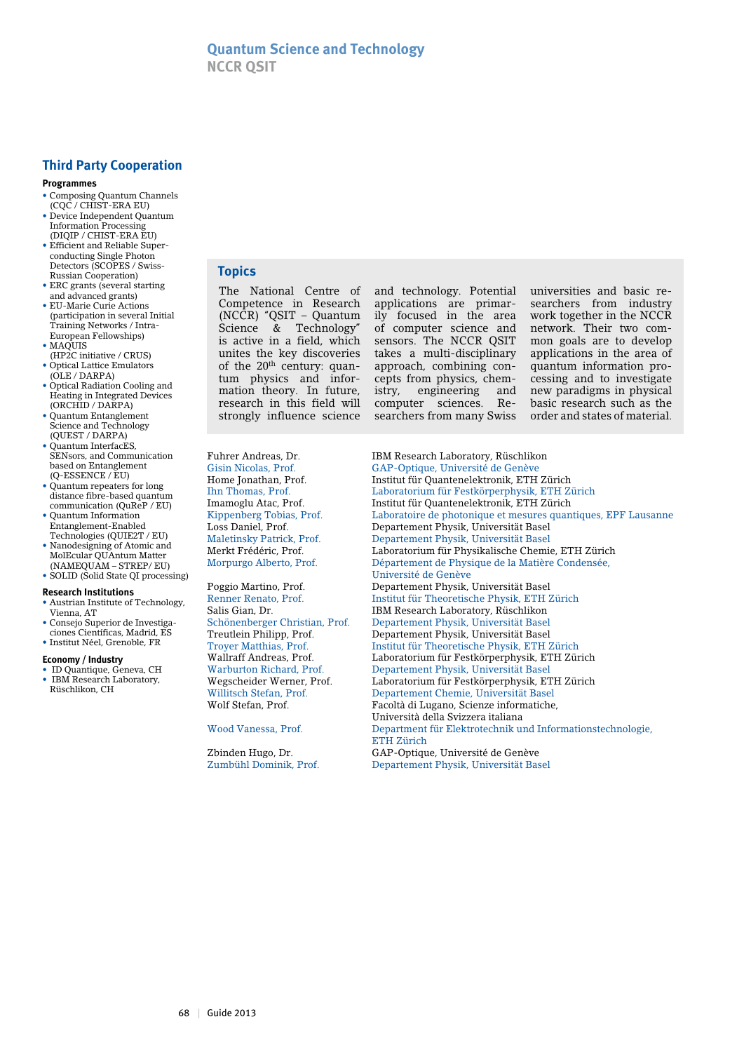# Quantum Science and Technology
## NCCR QSIT

## Topics

The National Centre of Competence in Research (NCCR) "QSIT – Quantum Science & Technology" is active in a field, which unites the key discoveries of the 20th century: quantum physics and information theory. In future, research in this field will strongly influence science and technology. Potential applications are primarily focused in the area of computer science and sensors. The NCCR QSIT takes a multi-disciplinary approach, combining concepts from physics, chemistry, engineering and computer sciences. Researchers from many Swiss universities and basic researchers from industry work together in the NCCR network. Their two common goals are to develop applications in the area of quantum information processing and to investigate new paradigms in physical basic research such as the order and states of material.

| | |
|---|---|
| Fuhrer Andreas, Dr. | IBM Research Laboratory, Rüschlikon |
| Gisin Nicolas, Prof. | GAP-Optique, Université de Genève |
| Home Jonathan, Prof. | Institut für Quantenelektronik, ETH Zürich |
| Ihn Thomas, Prof. | Laboratorium für Festkörperphysik, ETH Zürich |
| Imamoglu Atac, Prof. | Institut für Quantenelektronik, ETH Zürich |
| Kippenberg Tobias, Prof. | Laboratoire de photonique et mesures quantiques, EPF Lausanne |
| Loss Daniel, Prof. | Departement Physik, Universität Basel |
| Maletinsky Patrick, Prof. | Departement Physik, Universität Basel |
| Merkt Frédéric, Prof. | Laboratorium für Physikalische Chemie, ETH Zürich |
| Morpurgo Alberto, Prof. | Département de Physique de la Matière Condensée, Université de Genève |
| Poggio Martino, Prof. | Departement Physik, Universität Basel |
| Renner Renato, Prof. | Institut für Theoretische Physik, ETH Zürich |
| Salis Gian, Dr. | IBM Research Laboratory, Rüschlikon |
| Schönenberger Christian, Prof. | Departement Physik, Universität Basel |
| Treutlein Philipp, Prof. | Departement Physik, Universität Basel |
| Troyer Matthias, Prof. | Institut für Theoretische Physik, ETH Zürich |
| Wallraff Andreas, Prof. | Laboratorium für Festkörperphysik, ETH Zürich |
| Warburton Richard, Prof. | Departement Physik, Universität Basel |
| Wegscheider Werner, Prof. | Laboratorium für Festkörperphysik, ETH Zürich |
| Willitsch Stefan, Prof. | Departement Chemie, Universität Basel |
| Wolf Stefan, Prof. | Facoltà di Lugano, Scienze informatiche, Università della Svizzera italiana |
| Wood Vanessa, Prof. | Department für Elektrotechnik und Informationstechnologie, ETH Zürich |
| Zbinden Hugo, Dr. | GAP-Optique, Université de Genève |
| Zumbühl Dominik, Prof. | Departement Physik, Universität Basel |

## Third Party Cooperation

### Programmes

- Composing Quantum Channels (CQC / CHIST-ERA EU)
- Device Independent Quantum Information Processing (DIQIP / CHIST-ERA EU)
- Efficient and Reliable Superconducting Single Photon Detectors (SCOPES / Swiss-Russian Cooperation)
- ERC grants (several starting and advanced grants)
- EU-Marie Curie Actions (participation in several Initial Training Networks / Intra-European Fellowships)
- MAQUIS (HP2C initiative / CRUS)
- Optical Lattice Emulators (OLE / DARPA)
- Optical Radiation Cooling and Heating in Integrated Devices (ORCHID / DARPA)
- Quantum Entanglement Science and Technology (QUEST / DARPA)
- Quantum InterfacES, SENsors, and Communication based on Entanglement (Q-ESSENCE / EU)
- Quantum repeaters for long distance fibre-based quantum communication (QuReP / EU)
- Quantum Information Entanglement-Enabled Technologies (QUIE2T / EU)
- Nanodesigning of Atomic and MolEcular QUAntum Matter (NAMEQUAM – STREP/ EU)
- SOLID (Solid State QI processing)

### Research Institutions

- Austrian Institute of Technology, Vienna, AT
- Consejo Superior de Investigaciones Científicas, Madrid, ES
- Institut Néel, Grenoble, FR

### Economy / Industry

- ID Quantique, Geneva, CH
- IBM Research Laboratory, Rüschlikon, CH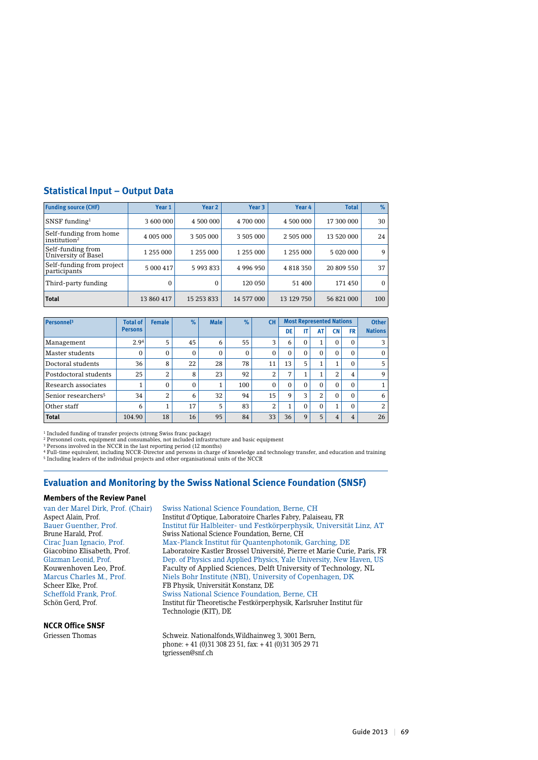## Statistical Input – Output Data

| Funding source (CHF) | Year 1 | Year 2 | Year 3 | Year 4 | Total | % |
|---|---|---|---|---|---|---|
| SNSF funding[1] | 3 600 000 | 4 500 000 | 4 700 000 | 4 500 000 | 17 300 000 | 30 |
| Self-funding from home institution[2] | 4 005 000 | 3 505 000 | 3 505 000 | 2 505 000 | 13 520 000 | 24 |
| Self-funding from University of Basel | 1 255 000 | 1 255 000 | 1 255 000 | 1 255 000 | 5 020 000 | 9 |
| Self-funding from project participants | 5 000 417 | 5 993 833 | 4 996 950 | 4 818 350 | 20 809 550 | 37 |
| Third-party funding | 0 | 0 | 120 050 | 51 400 | 171 450 | 0 |
| **Total** | 13 860 417 | 15 253 833 | 14 577 000 | 13 129 750 | 56 821 000 | 100 |

| Personnel[3] | Total of Persons | Female | % | Male | % | CH | Most Represented Nations | | | | | Other Nations |
|---|---|---|---|---|---|---|---|---|---|---|---|---|
| | | | | | | | DE | IT | AT | CN | FR | |
| Management | 2.9[4] | 5 | 45 | 6 | 55 | 3 | 6 | 0 | 1 | 0 | 0 | 3 |
| Master students | 0 | 0 | 0 | 0 | 0 | 0 | 0 | 0 | 0 | 0 | 0 | 0 |
| Doctoral students | 36 | 8 | 22 | 28 | 78 | 11 | 13 | 5 | 1 | 1 | 0 | 5 |
| Postdoctoral students | 25 | 2 | 8 | 23 | 92 | 2 | 7 | 1 | 1 | 2 | 4 | 9 |
| Research associates | 1 | 0 | 0 | 1 | 100 | 0 | 0 | 0 | 0 | 0 | 0 | 1 |
| Senior researchers[5] | 34 | 2 | 6 | 32 | 94 | 15 | 9 | 3 | 2 | 0 | 0 | 6 |
| Other staff | 6 | 1 | 17 | 5 | 83 | 2 | 1 | 0 | 0 | 1 | 0 | 2 |
| **Total** | 104.90 | 18 | 16 | 95 | 84 | 33 | 36 | 9 | 5 | 4 | 4 | 26 |

[1] Included funding of transfer projects (strong Swiss franc package)
[2] Personnel costs, equipment and consumables, not included infrastructure and basic equipment
[3] Persons involved in the NCCR in the last reporting period (12 months)
[4] Full-time equivalent, including NCCR-Director and persons in charge of knowledge and technology transfer, and education and training
[5] Including leaders of the individual projects and other organisational units of the NCCR

## Evaluation and Monitoring by the Swiss National Science Foundation (SNSF)

### Members of the Review Panel

van der Marel Dirk, Prof. (Chair) – Swiss National Science Foundation, Berne, CH
Aspect Alain, Prof. – Institut d'Optique, Laboratoire Charles Fabry, Palaiseau, FR
Bauer Guenther, Prof. – Institut für Halbleiter- und Festkörperphysik, Universität Linz, AT
Brune Harald, Prof. – Swiss National Science Foundation, Berne, CH
Cirac Juan Ignacio, Prof. – Max-Planck Institut für Quantenphotonik, Garching, DE
Giacobino Elisabeth, Prof. – Laboratoire Kastler Brossel Université, Pierre et Marie Curie, Paris, FR
Glazman Leonid, Prof. – Dep. of Physics and Applied Physics, Yale University, New Haven, US
Kouwenhoven Leo, Prof. – Faculty of Applied Sciences, Delft University of Technology, NL
Marcus Charles M., Prof. – Niels Bohr Institute (NBI), University of Copenhagen, DK
Scheer Elke, Prof. – FB Physik, Universität Konstanz, DE
Scheffold Frank, Prof. – Swiss National Science Foundation, Berne, CH
Schön Gerd, Prof. – Institut für Theoretische Festkörperphysik, Karlsruher Institut für Technologie (KIT), DE

### NCCR Office SNSF

Griessen Thomas – Schweiz. Nationalfonds,Wildhainweg 3, 3001 Bern,
phone: + 41 (0)31 308 23 51, fax: + 41 (0)31 305 29 71
tgriessen@snf.ch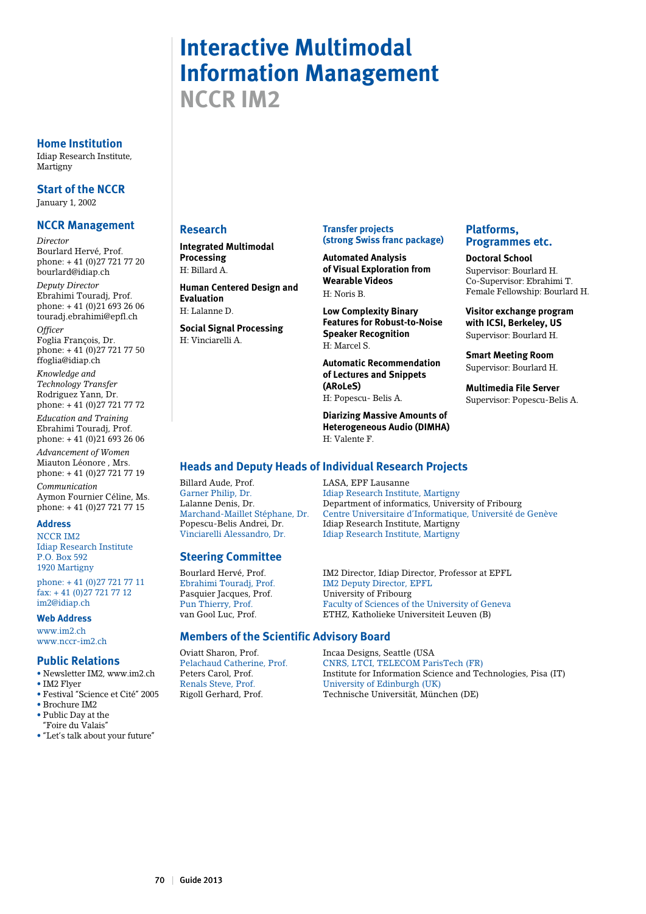# Interactive Multimodal Information Management

## NCCR IM2

### Home Institution

Idiap Research Institute, Martigny

### Start of the NCCR

January 1, 2002

### NCCR Management

*Director*
Bourlard Hervé, Prof.
phone: + 41 (0)27 721 77 20
bourlard@idiap.ch

*Deputy Director*
Ebrahimi Touradj, Prof.
phone: + 41 (0)21 693 26 06
touradj.ebrahimi@epfl.ch

*Officer*
Foglia François, Dr.
phone: + 41 (0)27 721 77 50
ffoglia@idiap.ch

*Knowledge and Technology Transfer*
Rodriguez Yann, Dr.
phone: + 41 (0)27 721 77 72

*Education and Training*
Ebrahimi Touradj, Prof.
phone: + 41 (0)21 693 26 06

*Advancement of Women*
Miauton Léonore , Mrs.
phone: + 41 (0)27 721 77 19

*Communication*
Aymon Fournier Céline, Ms.
phone: + 41 (0)27 721 77 15

#### Address

NCCR IM2
Idiap Research Institute
P.O. Box 592
1920 Martigny

phone: + 41 (0)27 721 77 11
fax: + 41 (0)27 721 77 12
im2@idiap.ch

#### Web Address

www.im2.ch
www.nccr-im2.ch

### Public Relations

- Newsletter IM2, www.im2.ch
- IM2 Flyer
- Festival "Science et Cité" 2005
- Brochure IM2
- Public Day at the "Foire du Valais"
- "Let's talk about your future"

### Research

**Integrated Multimodal Processing**
H: Billard A.

**Human Centered Design and Evaluation**
H: Lalanne D.

**Social Signal Processing**
H: Vinciarelli A.

### Transfer projects (strong Swiss franc package)

**Automated Analysis of Visual Exploration from Wearable Videos**
H: Noris B.

**Low Complexity Binary Features for Robust-to-Noise Speaker Recognition**
H: Marcel S.

**Automatic Recommendation of Lectures and Snippets (ARoLeS)**
H: Popescu- Belis A.

**Diarizing Massive Amounts of Heterogeneous Audio (DIMHA)**
H: Valente F.

### Platforms, Programmes etc.

**Doctoral School**
Supervisor: Bourlard H.
Co-Supervisor: Ebrahimi T.
Female Fellowship: Bourlard H.

**Visitor exchange program with ICSI, Berkeley, US**
Supervisor: Bourlard H.

**Smart Meeting Room**
Supervisor: Bourlard H.

**Multimedia File Server**
Supervisor: Popescu-Belis A.

### Heads and Deputy Heads of Individual Research Projects

| | |
|---|---|
| Billard Aude, Prof. | LASA, EPF Lausanne |
| Garner Philip, Dr. | Idiap Research Institute, Martigny |
| Lalanne Denis, Dr. | Department of informatics, University of Fribourg |
| Marchand-Maillet Stéphane, Dr. | Centre Universitaire d'Informatique, Université de Genève |
| Popescu-Belis Andrei, Dr. | Idiap Research Institute, Martigny |
| Vinciarelli Alessandro, Dr. | Idiap Research Institute, Martigny |

### Steering Committee

| | |
|---|---|
| Bourlard Hervé, Prof. | IM2 Director, Idiap Director, Professor at EPFL |
| Ebrahimi Touradj, Prof. | IM2 Deputy Director, EPFL |
| Pasquier Jacques, Prof. | University of Fribourg |
| Pun Thierry, Prof. | Faculty of Sciences of the University of Geneva |
| van Gool Luc, Prof. | ETHZ, Katholieke Universiteit Leuven (B) |

### Members of the Scientific Advisory Board

| | |
|---|---|
| Oviatt Sharon, Prof. | Incaa Designs, Seattle (USA |
| Pelachaud Catherine, Prof. | CNRS, LTCI, TELECOM ParisTech (FR) |
| Peters Carol, Prof. | Institute for Information Science and Technologies, Pisa (IT) |
| Renals Steve, Prof. | University of Edinburgh (UK) |
| Rigoll Gerhard, Prof. | Technische Universität, München (DE) |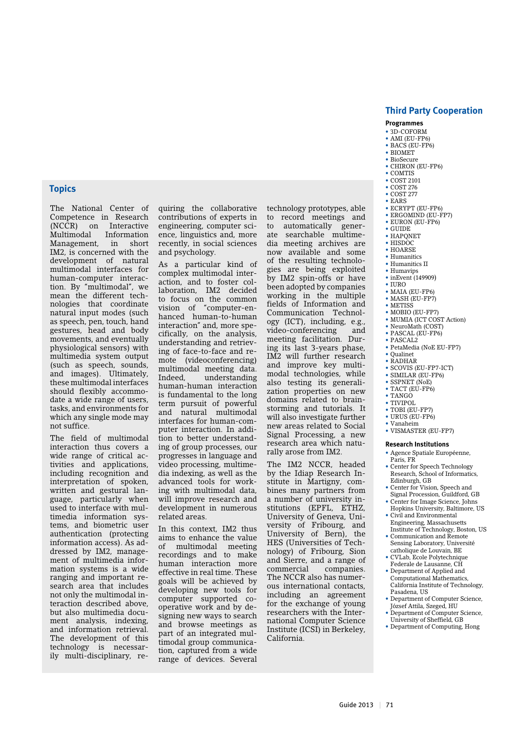## Topics

The National Center of Competence in Research (NCCR) on Interactive Multimodal Information Management, in short IM2, is concerned with the development of natural multimodal interfaces for human-computer interaction. By "multimodal", we mean the different technologies that coordinate natural input modes (such as speech, pen, touch, hand gestures, head and body movements, and eventually physiological sensors) with multimedia system output (such as speech, sounds, and images). Ultimately, these multimodal interfaces should flexibly accommodate a wide range of users, tasks, and environments for which any single mode may not suffice.

The field of multimodal interaction thus covers a wide range of critical activities and applications, including recognition and interpretation of spoken, written and gestural language, particularly when used to interface with multimedia information systems, and biometric user authentication (protecting information access). As addressed by IM2, management of multimedia information systems is a wide ranging and important research area that includes not only the multimodal interaction described above, but also multimedia document analysis, indexing, and information retrieval. The development of this technology is necessarily multi-disciplinary, requiring the collaborative contributions of experts in engineering, computer science, linguistics and, more recently, in social sciences and psychology.

As a particular kind of complex multimodal interaction, and to foster collaboration, IM2 decided to focus on the common vision of "computer-enhanced human-to-human interaction" and, more specifically, on the analysis, understanding and retrieving of face-to-face and remote (videoconferencing) multimodal meeting data. Indeed, understanding human-human interaction is fundamental to the long term pursuit of powerful and natural multimodal interfaces for human-computer interaction. In addition to better understanding of group processes, our progresses in language and video processing, multimedia indexing, as well as the advanced tools for working with multimodal data, will improve research and development in numerous related areas.

In this context, IM2 thus aims to enhance the value of multimodal meeting recordings and to make human interaction more effective in real time. These goals will be achieved by developing new tools for computer supported cooperative work and by designing new ways to search and browse meetings as part of an integrated multimodal group communication, captured from a wide range of devices. Several technology prototypes, able to record meetings and to automatically generate searchable multimedia meeting archives are now available and some of the resulting technologies are being exploited by IM2 spin-offs or have been adopted by companies working in the multiple fields of Information and Communication Technology (ICT), including, e.g., video-conferencing and meeting facilitation. During its last 3-years phase, IM2 will further research and improve key multimodal technologies, while also testing its generalization properties on new domains related to brainstorming and tutorials. It will also investigate further new areas related to Social Signal Processing, a new research area which naturally arose from IM2.

The IM2 NCCR, headed by the Idiap Research Institute in Martigny, combines many partners from a number of university institutions (EPFL, ETHZ, University of Geneva, University of Fribourg, and University of Bern), the HES (Universities of Technology) of Fribourg, Sion and Sierre, and a range of commercial companies. The NCCR also has numerous international contacts, including an agreement for the exchange of young researchers with the International Computer Science Institute (ICSI) in Berkeley, California.

## Third Party Cooperation

### Programmes

- 3D-COFORM
- AMI (EU-FP6)
- BACS (EU-FP6)
- BIOMET
- BioSecure
- CHIRON (EU-FP6)
- COMTIS
- COST 2101
- COST 276
- COST 277
- EARS
- ECRYPT (EU-FP6)
- ERGOMIND (EU-FP7)
- EURON (EU-FP6)
- GUIDE
- HAPQNET
- HISDOC
- HOARSE
- Humanitics
- Humanitics II
- Humavips
- inEvent (149909)
- IURO
- MAIA (EU-FP6)
- MASH (EU-FP7)
- METISS
- MOBIO (EU-FP7)
- MUMIA (ICT COST Action)
- NeuroMath (COST)
- PASCAL (EU-FP6)
- PASCAL2
- PetaMedia (NoE EU-FP7)
- Qualinet
- RADHAR
- SCOVIS (EU-FP7-ICT)
- SIMILAR (EU-FP6)
- SSPNET (NoE)
- TACT (EU-FP6)
- TANGO
- TIVIPOL
- TOBI (EU-FP7)
- URUS (EU-FP6)
- Vanaheim
- VISMASTER (EU-FP7)

### Research Institutions

- Agence Spatiale Européenne, Paris, FR
- Center for Speech Technology Research, School of Informatics, Edinburgh, GB
- Center for Vision, Speech and Signal Procession, Guildford, GB
- Center for Image Science, Johns Hopkins University, Baltimore, US
- Civil and Environmental Engineering, Massachusetts Institute of Technology, Boston, US
- Communication and Remote Sensing Laboratory, Université catholique de Louvain, BE
- CVLab, Ecole Polytechnique Federale de Lausanne, CH
- Department of Applied and Computational Mathematics, California Institute of Technology, Pasadena, US
- Department of Computer Science, József Attila, Szeged, HU
- Department of Computer Science, University of Sheffield, GB
- Department of Computing, Hong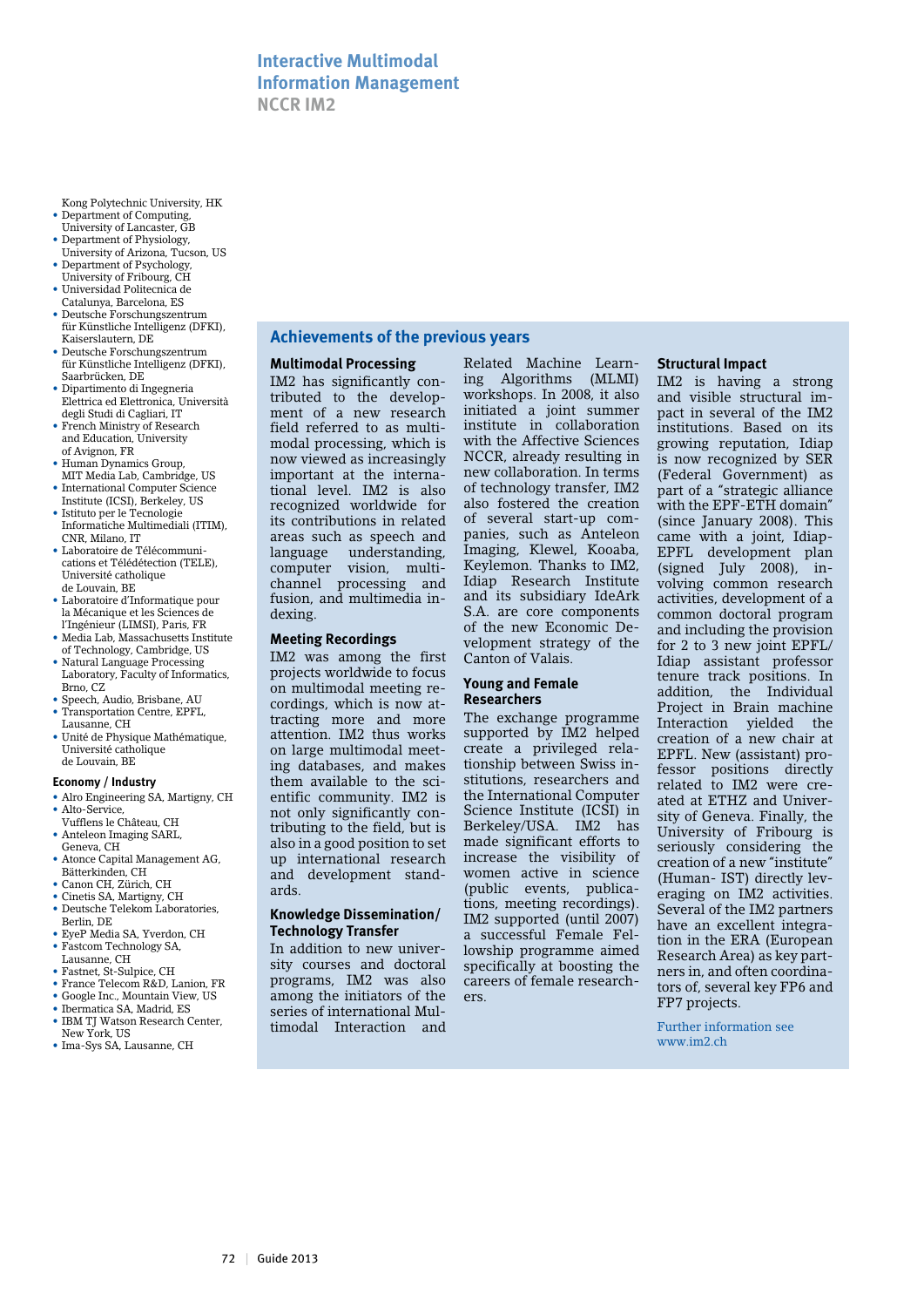# Interactive Multimodal Information Management
## NCCR IM2

Kong Polytechnic University, HK
- Department of Computing, University of Lancaster, GB
- Department of Physiology, University of Arizona, Tucson, US
- Department of Psychology, University of Fribourg, CH
- Universidad Politecnica de Catalunya, Barcelona, ES
- Deutsche Forschungszentrum für Künstliche Intelligenz (DFKI), Kaiserslautern, DE
- Deutsche Forschungszentrum für Künstliche Intelligenz (DFKI), Saarbrücken, DE
- Dipartimento di Ingegneria Elettrica ed Elettronica, Università degli Studi di Cagliari, IT
- French Ministry of Research and Education, University of Avignon, FR
- Human Dynamics Group, MIT Media Lab, Cambridge, US
- International Computer Science Institute (ICSI), Berkeley, US
- Istituto per le Tecnologie Informatiche Multimediali (ITIM), CNR, Milano, IT
- Laboratoire de Télécommunications et Télédétection (TELE), Université catholique de Louvain, BE
- Laboratoire d'Informatique pour la Mécanique et les Sciences de l'Ingénieur (LIMSI), Paris, FR
- Media Lab, Massachusetts Institute of Technology, Cambridge, US
- Natural Language Processing Laboratory, Faculty of Informatics, Brno, CZ
- Speech, Audio, Brisbane, AU
- Transportation Centre, EPFL, Lausanne, CH
- Unité de Physique Mathématique, Université catholique de Louvain, BE

**Economy / Industry**

- Alro Engineering SA, Martigny, CH
- Alto-Service, Vufflens le Château, CH
- Anteleon Imaging SARL, Geneva, CH
- Atonce Capital Management AG, Bätterkinden, CH
- Canon CH, Zürich, CH
- Cinetis SA, Martigny, CH
- Deutsche Telekom Laboratories, Berlin, DE
- EyeP Media SA, Yverdon, CH
- Fastcom Technology SA, Lausanne, CH
- Fastnet, St-Sulpice, CH
- France Telecom R&D, Lanion, FR
- Google Inc., Mountain View, US
- Ibermatica SA, Madrid, ES
- IBM TJ Watson Research Center, New York, US
- Ima-Sys SA, Lausanne, CH

## Achievements of the previous years

### Multimodal Processing

IM2 has significantly contributed to the development of a new research field referred to as multimodal processing, which is now viewed as increasingly important at the international level. IM2 is also recognized worldwide for its contributions in related areas such as speech and language understanding, computer vision, multichannel processing and fusion, and multimedia indexing.

### Meeting Recordings

IM2 was among the first projects worldwide to focus on multimodal meeting recordings, which is now attracting more and more attention. IM2 thus works on large multimodal meeting databases, and makes them available to the scientific community. IM2 is not only significantly contributing to the field, but is also in a good position to set up international research and development standards.

### Knowledge Dissemination/ Technology Transfer

In addition to new university courses and doctoral programs, IM2 was also among the initiators of the series of international Multimodal Interaction and Related Machine Learning Algorithms (MLMI) workshops. In 2008, it also initiated a joint summer institute in collaboration with the Affective Sciences NCCR, already resulting in new collaboration. In terms of technology transfer, IM2 also fostered the creation of several start-up companies, such as Anteleon Imaging, Klewel, Kooaba, Keylemon. Thanks to IM2, Idiap Research Institute and its subsidiary IdeArk S.A. are core components of the new Economic Development strategy of the Canton of Valais.

### Young and Female Researchers

The exchange programme supported by IM2 helped create a privileged relationship between Swiss institutions, researchers and the International Computer Science Institute (ICSI) in Berkeley/USA. IM2 has made significant efforts to increase the visibility of women active in science (public events, publications, meeting recordings). IM2 supported (until 2007) a successful Female Fellowship programme aimed specifically at boosting the careers of female researchers.

### Structural Impact

IM2 is having a strong and visible structural impact in several of the IM2 institutions. Based on its growing reputation, Idiap is now recognized by SER (Federal Government) as part of a "strategic alliance with the EPF-ETH domain" (since January 2008). This came with a joint, Idiap-EPFL development plan (signed July 2008), involving common research activities, development of a common doctoral program and including the provision for 2 to 3 new joint EPFL/ Idiap assistant professor tenure track positions. In addition, the Individual Project in Brain machine Interaction yielded the creation of a new chair at EPFL. New (assistant) professor positions directly related to IM2 were created at ETHZ and University of Geneva. Finally, the University of Fribourg is seriously considering the creation of a new "institute" (Human- IST) directly leveraging on IM2 activities. Several of the IM2 partners have an excellent integration in the ERA (European Research Area) as key partners in, and often coordinators of, several key FP6 and FP7 projects.

Further information see www.im2.ch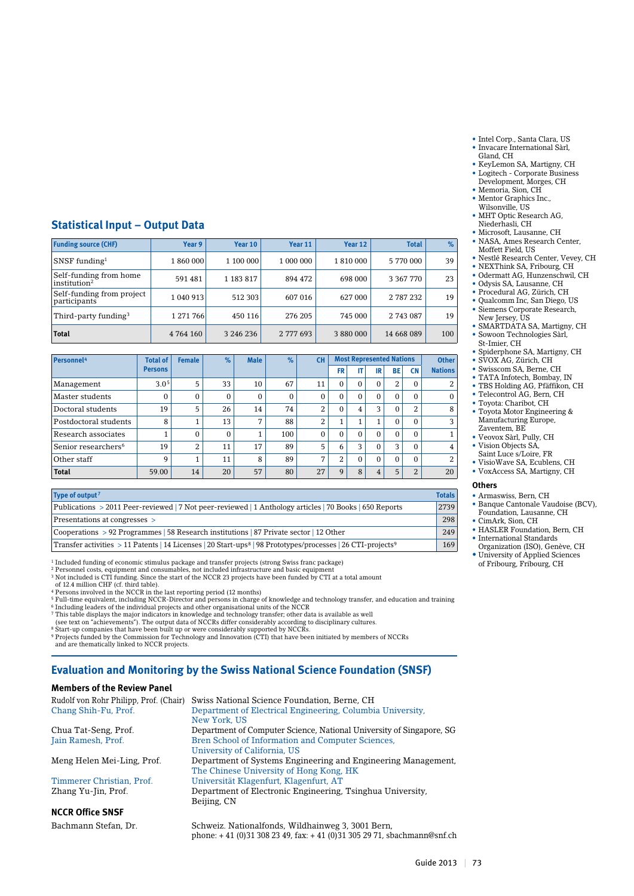- Intel Corp., Santa Clara, US
- Invacare International Sàrl, Gland, CH
- KeyLemon SA, Martigny, CH
- Logitech - Corporate Business Development, Morges, CH
- Memoria, Sion, CH
- Mentor Graphics Inc., Wilsonville, US
- MHT Optic Research AG, Niederhasli, CH
- Microsoft, Lausanne, CH
- NASA, Ames Research Center, Moffett Field, US
- Nestlé Research Center, Vevey, CH
- NEXThink SA, Fribourg, CH
- Odermatt AG, Hunzenschwil, CH
- Odysis SA, Lausanne, CH
- Procedural AG, Zürich, CH
- Qualcomm Inc, San Diego, US
- Siemens Corporate Research, New Jersey, US
- SMARTDATA SA, Martigny, CH
- Sowoon Technologies Sàrl, St-Imier, CH
- Spiderphone SA, Martigny, CH
- SVOX AG, Zürich, CH
- Swisscom SA, Berne, CH
- TATA Infotech, Bombay, IN
- TBS Holding AG, Pfäffikon, CH
- Telecontrol AG, Bern, CH
- Toyota: Charibot, CH
- Toyota Motor Engineering & Manufacturing Europe, Zaventem, BE
- Veovox Sàrl, Pully, CH
- Vision Objects SA, Saint Luce s/Loire, FR
- VisioWave SA, Ecublens, CH
- VoxAccess SA, Martigny, CH

### Others

- Armaswiss, Bern, CH
- Banque Cantonale Vaudoise (BCV), Foundation, Lausanne, CH
- CimArk, Sion, CH
- HASLER Foundation, Bern, CH
- International Standards Organization (ISO), Genève, CH
- University of Applied Sciences of Fribourg, Fribourg, CH

## Statistical Input – Output Data

| Funding source (CHF) | Year 9 | Year 10 | Year 11 | Year 12 | Total | % |
|---|---|---|---|---|---|---|
| SNSF funding[1] | 1 860 000 | 1 100 000 | 1 000 000 | 1 810 000 | 5 770 000 | 39 |
| Self-funding from home institution[2] | 591 481 | 1 183 817 | 894 472 | 698 000 | 3 367 770 | 23 |
| Self-funding from project participants | 1 040 913 | 512 303 | 607 016 | 627 000 | 2 787 232 | 19 |
| Third-party funding[3] | 1 271 766 | 450 116 | 276 205 | 745 000 | 2 743 087 | 19 |
| **Total** | 4 764 160 | 3 246 236 | 2 777 693 | 3 880 000 | 14 668 089 | 100 |

| Personnel[4] | Total of Persons | Female | % | Male | % | CH | Most Represented Nations | | | | | Other Nations |
|---|---|---|---|---|---|---|---|---|---|---|---|---|
| | | | | | | | FR | IT | IR | BE | CN | |
| Management | 3.0[5] | 5 | 33 | 10 | 67 | 11 | 0 | 0 | 0 | 2 | 0 | 2 |
| Master students | 0 | 0 | 0 | 0 | 0 | 0 | 0 | 0 | 0 | 0 | 0 | 0 |
| Doctoral students | 19 | 5 | 26 | 14 | 74 | 2 | 0 | 4 | 3 | 0 | 2 | 8 |
| Postdoctoral students | 8 | 1 | 13 | 7 | 88 | 2 | 1 | 1 | 1 | 0 | 0 | 3 |
| Research associates | 1 | 0 | 0 | 1 | 100 | 0 | 0 | 0 | 0 | 0 | 0 | 1 |
| Senior researchers[6] | 19 | 2 | 11 | 17 | 89 | 5 | 6 | 3 | 0 | 3 | 0 | 4 |
| Other staff | 9 | 1 | 11 | 8 | 89 | 7 | 2 | 0 | 0 | 0 | 0 | 2 |
| **Total** | 59.00 | 14 | 20 | 57 | 80 | 27 | 9 | 8 | 4 | 5 | 2 | 20 |

| Type of output[7] | Totals |
|---|---|
| Publications > 2011 Peer-reviewed \| 7 Not peer-reviewed \| 1 Anthology articles \| 70 Books \| 650 Reports | 2739 |
| Presentations at congresses > | 298 |
| Cooperations > 92 Programmes \| 58 Research institutions \| 87 Private sector \| 12 Other | 249 |
| Transfer activities > 11 Patents \| 14 Licenses \| 20 Start-ups[8] \| 98 Prototypes/processes \| 26 CTI-projects[9] | 169 |

[1] Included funding of economic stimulus package and transfer projects (strong Swiss franc package)
[2] Personnel costs, equipment and consumables, not included infrastructure and basic equipment
[3] Not included is CTI funding. Since the start of the NCCR 23 projects have been funded by CTI at a total amount of 12.4 million CHF (cf. third table).
[4] Persons involved in the NCCR in the last reporting period (12 months)
[5] Full-time equivalent, including NCCR-Director and persons in charge of knowledge and technology transfer, and education and training
[6] Including leaders of the individual projects and other organisational units of the NCCR
[7] This table displays the major indicators in knowledge and technology transfer; other data is available as well (see text on "achievements"). The output data of NCCRs differ considerably according to disciplinary cultures.
[8] Start-up companies that have been built up or were considerably supported by NCCRs.
[9] Projects funded by the Commission for Technology and Innovation (CTI) that have been initiated by members of NCCRs and are thematically linked to NCCR projects.

## Evaluation and Monitoring by the Swiss National Science Foundation (SNSF)

### Members of the Review Panel

| | |
|---|---|
| Rudolf von Rohr Philipp, Prof. (Chair) | Swiss National Science Foundation, Berne, CH |
| Chang Shih-Fu, Prof. | Department of Electrical Engineering, Columbia University, New York, US |
| Chua Tat-Seng, Prof. | Department of Computer Science, National University of Singapore, SG |
| Jain Ramesh, Prof. | Bren School of Information and Computer Sciences, University of California, US |
| Meng Helen Mei-Ling, Prof. | Department of Systems Engineering and Engineering Management, The Chinese University of Hong Kong, HK |
| Timmerer Christian, Prof. | Universität Klagenfurt, Klagenfurt, AT |
| Zhang Yu-Jin, Prof. | Department of Electronic Engineering, Tsinghua University, Beijing, CN |

### NCCR Office SNSF

Bachmann Stefan, Dr. — Schweiz. Nationalfonds, Wildhainweg 3, 3001 Bern, phone: + 41 (0)31 308 23 49, fax: + 41 (0)31 305 29 71, sbachmann@snf.ch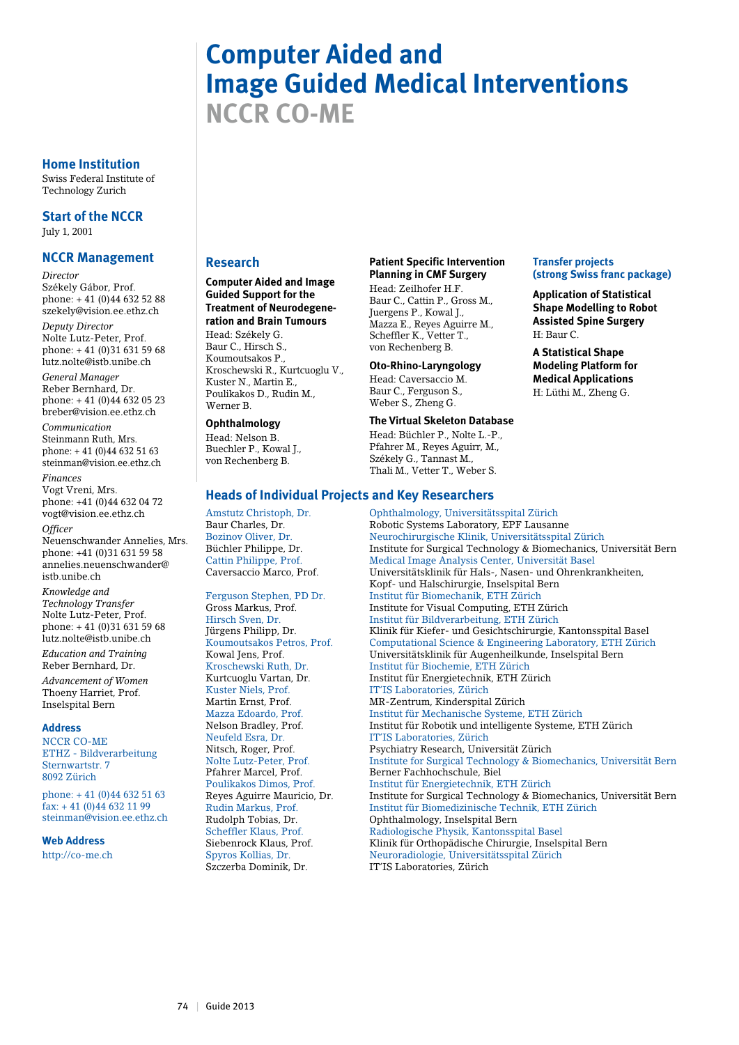# Computer Aided and Image Guided Medical Interventions

## NCCR CO-ME

### Home Institution

Swiss Federal Institute of Technology Zurich

### Start of the NCCR

July 1, 2001

### NCCR Management

*Director*
Székely Gábor, Prof.
phone: + 41 (0)44 632 52 88
szekely@vision.ee.ethz.ch

*Deputy Director*
Nolte Lutz-Peter, Prof.
phone: + 41 (0)31 631 59 68
lutz.nolte@istb.unibe.ch

*General Manager*
Reber Bernhard, Dr.
phone: + 41 (0)44 632 05 23
breber@vision.ee.ethz.ch

*Communication*
Steinmann Ruth, Mrs.
phone: + 41 (0)44 632 51 63
steinman@vision.ee.ethz.ch

*Finances*
Vogt Vreni, Mrs.
phone: +41 (0)44 632 04 72
vogt@vision.ee.ethz.ch

*Officer*
Neuenschwander Annelies, Mrs.
phone: +41 (0)31 631 59 58
annelies.neuenschwander@istb.unibe.ch

*Knowledge and Technology Transfer*
Nolte Lutz-Peter, Prof.
phone: + 41 (0)31 631 59 68
lutz.nolte@istb.unibe.ch

*Education and Training*
Reber Bernhard, Dr.

*Advancement of Women*
Thoeny Harriet, Prof.
Inselspital Bern

### Address

NCCR CO-ME
ETHZ - Bildverarbeitung
Sternwartstr. 7
8092 Zürich

phone: + 41 (0)44 632 51 63
fax: + 41 (0)44 632 11 99
steinman@vision.ee.ethz.ch

### Web Address

http://co-me.ch

### Research

**Computer Aided and Image Guided Support for the Treatment of Neurodegeneration and Brain Tumours**
Head: Székely G.
Baur C., Hirsch S., Koumoutsakos P., Kroschewski R., Kurtcuoglu V., Kuster N., Martin E., Poulikakos D., Rudin M., Werner B.

**Ophthalmology**
Head: Nelson B.
Buechler P., Kowal J., von Rechenberg B.

**Patient Specific Intervention Planning in CMF Surgery**
Head: Zeilhofer H.F.
Baur C., Cattin P., Gross M., Juergens P., Kowal J., Mazza E., Reyes Aguirre M., Scheffler K., Vetter T., von Rechenberg B.

**Oto-Rhino-Laryngology**
Head: Caversaccio M.
Baur C., Ferguson S., Weber S., Zheng G.

**The Virtual Skeleton Database**
Head: Büchler P., Nolte L.-P., Pfahrer M., Reyes Aguirr, M., Székely G., Tannast M., Thali M., Vetter T., Weber S.

### Transfer projects (strong Swiss franc package)

**Application of Statistical Shape Modelling to Robot Assisted Spine Surgery**
H: Baur C.

**A Statistical Shape Modeling Platform for Medical Applications**
H: Lüthi M., Zheng G.

### Heads of Individual Projects and Key Researchers

Amstutz Christoph, Dr. — Ophthalmology, Universitätsspital Zürich
Baur Charles, Dr. — Robotic Systems Laboratory, EPF Lausanne
Bozinov Oliver, Dr. — Neurochirurgische Klinik, Universitätsspital Zürich
Büchler Philippe, Dr. — Institute for Surgical Technology & Biomechanics, Universität Bern
Cattin Philippe, Prof. — Medical Image Analysis Center, Universität Basel
Caversaccio Marco, Prof. — Universitätsklinik für Hals-, Nasen- und Ohrenkrankheiten, Kopf- und Halschirurgie, Inselspital Bern
Ferguson Stephen, PD Dr. — Institut für Biomechanik, ETH Zürich
Gross Markus, Prof. — Institute for Visual Computing, ETH Zürich
Hirsch Sven, Dr. — Institut für Bildverarbeitung, ETH Zürich
Jürgens Philipp, Dr. — Klinik für Kiefer- und Gesichtschirurgie, Kantonsspital Basel
Koumoutsakos Petros, Prof. — Computational Science & Engineering Laboratory, ETH Zürich
Kowal Jens, Prof. — Universitätsklinik für Augenheilkunde, Inselspital Bern
Kroschewski Ruth, Dr. — Institut für Biochemie, ETH Zürich
Kurtcuoglu Vartan, Dr. — Institut für Energietechnik, ETH Zürich
Kuster Niels, Prof. — IT'IS Laboratories, Zürich
Martin Ernst, Prof. — MR-Zentrum, Kinderspital Zürich
Mazza Edoardo, Prof. — Institut für Mechanische Systeme, ETH Zürich
Nelson Bradley, Prof. — Institut für Robotik und intelligente Systeme, ETH Zürich
Neufeld Esra, Dr. — IT'IS Laboratories, Zürich
Nitsch, Roger, Prof. — Psychiatry Research, Universität Zürich
Nolte Lutz-Peter, Prof. — Institute for Surgical Technology & Biomechanics, Universität Bern
Pfahrer Marcel, Prof. — Berner Fachhochschule, Biel
Poulikakos Dimos, Prof. — Institut für Energietechnik, ETH Zürich
Reyes Aguirre Mauricio, Dr. — Institute for Surgical Technology & Biomechanics, Universität Bern
Rudin Markus, Prof. — Institut für Biomedizinische Technik, ETH Zürich
Rudolph Tobias, Dr. — Ophthalmology, Inselspital Bern
Scheffler Klaus, Prof. — Radiologische Physik, Kantonsspital Basel
Siebenrock Klaus, Prof. — Klinik für Orthopädische Chirurgie, Inselspital Bern
Spyros Kollias, Dr. — Neuroradiologie, Universitätsspital Zürich
Szczerba Dominik, Dr. — IT'IS Laboratories, Zürich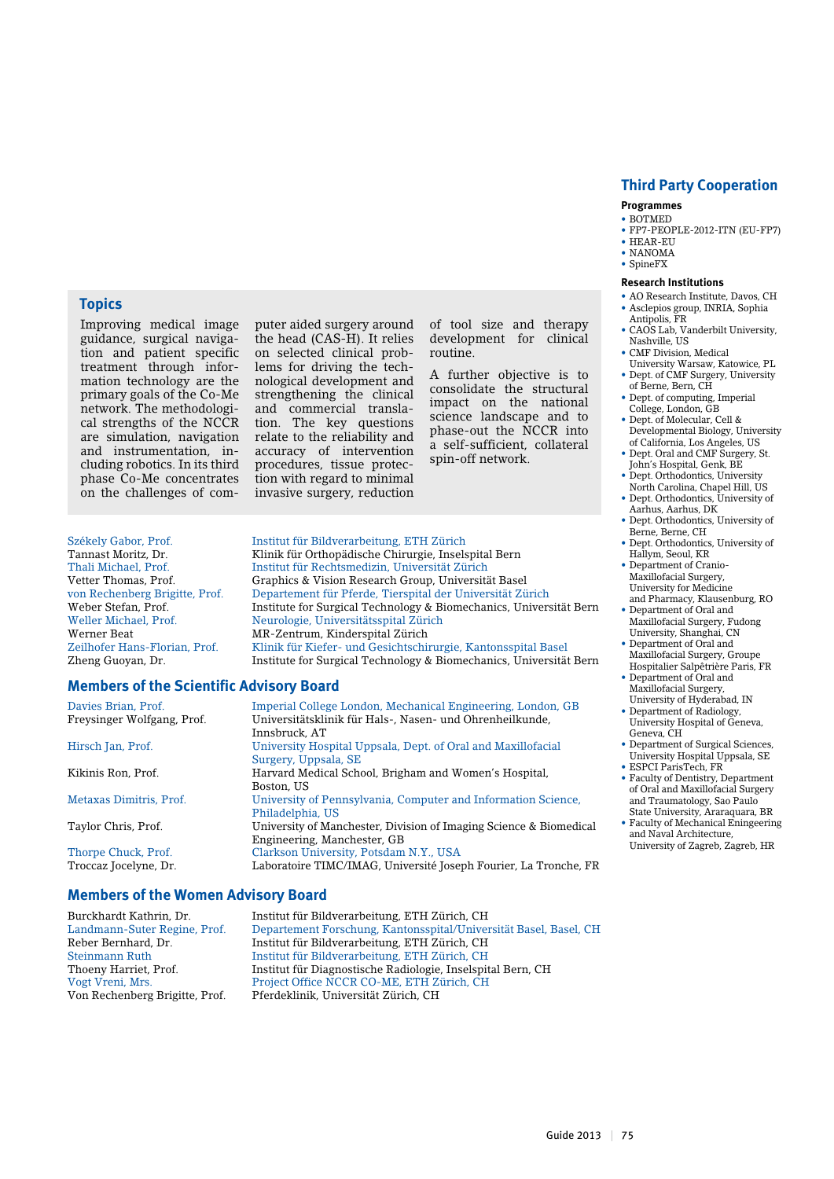## Topics

Improving medical image guidance, surgical navigation and patient specific treatment through information technology are the primary goals of the Co-Me network. The methodological strengths of the NCCR are simulation, navigation and instrumentation, including robotics. In its third phase Co-Me concentrates on the challenges of computer aided surgery around the head (CAS-H). It relies on selected clinical problems for driving the technological development and strengthening the clinical and commercial translation. The key questions relate to the reliability and accuracy of intervention procedures, tissue protection with regard to minimal invasive surgery, reduction of tool size and therapy development for clinical routine.

A further objective is to consolidate the structural impact on the national science landscape and to phase-out the NCCR into a self-sufficient, collateral spin-off network.

| | |
|---|---|
| Székely Gabor, Prof. | Institut für Bildverarbeitung, ETH Zürich |
| Tannast Moritz, Dr. | Klinik für Orthopädische Chirurgie, Inselspital Bern |
| Thali Michael, Prof. | Institut für Rechtsmedizin, Universität Zürich |
| Vetter Thomas, Prof. | Graphics & Vision Research Group, Universität Basel |
| von Rechenberg Brigitte, Prof. | Departement für Pferde, Tierspital der Universität Zürich |
| Weber Stefan, Prof. | Institute for Surgical Technology & Biomechanics, Universität Bern |
| Weller Michael, Prof. | Neurologie, Universitätsspital Zürich |
| Werner Beat | MR-Zentrum, Kinderspital Zürich |
| Zeilhofer Hans-Florian, Prof. | Klinik für Kiefer- und Gesichtschirurgie, Kantonsspital Basel |
| Zheng Guoyan, Dr. | Institute for Surgical Technology & Biomechanics, Universität Bern |

## Members of the Scientific Advisory Board

| | |
|---|---|
| Davies Brian, Prof. | Imperial College London, Mechanical Engineering, London, GB |
| Freysinger Wolfgang, Prof. | Universitätsklinik für Hals-, Nasen- und Ohrenheilkunde, Innsbruck, AT |
| Hirsch Jan, Prof. | University Hospital Uppsala, Dept. of Oral and Maxillofacial Surgery, Uppsala, SE |
| Kikinis Ron, Prof. | Harvard Medical School, Brigham and Women's Hospital, Boston, US |
| Metaxas Dimitris, Prof. | University of Pennsylvania, Computer and Information Science, Philadelphia, US |
| Taylor Chris, Prof. | University of Manchester, Division of Imaging Science & Biomedical Engineering, Manchester, GB |
| Thorpe Chuck, Prof. | Clarkson University, Potsdam N.Y., USA |
| Troccaz Jocelyne, Dr. | Laboratoire TIMC/IMAG, Université Joseph Fourier, La Tronche, FR |

## Members of the Women Advisory Board

| | |
|---|---|
| Burckhardt Kathrin, Dr. | Institut für Bildverarbeitung, ETH Zürich, CH |
| Landmann-Suter Regine, Prof. | Departement Forschung, Kantonsspital/Universität Basel, Basel, CH |
| Reber Bernhard, Dr. | Institut für Bildverarbeitung, ETH Zürich, CH |
| Steinmann Ruth | Institut für Bildverarbeitung, ETH Zürich, CH |
| Thoeny Harriet, Prof. | Institut für Diagnostische Radiologie, Inselspital Bern, CH |
| Vogt Vreni, Mrs. | Project Office NCCR CO-ME, ETH Zürich, CH |
| Von Rechenberg Brigitte, Prof. | Pferdeklinik, Universität Zürich, CH |

## Third Party Cooperation

### Programmes

- BOTMED
- FP7-PEOPLE-2012-ITN (EU-FP7)
- HEAR-EU
- NANOMA
- SpineFX

### Research Institutions

- AO Research Institute, Davos, CH
- Asclepios group, INRIA, Sophia Antipolis, FR
- CAOS Lab, Vanderbilt University, Nashville, US
- CMF Division, Medical University Warsaw, Katowice, PL
- Dept. of CMF Surgery, University of Berne, Bern, CH
- Dept. of computing, Imperial College, London, GB
- Dept. of Molecular, Cell & Developmental Biology, University of California, Los Angeles, US
- Dept. Oral and CMF Surgery, St. John's Hospital, Genk, BE
- Dept. Orthodontics, University North Carolina, Chapel Hill, US
- Dept. Orthodontics, University of Aarhus, Aarhus, DK
- Dept. Orthodontics, University of Berne, Berne, CH
- Dept. Orthodontics, University of Hallym, Seoul, KR
- Department of Cranio-Maxillofacial Surgery, University for Medicine and Pharmacy, Klausenburg, RO
- Department of Oral and Maxillofacial Surgery, Fudong University, Shanghai, CN
- Department of Oral and Maxillofacial Surgery, Groupe Hospitalier Salpêtrière Paris, FR
- Department of Oral and Maxillofacial Surgery, University of Hyderabad, IN
- Department of Radiology, University Hospital of Geneva, Geneva, CH
- Department of Surgical Sciences, University Hospital Uppsala, SE
- ESPCI ParisTech, FR
- Faculty of Dentistry, Department of Oral and Maxillofacial Surgery and Traumatology, Sao Paulo State University, Araraquara, BR
- Faculty of Mechanical Enineegering and Naval Architecture, University of Zagreb, Zagreb, HR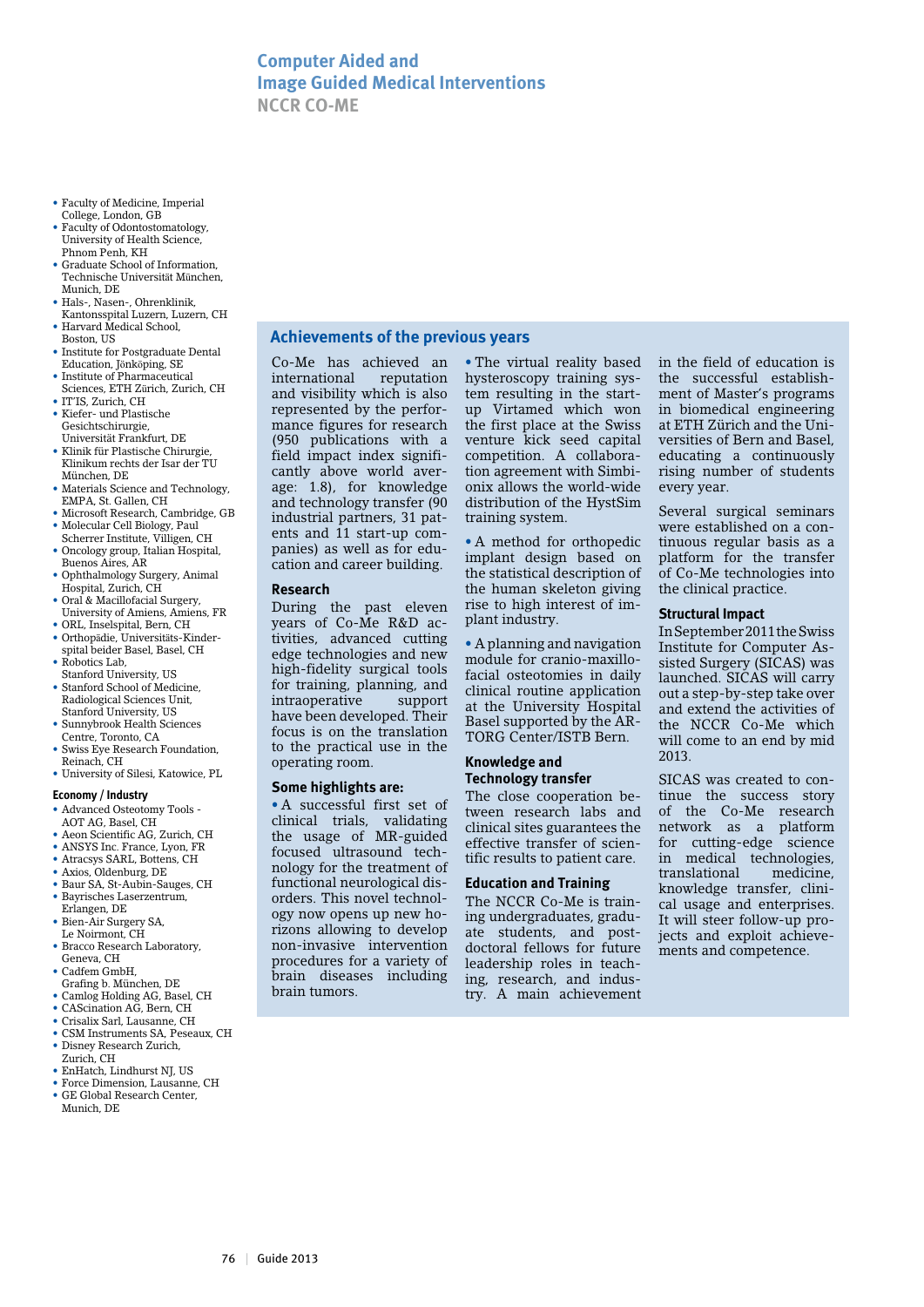## Computer Aided and Image Guided Medical Interventions

### NCCR CO-ME

- Faculty of Medicine, Imperial College, London, GB
- Faculty of Odontostomatology, University of Health Science, Phnom Penh, KH
- Graduate School of Information, Technische Universität München, Munich, DE
- Hals-, Nasen-, Ohrenklinik, Kantonsspital Luzern, Luzern, CH
- Harvard Medical School, Boston, US
- Institute for Postgraduate Dental Education, Jönköping, SE
- Institute of Pharmaceutical Sciences, ETH Zürich, Zurich, CH
- IT'IS, Zurich, CH
- Kiefer- und Plastische Gesichtschirurgie, Universität Frankfurt, DE
- Klinik für Plastische Chirurgie, Klinikum rechts der Isar der TU München, DE
- Materials Science and Technology, EMPA, St. Gallen, CH
- Microsoft Research, Cambridge, GB
- Molecular Cell Biology, Paul Scherrer Institute, Villigen, CH
- Oncology group, Italian Hospital, Buenos Aires, AR
- Ophthalmology Surgery, Animal Hospital, Zurich, CH
- Oral & Macillofacial Surgery, University of Amiens, Amiens, FR
- ORL, Inselspital, Bern, CH
- Orthopädie, Universitäts-Kinderspital beider Basel, Basel, CH
- Robotics Lab, Stanford University, US
- Stanford School of Medicine, Radiological Sciences Unit, Stanford University, US
- Sunnybrook Health Sciences Centre, Toronto, CA
- Swiss Eye Research Foundation, Reinach, CH
- University of Silesi, Katowice, PL

**Economy / Industry**

- Advanced Osteotomy Tools - AOT AG, Basel, CH
- Aeon Scientific AG, Zurich, CH
- ANSYS Inc. France, Lyon, FR
- Atracsys SARL, Bottens, CH
- Axios, Oldenburg, DE
- Baur SA, St-Aubin-Sauges, CH
- Bayrisches Laserzentrum, Erlangen, DE
- Bien-Air Surgery SA, Le Noirmont, CH
- Bracco Research Laboratory, Geneva, CH
- Cadfem GmbH, Grafing b. München, DE
- Camlog Holding AG, Basel, CH
- CAScination AG, Bern, CH
- Crisalix Sarl, Lausanne, CH
- CSM Instruments SA, Peseaux, CH
- Disney Research Zurich, Zurich, CH
- EnHatch, Lindhurst NJ, US
- Force Dimension, Lausanne, CH
- GE Global Research Center, Munich, DE

## Achievements of the previous years

Co-Me has achieved an international reputation and visibility which is also represented by the performance figures for research (950 publications with a field impact index significantly above world average: 1.8), for knowledge and technology transfer (90 industrial partners, 31 patents and 11 start-up companies) as well as for education and career building.

### Research

During the past eleven years of Co-Me R&D activities, advanced cutting edge technologies and new high-fidelity surgical tools for training, planning, and intraoperative support have been developed. Their focus is on the translation to the practical use in the operating room.

### Some highlights are:

- A successful first set of clinical trials, validating the usage of MR-guided focused ultrasound technology for the treatment of functional neurological disorders. This novel technology now opens up new horizons allowing to develop non-invasive intervention procedures for a variety of brain diseases including brain tumors.
- The virtual reality based hysteroscopy training system resulting in the start-up Virtamed which won the first place at the Swiss venture kick seed capital competition. A collaboration agreement with Simbionix allows the world-wide distribution of the HystSim training system.
- A method for orthopedic implant design based on the statistical description of the human skeleton giving rise to high interest of implant industry.
- A planning and navigation module for cranio-maxillofacial osteotomies in daily clinical routine application at the University Hospital Basel supported by the ARTORG Center/ISTB Bern.

### Knowledge and Technology transfer

The close cooperation between research labs and clinical sites guarantees the effective transfer of scientific results to patient care.

### Education and Training

The NCCR Co-Me is training undergraduates, graduate students, and postdoctoral fellows for future leadership roles in teaching, research, and industry. A main achievement in the field of education is the successful establishment of Master's programs in biomedical engineering at ETH Zürich and the Universities of Bern and Basel, educating a continuously rising number of students every year.

Several surgical seminars were established on a continuous regular basis as a platform for the transfer of Co-Me technologies into the clinical practice.

### Structural Impact

In September 2011 the Swiss Institute for Computer Assisted Surgery (SICAS) was launched. SICAS will carry out a step-by-step take over and extend the activities of the NCCR Co-Me which will come to an end by mid 2013.

SICAS was created to continue the success story of the Co-Me research network as a platform for cutting-edge science in medical technologies, translational medicine, knowledge transfer, clinical usage and enterprises. It will steer follow-up projects and exploit achievements and competence.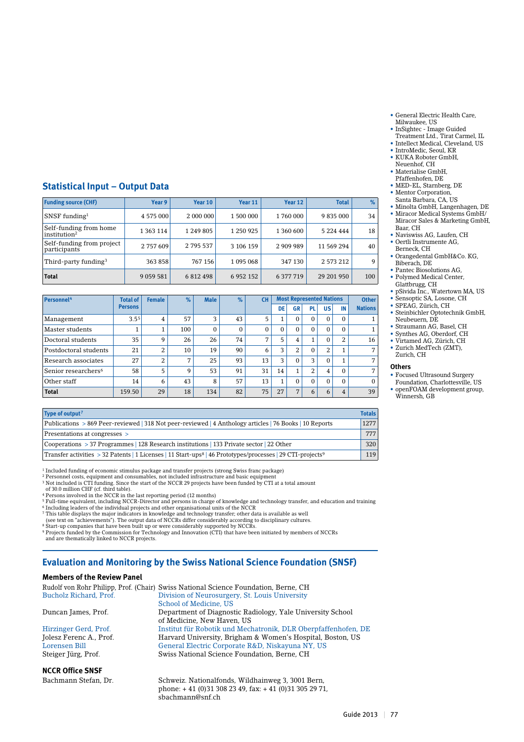- General Electric Health Care, Milwaukee, US
- InSightec - Image Guided Treatment Ltd., Tirat Carmel, IL
- Intellect Medical, Cleveland, US
- IntroMedic, Seoul, KR
- KUKA Roboter GmbH, Neuenhof, CH
- Materialise GmbH, Pfaffenhofen, DE
- MED-EL, Starnberg, DE
- Mentor Corporation, Santa Barbara, CA, US
- Minolta GmbH, Langenhagen, DE
- Miracor Medical Systems GmbH/ Miracor Sales & Marketing GmbH, Baar, CH
- Naviswiss AG, Laufen, CH
- Oertli Instrumente AG, Berneck, CH
- Orangedental GmbH&Co. KG, Biberach, DE
- Pantec Biosolutions AG,
- Polymed Medical Center, Glattbrugg, CH
- pSivida Inc., Watertown MA, US
- Sensoptic SA, Losone, CH
- SPEAG, Zürich, CH
- Steinbichler Optotechnik GmbH, Neubeuern, DE
- Straumann AG, Basel, CH
- Synthes AG, Oberdorf, CH
- Virtamed AG, Zürich, CH
- Zurich MedTech (ZMT), Zurich, CH

**Others**

- Focused Ultrasound Surgery Foundation, Charlottesville, US
- openFOAM development group, Winnersh, GB

## Statistical Input – Output Data

| Funding source (CHF) | Year 9 | Year 10 | Year 11 | Year 12 | Total | % |
|---|---|---|---|---|---|---|
| SNSF funding[1] | 4 575 000 | 2 000 000 | 1 500 000 | 1 760 000 | 9 835 000 | 34 |
| Self-funding from home institution[2] | 1 363 114 | 1 249 805 | 1 250 925 | 1 360 600 | 5 224 444 | 18 |
| Self-funding from project participants | 2 757 609 | 2 795 537 | 3 106 159 | 2 909 989 | 11 569 294 | 40 |
| Third-party funding[3] | 363 858 | 767 156 | 1 095 068 | 347 130 | 2 573 212 | 9 |
| **Total** | 9 059 581 | 6 812 498 | 6 952 152 | 6 377 719 | 29 201 950 | 100 |

| Personnel[4] | Total of Persons | Female | % | Male | % | CH | Most Represented Nations | | | | | Other Nations |
|---|---|---|---|---|---|---|---|---|---|---|---|---|
| | | | | | | | DE | GR | PL | US | IN | |
| Management | 3.5[5] | 4 | 57 | 3 | 43 | 5 | 1 | 0 | 0 | 0 | 0 | 1 |
| Master students | 1 | 1 | 100 | 0 | 0 | 0 | 0 | 0 | 0 | 0 | 0 | 1 |
| Doctoral students | 35 | 9 | 26 | 26 | 74 | 7 | 5 | 4 | 1 | 0 | 2 | 16 |
| Postdoctoral students | 21 | 2 | 10 | 19 | 90 | 6 | 3 | 2 | 0 | 2 | 1 | 7 |
| Research associates | 27 | 2 | 7 | 25 | 93 | 13 | 3 | 0 | 3 | 0 | 1 | 7 |
| Senior researchers[6] | 58 | 5 | 9 | 53 | 91 | 31 | 14 | 1 | 2 | 4 | 0 | 7 |
| Other staff | 14 | 6 | 43 | 8 | 57 | 13 | 1 | 0 | 0 | 0 | 0 | 0 |
| **Total** | 159.50 | 29 | 18 | 134 | 82 | 75 | 27 | 7 | 6 | 6 | 4 | 39 |

| Type of output[7] | Totals |
|---|---|
| Publications > 869 Peer-reviewed \| 318 Not peer-reviewed \| 4 Anthology articles \| 76 Books \| 10 Reports | 1277 |
| Presentations at congresses > | 777 |
| Cooperations > 37 Programmes \| 128 Research institutions \| 133 Private sector \| 22 Other | 320 |
| Transfer activities > 32 Patents \| 1 Licenses \| 11 Start-ups[8] \| 46 Prototypes/processes \| 29 CTI-projects[9] | 119 |

[1] Included funding of economic stimulus package and transfer projects (strong Swiss franc package)
[2] Personnel costs, equipment and consumables, not included infrastructure and basic equipment
[3] Not included is CTI funding. Since the start of the NCCR 29 projects have been funded by CTI at a total amount of 30.0 million CHF (cf. third table).
[4] Persons involved in the NCCR in the last reporting period (12 months)
[5] Full-time equivalent, including NCCR-Director and persons in charge of knowledge and technology transfer, and education and training
[6] Including leaders of the individual projects and other organisational units of the NCCR
[7] This table displays the major indicators in knowledge and technology transfer; other data is available as well (see text on "achievements"). The output data of NCCRs differ considerably according to disciplinary cultures.
[8] Start-up companies that have been built up or were considerably supported by NCCRs.
[9] Projects funded by the Commission for Technology and Innovation (CTI) that have been initiated by members of NCCRs and are thematically linked to NCCR projects.

## Evaluation and Monitoring by the Swiss National Science Foundation (SNSF)

### Members of the Review Panel

Rudolf von Rohr Philipp, Prof. (Chair) Swiss National Science Foundation, Berne, CH
Bucholz Richard, Prof. Division of Neurosurgery, St. Louis University School of Medicine, US
Duncan James, Prof. Department of Diagnostic Radiology, Yale University School of Medicine, New Haven, US
Hirzinger Gerd, Prof. Institut für Robotik und Mechatronik, DLR Oberpfaffenhofen, DE
Jolesz Ferenc A., Prof. Harvard University, Brigham & Women's Hospital, Boston, US
Lorensen Bill General Electric Corporate R&D, Niskayuna NY, US
Steiger Jürg, Prof. Swiss National Science Foundation, Berne, CH

### NCCR Office SNSF

Bachmann Stefan, Dr. Schweiz. Nationalfonds, Wildhainweg 3, 3001 Bern, phone: + 41 (0)31 308 23 49, fax: + 41 (0)31 305 29 71, sbachmann@snf.ch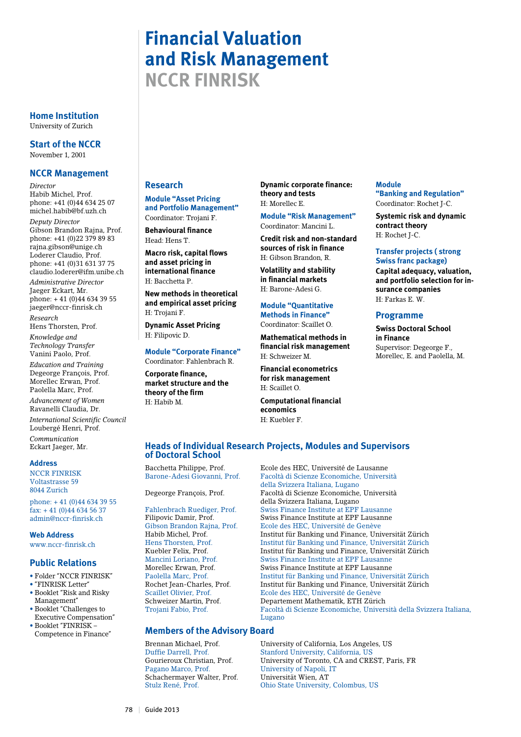# Financial Valuation and Risk Management
## NCCR FINRISK

### Home Institution
University of Zurich

### Start of the NCCR
November 1, 2001

### NCCR Management

*Director*
Habib Michel, Prof.
phone: +41 (0)44 634 25 07
michel.habib@bf.uzh.ch

*Deputy Director*
Gibson Brandon Rajna, Prof.
phone: +41 (0)22 379 89 83
rajna.gibson@unige.ch
Loderer Claudio, Prof.
phone: +41 (0)31 631 37 75
claudio.loderer@ifm.unibe.ch

*Administrative Director*
Jaeger Eckart, Mr.
phone: + 41 (0)44 634 39 55
jaeger@nccr-finrisk.ch

*Research*
Hens Thorsten, Prof.

*Knowledge and Technology Transfer*
Vanini Paolo, Prof.

*Education and Training*
Degeorge François, Prof.
Morellec Erwan, Prof.
Paolella Marc, Prof.

*Advancement of Women*
Ravanelli Claudia, Dr.

*International Scientific Council*
Loubergé Henri, Prof.

*Communication*
Eckart Jaeger, Mr.

### Address
NCCR FINRISK
Voltastrasse 59
8044 Zurich

phone: + 41 (0)44 634 39 55
fax: + 41 (0)44 634 56 37
admin@nccr-finrisk.ch

### Web Address
www.nccr-finrisk.ch

### Public Relations
- Folder "NCCR FINRISK"
- "FINRISK Letter"
- Booklet "Risk and Risky Management"
- Booklet "Challenges to Executive Compensation"
- Booklet "FINRISK – Competence in Finance"

### Research

**Module "Asset Pricing and Portfolio Management"**
Coordinator: Trojani F.

**Behavioural finance**
Head: Hens T.

**Macro risk, capital flows and asset pricing in international finance**
H: Bacchetta P.

**New methods in theoretical and empirical asset pricing**
H: Trojani F.

**Dynamic Asset Pricing**
H: Filipovic D.

**Module "Corporate Finance"**
Coordinator: Fahlenbrach R.

**Corporate finance, market structure and the theory of the firm**
H: Habib M.

**Dynamic corporate finance: theory and tests**
H: Morellec E.

**Module "Risk Management"**
Coordinator: Mancini L.

**Credit risk and non-standard sources of risk in finance**
H: Gibson Brandon, R.

**Volatility and stability in financial markets**
H: Barone-Adesi G.

**Module "Quantitative Methods in Finance"**
Coordinator: Scaillet O.

**Mathematical methods in financial risk management**
H: Schweizer M.

**Financial econometrics for risk management**
H: Scaillet O.

**Computational financial economics**
H: Kuebler F.

**Module "Banking and Regulation"**
Coordinator: Rochet J-C.

**Systemic risk and dynamic contract theory**
H: Rochet J-C.

**Transfer projects ( strong Swiss franc package)**

**Capital adequacy, valuation, and portfolio selection for insurance companies**
H: Farkas E. W.

### Programme

**Swiss Doctoral School in Finance**
Supervisor: Degeorge F., Morellec, E. and Paolella, M.

### Heads of Individual Research Projects, Modules and Supervisors of Doctoral School

| | |
|---|---|
| Bacchetta Philippe, Prof. | Ecole des HEC, Université de Lausanne |
| Barone-Adesi Giovanni, Prof. | Facoltà di Scienze Economiche, Università della Svizzera Italiana, Lugano |
| Degeorge François, Prof. | Facoltà di Scienze Economiche, Università della Svizzera Italiana, Lugano |
| Fahlenbrach Ruediger, Prof. | Swiss Finance Institute at EPF Lausanne |
| Filipovic Damir, Prof. | Swiss Finance Institute at EPF Lausanne |
| Gibson Brandon Rajna, Prof. | Ecole des HEC, Université de Genève |
| Habib Michel, Prof. | Institut für Banking und Finance, Universität Zürich |
| Hens Thorsten, Prof. | Institut für Banking und Finance, Universität Zürich |
| Kuebler Felix, Prof. | Institut für Banking und Finance, Universität Zürich |
| Mancini Loriano, Prof. | Swiss Finance Institute at EPF Lausanne |
| Morellec Erwan, Prof. | Swiss Finance Institute at EPF Lausanne |
| Paolella Marc, Prof. | Institut für Banking und Finance, Universität Zürich |
| Rochet Jean-Charles, Prof. | Institut für Banking und Finance, Universität Zürich |
| Scaillet Olivier, Prof. | Ecole des HEC, Université de Genève |
| Schweizer Martin, Prof. | Departement Mathematik, ETH Zürich |
| Trojani Fabio, Prof. | Facoltà di Scienze Economiche, Università della Svizzera Italiana, Lugano |

### Members of the Advisory Board

| | |
|---|---|
| Brennan Michael, Prof. | University of California, Los Angeles, US |
| Duffie Darrell, Prof. | Stanford University, California, US |
| Gourieroux Christian, Prof. | University of Toronto, CA and CREST, Paris, FR |
| Pagano Marco, Prof. | University of Napoli, IT |
| Schachermayer Walter, Prof. | Universität Wien, AT |
| Stulz René, Prof. | Ohio State University, Colombus, US |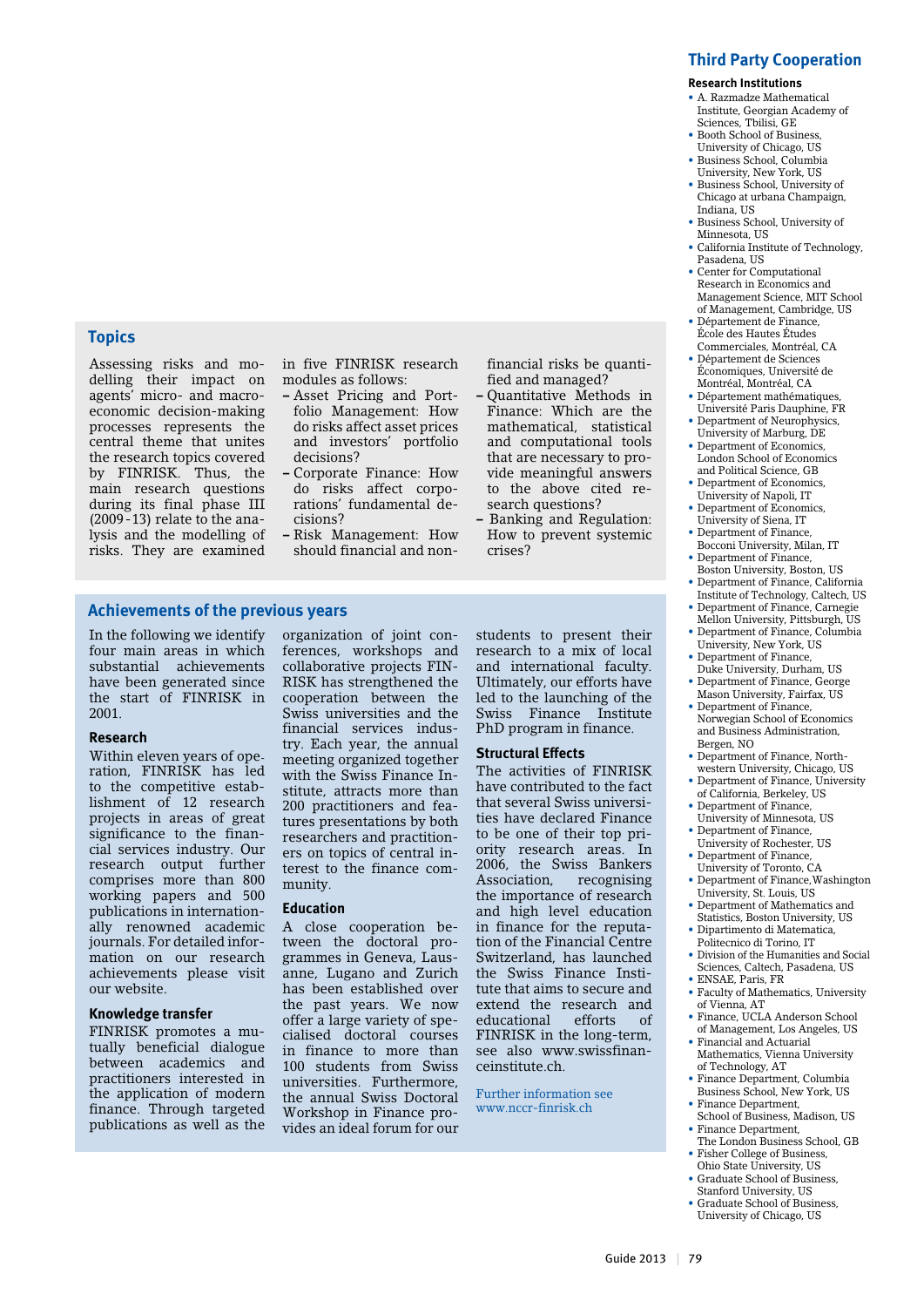## Topics

Assessing risks and modelling their impact on agents' micro- and macroeconomic decision-making processes represents the central theme that unites the research topics covered by FINRISK. Thus, the main research questions during its final phase III (2009-13) relate to the analysis and the modelling of risks. They are examined in five FINRISK research modules as follows:

- Asset Pricing and Portfolio Management: How do risks affect asset prices and investors' portfolio decisions?
- Corporate Finance: How do risks affect corporations' fundamental decisions?
- Risk Management: How should financial and non-financial risks be quantified and managed?
- Quantitative Methods in Finance: Which are the mathematical, statistical and computational tools that are necessary to provide meaningful answers to the above cited research questions?
- Banking and Regulation: How to prevent systemic crises?

## Achievements of the previous years

In the following we identify four main areas in which substantial achievements have been generated since the start of FINRISK in 2001.

### Research

Within eleven years of operation, FINRISK has led to the competitive establishment of 12 research projects in areas of great significance to the financial services industry. Our research output further comprises more than 800 working papers and 500 publications in internationally renowned academic journals. For detailed information on our research achievements please visit our website.

### Knowledge transfer

FINRISK promotes a mutually beneficial dialogue between academics and practitioners interested in the application of modern finance. Through targeted publications as well as the organization of joint conferences, workshops and collaborative projects FINRISK has strengthened the cooperation between the Swiss universities and the financial services industry. Each year, the annual meeting organized together with the Swiss Finance Institute, attracts more than 200 practitioners and features presentations by both researchers and practitioners on topics of central interest to the finance community.

### Education

A close cooperation between the doctoral programmes in Geneva, Lausanne, Lugano and Zurich has been established over the past years. We now offer a large variety of specialised doctoral courses in finance to more than 100 students from Swiss universities. Furthermore, the annual Swiss Doctoral Workshop in Finance provides an ideal forum for our students to present their research to a mix of local and international faculty. Ultimately, our efforts have led to the launching of the Swiss Finance Institute PhD program in finance.

### Structural Effects

The activities of FINRISK have contributed to the fact that several Swiss universities have declared Finance to be one of their top priority research areas. In 2006, the Swiss Bankers Association, recognising the importance of research and high level education in finance for the reputation of the Financial Centre Switzerland, has launched the Swiss Finance Institute that aims to secure and extend the research and educational efforts of FINRISK in the long-term, see also www.swissfinanceinstitute.ch.

Further information see www.nccr-finrisk.ch

## Third Party Cooperation

### Research Institutions

- A. Razmadze Mathematical Institute, Georgian Academy of Sciences, Tbilisi, GE
- Booth School of Business, University of Chicago, US
- Business School, Columbia University, New York, US
- Business School, University of Chicago at urbana Champaign, Indiana, US
- Business School, University of Minnesota, US
- California Institute of Technology, Pasadena, US
- Center for Computational Research in Economics and Management Science, MIT School of Management, Cambridge, US
- Département de Finance, École des Hautes Études Commerciales, Montréal, CA
- Département de Sciences Économiques, Université de Montréal, Montréal, CA
- Département mathématiques, Université Paris Dauphine, FR
- Department of Neurophysics, University of Marburg, DE
- Department of Economics, London School of Economics and Political Science, GB
- Department of Economics, University of Napoli, IT
- Department of Economics, University of Siena, IT
- Department of Finance, Bocconi University, Milan, IT
- Department of Finance, Boston University, Boston, US
- Department of Finance, California Institute of Technology, Caltech, US
- Department of Finance, Carnegie Mellon University, Pittsburgh, US
- Department of Finance, Columbia University, New York, US
- Department of Finance, Duke University, Durham, US
- Department of Finance, George Mason University, Fairfax, US
- Department of Finance, Norwegian School of Economics and Business Administration, Bergen, NO
- Department of Finance, Northwestern University, Chicago, US
- Department of Finance, University of California, Berkeley, US
- Department of Finance, University of Minnesota, US
- Department of Finance, University of Rochester, US
- Department of Finance, University of Toronto, CA
- Department of Finance, Washington University, St. Louis, US
- Department of Mathematics and Statistics, Boston University, US
- Dipartimento di Matematica, Politecnico di Torino, IT
- Division of the Humanities and Social Sciences, Caltech, Pasadena, US
- ENSAE, Paris, FR
- Faculty of Mathematics, University of Vienna, AT
- Finance, UCLA Anderson School of Management, Los Angeles, US
- Financial and Actuarial Mathematics, Vienna University of Technology, AT
- Finance Department, Columbia Business School, New York, US
- Finance Department, School of Business, Madison, US
- Finance Department, The London Business School, GB
- Fisher College of Business, Ohio State University, US
- Graduate School of Business, Stanford University, US
- Graduate School of Business, University of Chicago, US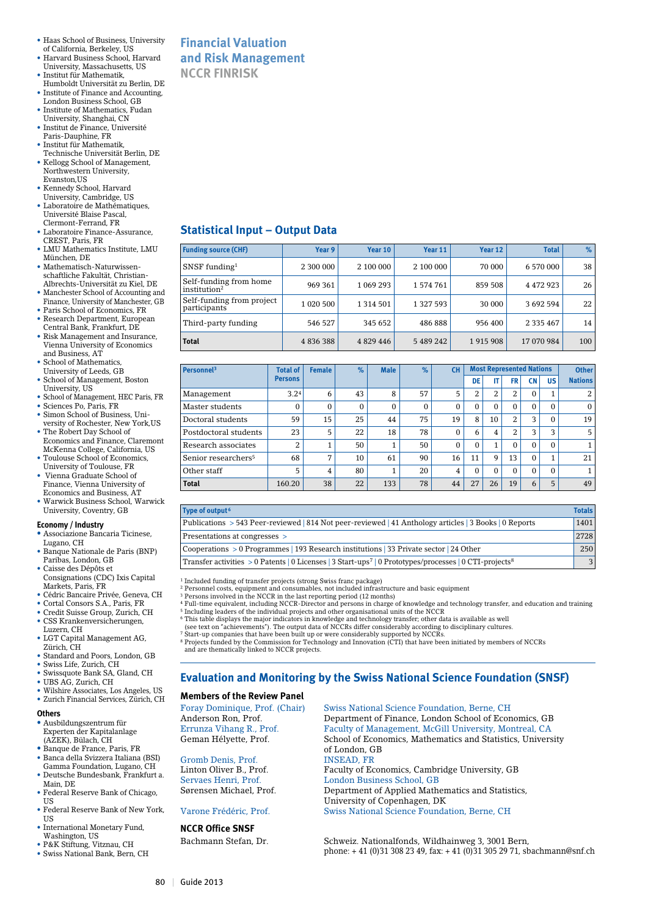- Haas School of Business, University of California, Berkeley, US
- Harvard Business School, Harvard University, Massachusetts, US
- Institut für Mathematik, Humboldt Universität zu Berlin, DE
- Institute of Finance and Accounting, London Business School, GB
- Institute of Mathematics, Fudan University, Shanghai, CN
- Institut de Finance, Université Paris-Dauphine, FR
- Institut für Mathematik, Technische Universität Berlin, DE
- Kellogg School of Management, Northwestern University, Evanston,US
- Kennedy School, Harvard University, Cambridge, US
- Laboratoire de Mathématiques, Université Blaise Pascal, Clermont-Ferrand, FR
- Laboratoire Finance-Assurance, CREST, Paris, FR
- LMU Mathematics Institute, LMU München, DE
- Mathematisch-Naturwissenschaftliche Fakultät, Christian-Albrechts-Universität zu Kiel, DE
- Manchester School of Accounting and Finance, University of Manchester, GB
- Paris School of Economics, FR
- Research Department, European Central Bank, Frankfurt, DE
- Risk Management and Insurance, Vienna University of Economics and Business, AT
- School of Mathematics, University of Leeds, GB
- School of Management, Boston University, US
- School of Management, HEC Paris, FR
- Sciences Po, Paris, FR
- Simon School of Business, University of Rochester, New York,US
- The Robert Day School of Economics and Finance, Claremont McKenna College, California, US
- Toulouse School of Economics, University of Toulouse, FR
- Vienna Graduate School of Finance, Vienna University of Economics and Business, AT
- Warwick Business School, Warwick University, Coventry, GB

### Economy / Industry

- Associazione Bancaria Ticinese, Lugano, CH
- Banque Nationale de Paris (BNP) Paribas, London, GB
- Caisse des Dépôts et Consignations (CDC) Ixis Capital Markets, Paris, FR
- Cédric Bancaire Privée, Geneva, CH
- Cortal Consors S.A., Paris, FR
- Credit Suisse Group, Zurich, CH
- CSS Krankenversicherungen, Luzern, CH
- LGT Capital Management AG, Zürich, CH
- Standard and Poors, London, GB
- Swiss Life, Zurich, CH
- Swissquote Bank SA, Gland, CH
- UBS AG, Zurich, CH
- Wilshire Associates, Los Angeles, US
- Zurich Financial Services, Zürich, CH

### Others

- Ausbildungszentrum für Experten der Kapitalanlage (AZEK), Bülach, CH
- Banque de France, Paris, FR
- Banca della Svizzera Italiana (BSI) Gamma Foundation, Lugano, CH
- Deutsche Bundesbank, Frankfurt a. Main, DE
- Federal Reserve Bank of Chicago, US
- Federal Reserve Bank of New York, US
- International Monetary Fund, Washington, US
- P&K Stiftung, Vitznau, CH
- Swiss National Bank, Bern, CH

# Financial Valuation and Risk Management
## NCCR FINRISK

## Statistical Input – Output Data

| Funding source (CHF) | Year 9 | Year 10 | Year 11 | Year 12 | Total | % |
|---|---|---|---|---|---|---|
| SNSF funding[1] | 2 300 000 | 2 100 000 | 2 100 000 | 70 000 | 6 570 000 | 38 |
| Self-funding from home institution[2] | 969 361 | 1 069 293 | 1 574 761 | 859 508 | 4 472 923 | 26 |
| Self-funding from project participants | 1 020 500 | 1 314 501 | 1 327 593 | 30 000 | 3 692 594 | 22 |
| Third-party funding | 546 527 | 345 652 | 486 888 | 956 400 | 2 335 467 | 14 |
| **Total** | 4 836 388 | 4 829 446 | 5 489 242 | 1 915 908 | 17 070 984 | 100 |

| Personnel[3] | Total of Persons | Female | % | Male | % | CH | Most Represented Nations | | | | | Other Nations |
|---|---|---|---|---|---|---|---|---|---|---|---|---|
| | | | | | | | DE | IT | FR | CN | US | |
| Management | 3.2[4] | 6 | 43 | 8 | 57 | 5 | 2 | 2 | 2 | 0 | 1 | 2 |
| Master students | 0 | 0 | 0 | 0 | 0 | 0 | 0 | 0 | 0 | 0 | 0 | 0 |
| Doctoral students | 59 | 15 | 25 | 44 | 75 | 19 | 8 | 10 | 2 | 3 | 0 | 19 |
| Postdoctoral students | 23 | 5 | 22 | 18 | 78 | 0 | 6 | 4 | 2 | 3 | 3 | 5 |
| Research associates | 2 | 1 | 50 | 1 | 50 | 0 | 0 | 1 | 0 | 0 | 0 | 1 |
| Senior researchers[5] | 68 | 7 | 10 | 61 | 90 | 16 | 11 | 9 | 13 | 0 | 1 | 21 |
| Other staff | 5 | 4 | 80 | 1 | 20 | 4 | 0 | 0 | 0 | 0 | 0 | 1 |
| **Total** | 160.20 | 38 | 22 | 133 | 78 | 44 | 27 | 26 | 19 | 6 | 5 | 49 |

| Type of output[6] | Totals |
|---|---|
| Publications > 543 Peer-reviewed \| 814 Not peer-reviewed \| 41 Anthology articles \| 3 Books \| 0 Reports | 1401 |
| Presentations at congresses > | 2728 |
| Cooperations > 0 Programmes \| 193 Research institutions \| 33 Private sector \| 24 Other | 250 |
| Transfer activities > 0 Patents \| 0 Licenses \| 3 Start-ups[7] \| 0 Prototypes/processes \| 0 CTI-projects[8] | 3 |

[1] Included funding of transfer projects (strong Swiss franc package)
[2] Personnel costs, equipment and consumables, not included infrastructure and basic equipment
[3] Persons involved in the NCCR in the last reporting period (12 months)
[4] Full-time equivalent, including NCCR-Director and persons in charge of knowledge and technology transfer, and education and training
[5] Including leaders of the individual projects and other organisational units of the NCCR
[6] This table displays the major indicators in knowledge and technology transfer; other data is available as well (see text on "achievements"). The output data of NCCRs differ considerably according to disciplinary cultures.
[7] Start-up companies that have been built up or were considerably supported by NCCRs.
[8] Projects funded by the Commission for Technology and Innovation (CTI) that have been initiated by members of NCCRs and are thematically linked to NCCR projects.

## Evaluation and Monitoring by the Swiss National Science Foundation (SNSF)

### Members of the Review Panel

| | |
|---|---|
| Foray Dominique, Prof. (Chair) | Swiss National Science Foundation, Berne, CH |
| Anderson Ron, Prof. | Department of Finance, London School of Economics, GB |
| Errunza Vihang R., Prof. | Faculty of Management, McGill University, Montreal, CA |
| Geman Hélyette, Prof. | School of Economics, Mathematics and Statistics, University of London, GB |
| Gromb Denis, Prof. | INSEAD, FR |
| Linton Oliver B., Prof. | Faculty of Economics, Cambridge University, GB |
| Servaes Henri, Prof. | London Business School, GB |
| Sørensen Michael, Prof. | Department of Applied Mathematics and Statistics, University of Copenhagen, DK |
| Varone Frédéric, Prof. | Swiss National Science Foundation, Berne, CH |

### NCCR Office SNSF

Bachmann Stefan, Dr. — Schweiz. Nationalfonds, Wildhainweg 3, 3001 Bern, phone: + 41 (0)31 308 23 49, fax: + 41 (0)31 305 29 71, sbachmann@snf.ch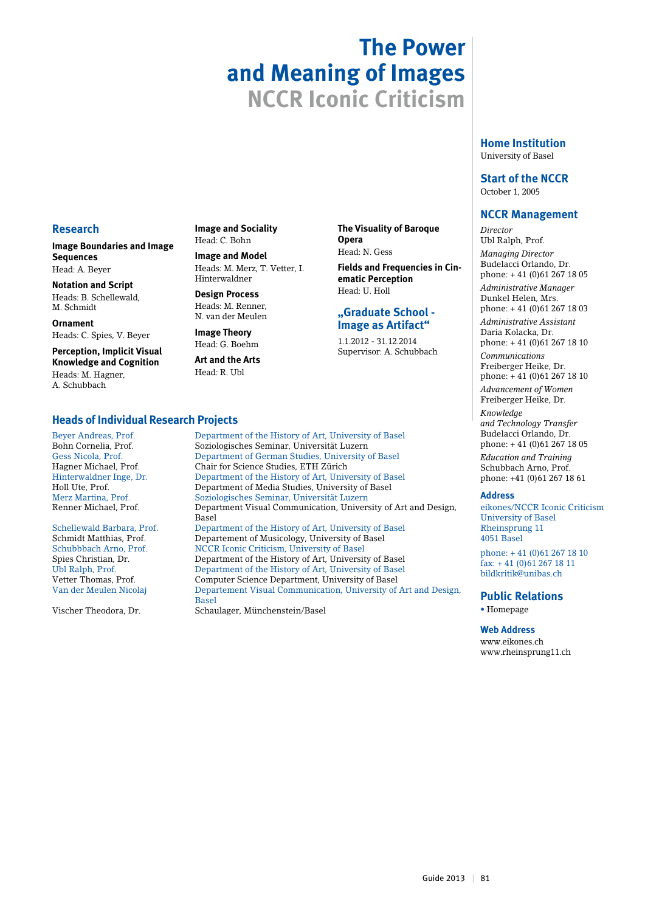# The Power and Meaning of Images

## NCCR Iconic Criticism

## Research

**Image Boundaries and Image Sequences**
Head: A. Beyer

**Notation and Script**
Heads: B. Schellewald, M. Schmidt

**Ornament**
Heads: C. Spies, V. Beyer

**Perception, Implicit Visual Knowledge and Cognition**
Heads: M. Hagner, A. Schubbach

**Image and Sociality**
Head: C. Bohn

**Image and Model**
Heads: M. Merz, T. Vetter, I. Hinterwaldner

**Design Process**
Heads: M. Renner, N. van der Meulen

**Image Theory**
Head: G. Boehm

**Art and the Arts**
Head: R. Ubl

**The Visuality of Baroque Opera**
Head: N. Gess

**Fields and Frequencies in Cinematic Perception**
Head: U. Holl

### „Graduate School - Image as Artifact“

1.1.2012 - 31.12.2014
Supervisor: A. Schubbach

## Heads of Individual Research Projects

| | |
|---|---|
| Beyer Andreas, Prof. | Department of the History of Art, University of Basel |
| Bohn Cornelia, Prof. | Soziologisches Seminar, Universität Luzern |
| Gess Nicola, Prof. | Department of German Studies, University of Basel |
| Hagner Michael, Prof. | Chair for Science Studies, ETH Zürich |
| Hinterwaldner Inge, Dr. | Department of the History of Art, University of Basel |
| Holl Ute, Prof. | Department of Media Studies, University of Basel |
| Merz Martina, Prof. | Soziologisches Seminar, Universität Luzern |
| Renner Michael, Prof. | Department Visual Communication, University of Art and Design, Basel |
| Schellewald Barbara, Prof. | Department of the History of Art, University of Basel |
| Schmidt Matthias, Prof. | Departement of Musicology, University of Basel |
| Schubbbach Arno, Prof. | NCCR Iconic Criticism, University of Basel |
| Spies Christian, Dr. | Department of the History of Art, University of Basel |
| Ubl Ralph, Prof. | Department of the History of Art, University of Basel |
| Vetter Thomas, Prof. | Computer Science Department, University of Basel |
| Van der Meulen Nicolaj | Departement Visual Communication, University of Art and Design, Basel |
| Vischer Theodora, Dr. | Schaulager, Münchenstein/Basel |

## Home Institution

University of Basel

## Start of the NCCR

October 1, 2005

## NCCR Management

*Director*
Ubl Ralph, Prof.

*Managing Director*
Budelacci Orlando, Dr.
phone: + 41 (0)61 267 18 05

*Administrative Manager*
Dunkel Helen, Mrs.
phone: + 41 (0)61 267 18 03

*Administrative Assistant*
Daria Kolacka, Dr.
phone: + 41 (0)61 267 18 10

*Communications*
Freiberger Heike, Dr.
phone: + 41 (0)61 267 18 10

*Advancement of Women*
Freiberger Heike, Dr.

*Knowledge and Technology Transfer*
Budelacci Orlando, Dr.
phone: + 41 (0)61 267 18 05

*Education and Training*
Schubbach Arno, Prof.
phone: +41 (0)61 267 18 61

### Address

eikones/NCCR Iconic Criticism
University of Basel
Rheinsprung 11
4051 Basel

phone: + 41 (0)61 267 18 10
fax: + 41 (0)61 267 18 11
bildkritik@unibas.ch

## Public Relations

- Homepage

### Web Address

www.eikones.ch
www.rheinsprung11.ch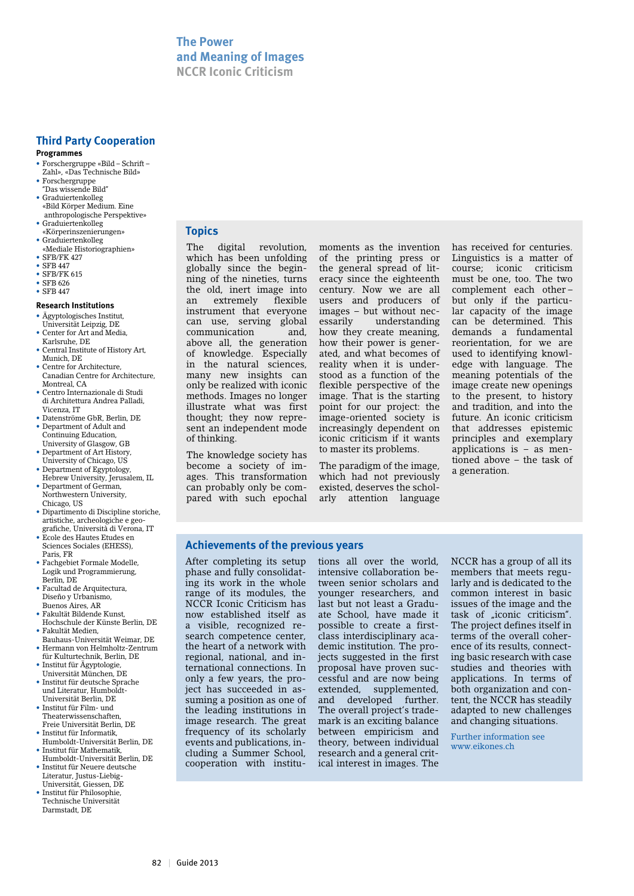# The Power and Meaning of Images

## NCCR Iconic Criticism

## Third Party Cooperation

**Programmes**

- Forschergruppe «Bild – Schrift – Zahl», «Das Technische Bild»
- Forschergruppe "Das wissende Bild"
- Graduiertenkolleg «Bild Körper Medium. Eine anthropologische Perspektive»
- Graduiertenkolleg «Körperinszenierungen»
- Graduiertenkolleg «Mediale Historiographien»
- SFB/FK 427
- SFB 447
- SFB/FK 615
- SFB 626
- SFB 447

**Research Institutions**

- Ägyptologisches Institut, Universität Leipzig, DE
- Center for Art and Media, Karlsruhe, DE
- Central Institute of History Art, Munich, DE
- Centre for Architecture, Canadian Centre for Architecture, Montreal, CA
- Centro Internazionale di Studi di Architettura Andrea Palladi, Vicenza, IT
- Datenströme GbR, Berlin, DE
- Department of Adult and Continuing Education, University of Glasgow, GB
- Department of Art History, University of Chicago, US
- Department of Egyptology, Hebrew University, Jerusalem, IL
- Department of German, Northwestern University, Chicago, US
- Dipartimento di Discipline storiche, artistiche, archeologiche e geografiche, Università di Verona, IT
- Ecole des Hautes Etudes en Sciences Sociales (EHESS), Paris, FR
- Fachgebiet Formale Modelle, Logik und Programmierung, Berlin, DE
- Facultad de Arquitectura, Diseño y Urbanismo, Buenos Aires, AR
- Fakultät Bildende Kunst, Hochschule der Künste Berlin, DE
- Fakultät Medien, Bauhaus-Universität Weimar, DE
- Hermann von Helmholtz-Zentrum für Kulturtechnik, Berlin, DE
- Institut für Ägyptologie, Universität München, DE
- Institut für deutsche Sprache und Literatur, Humboldt-Universität Berlin, DE
- Institut für Film- und Theaterwissenschaften, Freie Universität Berlin, DE
- Institut für Informatik, Humboldt-Universität Berlin, DE
- Institut für Mathematik, Humboldt-Universität Berlin, DE
- Institut für Neuere deutsche Literatur, Justus-Liebig-Universität, Giessen, DE
- Institut für Philosophie, Technische Universität Darmstadt, DE

## Topics

The digital revolution, which has been unfolding globally since the beginning of the nineties, turns the old, inert image into an extremely flexible instrument that everyone can use, serving global communication and, above all, the generation of knowledge. Especially in the natural sciences, many new insights can only be realized with iconic methods. Images no longer illustrate what was first thought; they now represent an independent mode of thinking.

The knowledge society has become a society of images. This transformation can probably only be compared with such epochal moments as the invention of the printing press or the general spread of literacy since the eighteenth century. Now we are all users and producers of images – but without necessarily understanding how they create meaning, how their power is generated, and what becomes of reality when it is understood as a function of the flexible perspective of the image. That is the starting point for our project: the image-oriented society is increasingly dependent on iconic criticism if it wants to master its problems.

The paradigm of the image, which had not previously existed, deserves the scholarly attention language has received for centuries. Linguistics is a matter of course; iconic criticism must be one, too. The two complement each other – but only if the particular capacity of the image can be determined. This demands a fundamental reorientation, for we are used to identifying knowledge with language. The meaning potentials of the image create new openings to the present, to history and tradition, and into the future. An iconic criticism that addresses epistemic principles and exemplary applications is – as mentioned above – the task of a generation.

## Achievements of the previous years

After completing its setup phase and fully consolidating its work in the whole range of its modules, the NCCR Iconic Criticism has now established itself as a visible, recognized research competence center, the heart of a network with regional, national, and international connections. In only a few years, the project has succeeded in assuming a position as one of the leading institutions in image research. The great frequency of its scholarly events and publications, including a Summer School, cooperation with institutions all over the world, intensive collaboration between senior scholars and younger researchers, and last but not least a Graduate School, have made it possible to create a first-class interdisciplinary academic institution. The projects suggested in the first proposal have proven successful and are now being extended, supplemented, and developed further. The overall project's trademark is an exciting balance between empiricism and theory, between individual research and a general critical interest in images. The NCCR has a group of all its members that meets regularly and is dedicated to the common interest in basic issues of the image and the task of „iconic criticism". The project defines itself in terms of the overall coherence of its results, connecting basic research with case studies and theories with applications. In terms of both organization and content, the NCCR has steadily adapted to new challenges and changing situations.

Further information see www.eikones.ch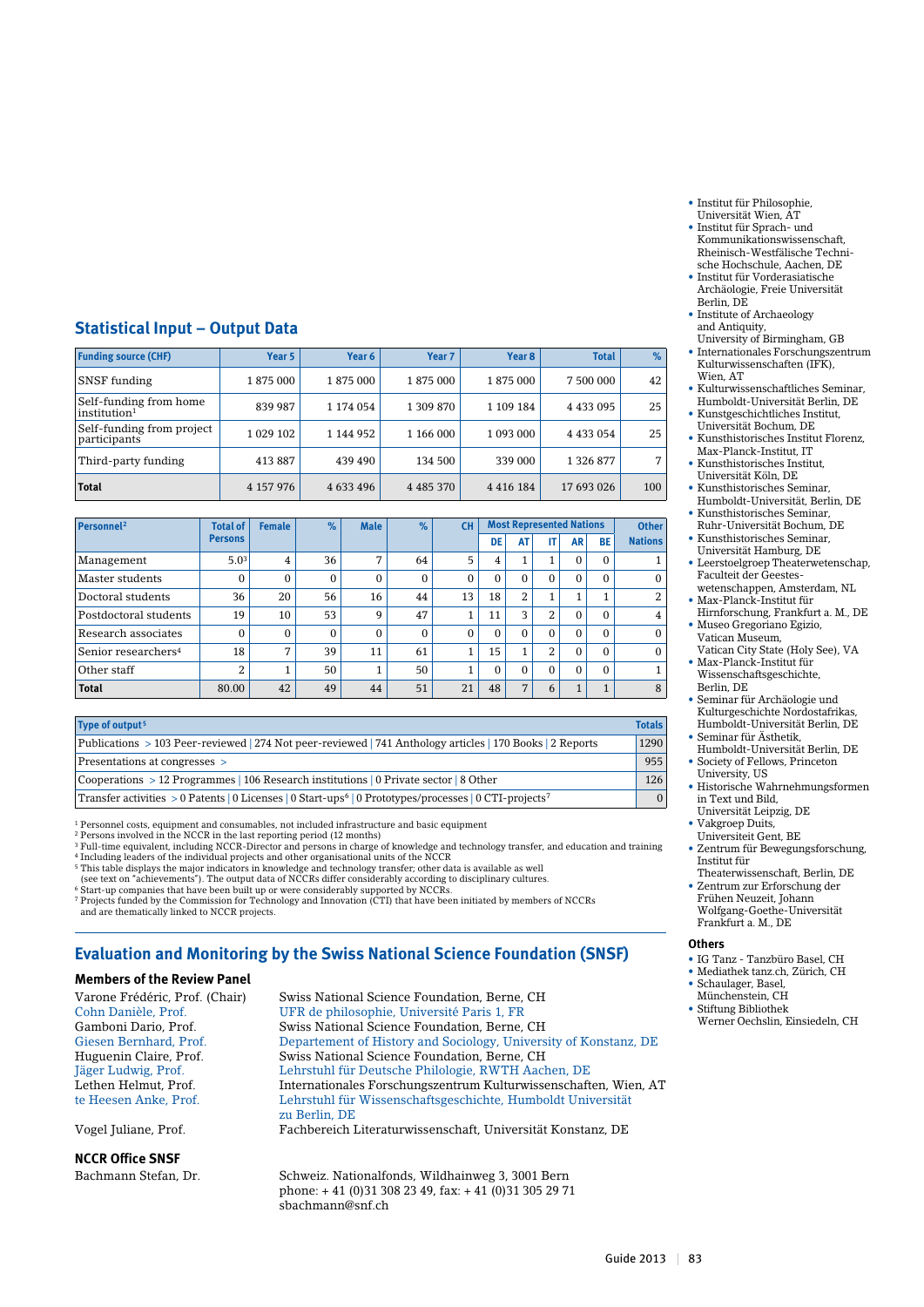- Institut für Philosophie, Universität Wien, AT
- Institut für Sprach- und Kommunikationswissenschaft, Rheinisch-Westfälische Technische Hochschule, Aachen, DE
- Institut für Vorderasiatische Archäologie, Freie Universität Berlin, DE
- Institute of Archaeology and Antiquity, University of Birmingham, GB
- Internationales Forschungszentrum Kulturwissenschaften (IFK), Wien, AT
- Kulturwissenschaftliches Seminar, Humboldt-Universität Berlin, DE
- Kunstgeschichtliches Institut, Universität Bochum, DE
- Kunsthistorisches Institut Florenz, Max-Planck-Institut, IT
- Kunsthistorisches Institut, Universität Köln, DE
- Kunsthistorisches Seminar, Humboldt-Universität, Berlin, DE
- Kunsthistorisches Seminar, Ruhr-Universität Bochum, DE
- Kunsthistorisches Seminar, Universität Hamburg, DE
- Leerstoelgroep Theaterwetenschap, Faculteit der Geesteswetenschappen, Amsterdam, NL
- Max-Planck-Institut für Hirnforschung, Frankfurt a. M., DE
- Museo Gregoriano Egizio, Vatican Museum, Vatican City State (Holy See), VA
- Max-Planck-Institut für Wissenschaftsgeschichte, Berlin, DE
- Seminar für Archäologie und Kulturgeschichte Nordostafrikas, Humboldt-Universität Berlin, DE
- Seminar für Ästhetik, Humboldt-Universität Berlin, DE
- Society of Fellows, Princeton University, US
- Historische Wahrnehmungsformen in Text und Bild, Universität Leipzig, DE
- Vakgroep Duits, Universiteit Gent, BE
- Zentrum für Bewegungsforschung, Institut für Theaterwissenschaft, Berlin, DE
- Zentrum zur Erforschung der Frühen Neuzeit, Johann Wolfgang-Goethe-Universität Frankfurt a. M., DE

### Others

- IG Tanz - Tanzbüro Basel, CH
- Mediathek tanz.ch, Zürich, CH
- Schaulager, Basel, Münchenstein, CH
- Stiftung Bibliothek Werner Oechslin, Einsiedeln, CH

## Statistical Input – Output Data

| Funding source (CHF) | Year 5 | Year 6 | Year 7 | Year 8 | Total | % |
|---|---|---|---|---|---|---|
| SNSF funding | 1 875 000 | 1 875 000 | 1 875 000 | 1 875 000 | 7 500 000 | 42 |
| Self-funding from home institution[1] | 839 987 | 1 174 054 | 1 309 870 | 1 109 184 | 4 433 095 | 25 |
| Self-funding from project participants | 1 029 102 | 1 144 952 | 1 166 000 | 1 093 000 | 4 433 054 | 25 |
| Third-party funding | 413 887 | 439 490 | 134 500 | 339 000 | 1 326 877 | 7 |
| **Total** | 4 157 976 | 4 633 496 | 4 485 370 | 4 416 184 | 17 693 026 | 100 |

| Personnel[2] | Total of Persons | Female | % | Male | % | CH | Most Represented Nations | | | | | Other Nations |
|---|---|---|---|---|---|---|---|---|---|---|---|---|
| | | | | | | | DE | AT | IT | AR | BE | |
| Management | 5.0[3] | 4 | 36 | 7 | 64 | 5 | 4 | 1 | 1 | 0 | 0 | 1 |
| Master students | 0 | 0 | 0 | 0 | 0 | 0 | 0 | 0 | 0 | 0 | 0 | 0 |
| Doctoral students | 36 | 20 | 56 | 16 | 44 | 13 | 18 | 2 | 1 | 1 | 1 | 2 |
| Postdoctoral students | 19 | 10 | 53 | 9 | 47 | 1 | 11 | 3 | 2 | 0 | 0 | 4 |
| Research associates | 0 | 0 | 0 | 0 | 0 | 0 | 0 | 0 | 0 | 0 | 0 | 0 |
| Senior researchers[4] | 18 | 7 | 39 | 11 | 61 | 1 | 15 | 1 | 2 | 0 | 0 | 0 |
| Other staff | 2 | 1 | 50 | 1 | 50 | 1 | 0 | 0 | 0 | 0 | 0 | 1 |
| **Total** | 80.00 | 42 | 49 | 44 | 51 | 21 | 48 | 7 | 6 | 1 | 1 | 8 |

| Type of output[5] | Totals |
|---|---|
| Publications > 103 Peer-reviewed \| 274 Not peer-reviewed \| 741 Anthology articles \| 170 Books \| 2 Reports | 1290 |
| Presentations at congresses > | 955 |
| Cooperations > 12 Programmes \| 106 Research institutions \| 0 Private sector \| 8 Other | 126 |
| Transfer activities > 0 Patents \| 0 Licenses \| 0 Start-ups[6] \| 0 Prototypes/processes \| 0 CTI-projects[7] | 0 |

[1] Personnel costs, equipment and consumables, not included infrastructure and basic equipment
[2] Persons involved in the NCCR in the last reporting period (12 months)
[3] Full-time equivalent, including NCCR-Director and persons in charge of knowledge and technology transfer, and education and training
[4] Including leaders of the individual projects and other organisational units of the NCCR
[5] This table displays the major indicators in knowledge and technology transfer; other data is available as well (see text on "achievements"). The output data of NCCRs differ considerably according to disciplinary cultures.
[6] Start-up companies that have been built up or were considerably supported by NCCRs.
[7] Projects funded by the Commission for Technology and Innovation (CTI) that have been initiated by members of NCCRs and are thematically linked to NCCR projects.

## Evaluation and Monitoring by the Swiss National Science Foundation (SNSF)

### Members of the Review Panel

Varone Frédéric, Prof. (Chair) — Swiss National Science Foundation, Berne, CH
Cohn Danièle, Prof. — UFR de philosophie, Université Paris 1, FR
Gamboni Dario, Prof. — Swiss National Science Foundation, Berne, CH
Giesen Bernhard, Prof. — Departement of History and Sociology, University of Konstanz, DE
Huguenin Claire, Prof. — Swiss National Science Foundation, Berne, CH
Jäger Ludwig, Prof. — Lehrstuhl für Deutsche Philologie, RWTH Aachen, DE
Lethen Helmut, Prof. — Internationales Forschungszentrum Kulturwissenschaften, Wien, AT
te Heesen Anke, Prof. — Lehrstuhl für Wissenschaftsgeschichte, Humboldt Universität zu Berlin, DE
Vogel Juliane, Prof. — Fachbereich Literaturwissenschaft, Universität Konstanz, DE

### NCCR Office SNSF

Bachmann Stefan, Dr. — Schweiz. Nationalfonds, Wildhainweg 3, 3001 Bern
phone: + 41 (0)31 308 23 49, fax: + 41 (0)31 305 29 71
sbachmann@snf.ch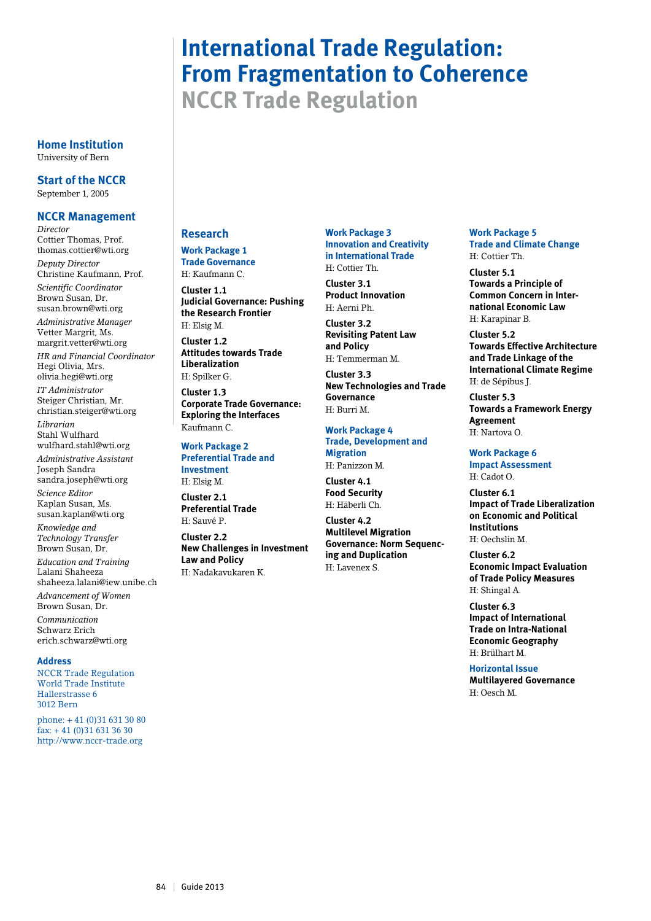# International Trade Regulation: From Fragmentation to Coherence

## NCCR Trade Regulation

### Home Institution

University of Bern

### Start of the NCCR

September 1, 2005

### NCCR Management

*Director*
Cottier Thomas, Prof.
thomas.cottier@wti.org

*Deputy Director*
Christine Kaufmann, Prof.

*Scientific Coordinator*
Brown Susan, Dr.
susan.brown@wti.org

*Administrative Manager*
Vetter Margrit, Ms.
margrit.vetter@wti.org

*HR and Financial Coordinator*
Hegi Olivia, Mrs.
olivia.hegi@wti.org

*IT Administrator*
Steiger Christian, Mr.
christian.steiger@wti.org

*Librarian*
Stahl Wulfhard
wulfhard.stahl@wti.org

*Administrative Assistant*
Joseph Sandra
sandra.joseph@wti.org

*Science Editor*
Kaplan Susan, Ms.
susan.kaplan@wti.org

*Knowledge and Technology Transfer*
Brown Susan, Dr.

*Education and Training*
Lalani Shaheeza
shaheeza.lalani@iew.unibe.ch

*Advancement of Women*
Brown Susan, Dr.

*Communication*
Schwarz Erich
erich.schwarz@wti.org

### Address

NCCR Trade Regulation
World Trade Institute
Hallerstrasse 6
3012 Bern

phone: + 41 (0)31 631 30 80
fax: + 41 (0)31 631 36 30
http://www.nccr-trade.org

### Research

#### Work Package 1 Trade Governance
H: Kaufmann C.

**Cluster 1.1**
**Judicial Governance: Pushing the Research Frontier**
H: Elsig M.

**Cluster 1.2**
**Attitudes towards Trade Liberalization**
H: Spilker G.

**Cluster 1.3**
**Corporate Trade Governance: Exploring the Interfaces**
Kaufmann C.

#### Work Package 2 Preferential Trade and Investment
H: Elsig M.

**Cluster 2.1**
**Preferential Trade**
H: Sauvé P.

**Cluster 2.2**
**New Challenges in Investment Law and Policy**
H: Nadakavukaren K.

#### Work Package 3 Innovation and Creativity in International Trade
H: Cottier Th.

**Cluster 3.1**
**Product Innovation**
H: Aerni Ph.

**Cluster 3.2**
**Revisiting Patent Law and Policy**
H: Temmerman M.

**Cluster 3.3**
**New Technologies and Trade Governance**
H: Burri M.

#### Work Package 4 Trade, Development and Migration
H: Panizzon M.

**Cluster 4.1**
**Food Security**
H: Häberli Ch.

**Cluster 4.2**
**Multilevel Migration Governance: Norm Sequencing and Duplication**
H: Lavenex S.

#### Work Package 5 Trade and Climate Change
H: Cottier Th.

**Cluster 5.1**
**Towards a Principle of Common Concern in International Economic Law**
H: Karapinar B.

**Cluster 5.2**
**Towards Effective Architecture and Trade Linkage of the International Climate Regime**
H: de Sépibus J.

**Cluster 5.3**
**Towards a Framework Energy Agreement**
H: Nartova O.

#### Work Package 6 Impact Assessment
H: Cadot O.

**Cluster 6.1**
**Impact of Trade Liberalization on Economic and Political Institutions**
H: Oechslin M.

**Cluster 6.2**
**Economic Impact Evaluation of Trade Policy Measures**
H: Shingal A.

**Cluster 6.3**
**Impact of International Trade on Intra-National Economic Geography**
H: Brülhart M.

#### Horizontal Issue
**Multilayered Governance**
H: Oesch M.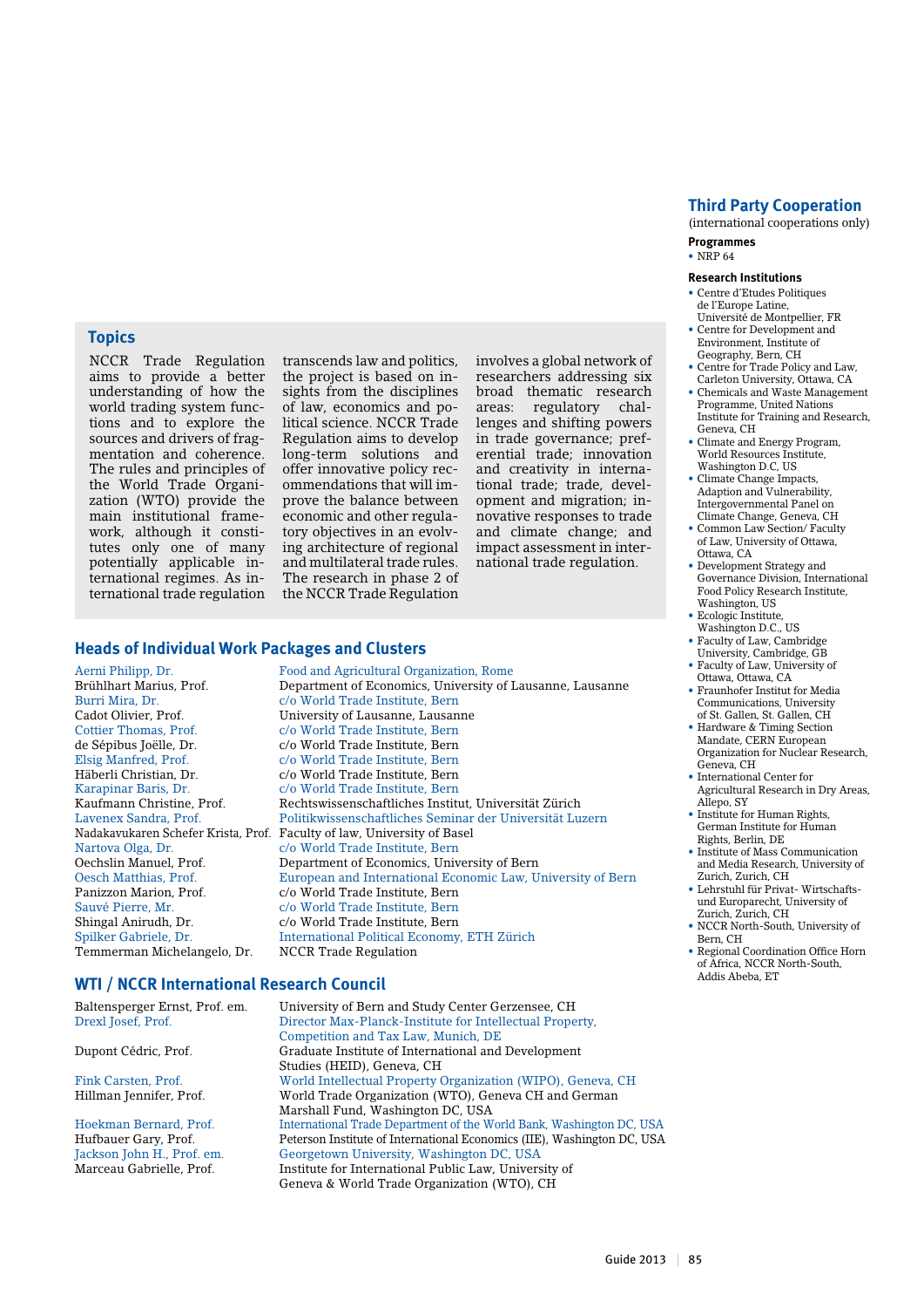## Topics

NCCR Trade Regulation aims to provide a better understanding of how the world trading system functions and to explore the sources and drivers of fragmentation and coherence. The rules and principles of the World Trade Organization (WTO) provide the main institutional framework, although it constitutes only one of many potentially applicable international regimes. As international trade regulation transcends law and politics, the project is based on insights from the disciplines of law, economics and political science. NCCR Trade Regulation aims to develop long-term solutions and offer innovative policy recommendations that will improve the balance between economic and other regulatory objectives in an evolving architecture of regional and multilateral trade rules. The research in phase 2 of the NCCR Trade Regulation involves a global network of researchers addressing six broad thematic research areas: regulatory challenges and shifting powers in trade governance; preferential trade; innovation and creativity in international trade; trade, development and migration; innovative responses to trade and climate change; and impact assessment in international trade regulation.

## Heads of Individual Work Packages and Clusters

| | |
|---|---|
| Aerni Philipp, Dr. | Food and Agricultural Organization, Rome |
| Brühlhart Marius, Prof. | Department of Economics, University of Lausanne, Lausanne |
| Burri Mira, Dr. | c/o World Trade Institute, Bern |
| Cadot Olivier, Prof. | University of Lausanne, Lausanne |
| Cottier Thomas, Prof. | c/o World Trade Institute, Bern |
| de Sépibus Joëlle, Dr. | c/o World Trade Institute, Bern |
| Elsig Manfred, Prof. | c/o World Trade Institute, Bern |
| Häberli Christian, Dr. | c/o World Trade Institute, Bern |
| Karapinar Baris, Dr. | c/o World Trade Institute, Bern |
| Kaufmann Christine, Prof. | Rechtswissenschaftliches Institut, Universität Zürich |
| Lavenex Sandra, Prof. | Politikwissenschaftliches Seminar der Universität Luzern |
| Nadakavukaren Schefer Krista, Prof. | Faculty of law, University of Basel |
| Nartova Olga, Dr. | c/o World Trade Institute, Bern |
| Oechslin Manuel, Prof. | Department of Economics, University of Bern |
| Oesch Matthias, Prof. | European and International Economic Law, University of Bern |
| Panizzon Marion, Prof. | c/o World Trade Institute, Bern |
| Sauvé Pierre, Mr. | c/o World Trade Institute, Bern |
| Shingal Anirudh, Dr. | c/o World Trade Institute, Bern |
| Spilker Gabriele, Dr. | International Political Economy, ETH Zürich |
| Temmerman Michelangelo, Dr. | NCCR Trade Regulation |

## WTI / NCCR International Research Council

| | |
|---|---|
| Baltensperger Ernst, Prof. em. | University of Bern and Study Center Gerzensee, CH |
| Drexl Josef, Prof. | Director Max-Planck-Institute for Intellectual Property, Competition and Tax Law, Munich, DE |
| Dupont Cédric, Prof. | Graduate Institute of International and Development Studies (HEID), Geneva, CH |
| Fink Carsten, Prof. | World Intellectual Property Organization (WIPO), Geneva, CH |
| Hillman Jennifer, Prof. | World Trade Organization (WTO), Geneva CH and German Marshall Fund, Washington DC, USA |
| Hoekman Bernard, Prof. | International Trade Department of the World Bank, Washington DC, USA |
| Hufbauer Gary, Prof. | Peterson Institute of International Economics (IIE), Washington DC, USA |
| Jackson John H., Prof. em. | Georgetown University, Washington DC, USA |
| Marceau Gabrielle, Prof. | Institute for International Public Law, University of Geneva & World Trade Organization (WTO), CH |

## Third Party Cooperation

(international cooperations only)

**Programmes**

- NRP 64

**Research Institutions**

- Centre d'Etudes Politiques de l'Europe Latine, Université de Montpellier, FR
- Centre for Development and Environment, Institute of Geography, Bern, CH
- Centre for Trade Policy and Law, Carleton University, Ottawa, CA
- Chemicals and Waste Management Programme, United Nations Institute for Training and Research, Geneva, CH
- Climate and Energy Program, World Resources Institute, Washington D.C, US
- Climate Change Impacts, Adaption and Vulnerability, Intergovernmental Panel on Climate Change, Geneva, CH
- Common Law Section/ Faculty of Law, University of Ottawa, Ottawa, CA
- Development Strategy and Governance Division, International Food Policy Research Institute, Washington, US
- Ecologic Institute, Washington D.C., US
- Faculty of Law, Cambridge University, Cambridge, GB
- Faculty of Law, University of Ottawa, Ottawa, CA
- Fraunhofer Institut for Media Communications, University of St. Gallen, St. Gallen, CH
- Hardware & Timing Section Mandate, CERN European Organization for Nuclear Research, Geneva, CH
- International Center for Agricultural Research in Dry Areas, Allepo, SY
- Institute for Human Rights, German Institute for Human Rights, Berlin, DE
- Institute of Mass Communication and Media Research, University of Zurich, Zurich, CH
- Lehrstuhl für Privat- Wirtschafts- und Europarecht, University of Zurich, Zurich, CH
- NCCR North-South, University of Bern, CH
- Regional Coordination Office Horn of Africa, NCCR North-South, Addis Abeba, ET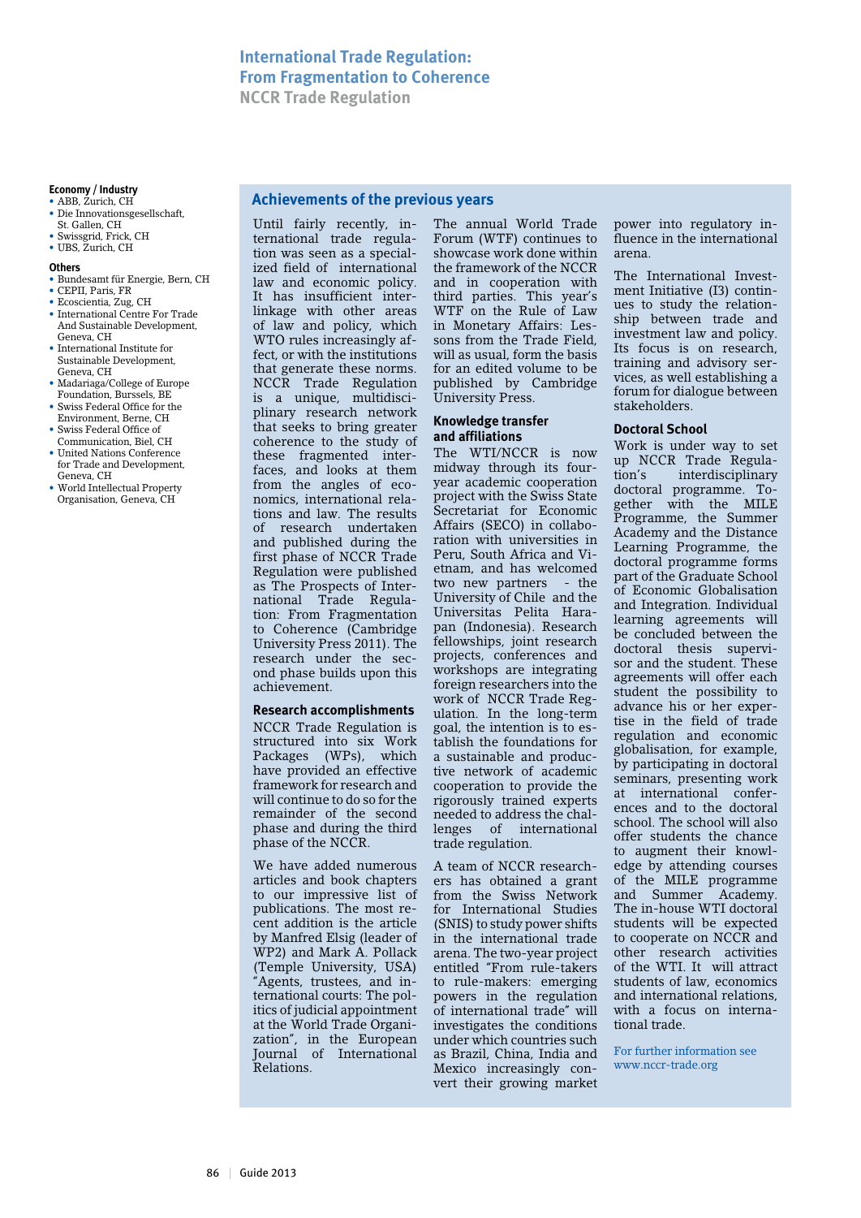# International Trade Regulation: From Fragmentation to Coherence

NCCR Trade Regulation

**Economy / Industry**

- ABB, Zurich, CH
- Die Innovationsgesellschaft, St. Gallen, CH
- Swissgrid, Frick, CH
- UBS, Zurich, CH

**Others**

- Bundesamt für Energie, Bern, CH
- CEPII, Paris, FR
- Ecoscientia, Zug, CH
- International Centre For Trade And Sustainable Development, Geneva, CH
- International Institute for Sustainable Development, Geneva, CH
- Madariaga/College of Europe Foundation, Bursssels, BE
- Swiss Federal Office for the Environment, Berne, CH
- Swiss Federal Office of Communication, Biel, CH
- United Nations Conference for Trade and Development, Geneva, CH
- World Intellectual Property Organisation, Geneva, CH

## Achievements of the previous years

Until fairly recently, international trade regulation was seen as a specialized field of international law and economic policy. It has insufficient interlinkage with other areas of law and policy, which WTO rules increasingly affect, or with the institutions that generate these norms. NCCR Trade Regulation is a unique, multidisciplinary research network that seeks to bring greater coherence to the study of these fragmented interfaces, and looks at them from the angles of economics, international relations and law. The results of research undertaken and published during the first phase of NCCR Trade Regulation were published as The Prospects of International Trade Regulation: From Fragmentation to Coherence (Cambridge University Press 2011). The research under the second phase builds upon this achievement.

### Research accomplishments

NCCR Trade Regulation is structured into six Work Packages (WPs), which have provided an effective framework for research and will continue to do so for the remainder of the second phase and during the third phase of the NCCR.

We have added numerous articles and book chapters to our impressive list of publications. The most recent addition is the article by Manfred Elsig (leader of WP2) and Mark A. Pollack (Temple University, USA) "Agents, trustees, and international courts: The politics of judicial appointment at the World Trade Organization", in the European Journal of International Relations.

The annual World Trade Forum (WTF) continues to showcase work done within the framework of the NCCR and in cooperation with third parties. This year's WTF on the Rule of Law in Monetary Affairs: Lessons from the Trade Field, will as usual, form the basis for an edited volume to be published by Cambridge University Press.

### Knowledge transfer and affiliations

The WTI/NCCR is now midway through its four-year academic cooperation project with the Swiss State Secretariat for Economic Affairs (SECO) in collaboration with universities in Peru, South Africa and Vietnam, and has welcomed two new partners - the University of Chile and the Universitas Pelita Harapan (Indonesia). Research fellowships, joint research projects, conferences and workshops are integrating foreign researchers into the work of NCCR Trade Regulation. In the long-term goal, the intention is to establish the foundations for a sustainable and productive network of academic cooperation to provide the rigorously trained experts needed to address the challenges of international trade regulation.

A team of NCCR researchers has obtained a grant from the Swiss Network for International Studies (SNIS) to study power shifts in the international trade arena. The two-year project entitled "From rule-takers to rule-makers: emerging powers in the regulation of international trade" will investigates the conditions under which countries such as Brazil, China, India and Mexico increasingly convert their growing market power into regulatory influence in the international arena.

The International Investment Initiative (I3) continues to study the relationship between trade and investment law and policy. Its focus is on research, training and advisory services, as well establishing a forum for dialogue between stakeholders.

### Doctoral School

Work is under way to set up NCCR Trade Regulation's interdisciplinary doctoral programme. Together with the MILE Programme, the Summer Academy and the Distance Learning Programme, the doctoral programme forms part of the Graduate School of Economic Globalisation and Integration. Individual learning agreements will be concluded between the doctoral thesis supervisor and the student. These agreements will offer each student the possibility to advance his or her expertise in the field of trade regulation and economic globalisation, for example, by participating in doctoral seminars, presenting work at international conferences and to the doctoral school. The school will also offer students the chance to augment their knowledge by attending courses of the MILE programme and Summer Academy. The in-house WTI doctoral students will be expected to cooperate on NCCR and other research activities of the WTI. It will attract students of law, economics and international relations, with a focus on international trade.

For further information see www.nccr-trade.org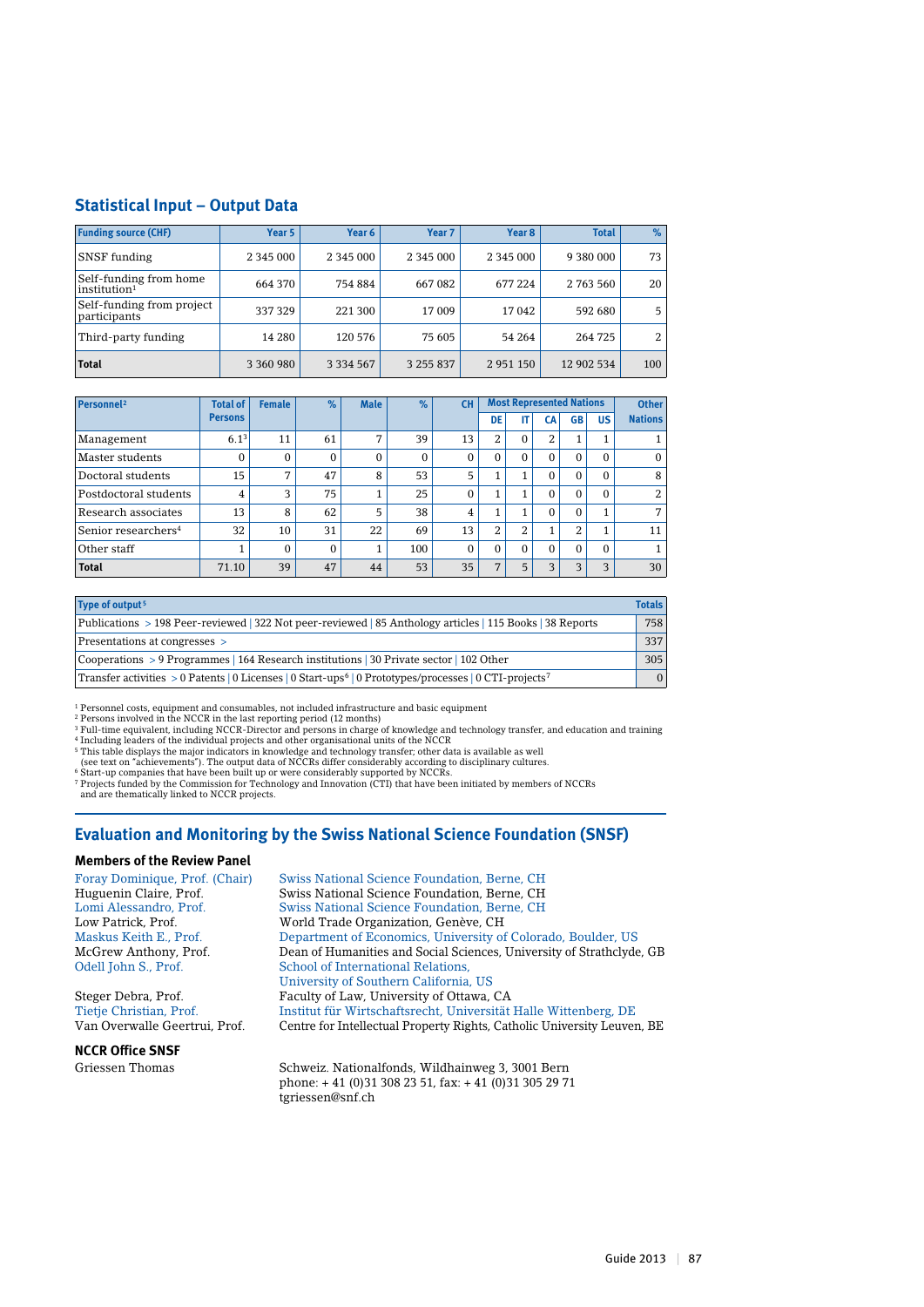## Statistical Input – Output Data

| Funding source (CHF) | Year 5 | Year 6 | Year 7 | Year 8 | Total | % |
|---|---|---|---|---|---|---|
| SNSF funding | 2 345 000 | 2 345 000 | 2 345 000 | 2 345 000 | 9 380 000 | 73 |
| Self-funding from home institution[1] | 664 370 | 754 884 | 667 082 | 677 224 | 2 763 560 | 20 |
| Self-funding from project participants | 337 329 | 221 300 | 17 009 | 17 042 | 592 680 | 5 |
| Third-party funding | 14 280 | 120 576 | 75 605 | 54 264 | 264 725 | 2 |
| **Total** | 3 360 980 | 3 334 567 | 3 255 837 | 2 951 150 | 12 902 534 | 100 |

| Personnel[2] | Total of Persons | Female | % | Male | % | CH | Most Represented Nations | | | | | Other Nations |
|---|---|---|---|---|---|---|---|---|---|---|---|---|
| | | | | | | | DE | IT | CA | GB | US | |
| Management | 6.1[3] | 11 | 61 | 7 | 39 | 13 | 2 | 0 | 2 | 1 | 1 | 1 |
| Master students | 0 | 0 | 0 | 0 | 0 | 0 | 0 | 0 | 0 | 0 | 0 | 0 |
| Doctoral students | 15 | 7 | 47 | 8 | 53 | 5 | 1 | 1 | 0 | 0 | 0 | 8 |
| Postdoctoral students | 4 | 3 | 75 | 1 | 25 | 0 | 1 | 1 | 0 | 0 | 0 | 2 |
| Research associates | 13 | 8 | 62 | 5 | 38 | 4 | 1 | 1 | 0 | 0 | 1 | 7 |
| Senior researchers[4] | 32 | 10 | 31 | 22 | 69 | 13 | 2 | 2 | 1 | 2 | 1 | 11 |
| Other staff | 1 | 0 | 0 | 1 | 100 | 0 | 0 | 0 | 0 | 0 | 0 | 1 |
| **Total** | 71.10 | 39 | 47 | 44 | 53 | 35 | 7 | 5 | 3 | 3 | 3 | 30 |

| Type of output[5] | Totals |
|---|---|
| Publications > 198 Peer-reviewed \| 322 Not peer-reviewed \| 85 Anthology articles \| 115 Books \| 38 Reports | 758 |
| Presentations at congresses > | 337 |
| Cooperations > 9 Programmes \| 164 Research institutions \| 30 Private sector \| 102 Other | 305 |
| Transfer activities > 0 Patents \| 0 Licenses \| 0 Start-ups[6] \| 0 Prototypes/processes \| 0 CTI-projects[7] | 0 |

[1] Personnel costs, equipment and consumables, not included infrastructure and basic equipment
[2] Persons involved in the NCCR in the last reporting period (12 months)
[3] Full-time equivalent, including NCCR-Director and persons in charge of knowledge and technology transfer, and education and training
[4] Including leaders of the individual projects and other organisational units of the NCCR
[5] This table displays the major indicators in knowledge and technology transfer; other data is available as well (see text on "achievements"). The output data of NCCRs differ considerably according to disciplinary cultures.
[6] Start-up companies that have been built up or were considerably supported by NCCRs.
[7] Projects funded by the Commission for Technology and Innovation (CTI) that have been initiated by members of NCCRs and are thematically linked to NCCR projects.

## Evaluation and Monitoring by the Swiss National Science Foundation (SNSF)

### Members of the Review Panel

Foray Dominique, Prof. (Chair) — Swiss National Science Foundation, Berne, CH
Huguenin Claire, Prof. — Swiss National Science Foundation, Berne, CH
Lomi Alessandro, Prof. — Swiss National Science Foundation, Berne, CH
Low Patrick, Prof. — World Trade Organization, Genève, CH
Maskus Keith E., Prof. — Department of Economics, University of Colorado, Boulder, US
McGrew Anthony, Prof. — Dean of Humanities and Social Sciences, University of Strathclyde, GB
Odell John S., Prof. — School of International Relations, University of Southern California, US
Steger Debra, Prof. — Faculty of Law, University of Ottawa, CA
Tietje Christian, Prof. — Institut für Wirtschaftsrecht, Universität Halle Wittenberg, DE
Van Overwalle Geertrui, Prof. — Centre for Intellectual Property Rights, Catholic University Leuven, BE

### NCCR Office SNSF

Griessen Thomas — Schweiz. Nationalfonds, Wildhainweg 3, 3001 Bern
phone: + 41 (0)31 308 23 51, fax: + 41 (0)31 305 29 71
tgriessen@snf.ch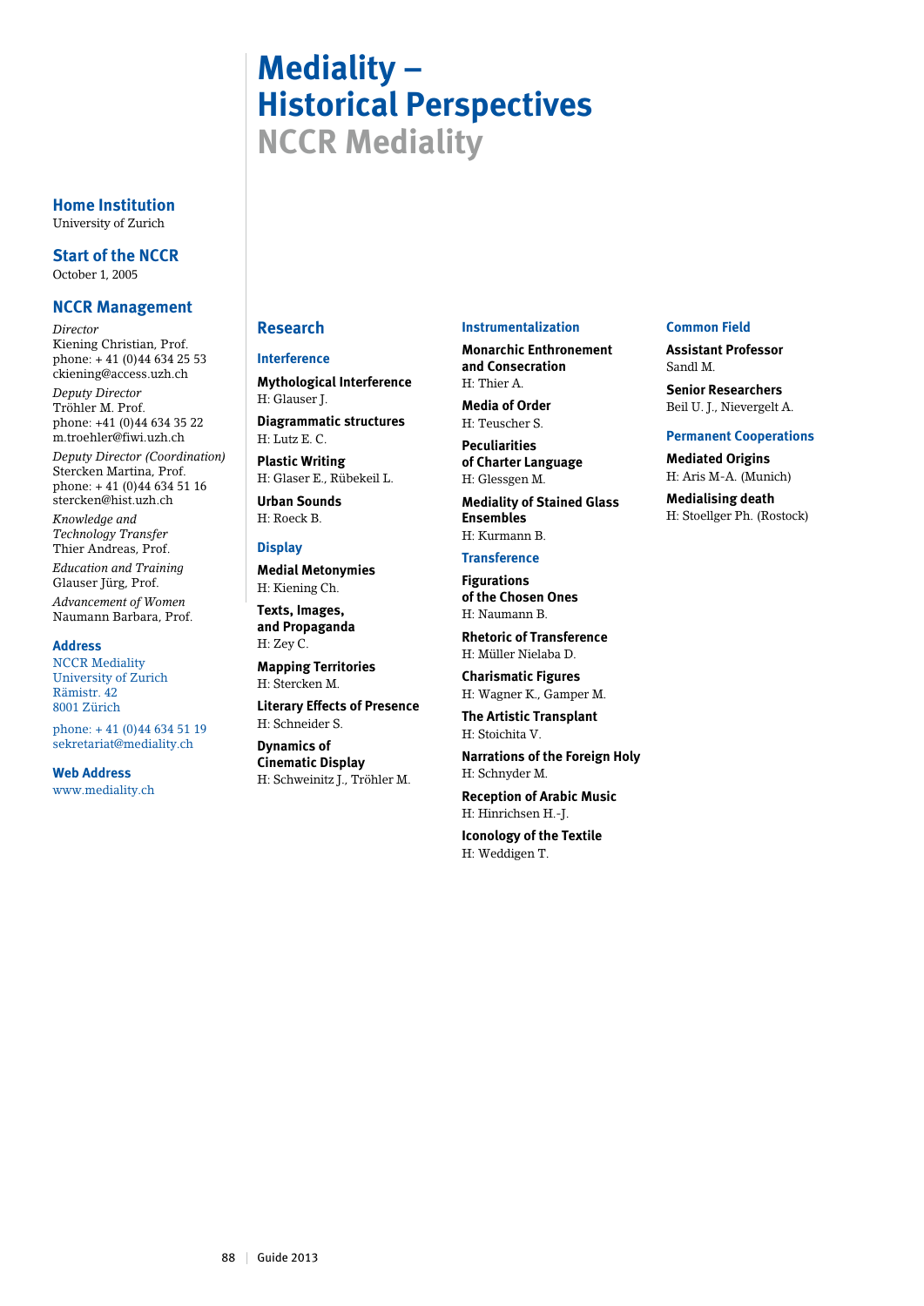# Mediality – Historical Perspectives

## NCCR Mediality

### Home Institution
University of Zurich

### Start of the NCCR
October 1, 2005

### NCCR Management

*Director*
Kiening Christian, Prof.
phone: + 41 (0)44 634 25 53
ckiening@access.uzh.ch

*Deputy Director*
Tröhler M. Prof.
phone: +41 (0)44 634 35 22
m.troehler@fiwi.uzh.ch

*Deputy Director (Coordination)*
Stercken Martina, Prof.
phone: + 41 (0)44 634 51 16
stercken@hist.uzh.ch

*Knowledge and Technology Transfer*
Thier Andreas, Prof.

*Education and Training*
Glauser Jürg, Prof.

*Advancement of Women*
Naumann Barbara, Prof.

### Address
NCCR Mediality
University of Zurich
Rämistr. 42
8001 Zürich

phone: + 41 (0)44 634 51 19
sekretariat@mediality.ch

### Web Address
www.mediality.ch

## Research

### Interference

**Mythological Interference**
H: Glauser J.

**Diagrammatic structures**
H: Lutz E. C.

**Plastic Writing**
H: Glaser E., Rübekeil L.

**Urban Sounds**
H: Roeck B.

### Display

**Medial Metonymies**
H: Kiening Ch.

**Texts, Images, and Propaganda**
H: Zey C.

**Mapping Territories**
H: Stercken M.

**Literary Effects of Presence**
H: Schneider S.

**Dynamics of Cinematic Display**
H: Schweinitz J., Tröhler M.

### Instrumentalization

**Monarchic Enthronement and Consecration**
H: Thier A.

**Media of Order**
H: Teuscher S.

**Peculiarities of Charter Language**
H: Glessgen M.

**Mediality of Stained Glass Ensembles**
H: Kurmann B.

### Transference

**Figurations of the Chosen Ones**
H: Naumann B.

**Rhetoric of Transference**
H: Müller Nielaba D.

**Charismatic Figures**
H: Wagner K., Gamper M.

**The Artistic Transplant**
H: Stoichita V.

**Narrations of the Foreign Holy**
H: Schnyder M.

**Reception of Arabic Music**
H: Hinrichsen H.-J.

**Iconology of the Textile**
H: Weddigen T.

### Common Field

**Assistant Professor**
Sandl M.

**Senior Researchers**
Beil U. J., Nievergelt A.

### Permanent Cooperations

**Mediated Origins**
H: Aris M-A. (Munich)

**Medialising death**
H: Stoellger Ph. (Rostock)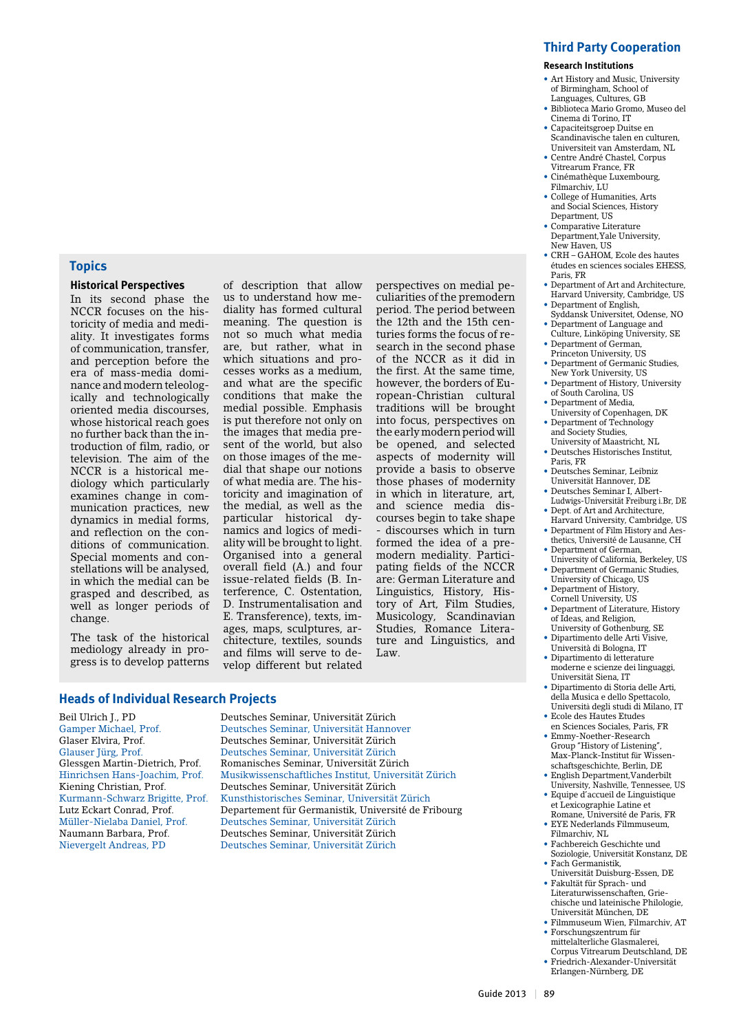## Topics

### Historical Perspectives

In its second phase the NCCR focuses on the historicity of media and mediality. It investigates forms of communication, transfer, and perception before the era of mass-media dominance and modern teleologically and technologically oriented media discourses, whose historical reach goes no further back than the introduction of film, radio, or television. The aim of the NCCR is a historical mediology which particularly examines change in communication practices, new dynamics in medial forms, and reflection on the conditions of communication. Special moments and constellations will be analysed, in which the medial can be grasped and described, as well as longer periods of change.

The task of the historical mediology already in progress is to develop patterns of description that allow us to understand how mediality has formed cultural meaning. The question is not so much what media are, but rather, what in which situations and processes works as a medium, and what are the specific conditions that make the medial possible. Emphasis is put therefore not only on the images that media present of the world, but also on those images of the medial that shape our notions of what media are. The historicity and imagination of the medial, as well as the particular historical dynamics and logics of mediality will be brought to light. Organised into a general overall field (A.) and four issue-related fields (B. Interference, C. Ostentation, D. Instrumentalisation and E. Transference), texts, images, maps, sculptures, architecture, textiles, sounds and films will serve to develop different but related perspectives on medial peculiarities of the premodern period. The period between the 12th and the 15th centuries forms the focus of research in the second phase of the NCCR as it did in the first. At the same time, however, the borders of European-Christian cultural traditions will be brought into focus, perspectives on the early modern period will be opened, and selected aspects of modernity will provide a basis to observe those phases of modernity in which in literature, art, and science media discourses begin to take shape - discourses which in turn formed the idea of a premodern mediality. Participating fields of the NCCR are: German Literature and Linguistics, History, History of Art, Film Studies, Musicology, Scandinavian Studies, Romance Literature and Linguistics, and Law.

## Heads of Individual Research Projects

| | |
|---|---|
| Beil Ulrich J., PD | Deutsches Seminar, Universität Zürich |
| Gamper Michael, Prof. | Deutsches Seminar, Universität Hannover |
| Glaser Elvira, Prof. | Deutsches Seminar, Universität Zürich |
| Glauser Jürg, Prof. | Deutsches Seminar, Universität Zürich |
| Glessgen Martin-Dietrich, Prof. | Romanisches Seminar, Universität Zürich |
| Hinrichsen Hans-Joachim, Prof. | Musikwissenschaftliches Institut, Universität Zürich |
| Kiening Christian, Prof. | Deutsches Seminar, Universität Zürich |
| Kurmann-Schwarz Brigitte, Prof. | Kunsthistorisches Seminar, Universität Zürich |
| Lutz Eckart Conrad, Prof. | Departement für Germanistik, Université de Fribourg |
| Müller-Nielaba Daniel, Prof. | Deutsches Seminar, Universität Zürich |
| Naumann Barbara, Prof. | Deutsches Seminar, Universität Zürich |
| Nievergelt Andreas, PD | Deutsches Seminar, Universität Zürich |

## Third Party Cooperation

### Research Institutions

- Art History and Music, University of Birmingham, School of Languages, Cultures, GB
- Biblioteca Mario Gromo, Museo del Cinema di Torino, IT
- Capaciteitsgroep Duitse en Scandinavische talen en culturen, Universiteit van Amsterdam, NL
- Centre André Chastel, Corpus Vitrearum France, FR
- Cinémathèque Luxembourg, Filmarchiv, LU
- College of Humanities, Arts and Social Sciences, History Department, US
- Comparative Literature Department,Yale University, New Haven, US
- CRH – GAHOM, Ecole des hautes études en sciences sociales EHESS, Paris, FR
- Department of Art and Architecture, Harvard University, Cambridge, US
- Department of English, Syddansk Universitet, Odense, NO
- Department of Language and Culture, Linköping University, SE
- Department of German, Princeton University, US
- Department of Germanic Studies, New York University, US
- Department of History, University of South Carolina, US
- Department of Media, University of Copenhagen, DK
- Department of Technology and Society Studies, University of Maastricht, NL
- Deutsches Historisches Institut, Paris, FR
- Deutsches Seminar, Leibniz Universität Hannover, DE
- Deutsches Seminar I, Albert-Ludwigs-Universität Freiburg i.Br, DE
- Dept. of Art and Architecture, Harvard University, Cambridge, US
- Department of Film History and Aesthetics, Université de Lausanne, CH
- Department of German, University of California, Berkeley, US
- Department of Germanic Studies, University of Chicago, US
- Department of History, Cornell University, US
- Department of Literature, History of Ideas, and Religion, University of Gothenburg, SE
- Dipartimento delle Arti Visive, Università di Bologna, IT
- Dipartimento di letterature moderne e scienze dei linguaggi, Universitàt Siena, IT
- Dipartimento di Storia delle Arti, della Musica e dello Spettacolo, Università degli studi di Milano, IT
- Ecole des Hautes Etudes en Sciences Sociales, Paris, FR
- Emmy-Noether-Research Group "History of Listening", Max-Planck-Institut für Wissenschaftsgeschichte, Berlin, DE
- English Department,Vanderbilt University, Nashville, Tennessee, US
- Equipe d'accueil de Linguistique et Lexicographie Latine et Romane, Université de Paris, FR
- EYE Nederlands Filmmuseum, Filmarchiv, NL
- Fachbereich Geschichte und Soziologie, Universität Konstanz, DE
- Fach Germanistik, Universität Duisburg-Essen, DE
- Fakultät für Sprach- und Literaturwissenschaften, Griechische und lateinische Philologie, Universität München, DE
- Filmmuseum Wien, Filmarchiv, AT
- Forschungszentrum für mittelalterliche Glasmalerei, Corpus Vitrearum Deutschland, DE
- Friedrich-Alexander-Universität Erlangen-Nürnberg, DE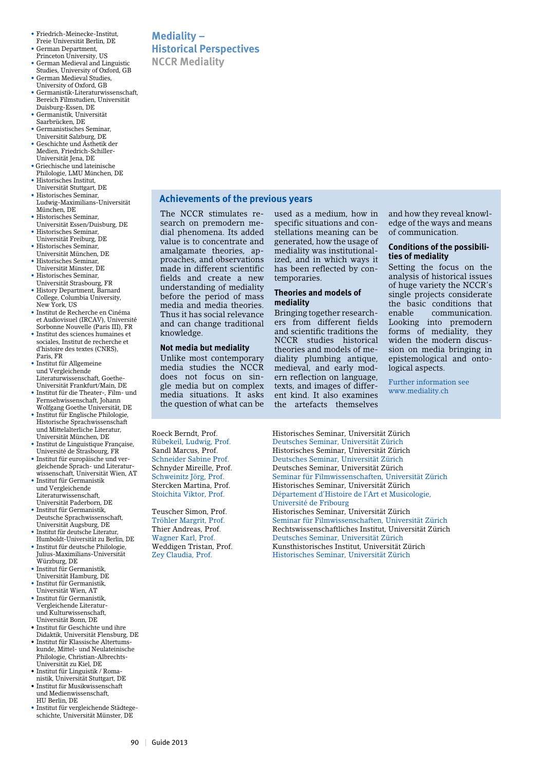- Friedrich-Meinecke-Institut, Freie Universität Berlin, DE
- German Department, Princeton University, US
- German Medieval and Linguistic Studies, University of Oxford, GB
- German Medieval Studies, University of Oxford, GB
- Germanistik-Literaturwissenschaft, Bereich Filmstudien, Universität Duisburg-Essen, DE
- Germanistik, Universität Saarbrücken, DE
- Germanistisches Seminar, Universität Salzburg, DE
- Geschichte und Ästhetik der Medien, Friedrich-Schiller-Universität Jena, DE
- Griechische und lateinische Philologie, LMU München, DE
- Historisches Institut, Universität Stuttgart, DE
- Historisches Seminar, Ludwig-Maximilians-Universität München, DE
- Historisches Seminar, Universität Essen/Duisburg, DE
- Historisches Seminar, Universität Freiburg, DE
- Historisches Seminar, Universität München, DE
- Historisches Seminar, Universität Münster, DE
- Historisches Seminar, Universität Strasbourg, FR
- History Department, Barnard College, Columbia University, New York, US
- Institut de Recherche en Cinéma et Audiovisuel (IRCAV), Université Sorbonne Nouvelle (Paris III), FR
- Institut des sciences humaines et sociales, Institut de recherche et d'histoire des textes (CNRS), Paris, FR
- Institut für Allgemeine und Vergleichende Literaturwissenschaft, Goethe-Universität Frankfurt/Main, DE
- Institut für die Theater-, Film- und Fernsehwissenschaft, Johann Wolfgang Goethe Universität, DE
- Institut für Englische Philologie, Historische Sprachwissenschaft und Mittelalterliche Literatur, Universität München, DE
- Institut de Linguistique Française, Université de Strasbourg, FR
- Institut für europäische und vergleichende Sprach- und Literaturwissenschaft, Universität Wien, AT
- Institut für Germanistik und Vergleichende Literaturwissenschaft, Universität Paderborn, DE
- Institut für Germanistik, Deutsche Sprachwissenschaft, Universität Augsburg, DE
- Institut für deutsche Literatur, Humboldt-Universität zu Berlin, DE
- Institut für deutsche Philologie, Julius-Maximilians-Universität Würzburg, DE
- Institut für Germanistik, Universität Hamburg, DE
- Institut für Germanistik, Universität Wien, AT
- Institut für Germanistik, Vergleichende Literatur- und Kulturwissenschaft, Universität Bonn, DE
- Institut für Geschichte und ihre Didaktik, Universität Flensburg, DE
- Institut für Klassische Altertumskunde, Mittel- und Neulateinische Philologie, Christian-Albrechts-Universität zu Kiel, DE
- Institut für Linguistik / Romanistik, Universität Stuttgart, DE
- Institut für Musikwissenschaft und Medienwissenschaft, HU Berlin, DE
- Institut für vergleichende Städtegeschichte, Universität Münster, DE

# Mediality – Historical Perspectives

## NCCR Mediality

## Achievements of the previous years

The NCCR stimulates research on premodern medial phenomena. Its added value is to concentrate and amalgamate theories, approaches, and observations made in different scientific fields and create a new understanding of mediality before the period of mass media and media theories. Thus it has social relevance and can change traditional knowledge.

### Not media but mediality

Unlike most contemporary media studies the NCCR does not focus on single media but on complex media situations. It asks the question of what can be used as a medium, how in specific situations and constellations meaning can be generated, how the usage of mediality was institutionalized, and in which ways it has been reflected by contemporaries.

### Theories and models of mediality

Bringing together researchers from different fields and scientific traditions the NCCR studies historical theories and models of mediality plumbing antique, medieval, and early modern reflection on language, texts, and images of different kind. It also examines the artefacts themselves and how they reveal knowledge of the ways and means of communication.

### Conditions of the possibilities of mediality

Setting the focus on the analysis of historical issues of huge variety the NCCR's single projects considerate the basic conditions that enable communication. Looking into premodern forms of mediality, they widen the modern discussion on media bringing in epistemological and ontological aspects.

Further information see www.mediality.ch

| | |
|---|---|
| Roeck Berndt, Prof. | Historisches Seminar, Universität Zürich |
| Rübekeil, Ludwig, Prof. | Deutsches Seminar, Universität Zürich |
| Sandl Marcus, Prof. | Historisches Seminar, Universität Zürich |
| Schneider Sabine Prof. | Deutsches Seminar, Universität Zürich |
| Schnyder Mireille, Prof. | Deutsches Seminar, Universität Zürich |
| Schweinitz Jörg, Prof. | Seminar für Filmwissenschaften, Universität Zürich |
| Stercken Martina, Prof. | Historisches Seminar, Universität Zürich |
| Stoichita Viktor, Prof. | Département d'Histoire de l'Art et Musicologie, Université de Fribourg |
| Teuscher Simon, Prof. | Historisches Seminar, Universität Zürich |
| Tröhler Margrit, Prof. | Seminar für Filmwissenschaften, Universität Zürich |
| Thier Andreas, Prof. | Rechtswissenschaftliches Institut, Universität Zürich |
| Wagner Karl, Prof. | Deutsches Seminar, Universität Zürich |
| Weddigen Tristan, Prof. | Kunsthistorisches Institut, Universität Zürich |
| Zey Claudia, Prof. | Historisches Seminar, Universität Zürich |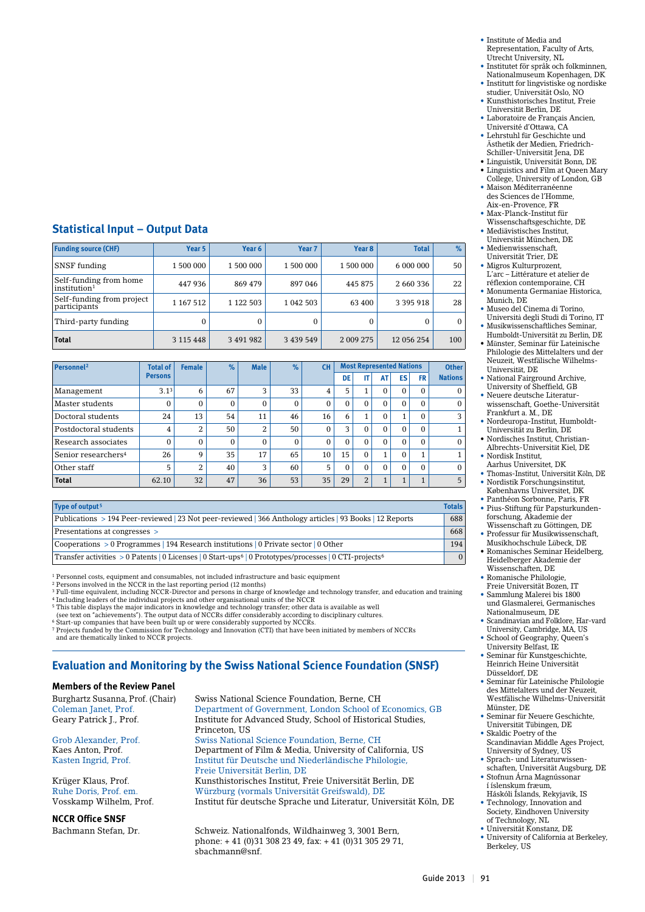- Institute of Media and Representation, Faculty of Arts, Utrecht University, NL
- Institutet för språk och folkminnen, Nationalmuseum Kopenhagen, DK
- Institutt for lingvistiske og nordiske studier, Universität Oslo, NO
- Kunsthistorisches Institut, Freie Universität Berlin, DE
- Laboratoire de Français Ancien, Université d'Ottawa, CA
- Lehrstuhl für Geschichte und Ästhetik der Medien, Friedrich-Schiller-Universität Jena, DE
- Linguistik, Universität Bonn, DE
- Linguistics and Film at Queen Mary College, University of London, GB
- Maison Méditerranéenne des Sciences de l'Homme, Aix-en-Provence, FR
- Max-Planck-Institut für Wissenschaftsgeschichte, DE
- Mediävistisches Institut, Universität München, DE
- Medienwissenschaft, Universität Trier, DE
- Migros Kulturprozent, L'arc – Littérature et atelier de réflexion contemporaine, CH
- Monumenta Germaniae Historica, Munich, DE
- Museo del Cinema di Torino, Università degli Studi di Torino, IT
- Musikwissenschaftliches Seminar, Humboldt-Universität zu Berlin, DE
- Münster, Seminar für Lateinische Philologie des Mittelalters und der Neuzeit, Westfälische Wilhelms-Universität, DE
- National Fairground Archive, University of Sheffield, GB
- Neuere deutsche Literaturwissenschaft, Goethe-Universität Frankfurt a. M., DE
- Nordeuropa-Institut, Humboldt-Universität zu Berlin, DE
- Nordisches Institut, Christian-Albrechts-Universität Kiel, DE
- Nordisk Institut, Aarhus Universitet, DK
- Thomas-Institut, Universität Köln, DE
- Nordistik Forschungsinstitut, Københavns Universitet, DK
- Panthéon Sorbonne, Paris, FR
- Pius-Stiftung für Papsturkundenforschung, Akademie der Wissenschaft zu Göttingen, DE
- Professur für Musikwissenschaft, Musikhochschule Lübeck, DE
- Romanisches Seminar Heidelberg, Heidelberger Akademie der Wissenschaften, DE
- Romanische Philologie, Freie Universität Bozen, IT
- Sammlung Malerei bis 1800 und Glasmalerei, Germanisches Nationalmuseum, DE
- Scandinavian and Folklore, Harvard University, Cambridge, MA, US
- School of Geography, Queen's University Belfast, IE
- Seminar für Kunstgeschichte, Heinrich Heine Universität Düsseldorf, DE
- Seminar für Lateinische Philologie des Mittelalters und der Neuzeit, Westfälische Wilhelms-Universität Münster, DE
- Seminar für Neuere Geschichte, Universität Tübingen, DE
- Skaldic Poetry of the Scandinavian Middle Ages Project, University of Sydney, US
- Sprach- und Literaturwissenschaften, Universität Augsburg, DE
- Stofnun Árna Magnússonar í íslenskum fræum, Háskóli Íslands, Rekyjavik, IS
- Technology, Innovation and Society, Eindhoven University of Technology, NL
- Universität Konstanz, DE
- University of California at Berkeley, Berkeley, US

## Statistical Input – Output Data

| Funding source (CHF) | Year 5 | Year 6 | Year 7 | Year 8 | Total | % |
|---|---|---|---|---|---|---|
| SNSF funding | 1 500 000 | 1 500 000 | 1 500 000 | 1 500 000 | 6 000 000 | 50 |
| Self-funding from home institution[1] | 447 936 | 869 479 | 897 046 | 445 875 | 2 660 336 | 22 |
| Self-funding from project participants | 1 167 512 | 1 122 503 | 1 042 503 | 63 400 | 3 395 918 | 28 |
| Third-party funding | 0 | 0 | 0 | 0 | 0 | 0 |
| **Total** | 3 115 448 | 3 491 982 | 3 439 549 | 2 009 275 | 12 056 254 | 100 |

| Personnel[2] | Total of Persons | Female | % | Male | % | CH | Most Represented Nations | | | | | Other Nations |
|---|---|---|---|---|---|---|---|---|---|---|---|---|
| | | | | | | | DE | IT | AT | ES | FR | |
| Management | 3.1[3] | 6 | 67 | 3 | 33 | 4 | 5 | 1 | 0 | 0 | 0 | 0 |
| Master students | 0 | 0 | 0 | 0 | 0 | 0 | 0 | 0 | 0 | 0 | 0 | 0 |
| Doctoral students | 24 | 13 | 54 | 11 | 46 | 16 | 6 | 1 | 0 | 1 | 0 | 3 |
| Postdoctoral students | 4 | 2 | 50 | 2 | 50 | 0 | 3 | 0 | 0 | 0 | 0 | 1 |
| Research associates | 0 | 0 | 0 | 0 | 0 | 0 | 0 | 0 | 0 | 0 | 0 | 0 |
| Senior researchers[4] | 26 | 9 | 35 | 17 | 65 | 10 | 15 | 0 | 1 | 0 | 1 | 1 |
| Other staff | 5 | 2 | 40 | 3 | 60 | 5 | 0 | 0 | 0 | 0 | 0 | 0 |
| **Total** | 62.10 | 32 | 47 | 36 | 53 | 35 | 29 | 2 | 1 | 1 | 1 | 5 |

| Type of output[5] | Totals |
|---|---|
| Publications > 194 Peer-reviewed \| 23 Not peer-reviewed \| 366 Anthology articles \| 93 Books \| 12 Reports | 688 |
| Presentations at congresses > | 668 |
| Cooperations > 0 Programmes \| 194 Research institutions \| 0 Private sector \| 0 Other | 194 |
| Transfer activities > 0 Patents \| 0 Licenses \| 0 Start-ups[6] \| 0 Prototypes/processes \| 0 CTI-projects[6] | 0 |

[1] Personnel costs, equipment and consumables, not included infrastructure and basic equipment
[2] Persons involved in the NCCR in the last reporting period (12 months)
[3] Full-time equivalent, including NCCR-Director and persons in charge of knowledge and technology transfer, and education and training
[4] Including leaders of the individual projects and other organisational units of the NCCR
[5] This table displays the major indicators in knowledge and technology transfer; other data is available as well (see text on "achievements"). The output data of NCCRs differ considerably according to disciplinary cultures.
[6] Start-up companies that have been built up or were considerably supported by NCCRs.
[7] Projects funded by the Commission for Technology and Innovation (CTI) that have been initiated by members of NCCRs and are thematically linked to NCCR projects.

## Evaluation and Monitoring by the Swiss National Science Foundation (SNSF)

### Members of the Review Panel

| | |
|---|---|
| Burghartz Susanna, Prof. (Chair) | Swiss National Science Foundation, Berne, CH |
| Coleman Janet, Prof. | Department of Government, London School of Economics, GB |
| Geary Patrick J., Prof. | Institute for Advanced Study, School of Historical Studies, Princeton, US |
| Grob Alexander, Prof. | Swiss National Science Foundation, Berne, CH |
| Kaes Anton, Prof. | Department of Film & Media, University of California, US |
| Kasten Ingrid, Prof. | Institut für Deutsche und Niederländische Philologie, Freie Universität Berlin, DE |
| Krüger Klaus, Prof. | Kunsthistorisches Institut, Freie Universität Berlin, DE |
| Ruhe Doris, Prof. em. | Würzburg (vormals Universität Greifswald), DE |
| Vosskamp Wilhelm, Prof. | Institut für deutsche Sprache und Literatur, Universität Köln, DE |

### NCCR Office SNSF

Bachmann Stefan, Dr. — Schweiz. Nationalfonds, Wildhainweg 3, 3001 Bern, phone: + 41 (0)31 308 23 49, fax: + 41 (0)31 305 29 71, sbachmann@snf.ch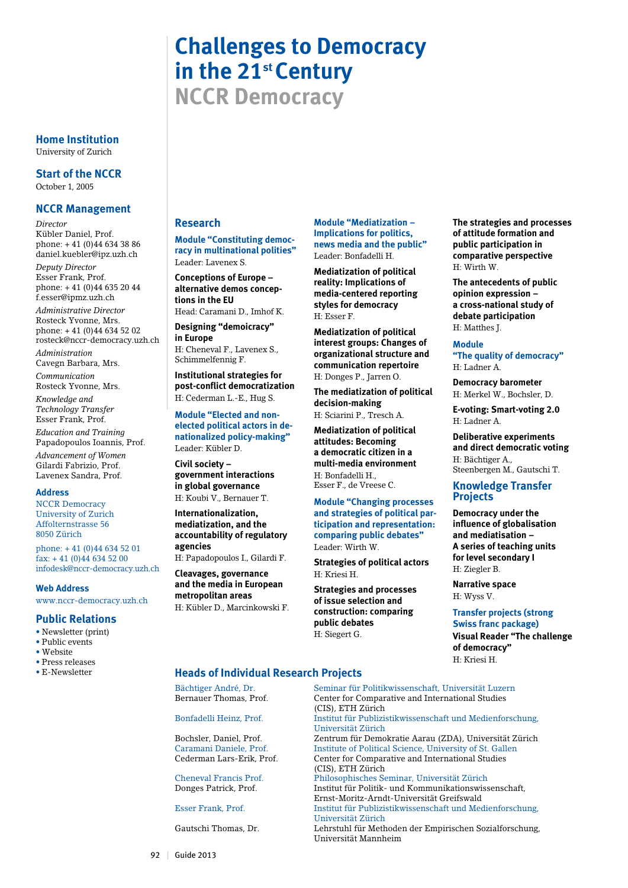# Challenges to Democracy in the 21st Century
## NCCR Democracy

### Home Institution
University of Zurich

### Start of the NCCR
October 1, 2005

### NCCR Management

*Director*
Kübler Daniel, Prof.
phone: + 41 (0)44 634 38 86
daniel.kuebler@ipz.uzh.ch

*Deputy Director*
Esser Frank, Prof.
phone: + 41 (0)44 635 20 44
f.esser@ipmz.uzh.ch

*Administrative Director*
Rosteck Yvonne, Mrs.
phone: + 41 (0)44 634 52 02
rosteck@nccr-democracy.uzh.ch

*Administration*
Cavegn Barbara, Mrs.

*Communication*
Rosteck Yvonne, Mrs.

*Knowledge and Technology Transfer*
Esser Frank, Prof.

*Education and Training*
Papadopoulos Ioannis, Prof.

*Advancement of Women*
Gilardi Fabrizio, Prof.
Lavenex Sandra, Prof.

#### Address
NCCR Democracy
University of Zurich
Affolternstrasse 56
8050 Zürich

phone: + 41 (0)44 634 52 01
fax: + 41 (0)44 634 52 00
infodesk@nccr-democracy.uzh.ch

#### Web Address
www.nccr-democracy.uzh.ch

### Public Relations
- Newsletter (print)
- Public events
- Website
- Press releases
- E-Newsletter

### Research

#### Module “Constituting democracy in multinational polities”
Leader: Lavenex S.

**Conceptions of Europe – alternative demos conceptions in the EU**
Head: Caramani D., Imhof K.

**Designing “demoicracy” in Europe**
H: Cheneval F., Lavenex S., Schimmelfennig F.

**Institutional strategies for post-conflict democratization**
H: Cederman L.-E., Hug S.

#### Module “Elected and non-elected political actors in denationalized policy-making”
Leader: Kübler D.

**Civil society – government interactions in global governance**
H: Koubi V., Bernauer T.

**Internationalization, mediatization, and the accountability of regulatory agencies**
H: Papadopoulos I., Gilardi F.

**Cleavages, governance and the media in European metropolitan areas**
H: Kübler D., Marcinkowski F.

#### Module “Mediatization – Implications for politics, news media and the public”
Leader: Bonfadelli H.

**Mediatization of political reality: Implications of media-centered reporting styles for democracy**
H: Esser F.

**Mediatization of political interest groups: Changes of organizational structure and communication repertoire**
H: Donges P., Jarren O.

**The mediatization of political decision-making**
H: Sciarini P., Tresch A.

**Mediatization of political attitudes: Becoming a democratic citizen in a multi-media environment**
H: Bonfadelli H., Esser F., de Vreese C.

#### Module “Changing processes and strategies of political participation and representation: comparing public debates”
Leader: Wirth W.

**Strategies of political actors**
H: Kriesi H.

**Strategies and processes of issue selection and construction: comparing public debates**
H: Siegert G.

**The strategies and processes of attitude formation and public participation in comparative perspective**
H: Wirth W.

**The antecedents of public opinion expression – a cross-national study of debate participation**
H: Matthes J.

#### Module “The quality of democracy”
H: Ladner A.

**Democracy barometer**
H: Merkel W., Bochsler, D.

**E-voting: Smart-voting 2.0**
H: Ladner A.

**Deliberative experiments and direct democratic voting**
H: Bächtiger A., Steenbergen M., Gautschi T.

### Knowledge Transfer Projects

**Democracy under the influence of globalisation and mediatisation – A series of teaching units for level secondary I**
H: Ziegler B.

**Narrative space**
H: Wyss V.

#### Transfer projects (strong Swiss franc package)

**Visual Reader “The challenge of democracy”**
H: Kriesi H.

### Heads of Individual Research Projects

| | |
|---|---|
| Bächtiger André, Dr. | Seminar für Politikwissenschaft, Universität Luzern |
| Bernauer Thomas, Prof. | Center for Comparative and International Studies (CIS), ETH Zürich |
| Bonfadelli Heinz, Prof. | Institut für Publizistikwissenschaft und Medienforschung, Universität Zürich |
| Bochsler, Daniel, Prof. | Zentrum für Demokratie Aarau (ZDA), Universität Zürich |
| Caramani Daniele, Prof. | Institute of Political Science, University of St. Gallen |
| Cederman Lars-Erik, Prof. | Center for Comparative and International Studies (CIS), ETH Zürich |
| Cheneval Francis Prof. | Philosophisches Seminar, Universität Zürich |
| Donges Patrick, Prof. | Institut für Politik- und Kommunikationswissenschaft, Ernst-Moritz-Arndt-Universität Greifswald |
| Esser Frank, Prof. | Institut für Publizistikwissenschaft und Medienforschung, Universität Zürich |
| Gautschi Thomas, Dr. | Lehrstuhl für Methoden der Empirischen Sozialforschung, Universität Mannheim |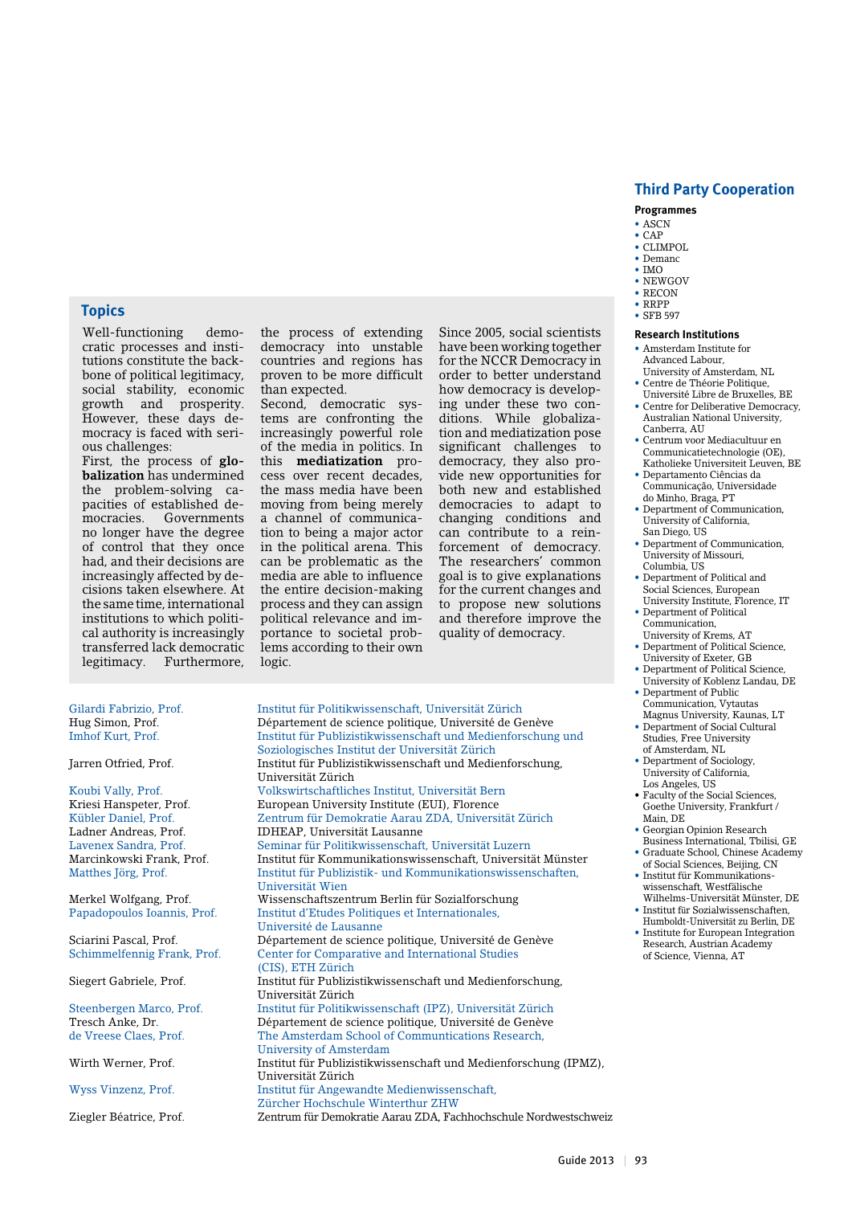## Topics

Well-functioning democratic processes and institutions constitute the backbone of political legitimacy, social stability, economic growth and prosperity. However, these days democracy is faced with serious challenges:

First, the process of **globalization** has undermined the problem-solving capacities of established democracies. Governments no longer have the degree of control that they once had, and their decisions are increasingly affected by decisions taken elsewhere. At the same time, international institutions to which political authority is increasingly transferred lack democratic legitimacy. Furthermore, the process of extending democracy into unstable countries and regions has proven to be more difficult than expected.

Second, democratic systems are confronting the increasingly powerful role of the media in politics. In this **mediatization** process over recent decades, the mass media have been moving from being merely a channel of communication to being a major actor in the political arena. This can be problematic as the media are able to influence the entire decision-making process and they can assign political relevance and importance to societal problems according to their own logic.

Since 2005, social scientists have been working together for the NCCR Democracy in order to better understand how democracy is developing under these two conditions. While globalization and mediatization pose significant challenges to democracy, they also provide new opportunities for both new and established democracies to adapt to changing conditions and can contribute to a reinforcement of democracy. The researchers' common goal is to give explanations for the current changes and to propose new solutions and therefore improve the quality of democracy.

| | |
|---|---|
| Gilardi Fabrizio, Prof. | Institut für Politikwissenschaft, Universität Zürich |
| Hug Simon, Prof. | Département de science politique, Université de Genève |
| Imhof Kurt, Prof. | Institut für Publizistikwissenschaft und Medienforschung und Soziologisches Institut der Universität Zürich |
| Jarren Otfried, Prof. | Institut für Publizistikwissenschaft und Medienforschung, Universität Zürich |
| Koubi Vally, Prof. | Volkswirtschaftliches Institut, Universität Bern |
| Kriesi Hanspeter, Prof. | European University Institute (EUI), Florence |
| Kübler Daniel, Prof. | Zentrum für Demokratie Aarau ZDA, Universität Zürich |
| Ladner Andreas, Prof. | IDHEAP, Universität Lausanne |
| Lavenex Sandra, Prof. | Seminar für Politikwissenschaft, Universität Luzern |
| Marcinkowski Frank, Prof. | Institut für Kommunikationswissenschaft, Universität Münster |
| Matthes Jörg, Prof. | Institut für Publizistik- und Kommunikationswissenschaften, Universität Wien |
| Merkel Wolfgang, Prof. | Wissenschaftszentrum Berlin für Sozialforschung |
| Papadopoulos Ioannis, Prof. | Institut d'Etudes Politiques et Internationales, Université de Lausanne |
| Sciarini Pascal, Prof. | Département de science politique, Université de Genève |
| Schimmelfennig Frank, Prof. | Center for Comparative and International Studies (CIS), ETH Zürich |
| Siegert Gabriele, Prof. | Institut für Publizistikwissenschaft und Medienforschung, Universität Zürich |
| Steenbergen Marco, Prof. | Institut für Politikwissenschaft (IPZ), Universität Zürich |
| Tresch Anke, Dr. | Département de science politique, Université de Genève |
| de Vreese Claes, Prof. | The Amsterdam School of Communications Research, University of Amsterdam |
| Wirth Werner, Prof. | Institut für Publizistikwissenschaft und Medienforschung (IPMZ), Universität Zürich |
| Wyss Vinzenz, Prof. | Institut für Angewandte Medienwissenschaft, Zürcher Hochschule Winterthur ZHW |
| Ziegler Béatrice, Prof. | Zentrum für Demokratie Aarau ZDA, Fachhochschule Nordwestschweiz |

## Third Party Cooperation

### Programmes

- ASCN
- CAP
- CLIMPOL
- Demanc
- IMO
- NEWGOV
- RECON
- RRPP
- SFB 597

### Research Institutions

- Amsterdam Institute for Advanced Labour, University of Amsterdam, NL
- Centre de Théorie Politique, Université Libre de Bruxelles, BE
- Centre for Deliberative Democracy, Australian National University, Canberra, AU
- Centrum voor Mediacultuur en Communicatietechnologie (OE), Katholieke Universiteit Leuven, BE
- Departamento Ciências da Communicação, Universidade do Minho, Braga, PT
- Department of Communication, University of California, San Diego, US
- Department of Communication, University of Missouri, Columbia, US
- Department of Political and Social Sciences, European University Institute, Florence, IT
- Department of Political Communication, University of Krems, AT
- Department of Political Science, University of Exeter, GB
- Department of Political Science, University of Koblenz Landau, DE
- Department of Public Communication, Vytautas Magnus University, Kaunas, LT
- Department of Social Cultural Studies, Free University of Amsterdam, NL
- Department of Sociology, University of California, Los Angeles, US
- Faculty of the Social Sciences, Goethe University, Frankfurt / Main, DE
- Georgian Opinion Research Business International, Tbilisi, GE
- Graduate School, Chinese Academy of Social Sciences, Beijing, CN
- Institut für Kommunikationswissenschaft, Westfälische Wilhelms-Universität Münster, DE
- Institut für Sozialwissenschaften, Humboldt-Universität zu Berlin, DE
- Institute for European Integration Research, Austrian Academy of Science, Vienna, AT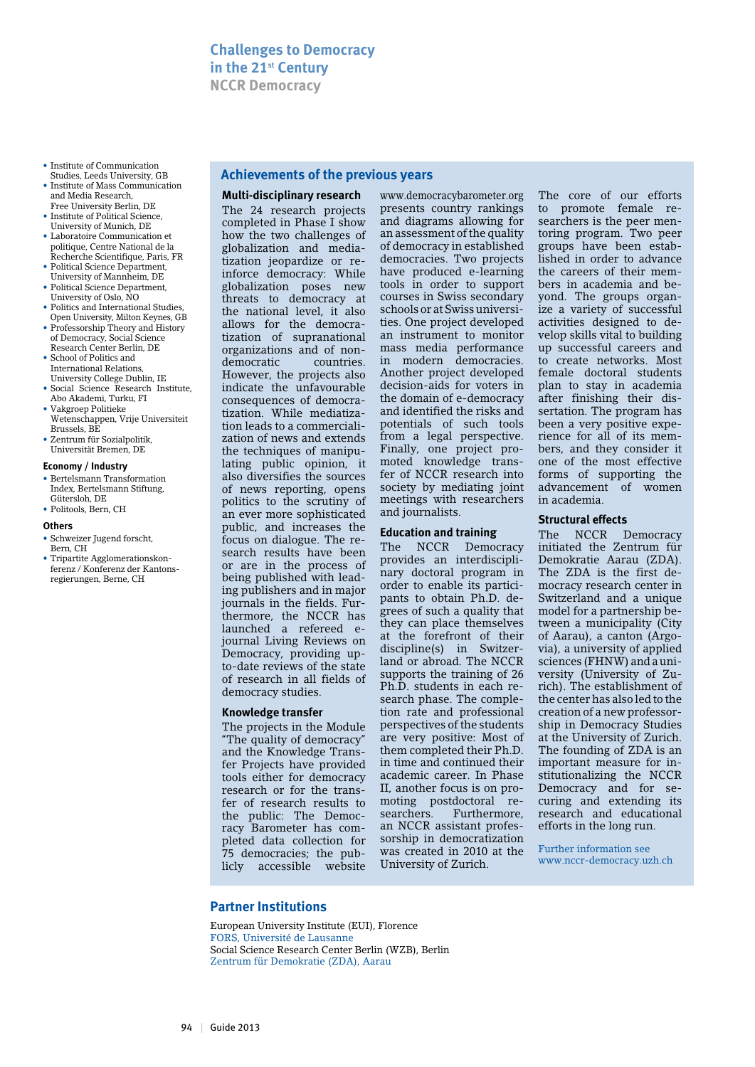# Challenges to Democracy in the 21st Century

## NCCR Democracy

- Institute of Communication Studies, Leeds University, GB
- Institute of Mass Communication and Media Research, Free University Berlin, DE
- Institute of Political Science, University of Munich, DE
- Laboratoire Communication et politique, Centre National de la Recherche Scientifique, Paris, FR
- Political Science Department, University of Mannheim, DE
- Political Science Department, University of Oslo, NO
- Politics and International Studies, Open University, Milton Keynes, GB
- Professorship Theory and History of Democracy, Social Science Research Center Berlin, DE
- School of Politics and International Relations, University College Dublin, IE
- Social Science Research Institute, Abo Akademi, Turku, FI
- Vakgroep Politieke Wetenschappen, Vrije Universiteit Brussels, BE
- Zentrum für Sozialpolitik, Universität Bremen, DE

**Economy / Industry**

- Bertelsmann Transformation Index, Bertelsmann Stiftung, Gütersloh, DE
- Politools, Bern, CH

**Others**

- Schweizer Jugend forscht, Bern, CH
- Tripartite Agglomerationskonferenz / Konferenz der Kantonsregierungen, Berne, CH

## Achievements of the previous years

### Multi-disciplinary research

The 24 research projects completed in Phase I show how the two challenges of globalization and mediatization jeopardize or reinforce democracy: While globalization poses new threats to democracy at the national level, it also allows for the democratization of supranational organizations and of non-democratic countries. However, the projects also indicate the unfavourable consequences of democratization. While mediatization leads to a commercialization of news and extends the techniques of manipulating public opinion, it also diversifies the sources of news reporting, opens politics to the scrutiny of an ever more sophisticated public, and increases the focus on dialogue. The research results have been or are in the process of being published with leading publishers and in major journals in the fields. Furthermore, the NCCR has launched a refereed e-journal Living Reviews on Democracy, providing up-to-date reviews of the state of research in all fields of democracy studies.

### Knowledge transfer

The projects in the Module "The quality of democracy" and the Knowledge Transfer Projects have provided tools either for democracy research or for the transfer of research results to the public: The Democracy Barometer has completed data collection for 75 democracies; the publicly accessible website www.democracybarometer.org presents country rankings and diagrams allowing for an assessment of the quality of democracy in established democracies. Two projects have produced e-learning tools in order to support courses in Swiss secondary schools or at Swiss universities. One project developed an instrument to monitor mass media performance in modern democracies. Another project developed decision-aids for voters in the domain of e-democracy and identified the risks and potentials of such tools from a legal perspective. Finally, one project promoted knowledge transfer of NCCR research into society by mediating joint meetings with researchers and journalists.

### Education and training

The NCCR Democracy provides an interdisciplinary doctoral program in order to enable its participants to obtain Ph.D. degrees of such a quality that they can place themselves at the forefront of their discipline(s) in Switzerland or abroad. The NCCR supports the training of 26 Ph.D. students in each research phase. The completion rate and professional perspectives of the students are very positive: Most of them completed their Ph.D. in time and continued their academic career. In Phase II, another focus is on promoting postdoctoral researchers. Furthermore, an NCCR assistant professorship in democratization was created in 2010 at the University of Zurich.

The core of our efforts to promote female researchers is the peer mentoring program. Two peer groups have been established in order to advance the careers of their members in academia and beyond. The groups organize a variety of successful activities designed to develop skills vital to building up successful careers and to create networks. Most female doctoral students plan to stay in academia after finishing their dissertation. The program has been a very positive experience for all of its members, and they consider it one of the most effective forms of supporting the advancement of women in academia.

### Structural effects

The NCCR Democracy initiated the Zentrum für Demokratie Aarau (ZDA). The ZDA is the first democracy research center in Switzerland and a unique model for a partnership between a municipality (City of Aarau), a canton (Argovia), a university of applied sciences (FHNW) and a university (University of Zurich). The establishment of the center has also led to the creation of a new professorship in Democracy Studies at the University of Zurich. The founding of ZDA is an important measure for institutionalizing the NCCR Democracy and for securing and extending its research and educational efforts in the long run.

Further information see www.nccr-democracy.uzh.ch

## Partner Institutions

European University Institute (EUI), Florence
FORS, Université de Lausanne
Social Science Research Center Berlin (WZB), Berlin
Zentrum für Demokratie (ZDA), Aarau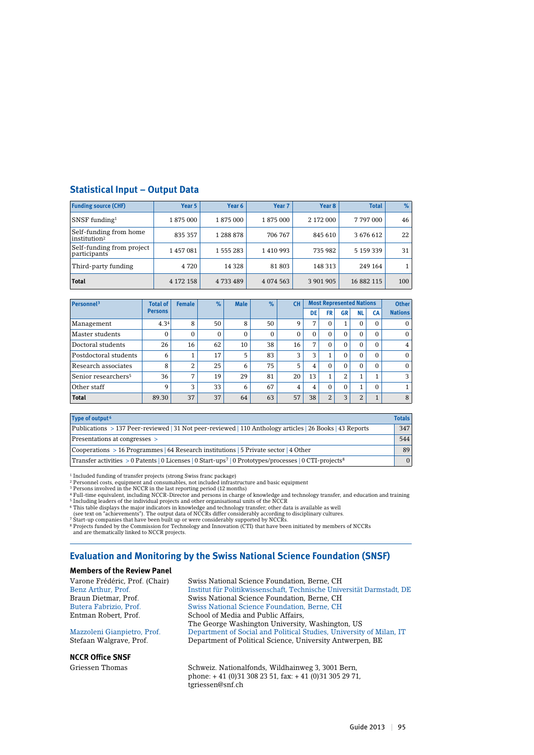## Statistical Input – Output Data

| Funding source (CHF) | Year 5 | Year 6 | Year 7 | Year 8 | Total | % |
|---|---|---|---|---|---|---|
| SNSF funding[1] | 1 875 000 | 1 875 000 | 1 875 000 | 2 172 000 | 7 797 000 | 46 |
| Self-funding from home institution[2] | 835 357 | 1 288 878 | 706 767 | 845 610 | 3 676 612 | 22 |
| Self-funding from project participants | 1 457 081 | 1 555 283 | 1 410 993 | 735 982 | 5 159 339 | 31 |
| Third-party funding | 4 720 | 14 328 | 81 803 | 148 313 | 249 164 | 1 |
| **Total** | 4 172 158 | 4 733 489 | 4 074 563 | 3 901 905 | 16 882 115 | 100 |

| Personnel[3] | Total of Persons | Female | % | Male | % | CH | Most Represented Nations | | | | | Other Nations |
|---|---|---|---|---|---|---|---|---|---|---|---|---|
| | | | | | | | DE | FR | GR | NL | CA | |
| Management | 4.3[4] | 8 | 50 | 8 | 50 | 9 | 7 | 0 | 1 | 0 | 0 | 0 |
| Master students | 0 | 0 | 0 | 0 | 0 | 0 | 0 | 0 | 0 | 0 | 0 | 0 |
| Doctoral students | 26 | 16 | 62 | 10 | 38 | 16 | 7 | 0 | 0 | 0 | 0 | 4 |
| Postdoctoral students | 6 | 1 | 17 | 5 | 83 | 3 | 3 | 1 | 0 | 0 | 0 | 0 |
| Research associates | 8 | 2 | 25 | 6 | 75 | 5 | 4 | 0 | 0 | 0 | 0 | 0 |
| Senior researchers[5] | 36 | 7 | 19 | 29 | 81 | 20 | 13 | 1 | 2 | 1 | 1 | 3 |
| Other staff | 9 | 3 | 33 | 6 | 67 | 4 | 4 | 0 | 0 | 1 | 0 | 1 |
| **Total** | 89.30 | 37 | 37 | 64 | 63 | 57 | 38 | 2 | 3 | 2 | 1 | 8 |

| Type of output[6] | Totals |
|---|---|
| Publications > 137 Peer-reviewed \| 31 Not peer-reviewed \| 110 Anthology articles \| 26 Books \| 43 Reports | 347 |
| Presentations at congresses > | 544 |
| Cooperations > 16 Programmes \| 64 Research institutions \| 5 Private sector \| 4 Other | 89 |
| Transfer activities > 0 Patents \| 0 Licenses \| 0 Start-ups[7] \| 0 Prototypes/processes \| 0 CTI-projects[8] | 0 |

[1] Included funding of transfer projects (strong Swiss franc package)
[2] Personnel costs, equipment and consumables, not included infrastructure and basic equipment
[3] Persons involved in the NCCR in the last reporting period (12 months)
[4] Full-time equivalent, including NCCR-Director and persons in charge of knowledge and technology transfer, and education and training
[5] Including leaders of the individual projects and other organisational units of the NCCR
[6] This table displays the major indicators in knowledge and technology transfer; other data is available as well (see text on "achievements"). The output data of NCCRs differ considerably according to disciplinary cultures.
[7] Start-up companies that have been built up or were considerably supported by NCCRs.
[8] Projects funded by the Commission for Technology and Innovation (CTI) that have been initiated by members of NCCRs and are thematically linked to NCCR projects.

## Evaluation and Monitoring by the Swiss National Science Foundation (SNSF)

### Members of the Review Panel

Varone Frédéric, Prof. (Chair) — Swiss National Science Foundation, Berne, CH
Benz Arthur, Prof. — Institut für Politikwissenschaft, Technische Universität Darmstadt, DE
Braun Dietmar, Prof. — Swiss National Science Foundation, Berne, CH
Butera Fabrizio, Prof. — Swiss National Science Foundation, Berne, CH
Entman Robert, Prof. — School of Media and Public Affairs, The George Washington University, Washington, US
Mazzoleni Gianpietro, Prof. — Department of Social and Political Studies, University of Milan, IT
Stefaan Walgrave, Prof. — Department of Political Science, University Antwerpen, BE

### NCCR Office SNSF

Griessen Thomas — Schweiz. Nationalfonds, Wildhainweg 3, 3001 Bern, phone: + 41 (0)31 308 23 51, fax: + 41 (0)31 305 29 71, tgriessen@snf.ch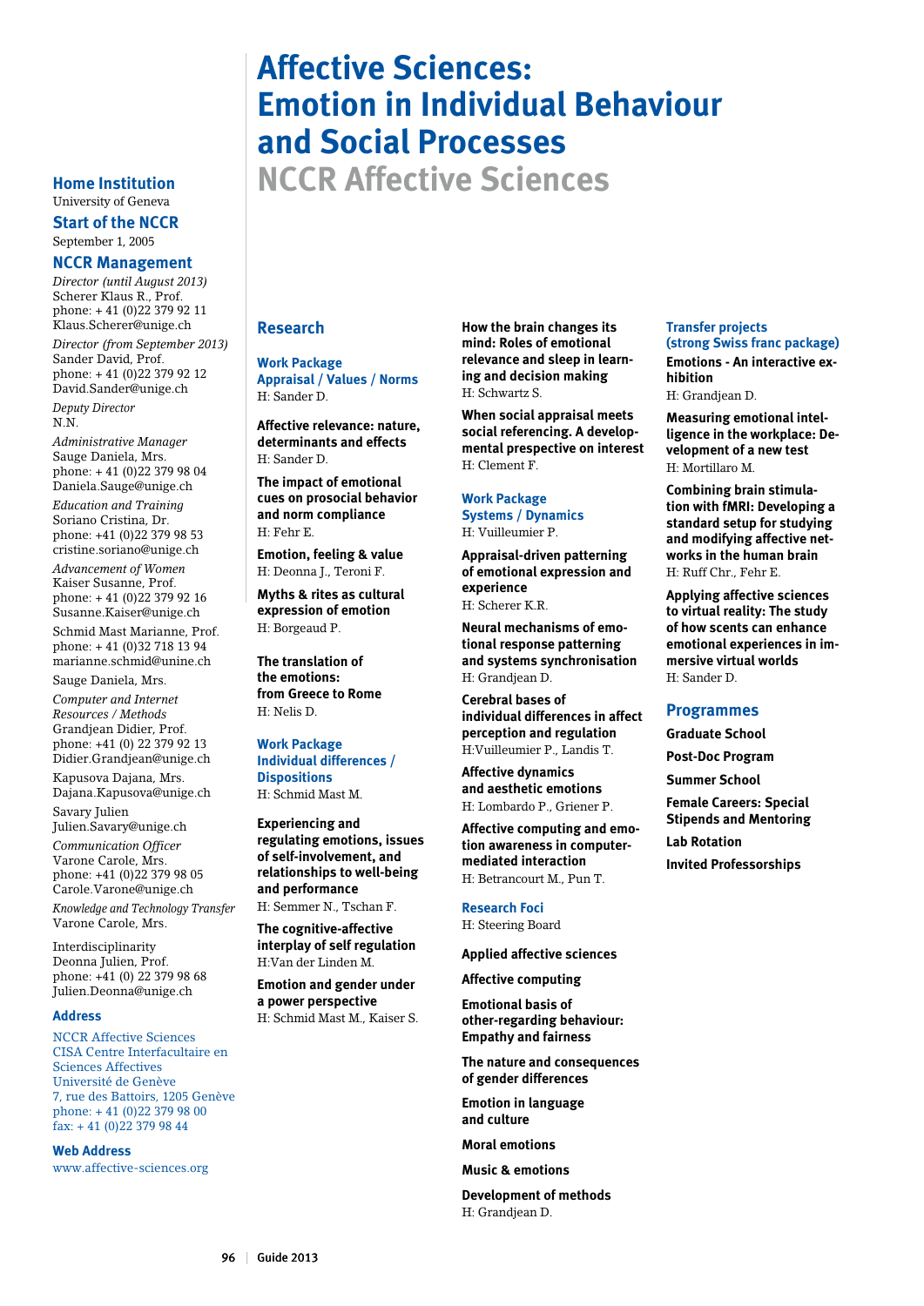# Affective Sciences: Emotion in Individual Behaviour and Social Processes

## NCCR Affective Sciences

### Home Institution
University of Geneva

### Start of the NCCR
September 1, 2005

### NCCR Management

*Director (until August 2013)*
Scherer Klaus R., Prof.
phone: + 41 (0)22 379 92 11
Klaus.Scherer@unige.ch

*Director (from September 2013)*
Sander David, Prof.
phone: + 41 (0)22 379 92 12
David.Sander@unige.ch

*Deputy Director*
N.N.

*Administrative Manager*
Sauge Daniela, Mrs.
phone: + 41 (0)22 379 98 04
Daniela.Sauge@unige.ch

*Education and Training*
Soriano Cristina, Dr.
phone: +41 (0)22 379 98 53
cristine.soriano@unige.ch

*Advancement of Women*
Kaiser Susanne, Prof.
phone: + 41 (0)22 379 92 16
Susanne.Kaiser@unige.ch

Schmid Mast Marianne, Prof.
phone: + 41 (0)32 718 13 94
marianne.schmid@unine.ch

Sauge Daniela, Mrs.

*Computer and Internet Resources / Methods*
Grandjean Didier, Prof.
phone: +41 (0) 22 379 92 13
Didier.Grandjean@unige.ch

Kapusova Dajana, Mrs.
Dajana.Kapusova@unige.ch

Savary Julien
Julien.Savary@unige.ch

*Communication Officer*
Varone Carole, Mrs.
phone: + 41 (0)22 379 98 05
Carole.Varone@unige.ch

*Knowledge and Technology Transfer*
Varone Carole, Mrs.

Interdisciplinarity
Deonna Julien, Prof.
phone: +41 (0) 22 379 98 68
Julien.Deonna@unige.ch

### Address
NCCR Affective Sciences
CISA Centre Interfacultaire en Sciences Affectives
Université de Genève
7, rue des Battoirs, 1205 Genève
phone: + 41 (0)22 379 98 00
fax: + 41 (0)22 379 98 44

### Web Address
www.affective-sciences.org

## Research

### Work Package Appraisal / Values / Norms
H: Sander D.

**Affective relevance: nature, determinants and effects**
H: Sander D.

**The impact of emotional cues on prosocial behavior and norm compliance**
H: Fehr E.

**Emotion, feeling & value**
H: Deonna J., Teroni F.

**Myths & rites as cultural expression of emotion**
H: Borgeaud P.

**The translation of the emotions: from Greece to Rome**
H: Nelis D.

### Work Package Individual differences / Dispositions
H: Schmid Mast M.

**Experiencing and regulating emotions, issues of self-involvement, and relationships to well-being and performance**
H: Semmer N., Tschan F.

**The cognitive-affective interplay of self regulation**
H:Van der Linden M.

**Emotion and gender under a power perspective**
H: Schmid Mast M., Kaiser S.

**How the brain changes its mind: Roles of emotional relevance and sleep in learning and decision making**
H: Schwartz S.

**When social appraisal meets social referencing. A developmental prespective on interest**
H: Clement F.

### Work Package Systems / Dynamics
H: Vuilleumier P.

**Appraisal-driven patterning of emotional expression and experience**
H: Scherer K.R.

**Neural mechanisms of emotional response patterning and systems synchronisation**
H: Grandjean D.

**Cerebral bases of individual differences in affect perception and regulation**
H:Vuilleumier P., Landis T.

**Affective dynamics and aesthetic emotions**
H: Lombardo P., Griener P.

**Affective computing and emotion awareness in computer-mediated interaction**
H: Betrancourt M., Pun T.

### Research Foci
H: Steering Board

**Applied affective sciences**

**Affective computing**

**Emotional basis of other-regarding behaviour: Empathy and fairness**

**The nature and consequences of gender differences**

**Emotion in language and culture**

**Moral emotions**

**Music & emotions**

**Development of methods**
H: Grandjean D.

### Transfer projects (strong Swiss franc package)

**Emotions - An interactive exhibition**
H: Grandjean D.

**Measuring emotional intelligence in the workplace: Development of a new test**
H: Mortillaro M.

**Combining brain stimulation with fMRI: Developing a standard setup for studying and modifying affective networks in the human brain**
H: Ruff Chr., Fehr E.

**Applying affective sciences to virtual reality: The study of how scents can enhance emotional experiences in immersive virtual worlds**
H: Sander D.

## Programmes

**Graduate School**

**Post-Doc Program**

**Summer School**

**Female Careers: Special Stipends and Mentoring**

**Lab Rotation**

**Invited Professorships**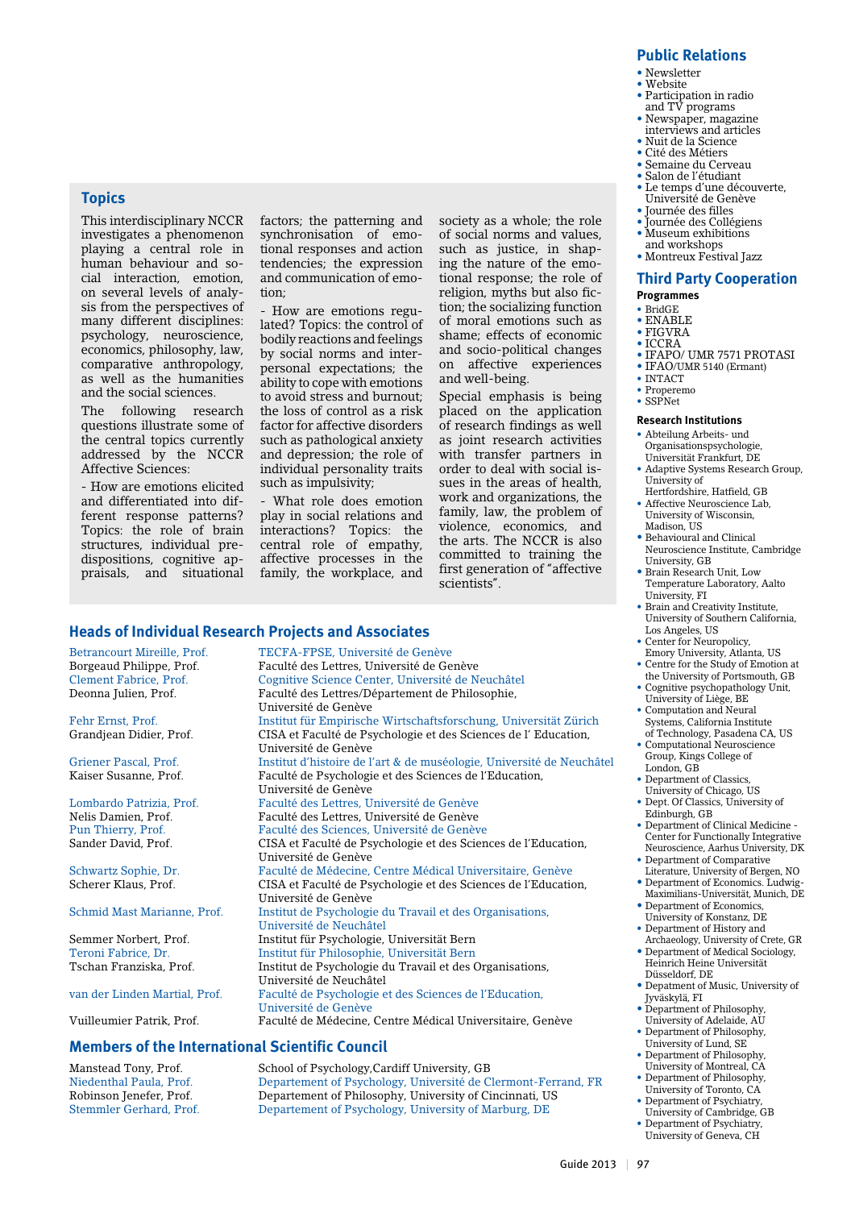## Topics

This interdisciplinary NCCR investigates a phenomenon playing a central role in human behaviour and social interaction, emotion, on several levels of analysis from the perspectives of many different disciplines: psychology, neuroscience, economics, philosophy, law, comparative anthropology, as well as the humanities and the social sciences.

The following research questions illustrate some of the central topics currently addressed by the NCCR Affective Sciences:

- How are emotions elicited and differentiated into different response patterns? Topics: the role of brain structures, individual predispositions, cognitive appraisals, and situational factors; the patterning and synchronisation of emotional responses and action tendencies; the expression and communication of emotion;

- How are emotions regulated? Topics: the control of bodily reactions and feelings by social norms and interpersonal expectations; the ability to cope with emotions to avoid stress and burnout; the loss of control as a risk factor for affective disorders such as pathological anxiety and depression; the role of individual personality traits such as impulsivity;

- What role does emotion play in social relations and interactions? Topics: the central role of empathy, affective processes in the family, the workplace, and society as a whole; the role of social norms and values, such as justice, in shaping the nature of the emotional response; the role of religion, myths but also fiction; the socializing function of moral emotions such as shame; effects of economic and socio-political changes on affective experiences and well-being.

Special emphasis is being placed on the application of research findings as well as joint research activities with transfer partners in order to deal with social issues in the areas of health, work and organizations, the family, law, the problem of violence, economics, and the arts. The NCCR is also committed to training the first generation of "affective scientists".

## Heads of Individual Research Projects and Associates

| | |
|---|---|
| Betrancourt Mireille, Prof. | TECFA-FPSE, Université de Genève |
| Borgeaud Philippe, Prof. | Faculté des Lettres, Université de Genève |
| Clement Fabrice, Prof. | Cognitive Science Center, Université de Neuchâtel |
| Deonna Julien, Prof. | Faculté des Lettres/Département de Philosophie, Université de Genève |
| Fehr Ernst, Prof. | Institut für Empirische Wirtschaftsforschung, Universität Zürich |
| Grandjean Didier, Prof. | CISA et Faculté de Psychologie et des Sciences de l' Education, Université de Genève |
| Griener Pascal, Prof. | Institut d'histoire de l'art & de muséologie, Université de Neuchâtel |
| Kaiser Susanne, Prof. | Faculté de Psychologie et des Sciences de l'Education, Université de Genève |
| Lombardo Patrizia, Prof. | Faculté des Lettres, Université de Genève |
| Nelis Damien, Prof. | Faculté des Lettres, Université de Genève |
| Pun Thierry, Prof. | Faculté des Sciences, Université de Genève |
| Sander David, Prof. | CISA et Faculté de Psychologie et des Sciences de l'Education, Université de Genève |
| Schwartz Sophie, Dr. | Faculté de Médecine, Centre Médical Universitaire, Genève |
| Scherer Klaus, Prof. | CISA et Faculté de Psychologie et des Sciences de l'Education, Université de Genève |
| Schmid Mast Marianne, Prof. | Institut de Psychologie du Travail et des Organisations, Université de Neuchâtel |
| Semmer Norbert, Prof. | Institut für Psychologie, Universität Bern |
| Teroni Fabrice, Dr. | Institut für Philosophie, Universität Bern |
| Tschan Franziska, Prof. | Institut de Psychologie du Travail et des Organisations, Université de Neuchâtel |
| van der Linden Martial, Prof. | Faculté de Psychologie et des Sciences de l'Education, Université de Genève |
| Vuilleumier Patrik, Prof. | Faculté de Médecine, Centre Médical Universitaire, Genève |

## Members of the International Scientific Council

| | |
|---|---|
| Manstead Tony, Prof. | School of Psychology,Cardiff University, GB |
| Niedenthal Paula, Prof. | Departement of Psychology, Université de Clermont-Ferrand, FR |
| Robinson Jenefer, Prof. | Departement of Philosophy, University of Cincinnati, US |
| Stemmler Gerhard, Prof. | Departement of Psychology, University of Marburg, DE |

## Public Relations

- Newsletter
- Website
- Participation in radio and TV programs
- Newspaper, magazine interviews and articles
- Nuit de la Science
- Cité des Métiers
- Semaine du Cerveau
- Salon de l'étudiant
- Le temps d'une découverte, Université de Genève
- Journée des filles
- Journée des Collégiens
- Museum exhibitions and workshops
- Montreux Festival Jazz

## Third Party Cooperation

### Programmes

- BridGE
- ENABLE
- FIGVRA
- ICCRA
- IFAPO/ UMR 7571 PROTASI
- IFAO/UMR 5140 (Ermant)
- INTACT
- Properemo
- SSPNet

### Research Institutions

- Abteilung Arbeits- und Organisationspsychologie, Universität Frankfurt, DE
- Adaptive Systems Research Group, University of Hertfordshire, Hatfield, GB
- Affective Neuroscience Lab, University of Wisconsin, Madison, US
- Behavioural and Clinical Neuroscience Institute, Cambridge University, GB
- Brain Research Unit, Low Temperature Laboratory, Aalto University, FI
- Brain and Creativity Institute, University of Southern California, Los Angeles, US
- Center for Neuropolicy, Emory University, Atlanta, US
- Centre for the Study of Emotion at the University of Portsmouth, GB
- Cognitive psychopathology Unit, University of Liège, BE
- Computation and Neural Systems, California Institute of Technology, Pasadena CA, US
- Computational Neuroscience Group, Kings College of London, GB
- Department of Classics, University of Chicago, US
- Dept. Of Classics, University of Edinburgh, GB
- Department of Clinical Medicine - Center for Functionally Integrative Neuroscience, Aarhus University, DK
- Department of Comparative Literature, University of Bergen, NO
- Department of Economics. Ludwig-Maximilians-Universität, Munich, DE
- Department of Economics, University of Konstanz, DE
- Department of History and Archaeology, University of Crete, GR
- Department of Medical Sociology, Heinrich Heine Universität Düsseldorf, DE
- Depatment of Music, University of Jyväskylä, FI
- Department of Philosophy, University of Adelaide, AU
- Department of Philosophy, University of Lund, SE
- Department of Philosophy, University of Montreal, CA
- Department of Philosophy, University of Toronto, CA
- Department of Psychiatry, University of Cambridge, GB
- Department of Psychiatry, University of Geneva, CH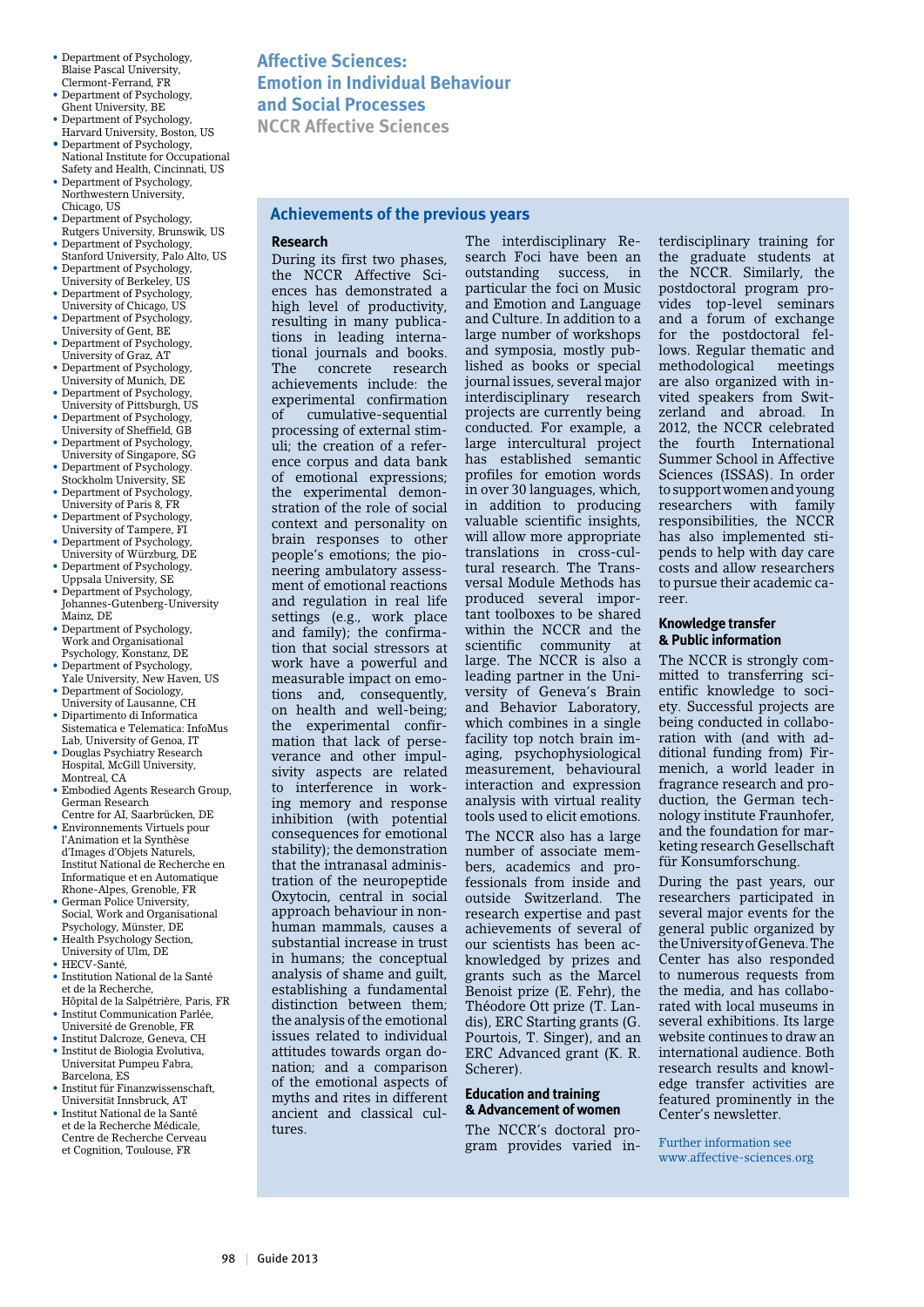- Department of Psychology, Blaise Pascal University, Clermont-Ferrand, FR
- Department of Psychology, Ghent University, BE
- Department of Psychology, Harvard University, Boston, US
- Department of Psychology, National Institute for Occupational Safety and Health, Cincinnati, US
- Department of Psychology, Northwestern University, Chicago, US
- Department of Psychology, Rutgers University, Brunswik, US
- Department of Psychology, Stanford University, Palo Alto, US
- Department of Psychology, University of Berkeley, US
- Department of Psychology, University of Chicago, US
- Department of Psychology, University of Gent, BE
- Department of Psychology, University of Graz, AT
- Department of Psychology, University of Munich, DE
- Department of Psychology, University of Pittsburgh, US
- Department of Psychology, University of Sheffield, GB
- Department of Psychology, University of Singapore, SG
- Department of Psychology. Stockholm University, SE
- Department of Psychology, University of Paris 8, FR
- Department of Psychology, University of Tampere, FI
- Department of Psychology, University of Würzburg, DE
- Department of Psychology, Uppsala University, SE
- Department of Psychology, Johannes-Gutenberg-University Mainz, DE
- Department of Psychology, Work and Organisational Psychology, Konstanz, DE
- Department of Psychology, Yale University, New Haven, US
- Department of Sociology, University of Lausanne, CH
- Dipartimento di Informatica Sistematica e Telematica: InfoMus Lab, University of Genoa, IT
- Douglas Psychiatry Research Hospital, McGill University, Montreal, CA
- Embodied Agents Research Group, German Research Centre for AI, Saarbrücken, DE
- Environnements Virtuels pour l'Animation et la Synthèse d'Images d'Objets Naturels, Institut National de Recherche en Informatique et en Automatique Rhone-Alpes, Grenoble, FR
- German Police University, Social, Work and Organisational Psychology, Münster, DE
- Health Psychology Section, University of Ulm, DE
- HECV-Santé,
- Institution National de la Santé et de la Recherche, Hôpital de la Salpétrière, Paris, FR
- Institut Communication Parlée, Université de Grenoble, FR
- Institut Dalcroze, Geneva, CH
- Institut de Biologia Evolutiva, Universitat Pumpeu Fabra, Barcelona, ES
- Institut für Finanzwissenschaft, Universität Innsbruck, AT
- Institut National de la Santé et de la Recherche Médicale, Centre de Recherche Cerveau et Cognition, Toulouse, FR

# Affective Sciences: Emotion in Individual Behaviour and Social Processes

## NCCR Affective Sciences

## Achievements of the previous years

### Research

During its first two phases, the NCCR Affective Sciences has demonstrated a high level of productivity, resulting in many publications in leading international journals and books. The concrete research achievements include: the experimental confirmation of cumulative-sequential processing of external stimuli; the creation of a reference corpus and data bank of emotional expressions; the experimental demonstration of the role of social context and personality on brain responses to other people's emotions; the pioneering ambulatory assessment of emotional reactions and regulation in real life settings (e.g., work place and family); the confirmation that social stressors at work have a powerful and measurable impact on emotions and, consequently, on health and well-being; the experimental confirmation that lack of perseverance and other impulsivity aspects are related to interference in working memory and response inhibition (with potential consequences for emotional stability); the demonstration that the intranasal administration of the neuropeptide Oxytocin, central in social approach behaviour in non-human mammals, causes a substantial increase in trust in humans; the conceptual analysis of shame and guilt, establishing a fundamental distinction between them; the analysis of the emotional issues related to individual attitudes towards organ donation; and a comparison of the emotional aspects of myths and rites in different ancient and classical cultures.

The interdisciplinary Research Foci have been an outstanding success, in particular the foci on Music and Emotion and Language and Culture. In addition to a large number of workshops and symposia, mostly published as books or special journal issues, several major interdisciplinary research projects are currently being conducted. For example, a large intercultural project has established semantic profiles for emotion words in over 30 languages, which, in addition to producing valuable scientific insights, will allow more appropriate translations in cross-cultural research. The Transversal Module Methods has produced several important toolboxes to be shared within the NCCR and the scientific community at large. The NCCR is also a leading partner in the University of Geneva's Brain and Behavior Laboratory, which combines in a single facility top notch brain imaging, psychophysiological measurement, behavioural interaction and expression analysis with virtual reality tools used to elicit emotions.

The NCCR also has a large number of associate members, academics and professionals from inside and outside Switzerland. The research expertise and past achievements of several of our scientists has been acknowledged by prizes and grants such as the Marcel Benoist prize (E. Fehr), the Théodore Ott prize (T. Landis), ERC Starting grants (G. Pourtois, T. Singer), and an ERC Advanced grant (K. R. Scherer).

### Education and training & Advancement of women

The NCCR's doctoral program provides varied interdisciplinary training for the graduate students at the NCCR. Similarly, the postdoctoral program provides top-level seminars and a forum of exchange for the postdoctoral fellows. Regular thematic and methodological meetings are also organized with invited speakers from Switzerland and abroad. In 2012, the NCCR celebrated the fourth International Summer School in Affective Sciences (ISSAS). In order to support women and young researchers with family responsibilities, the NCCR has also implemented stipends to help with day care costs and allow researchers to pursue their academic career.

### Knowledge transfer & Public information

The NCCR is strongly committed to transferring scientific knowledge to society. Successful projects are being conducted in collaboration with (and with additional funding from) Firmenich, a world leader in fragrance research and production, the German technology institute Fraunhofer, and the foundation for marketing research Gesellschaft für Konsumforschung.

During the past years, our researchers participated in several major events for the general public organized by the University of Geneva. The Center has also responded to numerous requests from the media, and has collaborated with local museums in several exhibitions. Its large website continues to draw an international audience. Both research results and knowledge transfer activities are featured prominently in the Center's newsletter.

Further information see www.affective-sciences.org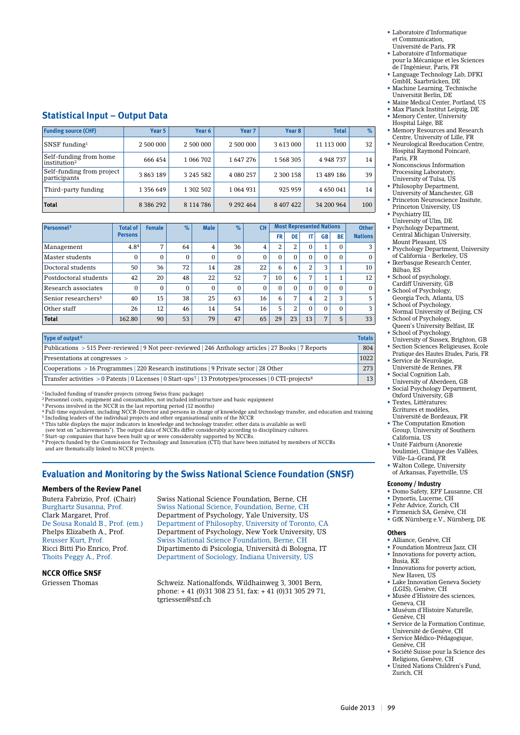## Statistical Input – Output Data

| Funding source (CHF) | Year 5 | Year 6 | Year 7 | Year 8 | Total | % |
|---|---|---|---|---|---|---|
| SNSF funding[1] | 2 500 000 | 2 500 000 | 2 500 000 | 3 613 000 | 11 113 000 | 32 |
| Self-funding from home institution[2] | 666 454 | 1 066 702 | 1 647 276 | 1 568 305 | 4 948 737 | 14 |
| Self-funding from project participants | 3 863 189 | 3 245 582 | 4 080 257 | 2 300 158 | 13 489 186 | 39 |
| Third-party funding | 1 356 649 | 1 302 502 | 1 064 931 | 925 959 | 4 650 041 | 14 |
| **Total** | 8 386 292 | 8 114 786 | 9 292 464 | 8 407 422 | 34 200 964 | 100 |

| Personnel[3] | Total of Persons | Female | % | Male | % | CH | Most Represented Nations | | | | | Other Nations |
|---|---|---|---|---|---|---|---|---|---|---|---|---|
| | | | | | | | FR | DE | IT | GB | BE | |
| Management | 4.8[4] | 7 | 64 | 4 | 36 | 4 | 2 | 2 | 0 | 1 | 0 | 3 |
| Master students | 0 | 0 | 0 | 0 | 0 | 0 | 0 | 0 | 0 | 0 | 0 | 0 |
| Doctoral students | 50 | 36 | 72 | 14 | 28 | 22 | 6 | 6 | 2 | 3 | 1 | 10 |
| Postdoctoral students | 42 | 20 | 48 | 22 | 52 | 7 | 10 | 6 | 7 | 1 | 1 | 12 |
| Research associates | 0 | 0 | 0 | 0 | 0 | 0 | 0 | 0 | 0 | 0 | 0 | 0 |
| Senior researchers[5] | 40 | 15 | 38 | 25 | 63 | 16 | 6 | 7 | 4 | 2 | 3 | 5 |
| Other staff | 26 | 12 | 46 | 14 | 54 | 16 | 5 | 2 | 0 | 0 | 0 | 3 |
| **Total** | 162.80 | 90 | 53 | 79 | 47 | 65 | 29 | 23 | 13 | 7 | 5 | 33 |

| Type of output[6] | Totals |
|---|---|
| Publications > 515 Peer-reviewed \| 9 Not peer-reviewed \| 246 Anthology articles \| 27 Books \| 7 Reports | 804 |
| Presentations at congresses > | 1022 |
| Cooperations > 16 Programmes \| 220 Research institutions \| 9 Private sector \| 28 Other | 273 |
| Transfer activities > 0 Patents \| 0 Licenses \| 0 Start-ups[7] \| 13 Prototypes/processes \| 0 CTI-projects[8] | 13 |

[1] Included funding of transfer projects (strong Swiss franc package)
[2] Personnel costs, equipment and consumables, not included infrastructure and basic equipment
[3] Persons involved in the NCCR in the last reporting period (12 months)
[4] Full-time equivalent, including NCCR-Director and persons in charge of knowledge and technology transfer, and education and training
[5] Including leaders of the individual projects and other organisational units of the NCCR
[6] This table displays the major indicators in knowledge and technology transfer; other data is available as well (see text on "achievements"). The output data of NCCRs differ considerably according to disciplinary cultures.
[7] Start-up companies that have been built up or were considerably supported by NCCRs.
[8] Projects funded by the Commission for Technology and Innovation (CTI) that have been initiated by members of NCCRs and are thematically linked to NCCR projects.

## Evaluation and Monitoring by the Swiss National Science Foundation (SNSF)

### Members of the Review Panel

| | |
|---|---|
| Butera Fabrizio, Prof. (Chair) | Swiss National Science Foundation, Berne, CH |
| Burghartz Susanna, Prof. | Swiss National Science, Foundation, Berne, CH |
| Clark Margaret, Prof. | Department of Psychology, Yale University, US |
| De Sousa Ronald B., Prof. (em.) | Department of Philosophy, University of Toronto, CA |
| Phelps Elizabeth A., Prof. | Department of Psychology, New York University, US |
| Reusser Kurt, Prof. | Swiss National Science Foundation, Berne, CH |
| Ricci Bitti Pio Enrico, Prof. | Dipartimento di Psicologia, Università di Bologna, IT |
| Thoits Peggy A., Prof. | Department of Sociology, Indiana University, US |

### NCCR Office SNSF

Griessen Thomas — Schweiz. Nationalfonds, Wildhainweg 3, 3001 Bern, phone: + 41 (0)31 308 23 51, fax: + 41 (0)31 305 29 71, tgriessen@snf.ch

- Laboratoire d'Informatique et Communication, Université de Paris, FR
- Laboratoire d'Informatique pour la Mécanique et les Sciences de l'Ingénieur, Paris, FR
- Language Technology Lab, DFKI GmbH, Saarbrücken, DE
- Machine Learning, Technische Universität Berlin, DE
- Maine Medical Center, Portland, US
- Max Planck Institut Leipzig, DE
- Memory Center, University Hospital Liège, BE
- Memory Resources and Research Centre, University of Lille, FR
- Neurological Reeducation Centre, Hospital Raymond Poincaré, Paris, FR
- Nonconscious Information Processing Laboratory, University of Tulsa, US
- Philosophy Department, University of Manchester, GB
- Princeton Neuroscience Insitute, Princeton University, US
- Psychiatry III, University of Ulm, DE
- Psychology Department, Central Michigan University, Mount Pleasant, US
- Psychology Department, University of California - Berkeley, US
- Ikerbasque Research Center, Bilbao, ES
- School of psychology, Cardiff University, GB
- School of Psychology, Georgia Tech, Atlanta, US
- School of Psychology, Normal University of Beijing, CN
- School of Psychology, Queen's University Belfast, IE
- School of Psychology, University of Sussex, Brighton, GB
- Section Sciences Religieuses, Ecole Pratique des Hautes Etudes, Paris, FR
- Service de Neurologie, Université de Rennes, FR
- Social Cognition Lab, University of Aberdeen, GB
- Social Psychology Department, Oxford University, GB
- Textes, Littératures: Écritures et modèles, Université de Bordeaux, FR
- The Computation Emotion Group, University of Southern California, US
- Unité Fairburn (Anorexie boulimie), Clinique des Vallées, Ville-La-Grand, FR
- Walton College, University of Arkansas, Fayettville, US

### Economy / Industry

- Domo Safety, EPF Lausanne, CH
- Dynortis, Lucerne, CH
- Fehr Advice, Zurich, CH
- Firmenich SA, Genève, CH
- GfK Nürnberg e.V., Nürnberg, DE

### Others

- Alliance, Genève, CH
- Foundation Montreux Jazz, CH
- Innovations for poverty action, Busia, KE
- Innovations for poverty action, New Haven, US
- Lake Innovation Geneva Society (LGIS), Genève, CH
- Musée d'Histoire des sciences, Geneva, CH
- Muséum d'Histoire Naturelle, Genève, CH
- Service de la Formation Continue, Université de Genève, CH
- Service Médico-Pédagogique, Genève, CH
- Société Suisse pour la Science des Religions, Genève, CH
- United Nations Children's Fund, Zurich, CH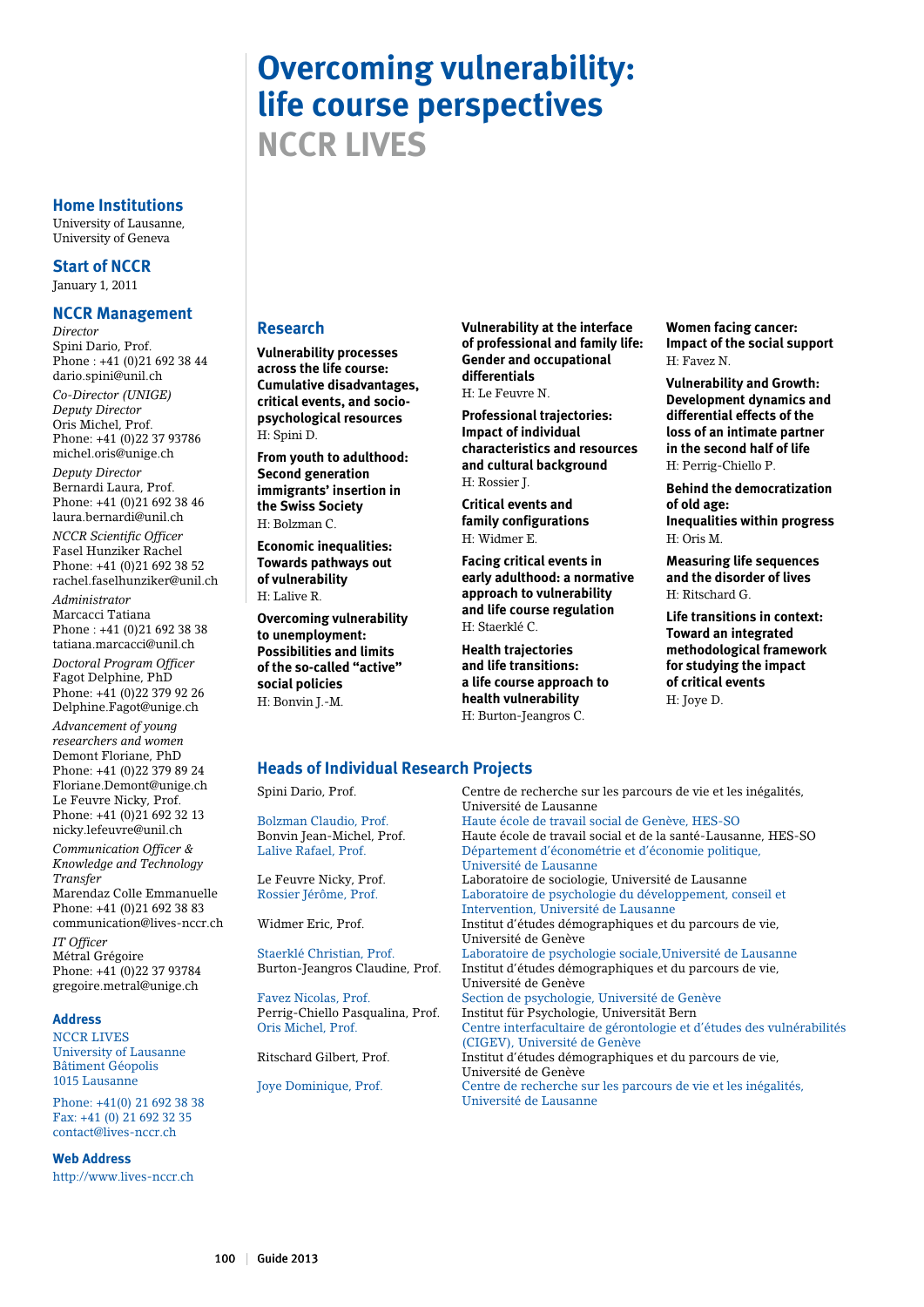# Overcoming vulnerability: life course perspectives

## NCCR LIVES

### Home Institutions

University of Lausanne,
University of Geneva

### Start of NCCR

January 1, 2011

### NCCR Management

*Director*
Spini Dario, Prof.
Phone : +41 (0)21 692 38 44
dario.spini@unil.ch

*Co-Director (UNIGE)*
*Deputy Director*
Oris Michel, Prof.
Phone: +41 (0)22 37 93786
michel.oris@unige.ch

*Deputy Director*
Bernardi Laura, Prof.
Phone: +41 (0)21 692 38 46
laura.bernardi@unil.ch

*NCCR Scientific Officer*
Fasel Hunziker Rachel
Phone: +41 (0)21 692 38 52
rachel.faselhunziker@unil.ch

*Administrator*
Marcacci Tatiana
Phone : +41 (0)21 692 38 38
tatiana.marcacci@unil.ch

*Doctoral Program Officer*
Fagot Delphine, PhD
Phone: +41 (0)22 379 92 26
Delphine.Fagot@unige.ch

*Advancement of young researchers and women*
Demont Floriane, PhD
Phone: +41 (0)22 379 89 24
Floriane.Demont@unige.ch
Le Feuvre Nicky, Prof.
Phone: +41 (0)21 692 32 13
nicky.lefeuvre@unil.ch

*Communication Officer & Knowledge and Technology Transfer*
Marendaz Colle Emmanuelle
Phone: +41 (0)21 692 38 83
communication@lives-nccr.ch

*IT Officer*
Métral Grégoire
Phone: +41 (0)22 37 93784
gregoire.metral@unige.ch

### Address

NCCR LIVES
University of Lausanne
Bâtiment Géopolis
1015 Lausanne

Phone: +41(0) 21 692 38 38
Fax: +41 (0) 21 692 32 35
contact@lives-nccr.ch

### Web Address

http://www.lives-nccr.ch

### Research

**Vulnerability processes across the life course: Cumulative disadvantages, critical events, and socio-psychological resources**
H: Spini D.

**From youth to adulthood: Second generation immigrants' insertion in the Swiss Society**
H: Bolzman C.

**Economic inequalities: Towards pathways out of vulnerability**
H: Lalive R.

**Overcoming vulnerability to unemployment: Possibilities and limits of the so-called "active" social policies**
H: Bonvin J.-M.

**Vulnerability at the interface of professional and family life: Gender and occupational differentials**
H: Le Feuvre N.

**Professional trajectories: Impact of individual characteristics and resources and cultural background**
H: Rossier J.

**Critical events and family configurations**
H: Widmer E.

**Facing critical events in early adulthood: a normative approach to vulnerability and life course regulation**
H: Staerklé C.

**Health trajectories and life transitions: a life course approach to health vulnerability**
H: Burton-Jeangros C.

**Women facing cancer: Impact of the social support**
H: Favez N.

**Vulnerability and Growth: Development dynamics and differential effects of the loss of an intimate partner in the second half of life**
H: Perrig-Chiello P.

**Behind the democratization of old age: Inequalities within progress**
H: Oris M.

**Measuring life sequences and the disorder of lives**
H: Ritschard G.

**Life transitions in context: Toward an integrated methodological framework for studying the impact of critical events**
H: Joye D.

### Heads of Individual Research Projects

| | |
|---|---|
| Spini Dario, Prof. | Centre de recherche sur les parcours de vie et les inégalités, Université de Lausanne |
| Bolzman Claudio, Prof. | Haute école de travail social de Genève, HES-SO |
| Bonvin Jean-Michel, Prof. | Haute école de travail social et de la santé-Lausanne, HES-SO |
| Lalive Rafael, Prof. | Département d'économétrie et d'économie politique, Université de Lausanne |
| Le Feuvre Nicky, Prof. | Laboratoire de sociologie, Université de Lausanne |
| Rossier Jérôme, Prof. | Laboratoire de psychologie du développement, conseil et Intervention, Université de Lausanne |
| Widmer Eric, Prof. | Institut d'études démographiques et du parcours de vie, Université de Genève |
| Staerklé Christian, Prof. | Laboratoire de psychologie sociale,Université de Lausanne |
| Burton-Jeangros Claudine, Prof. | Institut d'études démographiques et du parcours de vie, Université de Genève |
| Favez Nicolas, Prof. | Section de psychologie, Université de Genève |
| Perrig-Chiello Pasqualina, Prof. | Institut für Psychologie, Universität Bern |
| Oris Michel, Prof. | Centre interfacultaire de gérontologie et d'études des vulnérabilités (CIGEV), Université de Genève |
| Ritschard Gilbert, Prof. | Institut d'études démographiques et du parcours de vie, Université de Genève |
| Joye Dominique, Prof. | Centre de recherche sur les parcours de vie et les inégalités, Université de Lausanne |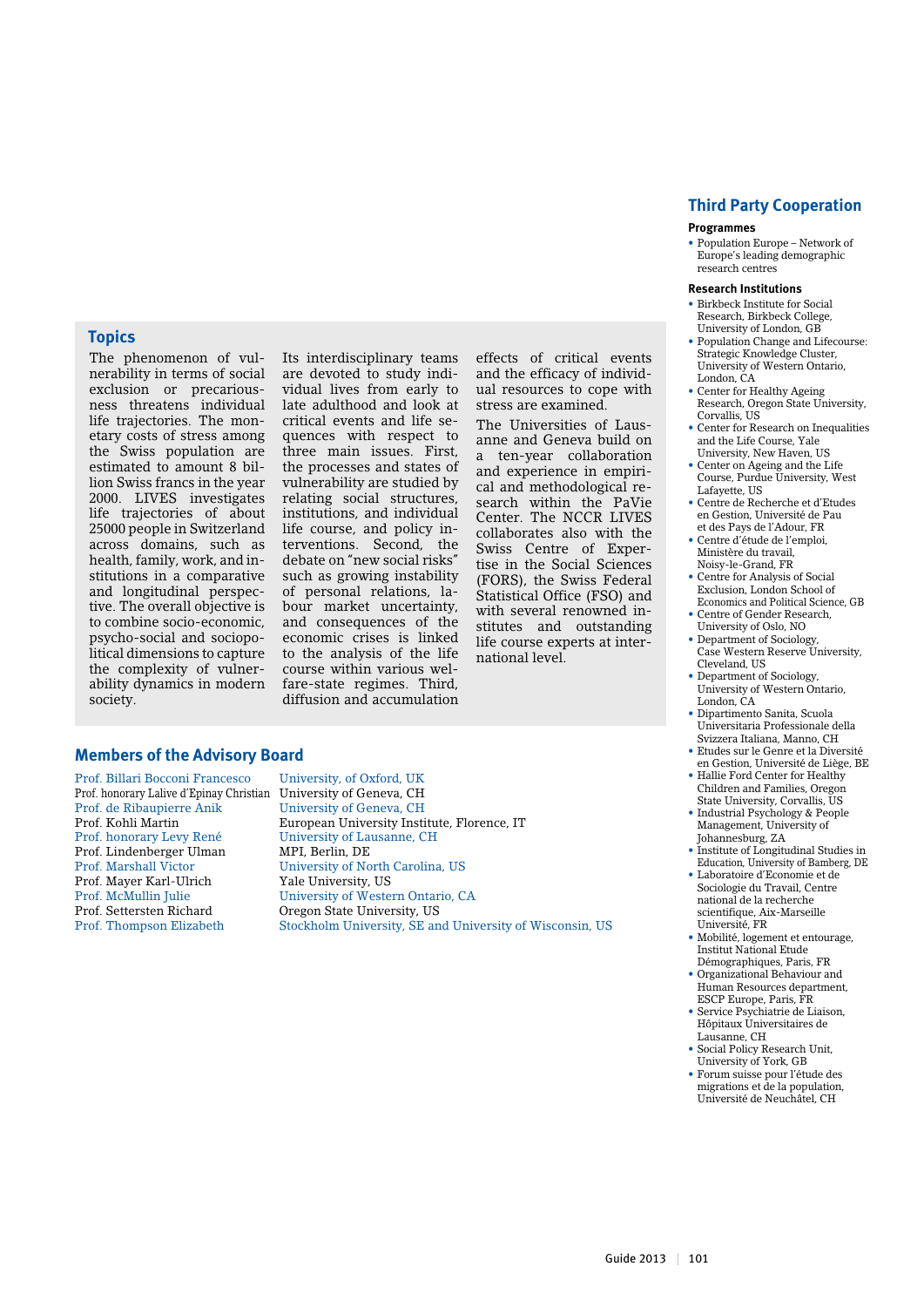## Topics

The phenomenon of vulnerability in terms of social exclusion or precariousness threatens individual life trajectories. The monetary costs of stress among the Swiss population are estimated to amount 8 billion Swiss francs in the year 2000. LIVES investigates life trajectories of about 25000 people in Switzerland across domains, such as health, family, work, and institutions in a comparative and longitudinal perspective. The overall objective is to combine socio-economic, psycho-social and sociopolitical dimensions to capture the complexity of vulnerability dynamics in modern society.

Its interdisciplinary teams are devoted to study individual lives from early to late adulthood and look at critical events and life sequences with respect to three main issues. First, the processes and states of vulnerability are studied by relating social structures, institutions, and individual life course, and policy interventions. Second, the debate on "new social risks" such as growing instability of personal relations, labour market uncertainty, and consequences of the economic crises is linked to the analysis of the life course within various welfare-state regimes. Third, diffusion and accumulation effects of critical events and the efficacy of individual resources to cope with stress are examined.

The Universities of Lausanne and Geneva build on a ten-year collaboration and experience in empirical and methodological research within the PaVie Center. The NCCR LIVES collaborates also with the Swiss Centre of Expertise in the Social Sciences (FORS), the Swiss Federal Statistical Office (FSO) and with several renowned institutes and outstanding life course experts at international level.

## Members of the Advisory Board

| | |
|---|---|
| Prof. Billari Bocconi Francesco | University, of Oxford, UK |
| Prof. honorary Lalive d'Epinay Christian | University of Geneva, CH |
| Prof. de Ribaupierre Anik | University of Geneva, CH |
| Prof. Kohli Martin | European University Institute, Florence, IT |
| Prof. honorary Levy René | University of Lausanne, CH |
| Prof. Lindenberger Ulman | MPI, Berlin, DE |
| Prof. Marshall Victor | University of North Carolina, US |
| Prof. Mayer Karl-Ulrich | Yale University, US |
| Prof. McMullin Julie | University of Western Ontario, CA |
| Prof. Settersten Richard | Oregon State University, US |
| Prof. Thompson Elizabeth | Stockholm University, SE and University of Wisconsin, US |

## Third Party Cooperation

### Programmes

- Population Europe – Network of Europe's leading demographic research centres

### Research Institutions

- Birkbeck Institute for Social Research, Birkbeck College, University of London, GB
- Population Change and Lifecourse: Strategic Knowledge Cluster, University of Western Ontario, London, CA
- Center for Healthy Ageing Research, Oregon State University, Corvallis, US
- Center for Research on Inequalities and the Life Course, Yale University, New Haven, US
- Center on Ageing and the Life Course, Purdue University, West Lafayette, US
- Centre de Recherche et d'Etudes en Gestion, Université de Pau et des Pays de l'Adour, FR
- Centre d'étude de l'emploi, Ministère du travail, Noisy-le-Grand, FR
- Centre for Analysis of Social Exclusion, London School of Economics and Political Science, GB
- Centre of Gender Research, University of Oslo, NO
- Department of Sociology, Case Western Reserve University, Cleveland, US
- Department of Sociology, University of Western Ontario, London, CA
- Dipartimento Sanita, Scuola Universitaria Professionale della Svizzera Italiana, Manno, CH
- Etudes sur le Genre et la Diversité en Gestion, Université de Liège, BE
- Hallie Ford Center for Healthy Children and Families, Oregon State University, Corvallis, US
- Industrial Psychology & People Management, University of Johannesburg, ZA
- Institute of Longitudinal Studies in Education, University of Bamberg, DE
- Laboratoire d'Economie et de Sociologie du Travail, Centre national de la recherche scientifique, Aix-Marseille Université, FR
- Mobilité, logement et entourage, Institut National Etude Démographiques, Paris, FR
- Organizational Behaviour and Human Resources department, ESCP Europe, Paris, FR
- Service Psychiatrie de Liaison, Hôpitaux Universitaires de Lausanne, CH
- Social Policy Research Unit, University of York, GB
- Forum suisse pour l'étude des migrations et de la population, Université de Neuchâtel, CH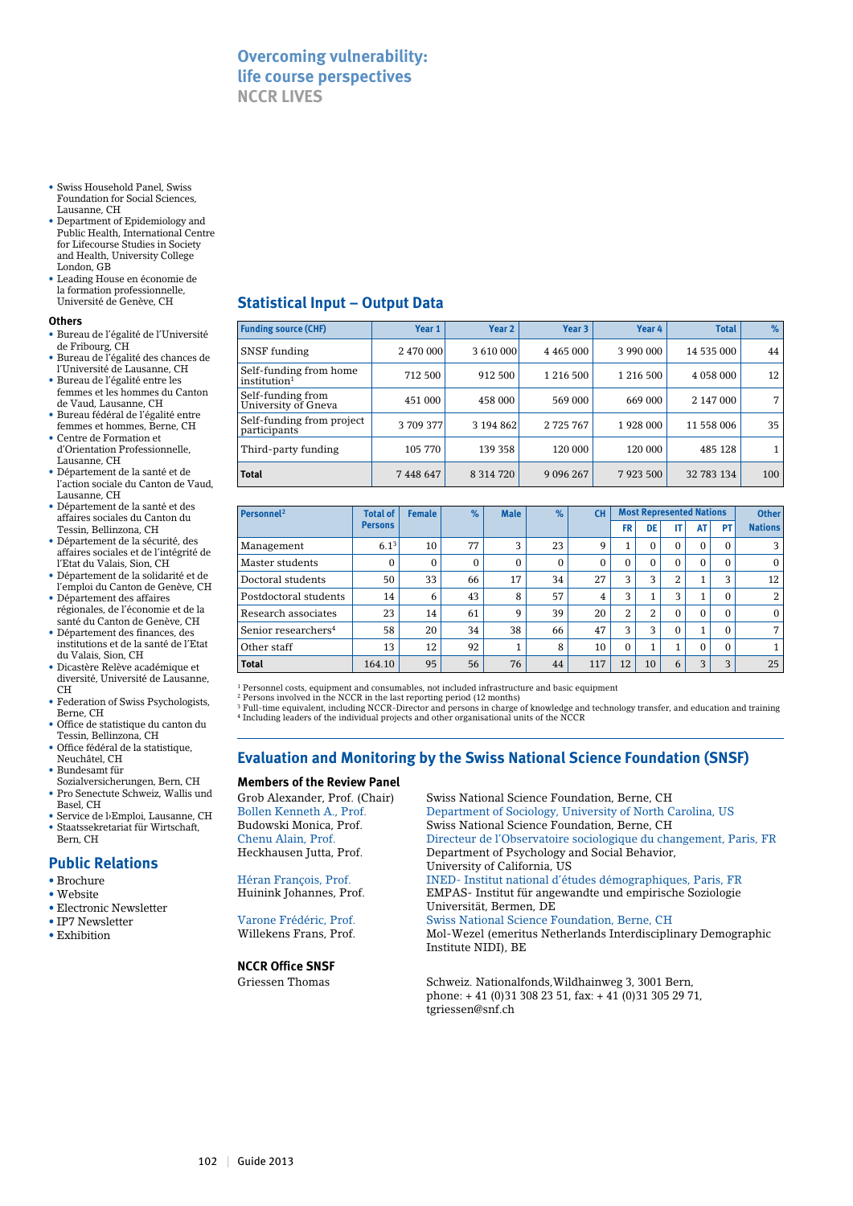# Overcoming vulnerability: life course perspectives
## NCCR LIVES

- Swiss Household Panel, Swiss Foundation for Social Sciences, Lausanne, CH
- Department of Epidemiology and Public Health, International Centre for Lifecourse Studies in Society and Health, University College London, GB
- Leading House en économie de la formation professionnelle, Université de Genève, CH

### Others

- Bureau de l'égalité de l'Université de Fribourg, CH
- Bureau de l'égalité des chances de l'Université de Lausanne, CH
- Bureau de l'égalité entre les femmes et les hommes du Canton de Vaud, Lausanne, CH
- Bureau fédéral de l'égalité entre femmes et hommes, Berne, CH
- Centre de Formation et d'Orientation Professionnelle, Lausanne, CH
- Département de la santé et de l'action sociale du Canton de Vaud, Lausanne, CH
- Département de la santé et des affaires sociales du Canton du Tessin, Bellinzona, CH
- Département de la sécurité, des affaires sociales et de l'intégrité de l'Etat du Valais, Sion, CH
- Département de la solidarité et de l'emploi du Canton de Genève, CH
- Département des affaires régionales, de l'économie et de la santé du Canton de Genève, CH
- Département des finances, des institutions et de la santé de l'Etat du Valais, Sion, CH
- Dicastère Relève académique et diversité, Université de Lausanne, CH
- Federation of Swiss Psychologists, Berne, CH
- Office de statistique du canton du Tessin, Bellinzona, CH
- Office fédéral de la statistique, Neuchâtel, CH
- Bundesamt für Sozialversicherungen, Bern, CH
- Pro Senectute Schweiz, Wallis und Basel, CH
- Service de l›Emploi, Lausanne, CH
- Staatssekretariat für Wirtschaft, Bern, CH

## Public Relations

- Brochure
- Website
- Electronic Newsletter
- IP7 Newsletter
- Exhibition

## Statistical Input – Output Data

| Funding source (CHF) | Year 1 | Year 2 | Year 3 | Year 4 | Total | % |
|---|---|---|---|---|---|---|
| SNSF funding | 2 470 000 | 3 610 000 | 4 465 000 | 3 990 000 | 14 535 000 | 44 |
| Self-funding from home institution[1] | 712 500 | 912 500 | 1 216 500 | 1 216 500 | 4 058 000 | 12 |
| Self-funding from University of Gneva | 451 000 | 458 000 | 569 000 | 669 000 | 2 147 000 | 7 |
| Self-funding from project participants | 3 709 377 | 3 194 862 | 2 725 767 | 1 928 000 | 11 558 006 | 35 |
| Third-party funding | 105 770 | 139 358 | 120 000 | 120 000 | 485 128 | 1 |
| **Total** | 7 448 647 | 8 314 720 | 9 096 267 | 7 923 500 | 32 783 134 | 100 |

| Personnel[2] | Total of Persons | Female | % | Male | % | CH | Most Represented Nations | | | | | Other Nations |
|---|---|---|---|---|---|---|---|---|---|---|---|---|
| | | | | | | | FR | DE | IT | AT | PT | |
| Management | 6.1[3] | 10 | 77 | 3 | 23 | 9 | 1 | 0 | 0 | 0 | 0 | 3 |
| Master students | 0 | 0 | 0 | 0 | 0 | 0 | 0 | 0 | 0 | 0 | 0 | 0 |
| Doctoral students | 50 | 33 | 66 | 17 | 34 | 27 | 3 | 3 | 2 | 1 | 3 | 12 |
| Postdoctoral students | 14 | 6 | 43 | 8 | 57 | 4 | 3 | 1 | 3 | 1 | 0 | 2 |
| Research associates | 23 | 14 | 61 | 9 | 39 | 20 | 2 | 2 | 0 | 0 | 0 | 0 |
| Senior researchers[4] | 58 | 20 | 34 | 38 | 66 | 47 | 3 | 3 | 0 | 1 | 0 | 7 |
| Other staff | 13 | 12 | 92 | 1 | 8 | 10 | 0 | 1 | 1 | 0 | 0 | 1 |
| **Total** | 164.10 | 95 | 56 | 76 | 44 | 117 | 12 | 10 | 6 | 3 | 3 | 25 |

[1] Personnel costs, equipment and consumables, not included infrastructure and basic equipment
[2] Persons involved in the NCCR in the last reporting period (12 months)
[3] Full-time equivalent, including NCCR-Director and persons in charge of knowledge and technology transfer, and education and training
[4] Including leaders of the individual projects and other organisational units of the NCCR

## Evaluation and Monitoring by the Swiss National Science Foundation (SNSF)

### Members of the Review Panel

Grob Alexander, Prof. (Chair) — Swiss National Science Foundation, Berne, CH
Bollen Kenneth A., Prof. — Department of Sociology, University of North Carolina, US
Budowski Monica, Prof. — Swiss National Science Foundation, Berne, CH
Chenu Alain, Prof. — Directeur de l'Observatoire sociologique du changement, Paris, FR
Heckhausen Jutta, Prof. — Department of Psychology and Social Behavior, University of California, US
Héran François, Prof. — INED- Institut national d'études démographiques, Paris, FR
Huinink Johannes, Prof. — EMPAS- Institut für angewandte und empirische Soziologie Universität, Bermen, DE
Varone Frédéric, Prof. — Swiss National Science Foundation, Berne, CH
Willekens Frans, Prof. — Mol-Wezel (emeritus Netherlands Interdisciplinary Demographic Institute NIDI), BE

### NCCR Office SNSF

Griessen Thomas — Schweiz. Nationalfonds,Wildhainweg 3, 3001 Bern, phone: + 41 (0)31 308 23 51, fax: + 41 (0)31 305 29 71, tgriessen@snf.ch